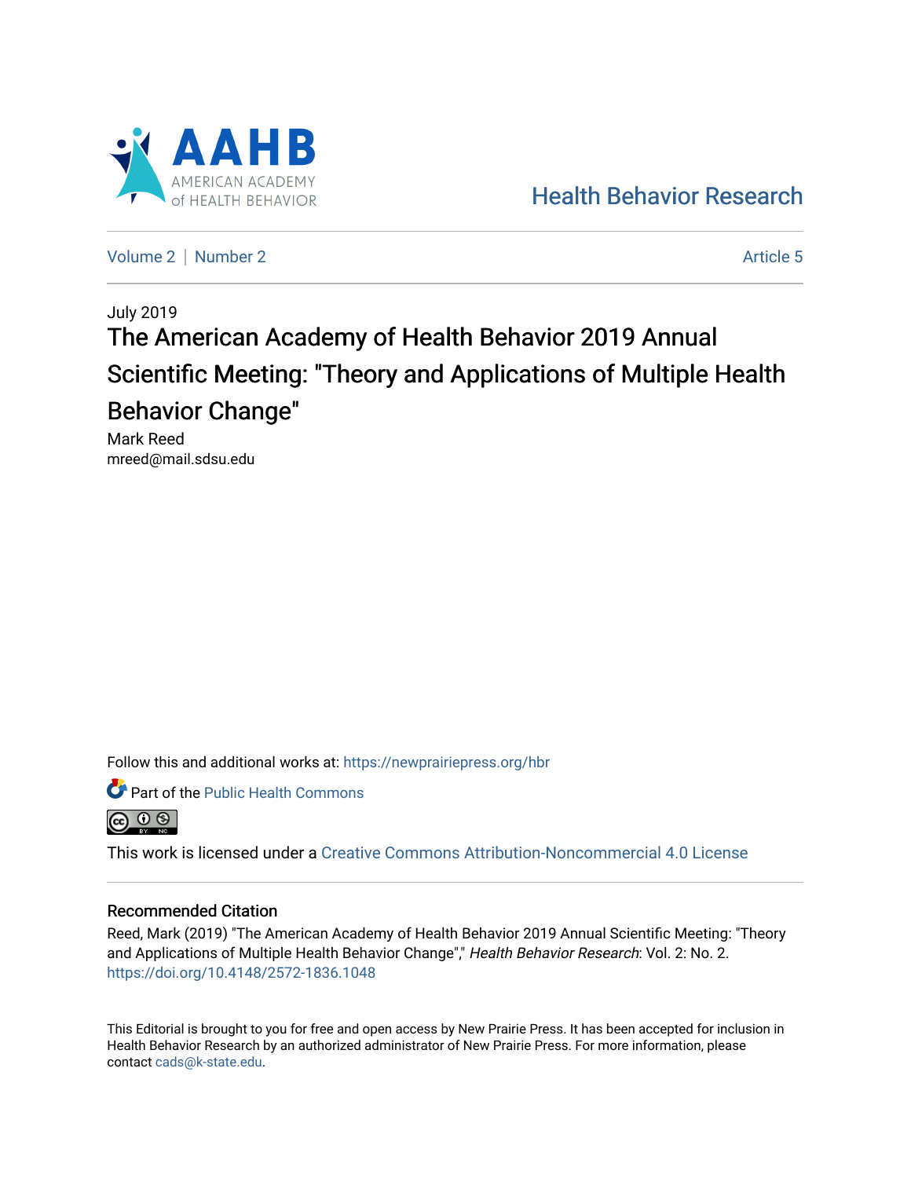Health Behavior Research

Volume 2 | Number 2 — Article 5

July 2019

# The American Academy of Health Behavior 2019 Annual Scientific Meeting: "Theory and Applications of Multiple Health Behavior Change"

Mark Reed
mreed@mail.sdsu.edu

Follow this and additional works at: https://newprairiepress.org/hbr

Part of the Public Health Commons

This work is licensed under a Creative Commons Attribution-Noncommercial 4.0 License

## Recommended Citation

Reed, Mark (2019) "The American Academy of Health Behavior 2019 Annual Scientific Meeting: "Theory and Applications of Multiple Health Behavior Change"," *Health Behavior Research*: Vol. 2: No. 2. https://doi.org/10.4148/2572-1836.1048

This Editorial is brought to you for free and open access by New Prairie Press. It has been accepted for inclusion in Health Behavior Research by an authorized administrator of New Prairie Press. For more information, please contact cads@k-state.edu.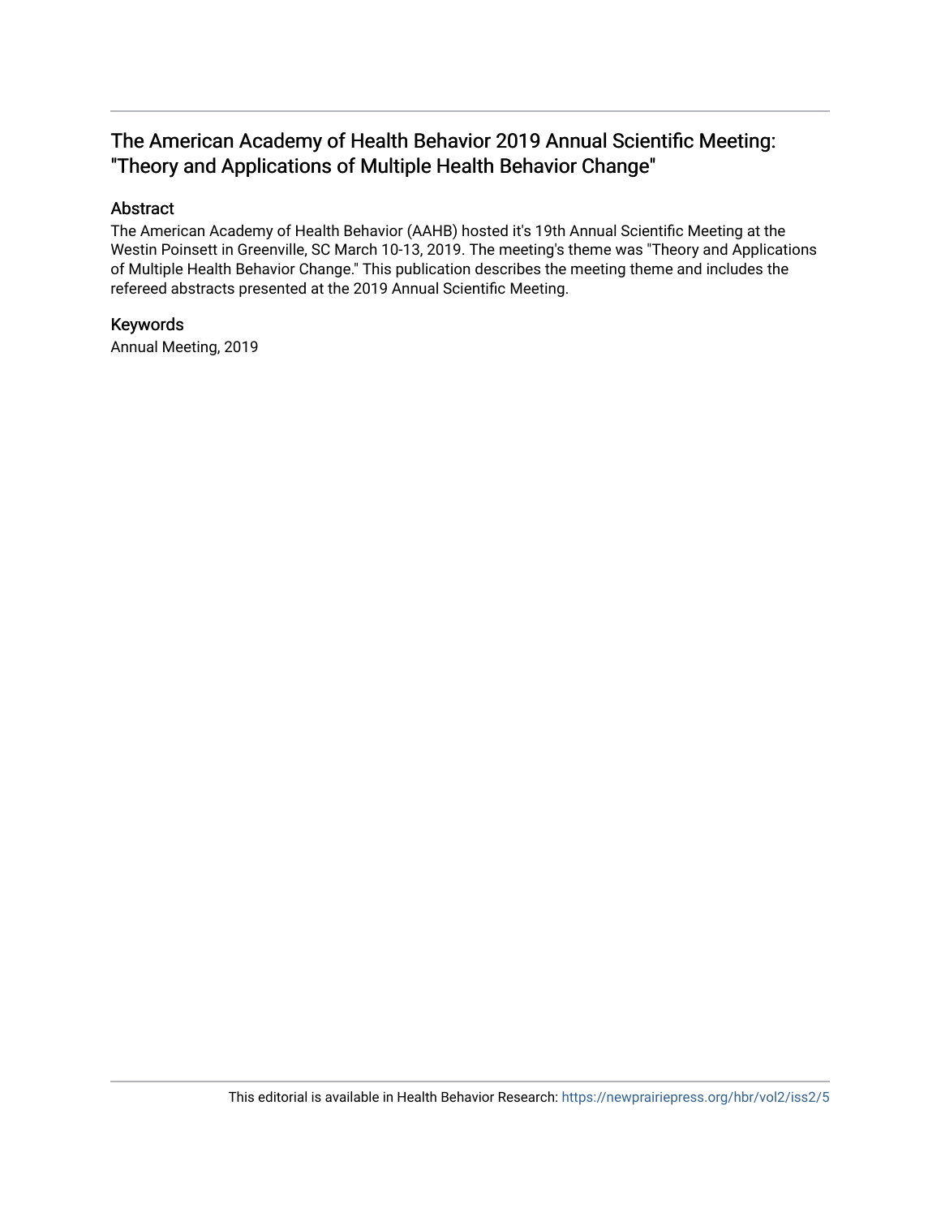## The American Academy of Health Behavior 2019 Annual Scientific Meeting: "Theory and Applications of Multiple Health Behavior Change"

### Abstract

The American Academy of Health Behavior (AAHB) hosted it's 19th Annual Scientific Meeting at the Westin Poinsett in Greenville, SC March 10-13, 2019. The meeting's theme was "Theory and Applications of Multiple Health Behavior Change." This publication describes the meeting theme and includes the refereed abstracts presented at the 2019 Annual Scientific Meeting.

### Keywords

Annual Meeting, 2019

This editorial is available in Health Behavior Research: https://newprairiepress.org/hbr/vol2/iss2/5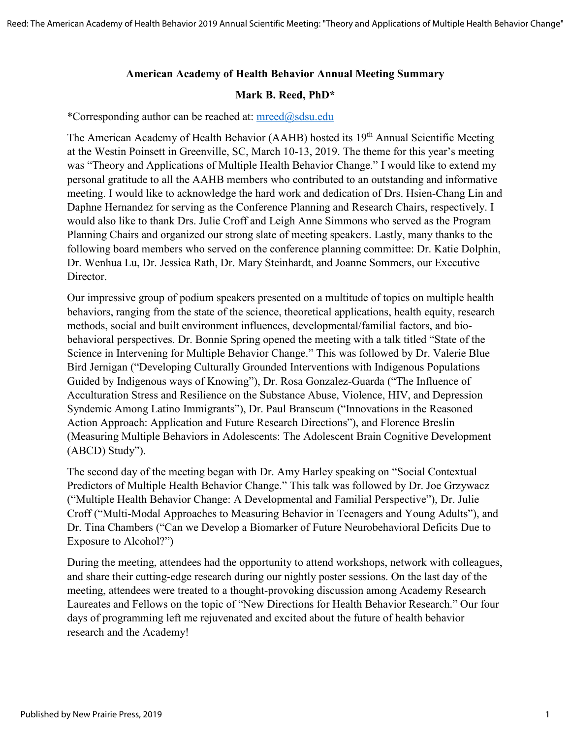## American Academy of Health Behavior Annual Meeting Summary

**Mark B. Reed, PhD***

*Corresponding author can be reached at: mreed@sdsu.edu

The American Academy of Health Behavior (AAHB) hosted its 19th Annual Scientific Meeting at the Westin Poinsett in Greenville, SC, March 10-13, 2019. The theme for this year's meeting was "Theory and Applications of Multiple Health Behavior Change." I would like to extend my personal gratitude to all the AAHB members who contributed to an outstanding and informative meeting. I would like to acknowledge the hard work and dedication of Drs. Hsien-Chang Lin and Daphne Hernandez for serving as the Conference Planning and Research Chairs, respectively. I would also like to thank Drs. Julie Croff and Leigh Anne Simmons who served as the Program Planning Chairs and organized our strong slate of meeting speakers. Lastly, many thanks to the following board members who served on the conference planning committee: Dr. Katie Dolphin, Dr. Wenhua Lu, Dr. Jessica Rath, Dr. Mary Steinhardt, and Joanne Sommers, our Executive Director.

Our impressive group of podium speakers presented on a multitude of topics on multiple health behaviors, ranging from the state of the science, theoretical applications, health equity, research methods, social and built environment influences, developmental/familial factors, and bio-behavioral perspectives. Dr. Bonnie Spring opened the meeting with a talk titled "State of the Science in Intervening for Multiple Behavior Change." This was followed by Dr. Valerie Blue Bird Jernigan ("Developing Culturally Grounded Interventions with Indigenous Populations Guided by Indigenous ways of Knowing"), Dr. Rosa Gonzalez-Guarda ("The Influence of Acculturation Stress and Resilience on the Substance Abuse, Violence, HIV, and Depression Syndemic Among Latino Immigrants"), Dr. Paul Branscum ("Innovations in the Reasoned Action Approach: Application and Future Research Directions"), and Florence Breslin (Measuring Multiple Behaviors in Adolescents: The Adolescent Brain Cognitive Development (ABCD) Study").

The second day of the meeting began with Dr. Amy Harley speaking on "Social Contextual Predictors of Multiple Health Behavior Change." This talk was followed by Dr. Joe Grzywacz ("Multiple Health Behavior Change: A Developmental and Familial Perspective"), Dr. Julie Croff ("Multi-Modal Approaches to Measuring Behavior in Teenagers and Young Adults"), and Dr. Tina Chambers ("Can we Develop a Biomarker of Future Neurobehavioral Deficits Due to Exposure to Alcohol?")

During the meeting, attendees had the opportunity to attend workshops, network with colleagues, and share their cutting-edge research during our nightly poster sessions. On the last day of the meeting, attendees were treated to a thought-provoking discussion among Academy Research Laureates and Fellows on the topic of "New Directions for Health Behavior Research." Our four days of programming left me rejuvenated and excited about the future of health behavior research and the Academy!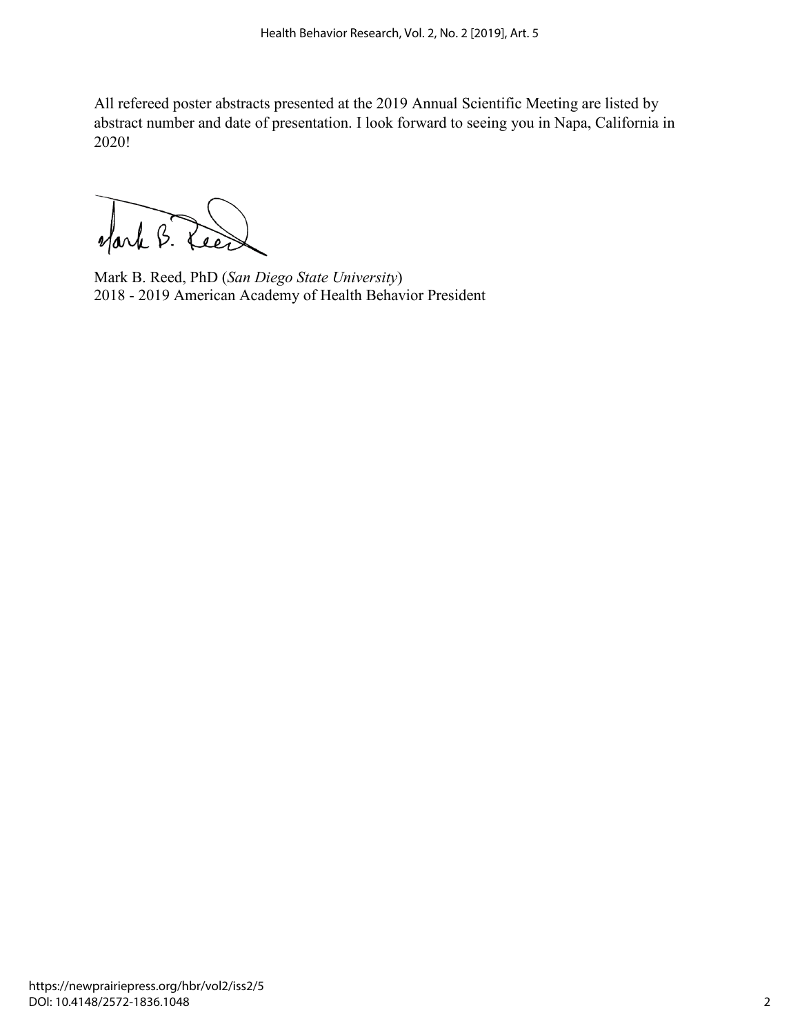All refereed poster abstracts presented at the 2019 Annual Scientific Meeting are listed by abstract number and date of presentation. I look forward to seeing you in Napa, California in 2020!

Mark B. Reed, PhD (*San Diego State University*)
2018 - 2019 American Academy of Health Behavior President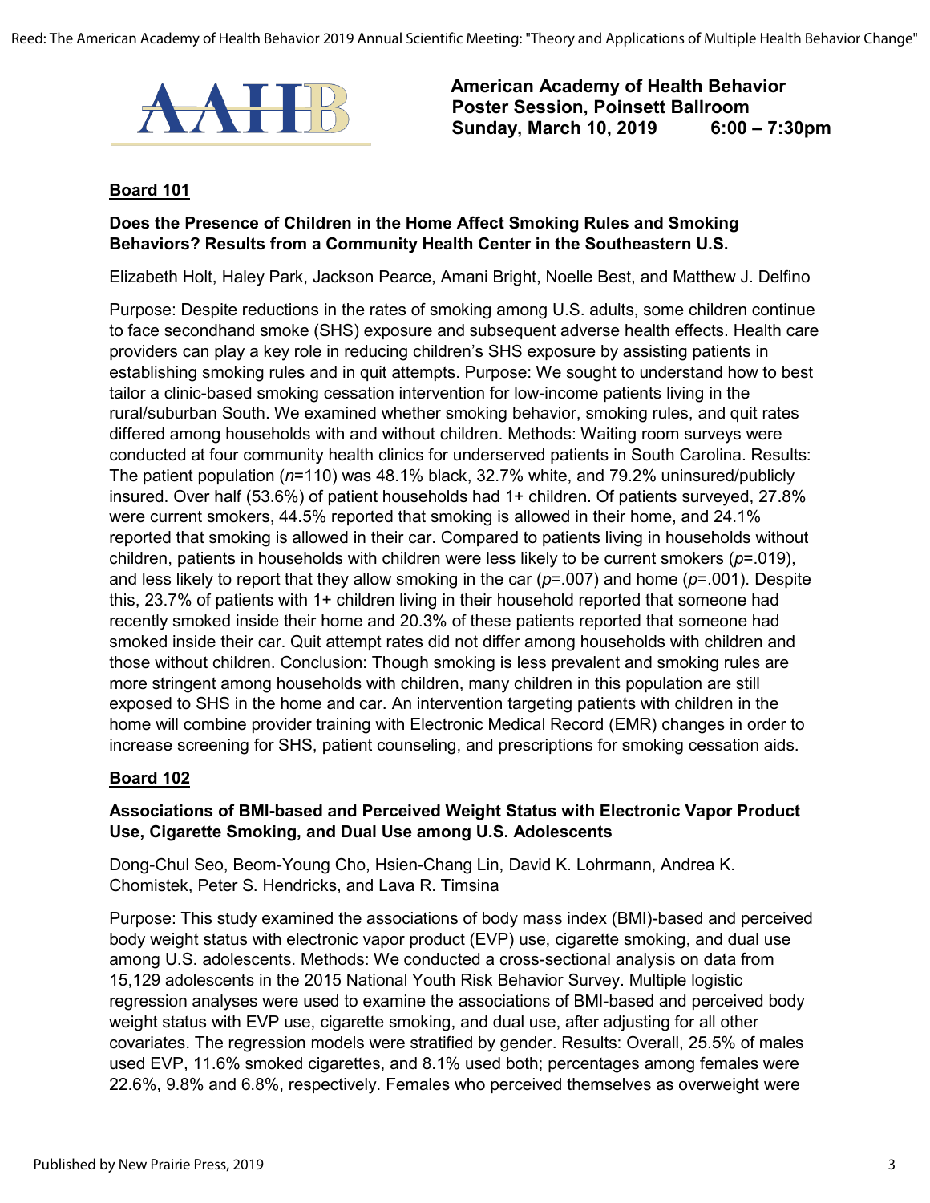**American Academy of Health Behavior**
**Poster Session, Poinsett Ballroom**
**Sunday, March 10, 2019 6:00 – 7:30pm**

## Board 101

### Does the Presence of Children in the Home Affect Smoking Rules and Smoking Behaviors? Results from a Community Health Center in the Southeastern U.S.

Elizabeth Holt, Haley Park, Jackson Pearce, Amani Bright, Noelle Best, and Matthew J. Delfino

Purpose: Despite reductions in the rates of smoking among U.S. adults, some children continue to face secondhand smoke (SHS) exposure and subsequent adverse health effects. Health care providers can play a key role in reducing children's SHS exposure by assisting patients in establishing smoking rules and in quit attempts. Purpose: We sought to understand how to best tailor a clinic-based smoking cessation intervention for low-income patients living in the rural/suburban South. We examined whether smoking behavior, smoking rules, and quit rates differed among households with and without children. Methods: Waiting room surveys were conducted at four community health clinics for underserved patients in South Carolina. Results: The patient population ($n$=110) was 48.1% black, 32.7% white, and 79.2% uninsured/publicly insured. Over half (53.6%) of patient households had 1+ children. Of patients surveyed, 27.8% were current smokers, 44.5% reported that smoking is allowed in their home, and 24.1% reported that smoking is allowed in their car. Compared to patients living in households without children, patients in households with children were less likely to be current smokers ($p$=.019), and less likely to report that they allow smoking in the car ($p$=.007) and home ($p$=.001). Despite this, 23.7% of patients with 1+ children living in their household reported that someone had recently smoked inside their home and 20.3% of these patients reported that someone had smoked inside their car. Quit attempt rates did not differ among households with children and those without children. Conclusion: Though smoking is less prevalent and smoking rules are more stringent among households with children, many children in this population are still exposed to SHS in the home and car. An intervention targeting patients with children in the home will combine provider training with Electronic Medical Record (EMR) changes in order to increase screening for SHS, patient counseling, and prescriptions for smoking cessation aids.

## Board 102

### Associations of BMI-based and Perceived Weight Status with Electronic Vapor Product Use, Cigarette Smoking, and Dual Use among U.S. Adolescents

Dong-Chul Seo, Beom-Young Cho, Hsien-Chang Lin, David K. Lohrmann, Andrea K. Chomistek, Peter S. Hendricks, and Lava R. Timsina

Purpose: This study examined the associations of body mass index (BMI)-based and perceived body weight status with electronic vapor product (EVP) use, cigarette smoking, and dual use among U.S. adolescents. Methods: We conducted a cross-sectional analysis on data from 15,129 adolescents in the 2015 National Youth Risk Behavior Survey. Multiple logistic regression analyses were used to examine the associations of BMI-based and perceived body weight status with EVP use, cigarette smoking, and dual use, after adjusting for all other covariates. The regression models were stratified by gender. Results: Overall, 25.5% of males used EVP, 11.6% smoked cigarettes, and 8.1% used both; percentages among females were 22.6%, 9.8% and 6.8%, respectively. Females who perceived themselves as overweight were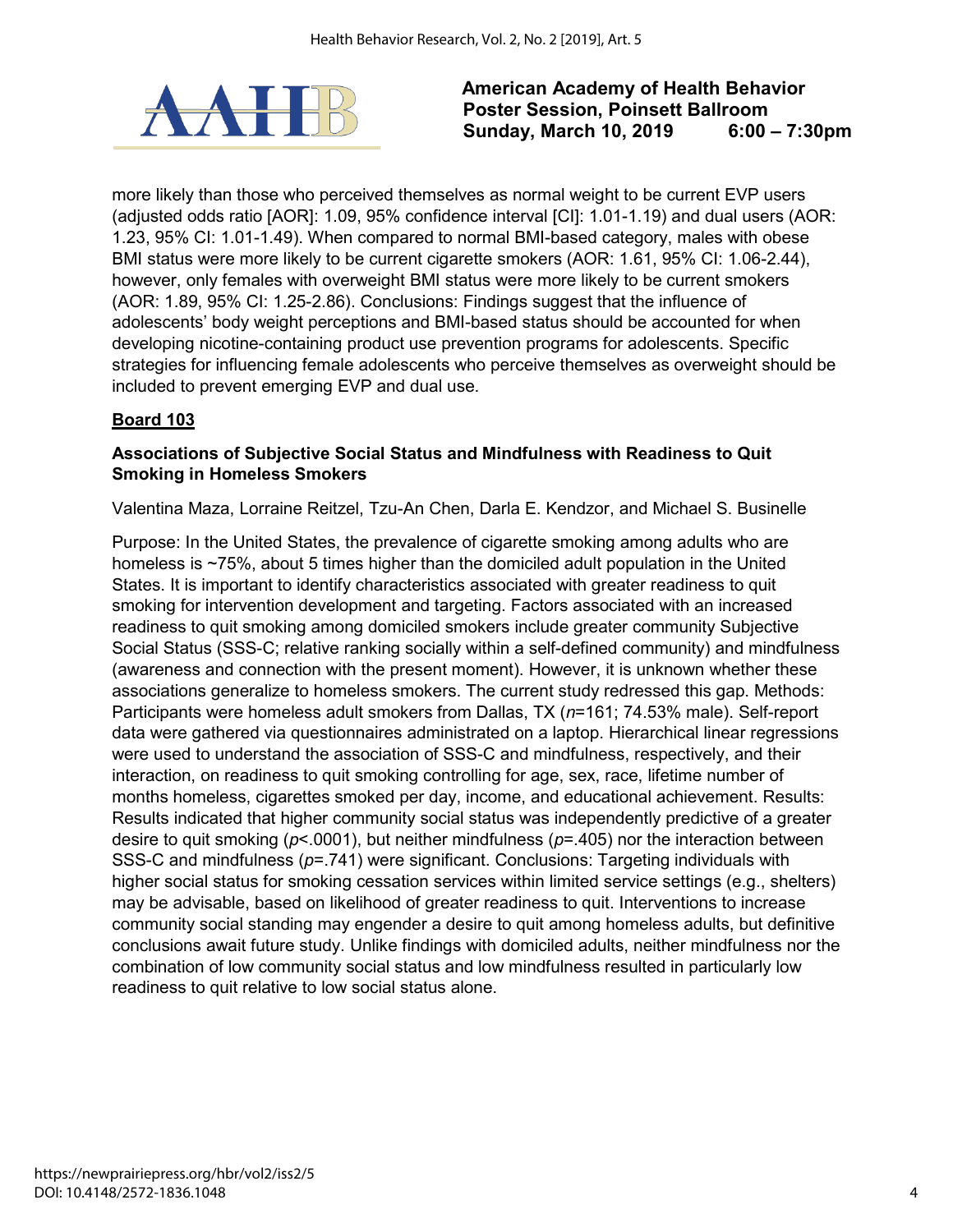more likely than those who perceived themselves as normal weight to be current EVP users (adjusted odds ratio [AOR]: 1.09, 95% confidence interval [CI]: 1.01-1.19) and dual users (AOR: 1.23, 95% CI: 1.01-1.49). When compared to normal BMI-based category, males with obese BMI status were more likely to be current cigarette smokers (AOR: 1.61, 95% CI: 1.06-2.44), however, only females with overweight BMI status were more likely to be current smokers (AOR: 1.89, 95% CI: 1.25-2.86). Conclusions: Findings suggest that the influence of adolescents' body weight perceptions and BMI-based status should be accounted for when developing nicotine-containing product use prevention programs for adolescents. Specific strategies for influencing female adolescents who perceive themselves as overweight should be included to prevent emerging EVP and dual use.

**Board 103**

### Associations of Subjective Social Status and Mindfulness with Readiness to Quit Smoking in Homeless Smokers

Valentina Maza, Lorraine Reitzel, Tzu-An Chen, Darla E. Kendzor, and Michael S. Businelle

Purpose: In the United States, the prevalence of cigarette smoking among adults who are homeless is ~75%, about 5 times higher than the domiciled adult population in the United States. It is important to identify characteristics associated with greater readiness to quit smoking for intervention development and targeting. Factors associated with an increased readiness to quit smoking among domiciled smokers include greater community Subjective Social Status (SSS-C; relative ranking socially within a self-defined community) and mindfulness (awareness and connection with the present moment). However, it is unknown whether these associations generalize to homeless smokers. The current study redressed this gap. Methods: Participants were homeless adult smokers from Dallas, TX ($n$=161; 74.53% male). Self-report data were gathered via questionnaires administrated on a laptop. Hierarchical linear regressions were used to understand the association of SSS-C and mindfulness, respectively, and their interaction, on readiness to quit smoking controlling for age, sex, race, lifetime number of months homeless, cigarettes smoked per day, income, and educational achievement. Results: Results indicated that higher community social status was independently predictive of a greater desire to quit smoking ($p$<.0001), but neither mindfulness ($p$=.405) nor the interaction between SSS-C and mindfulness ($p$=.741) were significant. Conclusions: Targeting individuals with higher social status for smoking cessation services within limited service settings (e.g., shelters) may be advisable, based on likelihood of greater readiness to quit. Interventions to increase community social standing may engender a desire to quit among homeless adults, but definitive conclusions await future study. Unlike findings with domiciled adults, neither mindfulness nor the combination of low community social status and low mindfulness resulted in particularly low readiness to quit relative to low social status alone.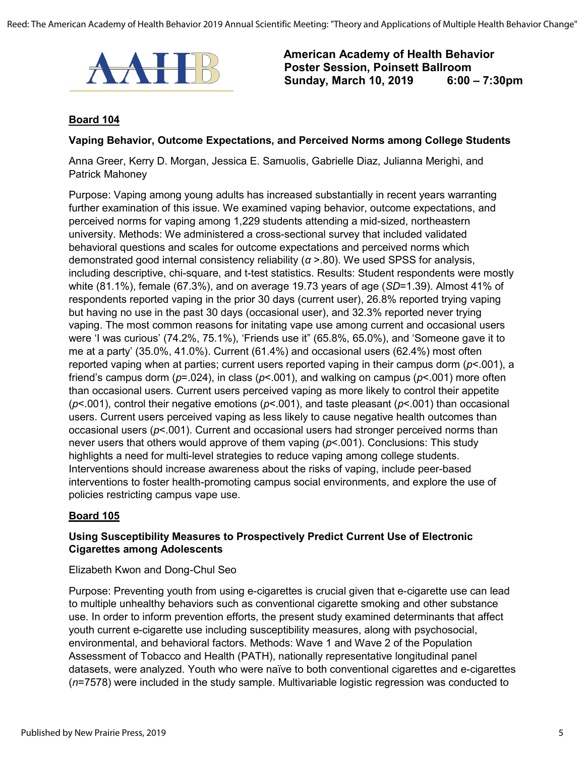**American Academy of Health Behavior**
**Poster Session, Poinsett Ballroom**
**Sunday, March 10, 2019 6:00 – 7:30pm**

## Board 104

### Vaping Behavior, Outcome Expectations, and Perceived Norms among College Students

Anna Greer, Kerry D. Morgan, Jessica E. Samuolis, Gabrielle Diaz, Julianna Merighi, and Patrick Mahoney

Purpose: Vaping among young adults has increased substantially in recent years warranting further examination of this issue. We examined vaping behavior, outcome expectations, and perceived norms for vaping among 1,229 students attending a mid-sized, northeastern university. Methods: We administered a cross-sectional survey that included validated behavioral questions and scales for outcome expectations and perceived norms which demonstrated good internal consistency reliability ($\alpha$ >.80). We used SPSS for analysis, including descriptive, chi-square, and t-test statistics. Results: Student respondents were mostly white (81.1%), female (67.3%), and on average 19.73 years of age (*SD*=1.39). Almost 41% of respondents reported vaping in the prior 30 days (current user), 26.8% reported trying vaping but having no use in the past 30 days (occasional user), and 32.3% reported never trying vaping. The most common reasons for initating vape use among current and occasional users were 'I was curious' (74.2%, 75.1%), 'Friends use it' (65.8%, 65.0%), and 'Someone gave it to me at a party' (35.0%, 41.0%). Current (61.4%) and occasional users (62.4%) most often reported vaping when at parties; current users reported vaping in their campus dorm ($p$<.001), a friend's campus dorm ($p$=.024), in class ($p$<.001), and walking on campus ($p$<.001) more often than occasional users. Current users perceived vaping as more likely to control their appetite ($p$<.001), control their negative emotions ($p$<.001), and taste pleasant ($p$<.001) than occasional users. Current users perceived vaping as less likely to cause negative health outcomes than occasional users ($p$<.001). Current and occasional users had stronger perceived norms than never users that others would approve of them vaping ($p$<.001). Conclusions: This study highlights a need for multi-level strategies to reduce vaping among college students. Interventions should increase awareness about the risks of vaping, include peer-based interventions to foster health-promoting campus social environments, and explore the use of policies restricting campus vape use.

## Board 105

### Using Susceptibility Measures to Prospectively Predict Current Use of Electronic Cigarettes among Adolescents

Elizabeth Kwon and Dong-Chul Seo

Purpose: Preventing youth from using e-cigarettes is crucial given that e-cigarette use can lead to multiple unhealthy behaviors such as conventional cigarette smoking and other substance use. In order to inform prevention efforts, the present study examined determinants that affect youth current e-cigarette use including susceptibility measures, along with psychosocial, environmental, and behavioral factors. Methods: Wave 1 and Wave 2 of the Population Assessment of Tobacco and Health (PATH), nationally representative longitudinal panel datasets, were analyzed. Youth who were naïve to both conventional cigarettes and e-cigarettes ($n$=7578) were included in the study sample. Multivariable logistic regression was conducted to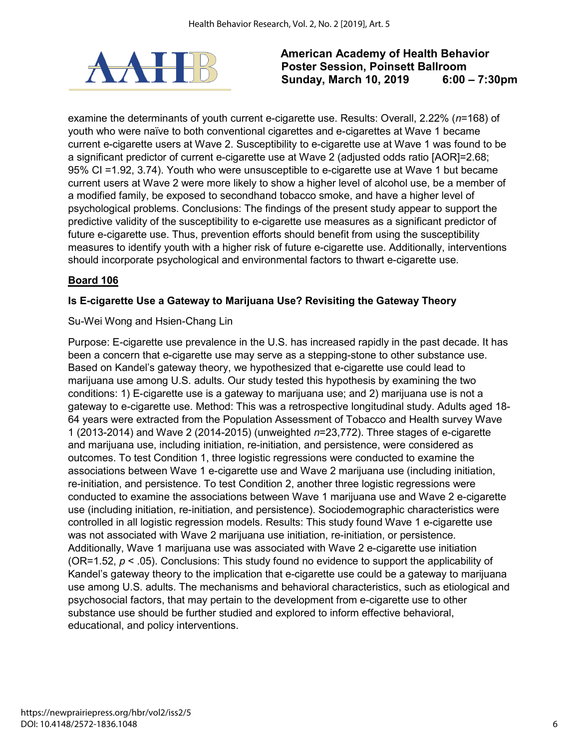examine the determinants of youth current e-cigarette use. Results: Overall, 2.22% (*n*=168) of youth who were naïve to both conventional cigarettes and e-cigarettes at Wave 1 became current e-cigarette users at Wave 2. Susceptibility to e-cigarette use at Wave 1 was found to be a significant predictor of current e-cigarette use at Wave 2 (adjusted odds ratio [AOR]=2.68; 95% CI =1.92, 3.74). Youth who were unsusceptible to e-cigarette use at Wave 1 but became current users at Wave 2 were more likely to show a higher level of alcohol use, be a member of a modified family, be exposed to secondhand tobacco smoke, and have a higher level of psychological problems. Conclusions: The findings of the present study appear to support the predictive validity of the susceptibility to e-cigarette use measures as a significant predictor of future e-cigarette use. Thus, prevention efforts should benefit from using the susceptibility measures to identify youth with a higher risk of future e-cigarette use. Additionally, interventions should incorporate psychological and environmental factors to thwart e-cigarette use.

## Board 106

### Is E-cigarette Use a Gateway to Marijuana Use? Revisiting the Gateway Theory

Su-Wei Wong and Hsien-Chang Lin

Purpose: E-cigarette use prevalence in the U.S. has increased rapidly in the past decade. It has been a concern that e-cigarette use may serve as a stepping-stone to other substance use. Based on Kandel's gateway theory, we hypothesized that e-cigarette use could lead to marijuana use among U.S. adults. Our study tested this hypothesis by examining the two conditions: 1) E-cigarette use is a gateway to marijuana use; and 2) marijuana use is not a gateway to e-cigarette use. Method: This was a retrospective longitudinal study. Adults aged 18-64 years were extracted from the Population Assessment of Tobacco and Health survey Wave 1 (2013-2014) and Wave 2 (2014-2015) (unweighted *n*=23,772). Three stages of e-cigarette and marijuana use, including initiation, re-initiation, and persistence, were considered as outcomes. To test Condition 1, three logistic regressions were conducted to examine the associations between Wave 1 e-cigarette use and Wave 2 marijuana use (including initiation, re-initiation, and persistence. To test Condition 2, another three logistic regressions were conducted to examine the associations between Wave 1 marijuana use and Wave 2 e-cigarette use (including initiation, re-initiation, and persistence). Sociodemographic characteristics were controlled in all logistic regression models. Results: This study found Wave 1 e-cigarette use was not associated with Wave 2 marijuana use initiation, re-initiation, or persistence. Additionally, Wave 1 marijuana use was associated with Wave 2 e-cigarette use initiation (OR=1.52, $p < .05$). Conclusions: This study found no evidence to support the applicability of Kandel's gateway theory to the implication that e-cigarette use could be a gateway to marijuana use among U.S. adults. The mechanisms and behavioral characteristics, such as etiological and psychosocial factors, that may pertain to the development from e-cigarette use to other substance use should be further studied and explored to inform effective behavioral, educational, and policy interventions.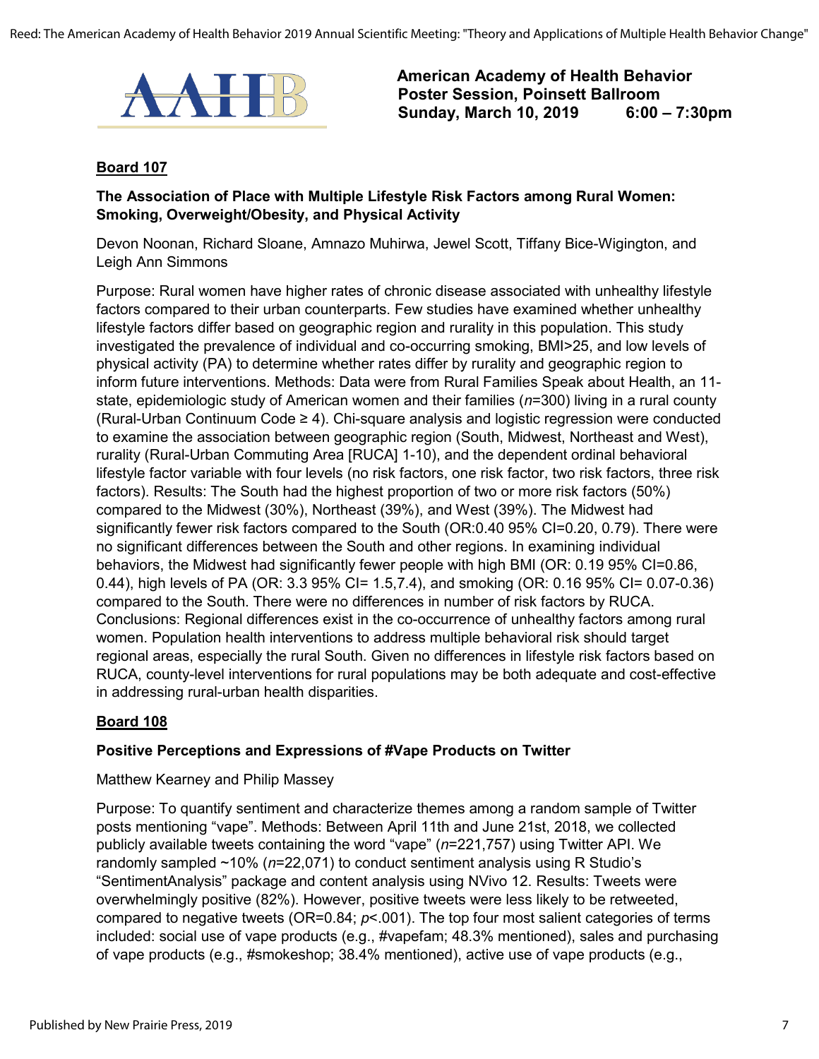**American Academy of Health Behavior**
**Poster Session, Poinsett Ballroom**
**Sunday, March 10, 2019 6:00 – 7:30pm**

## Board 107

### The Association of Place with Multiple Lifestyle Risk Factors among Rural Women: Smoking, Overweight/Obesity, and Physical Activity

Devon Noonan, Richard Sloane, Amnazo Muhirwa, Jewel Scott, Tiffany Bice-Wigington, and Leigh Ann Simmons

Purpose: Rural women have higher rates of chronic disease associated with unhealthy lifestyle factors compared to their urban counterparts. Few studies have examined whether unhealthy lifestyle factors differ based on geographic region and rurality in this population. This study investigated the prevalence of individual and co-occurring smoking, BMI>25, and low levels of physical activity (PA) to determine whether rates differ by rurality and geographic region to inform future interventions. Methods: Data were from Rural Families Speak about Health, an 11-state, epidemiologic study of American women and their families ($n$=300) living in a rural county (Rural-Urban Continuum Code ≥ 4). Chi-square analysis and logistic regression were conducted to examine the association between geographic region (South, Midwest, Northeast and West), rurality (Rural-Urban Commuting Area [RUCA] 1-10), and the dependent ordinal behavioral lifestyle factor variable with four levels (no risk factors, one risk factor, two risk factors, three risk factors). Results: The South had the highest proportion of two or more risk factors (50%) compared to the Midwest (30%), Northeast (39%), and West (39%). The Midwest had significantly fewer risk factors compared to the South (OR:0.40 95% CI=0.20, 0.79). There were no significant differences between the South and other regions. In examining individual behaviors, the Midwest had significantly fewer people with high BMI (OR: 0.19 95% CI=0.86, 0.44), high levels of PA (OR: 3.3 95% CI= 1.5,7.4), and smoking (OR: 0.16 95% CI= 0.07-0.36) compared to the South. There were no differences in number of risk factors by RUCA. Conclusions: Regional differences exist in the co-occurrence of unhealthy factors among rural women. Population health interventions to address multiple behavioral risk should target regional areas, especially the rural South. Given no differences in lifestyle risk factors based on RUCA, county-level interventions for rural populations may be both adequate and cost-effective in addressing rural-urban health disparities.

## Board 108

### Positive Perceptions and Expressions of #Vape Products on Twitter

Matthew Kearney and Philip Massey

Purpose: To quantify sentiment and characterize themes among a random sample of Twitter posts mentioning "vape". Methods: Between April 11th and June 21st, 2018, we collected publicly available tweets containing the word "vape" ($n$=221,757) using Twitter API. We randomly sampled ~10% ($n$=22,071) to conduct sentiment analysis using R Studio's "SentimentAnalysis" package and content analysis using NVivo 12. Results: Tweets were overwhelmingly positive (82%). However, positive tweets were less likely to be retweeted, compared to negative tweets (OR=0.84; $p$<.001). The top four most salient categories of terms included: social use of vape products (e.g., #vapefam; 48.3% mentioned), sales and purchasing of vape products (e.g., #smokeshop; 38.4% mentioned), active use of vape products (e.g.,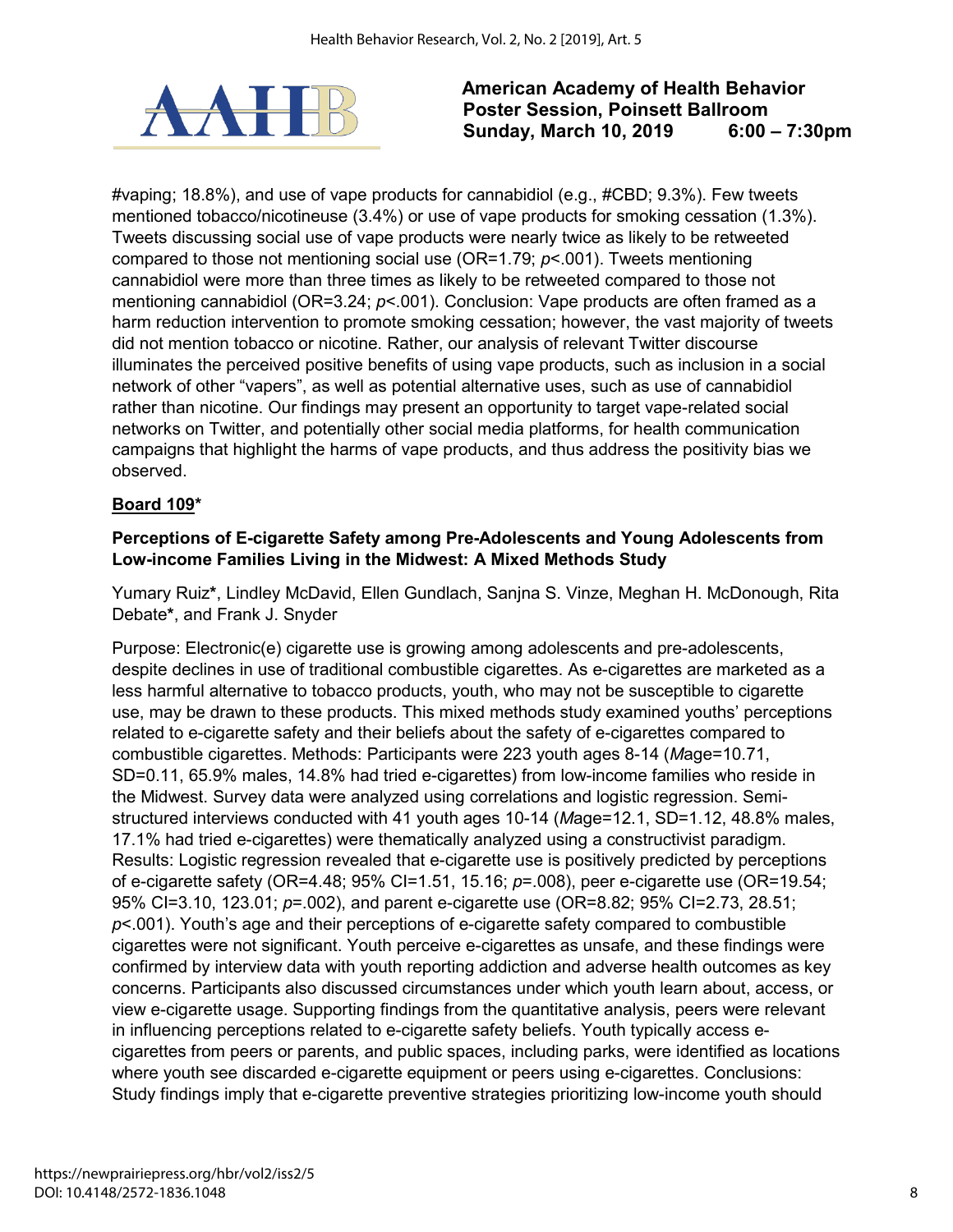#vaping; 18.8%), and use of vape products for cannabidiol (e.g., #CBD; 9.3%). Few tweets mentioned tobacco/nicotineuse (3.4%) or use of vape products for smoking cessation (1.3%). Tweets discussing social use of vape products were nearly twice as likely to be retweeted compared to those not mentioning social use (OR=1.79; *p*<.001). Tweets mentioning cannabidiol were more than three times as likely to be retweeted compared to those not mentioning cannabidiol (OR=3.24; *p*<.001). Conclusion: Vape products are often framed as a harm reduction intervention to promote smoking cessation; however, the vast majority of tweets did not mention tobacco or nicotine. Rather, our analysis of relevant Twitter discourse illuminates the perceived positive benefits of using vape products, such as inclusion in a social network of other "vapers", as well as potential alternative uses, such as use of cannabidiol rather than nicotine. Our findings may present an opportunity to target vape-related social networks on Twitter, and potentially other social media platforms, for health communication campaigns that highlight the harms of vape products, and thus address the positivity bias we observed.

**Board 109***

### Perceptions of E-cigarette Safety among Pre-Adolescents and Young Adolescents from Low-income Families Living in the Midwest: A Mixed Methods Study

Yumary Ruiz**\***, Lindley McDavid, Ellen Gundlach, Sanjna S. Vinze, Meghan H. McDonough, Rita Debate**\***, and Frank J. Snyder

Purpose: Electronic(e) cigarette use is growing among adolescents and pre-adolescents, despite declines in use of traditional combustible cigarettes. As e-cigarettes are marketed as a less harmful alternative to tobacco products, youth, who may not be susceptible to cigarette use, may be drawn to these products. This mixed methods study examined youths' perceptions related to e-cigarette safety and their beliefs about the safety of e-cigarettes compared to combustible cigarettes. Methods: Participants were 223 youth ages 8-14 (*M*age=10.71, SD=0.11, 65.9% males, 14.8% had tried e-cigarettes) from low-income families who reside in the Midwest. Survey data were analyzed using correlations and logistic regression. Semi-structured interviews conducted with 41 youth ages 10-14 (*M*age=12.1, SD=1.12, 48.8% males, 17.1% had tried e-cigarettes) were thematically analyzed using a constructivist paradigm. Results: Logistic regression revealed that e-cigarette use is positively predicted by perceptions of e-cigarette safety (OR=4.48; 95% CI=1.51, 15.16; *p*=.008), peer e-cigarette use (OR=19.54; 95% CI=3.10, 123.01; *p*=.002), and parent e-cigarette use (OR=8.82; 95% CI=2.73, 28.51; *p*<.001). Youth's age and their perceptions of e-cigarette safety compared to combustible cigarettes were not significant. Youth perceive e-cigarettes as unsafe, and these findings were confirmed by interview data with youth reporting addiction and adverse health outcomes as key concerns. Participants also discussed circumstances under which youth learn about, access, or view e-cigarette usage. Supporting findings from the quantitative analysis, peers were relevant in influencing perceptions related to e-cigarette safety beliefs. Youth typically access e-cigarettes from peers or parents, and public spaces, including parks, were identified as locations where youth see discarded e-cigarette equipment or peers using e-cigarettes. Conclusions: Study findings imply that e-cigarette preventive strategies prioritizing low-income youth should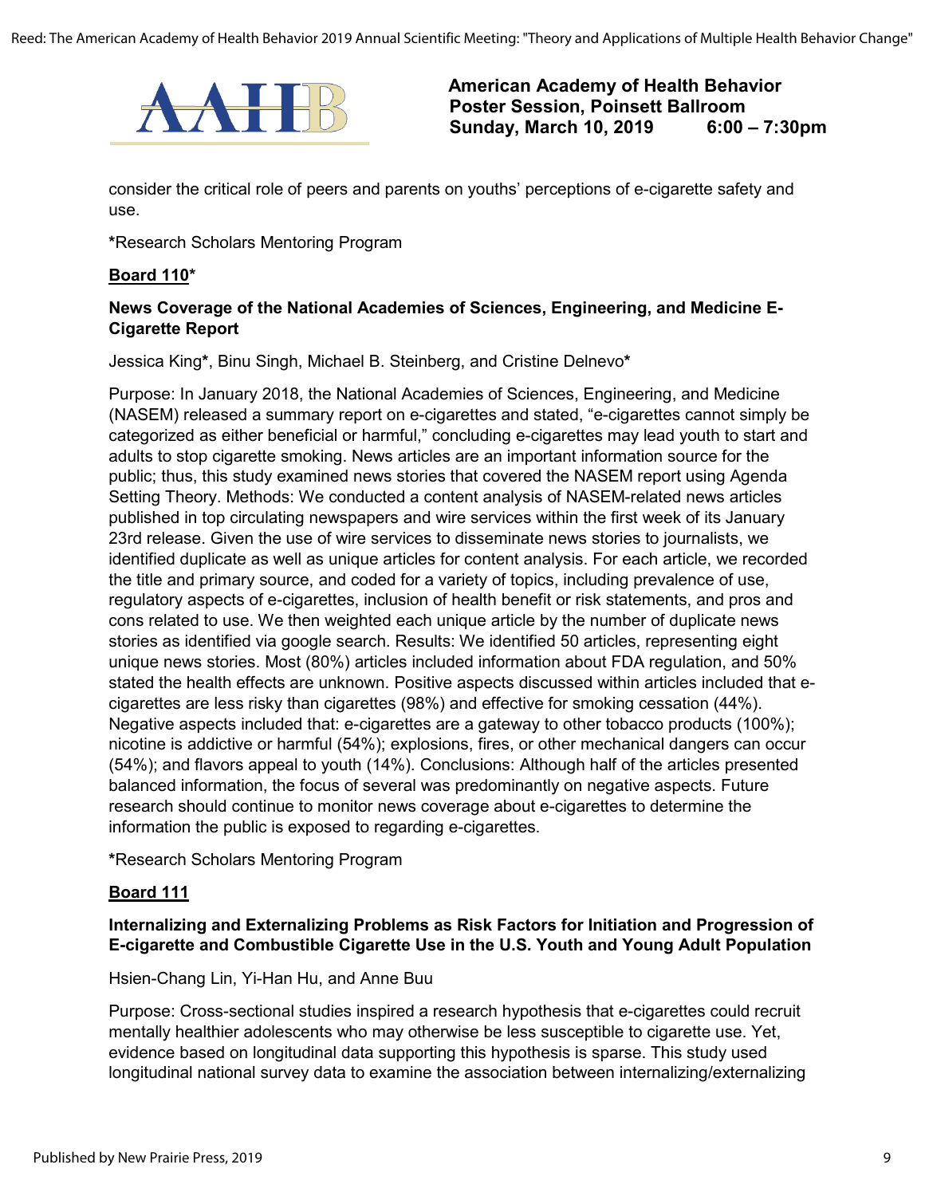consider the critical role of peers and parents on youths' perceptions of e-cigarette safety and use.

*Research Scholars Mentoring Program

**Board 110***

**News Coverage of the National Academies of Sciences, Engineering, and Medicine E-Cigarette Report**

Jessica King*, Binu Singh, Michael B. Steinberg, and Cristine Delnevo*

Purpose: In January 2018, the National Academies of Sciences, Engineering, and Medicine (NASEM) released a summary report on e-cigarettes and stated, "e-cigarettes cannot simply be categorized as either beneficial or harmful," concluding e-cigarettes may lead youth to start and adults to stop cigarette smoking. News articles are an important information source for the public; thus, this study examined news stories that covered the NASEM report using Agenda Setting Theory. Methods: We conducted a content analysis of NASEM-related news articles published in top circulating newspapers and wire services within the first week of its January 23rd release. Given the use of wire services to disseminate news stories to journalists, we identified duplicate as well as unique articles for content analysis. For each article, we recorded the title and primary source, and coded for a variety of topics, including prevalence of use, regulatory aspects of e-cigarettes, inclusion of health benefit or risk statements, and pros and cons related to use. We then weighted each unique article by the number of duplicate news stories as identified via google search. Results: We identified 50 articles, representing eight unique news stories. Most (80%) articles included information about FDA regulation, and 50% stated the health effects are unknown. Positive aspects discussed within articles included that e-cigarettes are less risky than cigarettes (98%) and effective for smoking cessation (44%). Negative aspects included that: e-cigarettes are a gateway to other tobacco products (100%); nicotine is addictive or harmful (54%); explosions, fires, or other mechanical dangers can occur (54%); and flavors appeal to youth (14%). Conclusions: Although half of the articles presented balanced information, the focus of several was predominantly on negative aspects. Future research should continue to monitor news coverage about e-cigarettes to determine the information the public is exposed to regarding e-cigarettes.

*Research Scholars Mentoring Program

**Board 111**

**Internalizing and Externalizing Problems as Risk Factors for Initiation and Progression of E-cigarette and Combustible Cigarette Use in the U.S. Youth and Young Adult Population**

Hsien-Chang Lin, Yi-Han Hu, and Anne Buu

Purpose: Cross-sectional studies inspired a research hypothesis that e-cigarettes could recruit mentally healthier adolescents who may otherwise be less susceptible to cigarette use. Yet, evidence based on longitudinal data supporting this hypothesis is sparse. This study used longitudinal national survey data to examine the association between internalizing/externalizing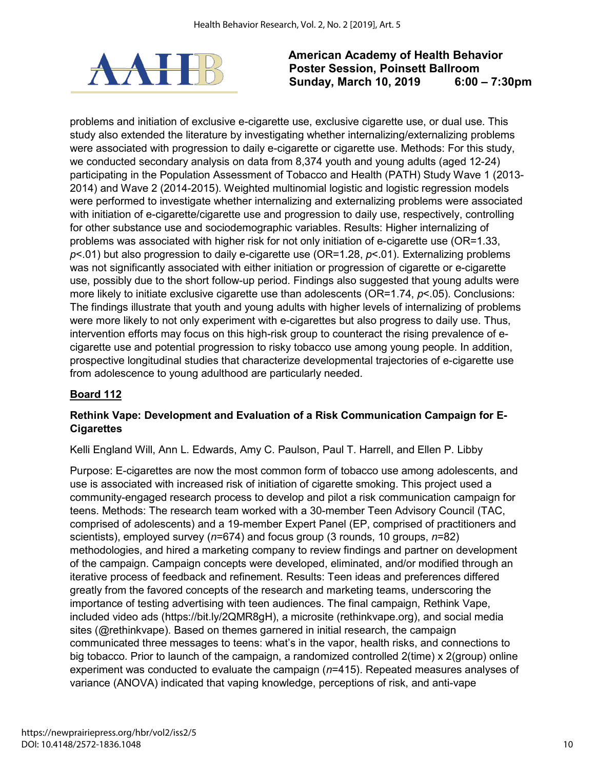problems and initiation of exclusive e-cigarette use, exclusive cigarette use, or dual use. This study also extended the literature by investigating whether internalizing/externalizing problems were associated with progression to daily e-cigarette or cigarette use. Methods: For this study, we conducted secondary analysis on data from 8,374 youth and young adults (aged 12-24) participating in the Population Assessment of Tobacco and Health (PATH) Study Wave 1 (2013-2014) and Wave 2 (2014-2015). Weighted multinomial logistic and logistic regression models were performed to investigate whether internalizing and externalizing problems were associated with initiation of e-cigarette/cigarette use and progression to daily use, respectively, controlling for other substance use and sociodemographic variables. Results: Higher internalizing of problems was associated with higher risk for not only initiation of e-cigarette use (OR=1.33, $p<.01$) but also progression to daily e-cigarette use (OR=1.28, $p<.01$). Externalizing problems was not significantly associated with either initiation or progression of cigarette or e-cigarette use, possibly due to the short follow-up period. Findings also suggested that young adults were more likely to initiate exclusive cigarette use than adolescents (OR=1.74, $p<.05$). Conclusions: The findings illustrate that youth and young adults with higher levels of internalizing of problems were more likely to not only experiment with e-cigarettes but also progress to daily use. Thus, intervention efforts may focus on this high-risk group to counteract the rising prevalence of e-cigarette use and potential progression to risky tobacco use among young people. In addition, prospective longitudinal studies that characterize developmental trajectories of e-cigarette use from adolescence to young adulthood are particularly needed.

**Board 112**

**Rethink Vape: Development and Evaluation of a Risk Communication Campaign for E-Cigarettes**

Kelli England Will, Ann L. Edwards, Amy C. Paulson, Paul T. Harrell, and Ellen P. Libby

Purpose: E-cigarettes are now the most common form of tobacco use among adolescents, and use is associated with increased risk of initiation of cigarette smoking. This project used a community-engaged research process to develop and pilot a risk communication campaign for teens. Methods: The research team worked with a 30-member Teen Advisory Council (TAC, comprised of adolescents) and a 19-member Expert Panel (EP, comprised of practitioners and scientists), employed survey (*n*=674) and focus group (3 rounds, 10 groups, *n*=82) methodologies, and hired a marketing company to review findings and partner on development of the campaign. Campaign concepts were developed, eliminated, and/or modified through an iterative process of feedback and refinement. Results: Teen ideas and preferences differed greatly from the favored concepts of the research and marketing teams, underscoring the importance of testing advertising with teen audiences. The final campaign, Rethink Vape, included video ads (https://bit.ly/2QMR8gH), a microsite (rethinkvape.org), and social media sites (@rethinkvape). Based on themes garnered in initial research, the campaign communicated three messages to teens: what's in the vapor, health risks, and connections to big tobacco. Prior to launch of the campaign, a randomized controlled 2(time) x 2(group) online experiment was conducted to evaluate the campaign (*n*=415). Repeated measures analyses of variance (ANOVA) indicated that vaping knowledge, perceptions of risk, and anti-vape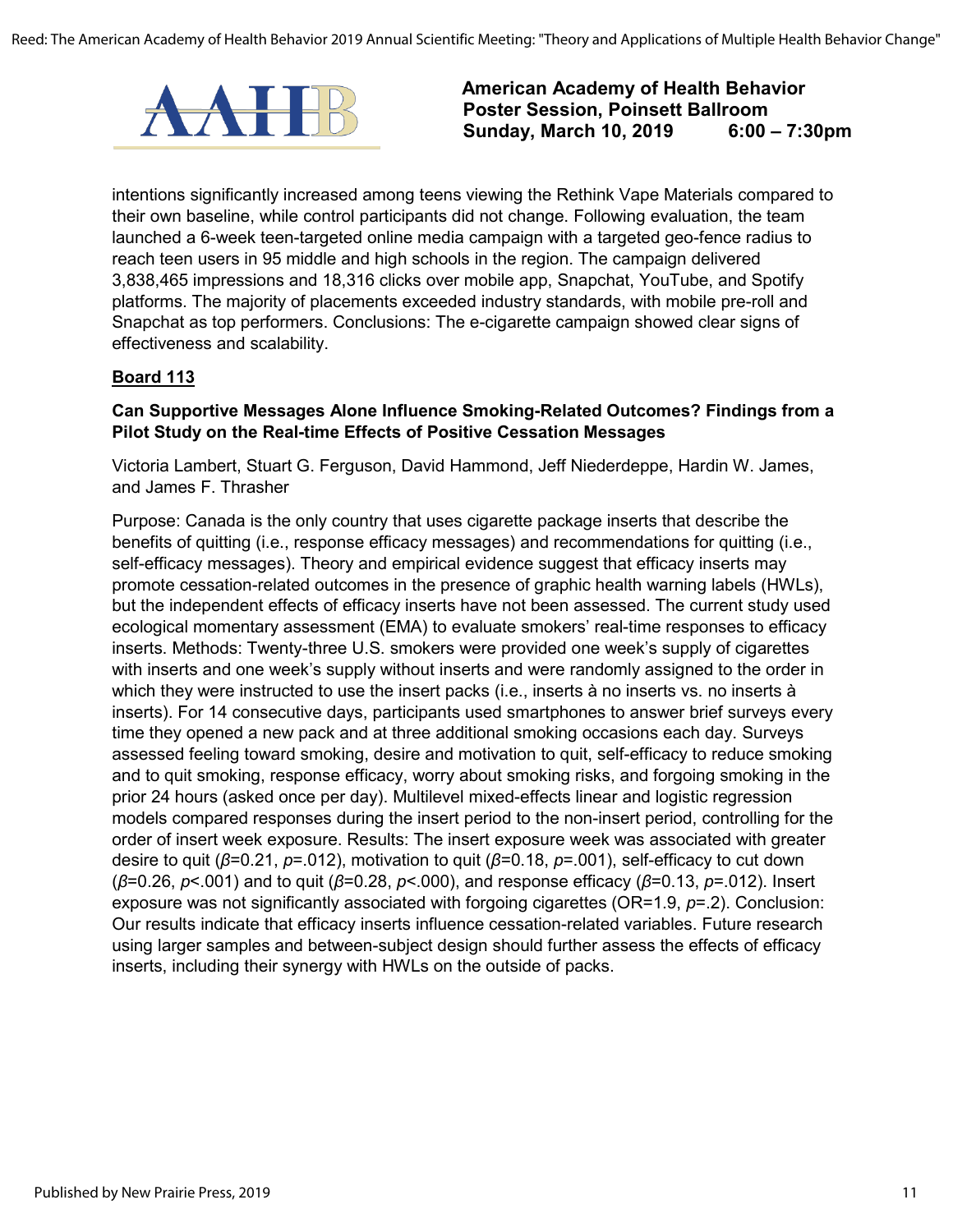intentions significantly increased among teens viewing the Rethink Vape Materials compared to their own baseline, while control participants did not change. Following evaluation, the team launched a 6-week teen-targeted online media campaign with a targeted geo-fence radius to reach teen users in 95 middle and high schools in the region. The campaign delivered 3,838,465 impressions and 18,316 clicks over mobile app, Snapchat, YouTube, and Spotify platforms. The majority of placements exceeded industry standards, with mobile pre-roll and Snapchat as top performers. Conclusions: The e-cigarette campaign showed clear signs of effectiveness and scalability.

**Board 113**

**Can Supportive Messages Alone Influence Smoking-Related Outcomes? Findings from a Pilot Study on the Real-time Effects of Positive Cessation Messages**

Victoria Lambert, Stuart G. Ferguson, David Hammond, Jeff Niederdeppe, Hardin W. James, and James F. Thrasher

Purpose: Canada is the only country that uses cigarette package inserts that describe the benefits of quitting (i.e., response efficacy messages) and recommendations for quitting (i.e., self-efficacy messages). Theory and empirical evidence suggest that efficacy inserts may promote cessation-related outcomes in the presence of graphic health warning labels (HWLs), but the independent effects of efficacy inserts have not been assessed. The current study used ecological momentary assessment (EMA) to evaluate smokers' real-time responses to efficacy inserts. Methods: Twenty-three U.S. smokers were provided one week's supply of cigarettes with inserts and one week's supply without inserts and were randomly assigned to the order in which they were instructed to use the insert packs (i.e., inserts à no inserts vs. no inserts à inserts). For 14 consecutive days, participants used smartphones to answer brief surveys every time they opened a new pack and at three additional smoking occasions each day. Surveys assessed feeling toward smoking, desire and motivation to quit, self-efficacy to reduce smoking and to quit smoking, response efficacy, worry about smoking risks, and forgoing smoking in the prior 24 hours (asked once per day). Multilevel mixed-effects linear and logistic regression models compared responses during the insert period to the non-insert period, controlling for the order of insert week exposure. Results: The insert exposure week was associated with greater desire to quit ($\beta$=0.21, $p$=.012), motivation to quit ($\beta$=0.18, $p$=.001), self-efficacy to cut down ($\beta$=0.26, $p$<.001) and to quit ($\beta$=0.28, $p$<.000), and response efficacy ($\beta$=0.13, $p$=.012). Insert exposure was not significantly associated with forgoing cigarettes (OR=1.9, $p$=.2). Conclusion: Our results indicate that efficacy inserts influence cessation-related variables. Future research using larger samples and between-subject design should further assess the effects of efficacy inserts, including their synergy with HWLs on the outside of packs.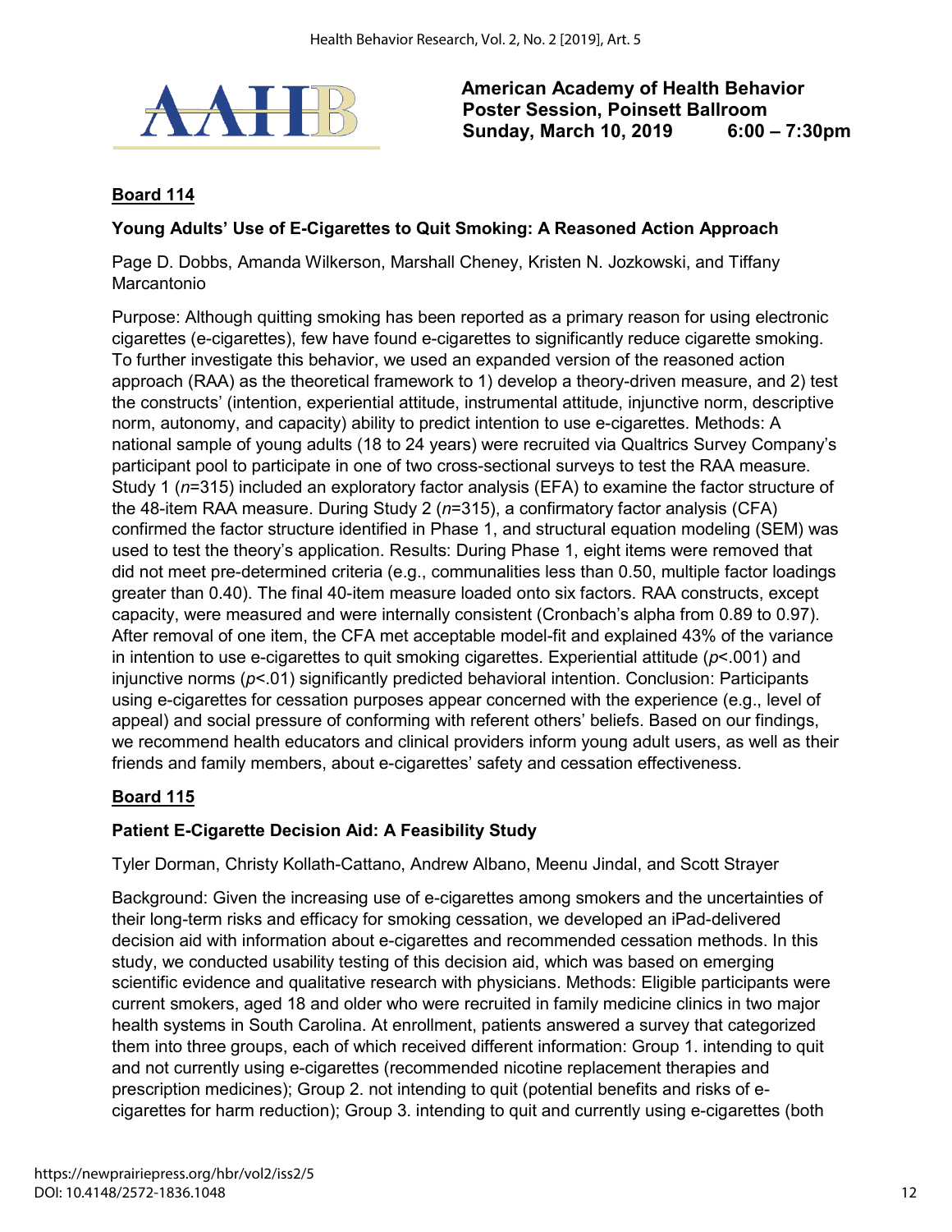**American Academy of Health Behavior**
**Poster Session, Poinsett Ballroom**
**Sunday, March 10, 2019 6:00 – 7:30pm**

## Board 114

### Young Adults' Use of E-Cigarettes to Quit Smoking: A Reasoned Action Approach

Page D. Dobbs, Amanda Wilkerson, Marshall Cheney, Kristen N. Jozkowski, and Tiffany Marcantonio

Purpose: Although quitting smoking has been reported as a primary reason for using electronic cigarettes (e-cigarettes), few have found e-cigarettes to significantly reduce cigarette smoking. To further investigate this behavior, we used an expanded version of the reasoned action approach (RAA) as the theoretical framework to 1) develop a theory-driven measure, and 2) test the constructs' (intention, experiential attitude, instrumental attitude, injunctive norm, descriptive norm, autonomy, and capacity) ability to predict intention to use e-cigarettes. Methods: A national sample of young adults (18 to 24 years) were recruited via Qualtrics Survey Company's participant pool to participate in one of two cross-sectional surveys to test the RAA measure. Study 1 ($n$=315) included an exploratory factor analysis (EFA) to examine the factor structure of the 48-item RAA measure. During Study 2 ($n$=315), a confirmatory factor analysis (CFA) confirmed the factor structure identified in Phase 1, and structural equation modeling (SEM) was used to test the theory's application. Results: During Phase 1, eight items were removed that did not meet pre-determined criteria (e.g., communalities less than 0.50, multiple factor loadings greater than 0.40). The final 40-item measure loaded onto six factors. RAA constructs, except capacity, were measured and were internally consistent (Cronbach's alpha from 0.89 to 0.97). After removal of one item, the CFA met acceptable model-fit and explained 43% of the variance in intention to use e-cigarettes to quit smoking cigarettes. Experiential attitude ($p$<.001) and injunctive norms ($p$<.01) significantly predicted behavioral intention. Conclusion: Participants using e-cigarettes for cessation purposes appear concerned with the experience (e.g., level of appeal) and social pressure of conforming with referent others' beliefs. Based on our findings, we recommend health educators and clinical providers inform young adult users, as well as their friends and family members, about e-cigarettes' safety and cessation effectiveness.

## Board 115

### Patient E-Cigarette Decision Aid: A Feasibility Study

Tyler Dorman, Christy Kollath-Cattano, Andrew Albano, Meenu Jindal, and Scott Strayer

Background: Given the increasing use of e-cigarettes among smokers and the uncertainties of their long-term risks and efficacy for smoking cessation, we developed an iPad-delivered decision aid with information about e-cigarettes and recommended cessation methods. In this study, we conducted usability testing of this decision aid, which was based on emerging scientific evidence and qualitative research with physicians. Methods: Eligible participants were current smokers, aged 18 and older who were recruited in family medicine clinics in two major health systems in South Carolina. At enrollment, patients answered a survey that categorized them into three groups, each of which received different information: Group 1. intending to quit and not currently using e-cigarettes (recommended nicotine replacement therapies and prescription medicines); Group 2. not intending to quit (potential benefits and risks of e-cigarettes for harm reduction); Group 3. intending to quit and currently using e-cigarettes (both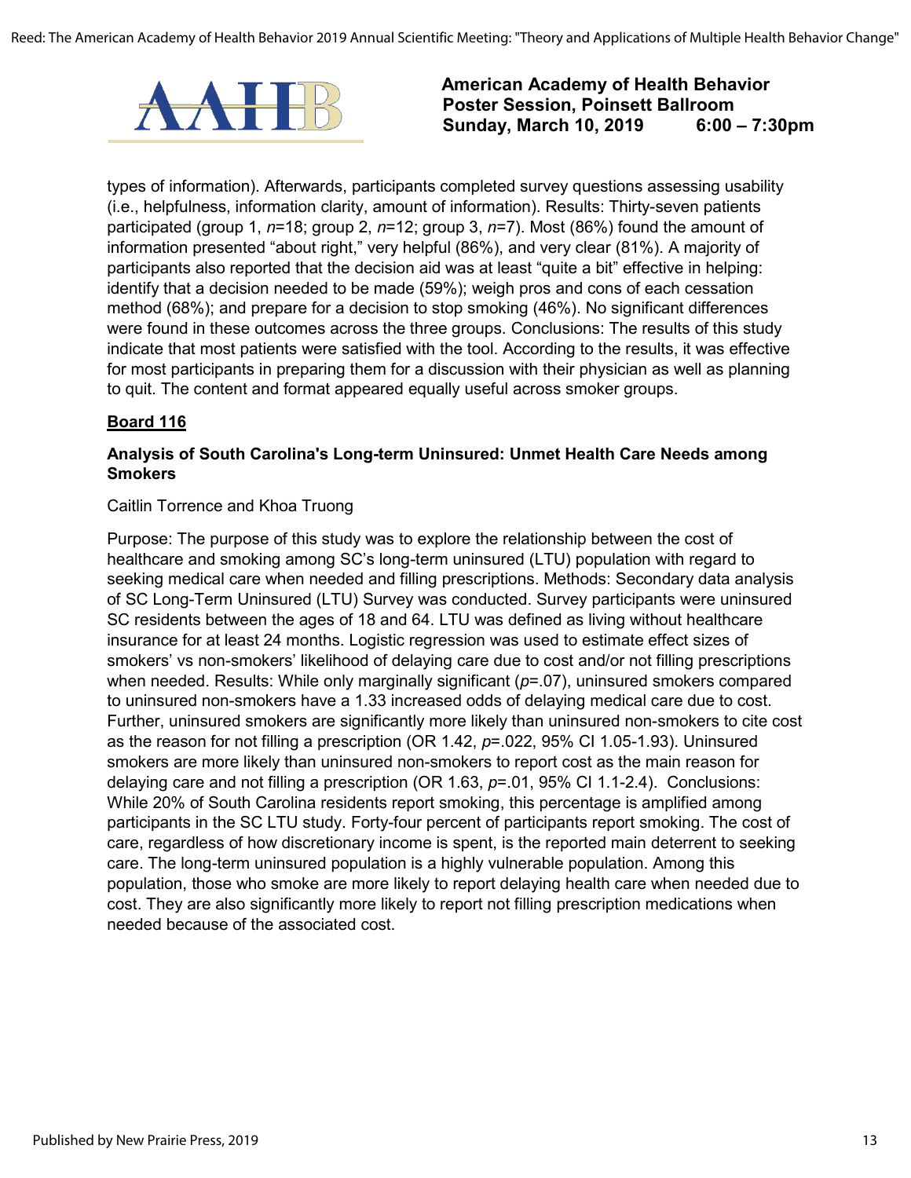types of information). Afterwards, participants completed survey questions assessing usability (i.e., helpfulness, information clarity, amount of information). Results: Thirty-seven patients participated (group 1, *n*=18; group 2, *n*=12; group 3, *n*=7). Most (86%) found the amount of information presented "about right," very helpful (86%), and very clear (81%). A majority of participants also reported that the decision aid was at least "quite a bit" effective in helping: identify that a decision needed to be made (59%); weigh pros and cons of each cessation method (68%); and prepare for a decision to stop smoking (46%). No significant differences were found in these outcomes across the three groups. Conclusions: The results of this study indicate that most patients were satisfied with the tool. According to the results, it was effective for most participants in preparing them for a discussion with their physician as well as planning to quit. The content and format appeared equally useful across smoker groups.

**Board 116**

### Analysis of South Carolina's Long-term Uninsured: Unmet Health Care Needs among Smokers

Caitlin Torrence and Khoa Truong

Purpose: The purpose of this study was to explore the relationship between the cost of healthcare and smoking among SC's long-term uninsured (LTU) population with regard to seeking medical care when needed and filling prescriptions. Methods: Secondary data analysis of SC Long-Term Uninsured (LTU) Survey was conducted. Survey participants were uninsured SC residents between the ages of 18 and 64. LTU was defined as living without healthcare insurance for at least 24 months. Logistic regression was used to estimate effect sizes of smokers' vs non-smokers' likelihood of delaying care due to cost and/or not filling prescriptions when needed. Results: While only marginally significant (*p*=.07), uninsured smokers compared to uninsured non-smokers have a 1.33 increased odds of delaying medical care due to cost. Further, uninsured smokers are significantly more likely than uninsured non-smokers to cite cost as the reason for not filling a prescription (OR 1.42, *p*=.022, 95% CI 1.05-1.93). Uninsured smokers are more likely than uninsured non-smokers to report cost as the main reason for delaying care and not filling a prescription (OR 1.63, *p*=.01, 95% CI 1.1-2.4). Conclusions: While 20% of South Carolina residents report smoking, this percentage is amplified among participants in the SC LTU study. Forty-four percent of participants report smoking. The cost of care, regardless of how discretionary income is spent, is the reported main deterrent to seeking care. The long-term uninsured population is a highly vulnerable population. Among this population, those who smoke are more likely to report delaying health care when needed due to cost. They are also significantly more likely to report not filling prescription medications when needed because of the associated cost.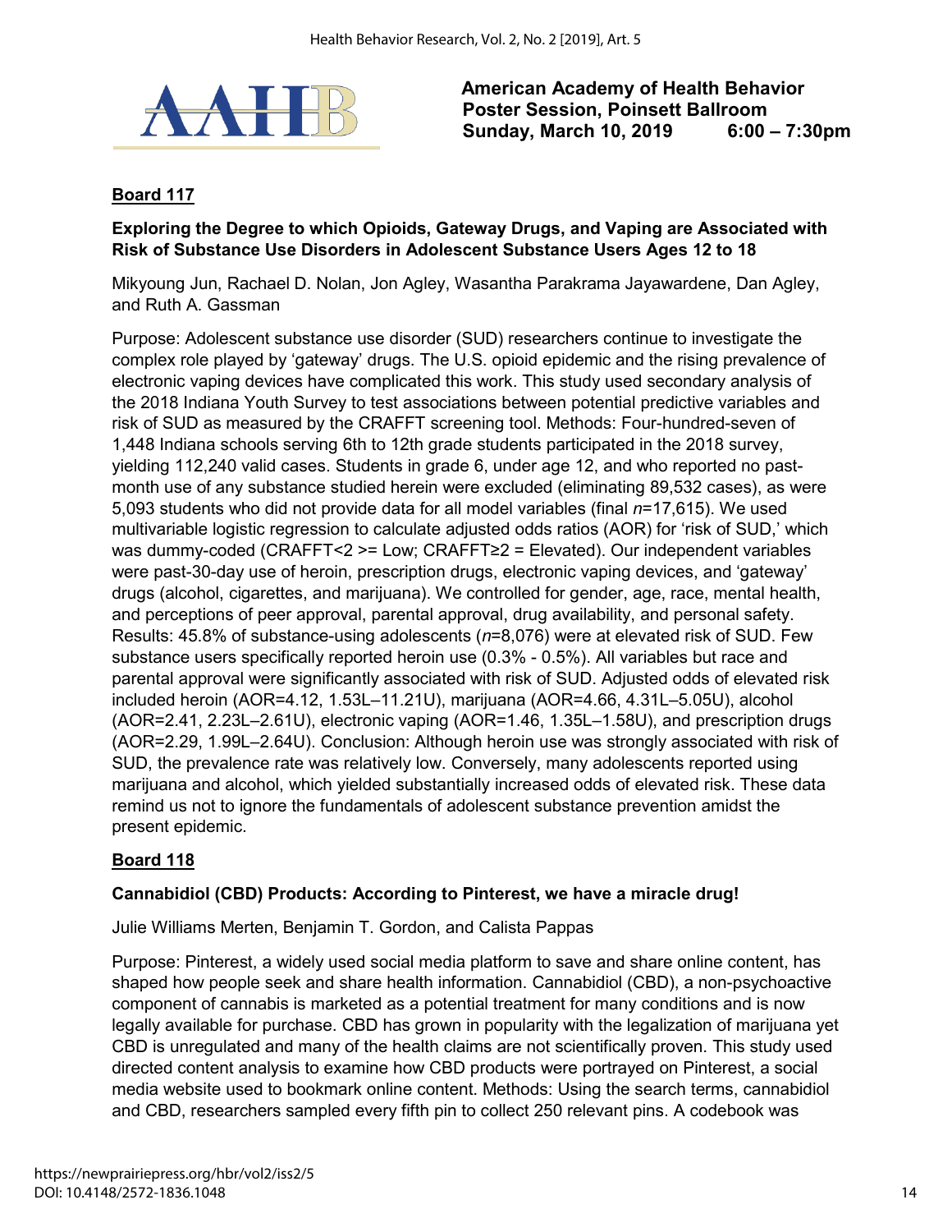**American Academy of Health Behavior**
**Poster Session, Poinsett Ballroom**
**Sunday, March 10, 2019 6:00 – 7:30pm**

## Board 117

### Exploring the Degree to which Opioids, Gateway Drugs, and Vaping are Associated with Risk of Substance Use Disorders in Adolescent Substance Users Ages 12 to 18

Mikyoung Jun, Rachael D. Nolan, Jon Agley, Wasantha Parakrama Jayawardene, Dan Agley, and Ruth A. Gassman

Purpose: Adolescent substance use disorder (SUD) researchers continue to investigate the complex role played by 'gateway' drugs. The U.S. opioid epidemic and the rising prevalence of electronic vaping devices have complicated this work. This study used secondary analysis of the 2018 Indiana Youth Survey to test associations between potential predictive variables and risk of SUD as measured by the CRAFFT screening tool. Methods: Four-hundred-seven of 1,448 Indiana schools serving 6th to 12th grade students participated in the 2018 survey, yielding 112,240 valid cases. Students in grade 6, under age 12, and who reported no past-month use of any substance studied herein were excluded (eliminating 89,532 cases), as were 5,093 students who did not provide data for all model variables (final *n*=17,615). We used multivariable logistic regression to calculate adjusted odds ratios (AOR) for 'risk of SUD,' which was dummy-coded (CRAFFT<2 >= Low; CRAFFT≥2 = Elevated). Our independent variables were past-30-day use of heroin, prescription drugs, electronic vaping devices, and 'gateway' drugs (alcohol, cigarettes, and marijuana). We controlled for gender, age, race, mental health, and perceptions of peer approval, parental approval, drug availability, and personal safety. Results: 45.8% of substance-using adolescents (*n*=8,076) were at elevated risk of SUD. Few substance users specifically reported heroin use (0.3% - 0.5%). All variables but race and parental approval were significantly associated with risk of SUD. Adjusted odds of elevated risk included heroin (AOR=4.12, 1.53L–11.21U), marijuana (AOR=4.66, 4.31L–5.05U), alcohol (AOR=2.41, 2.23L–2.61U), electronic vaping (AOR=1.46, 1.35L–1.58U), and prescription drugs (AOR=2.29, 1.99L–2.64U). Conclusion: Although heroin use was strongly associated with risk of SUD, the prevalence rate was relatively low. Conversely, many adolescents reported using marijuana and alcohol, which yielded substantially increased odds of elevated risk. These data remind us not to ignore the fundamentals of adolescent substance prevention amidst the present epidemic.

## Board 118

### Cannabidiol (CBD) Products: According to Pinterest, we have a miracle drug!

Julie Williams Merten, Benjamin T. Gordon, and Calista Pappas

Purpose: Pinterest, a widely used social media platform to save and share online content, has shaped how people seek and share health information. Cannabidiol (CBD), a non-psychoactive component of cannabis is marketed as a potential treatment for many conditions and is now legally available for purchase. CBD has grown in popularity with the legalization of marijuana yet CBD is unregulated and many of the health claims are not scientifically proven. This study used directed content analysis to examine how CBD products were portrayed on Pinterest, a social media website used to bookmark online content. Methods: Using the search terms, cannabidiol and CBD, researchers sampled every fifth pin to collect 250 relevant pins. A codebook was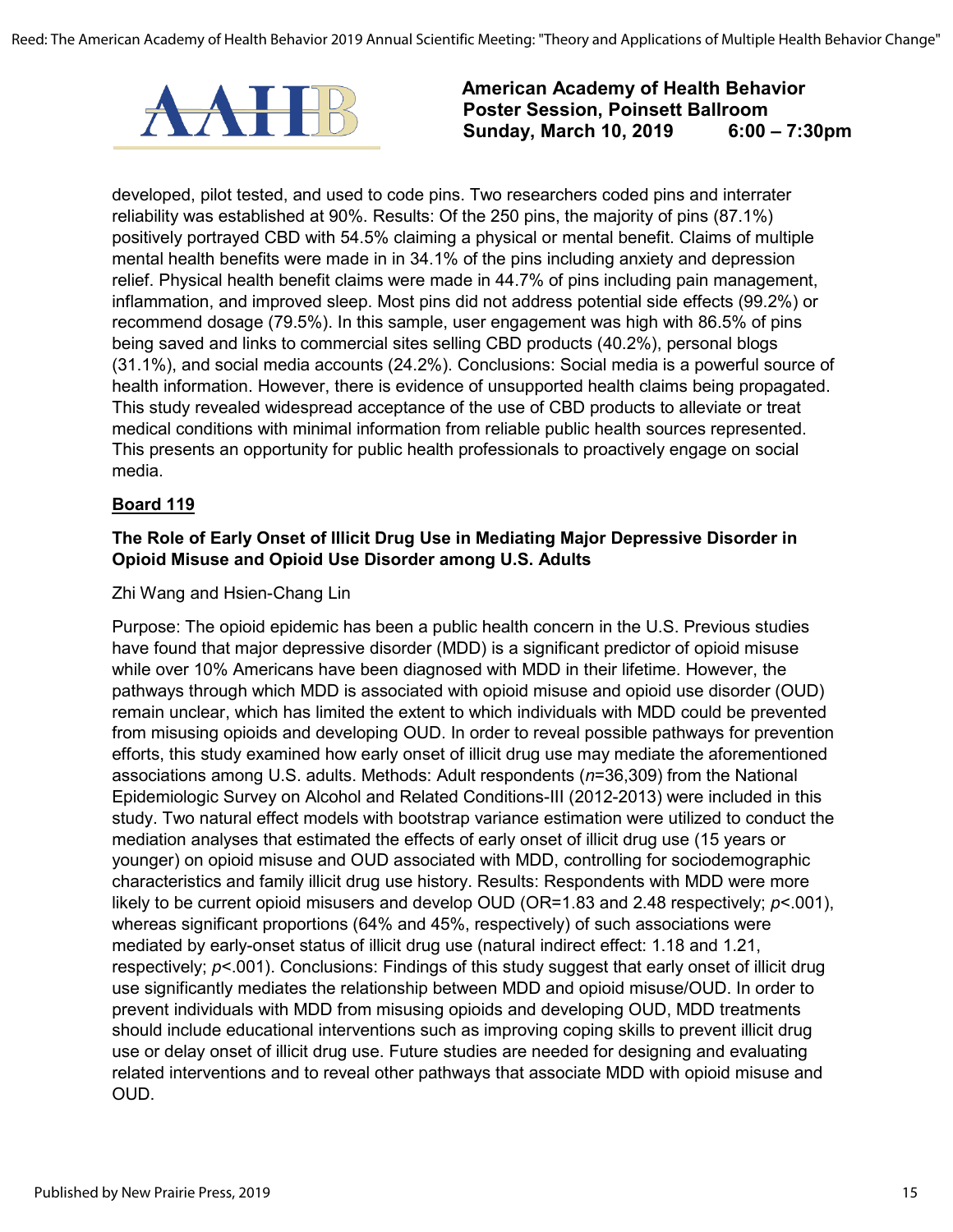developed, pilot tested, and used to code pins. Two researchers coded pins and interrater reliability was established at 90%. Results: Of the 250 pins, the majority of pins (87.1%) positively portrayed CBD with 54.5% claiming a physical or mental benefit. Claims of multiple mental health benefits were made in in 34.1% of the pins including anxiety and depression relief. Physical health benefit claims were made in 44.7% of pins including pain management, inflammation, and improved sleep. Most pins did not address potential side effects (99.2%) or recommend dosage (79.5%). In this sample, user engagement was high with 86.5% of pins being saved and links to commercial sites selling CBD products (40.2%), personal blogs (31.1%), and social media accounts (24.2%). Conclusions: Social media is a powerful source of health information. However, there is evidence of unsupported health claims being propagated. This study revealed widespread acceptance of the use of CBD products to alleviate or treat medical conditions with minimal information from reliable public health sources represented. This presents an opportunity for public health professionals to proactively engage on social media.

## Board 119

### The Role of Early Onset of Illicit Drug Use in Mediating Major Depressive Disorder in Opioid Misuse and Opioid Use Disorder among U.S. Adults

Zhi Wang and Hsien-Chang Lin

Purpose: The opioid epidemic has been a public health concern in the U.S. Previous studies have found that major depressive disorder (MDD) is a significant predictor of opioid misuse while over 10% Americans have been diagnosed with MDD in their lifetime. However, the pathways through which MDD is associated with opioid misuse and opioid use disorder (OUD) remain unclear, which has limited the extent to which individuals with MDD could be prevented from misusing opioids and developing OUD. In order to reveal possible pathways for prevention efforts, this study examined how early onset of illicit drug use may mediate the aforementioned associations among U.S. adults. Methods: Adult respondents ($n$=36,309) from the National Epidemiologic Survey on Alcohol and Related Conditions-III (2012-2013) were included in this study. Two natural effect models with bootstrap variance estimation were utilized to conduct the mediation analyses that estimated the effects of early onset of illicit drug use (15 years or younger) on opioid misuse and OUD associated with MDD, controlling for sociodemographic characteristics and family illicit drug use history. Results: Respondents with MDD were more likely to be current opioid misusers and develop OUD (OR=1.83 and 2.48 respectively; $p$<.001), whereas significant proportions (64% and 45%, respectively) of such associations were mediated by early-onset status of illicit drug use (natural indirect effect: 1.18 and 1.21, respectively; $p$<.001). Conclusions: Findings of this study suggest that early onset of illicit drug use significantly mediates the relationship between MDD and opioid misuse/OUD. In order to prevent individuals with MDD from misusing opioids and developing OUD, MDD treatments should include educational interventions such as improving coping skills to prevent illicit drug use or delay onset of illicit drug use. Future studies are needed for designing and evaluating related interventions and to reveal other pathways that associate MDD with opioid misuse and OUD.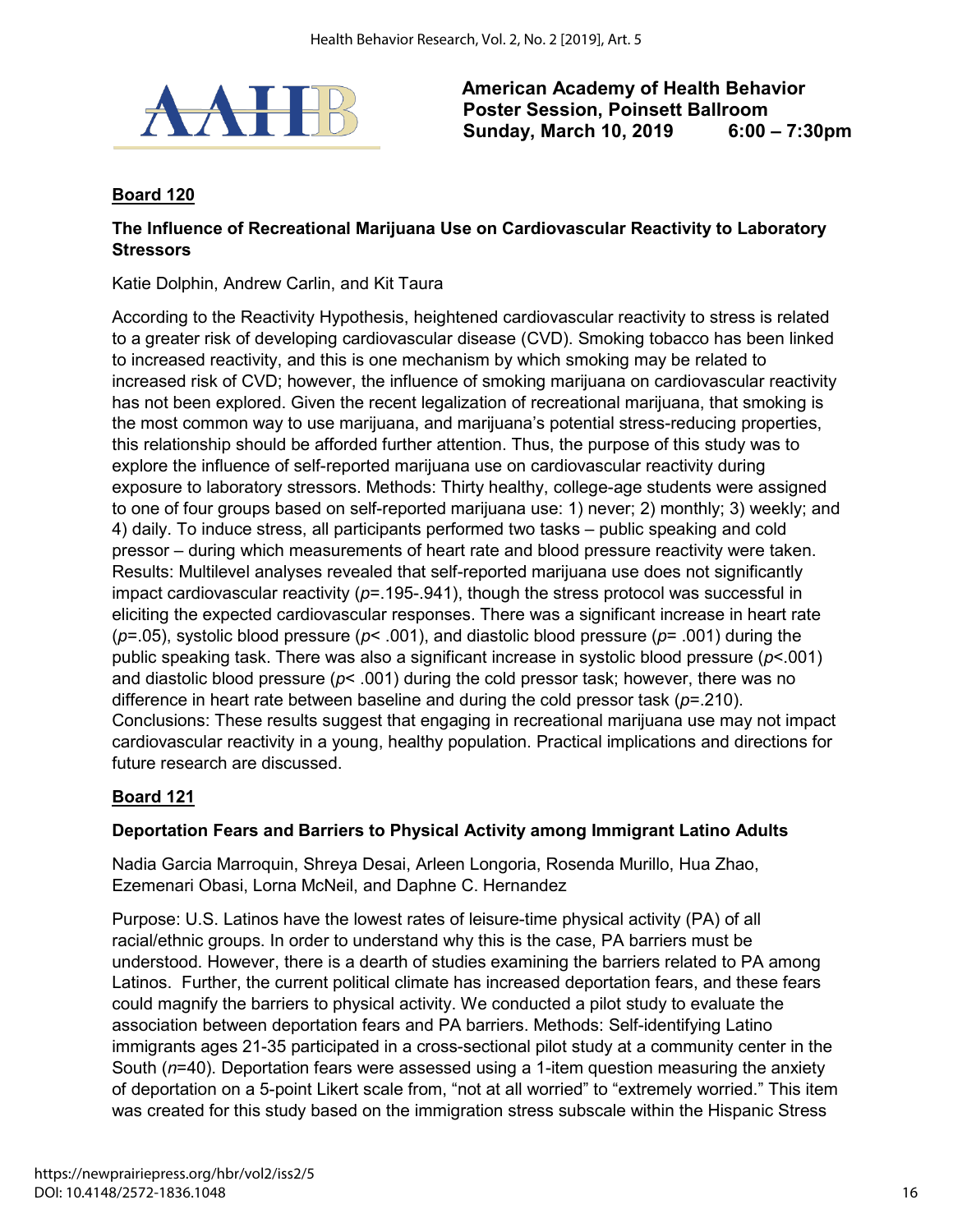**American Academy of Health Behavior**
**Poster Session, Poinsett Ballroom**
**Sunday, March 10, 2019 6:00 – 7:30pm**

## Board 120

### The Influence of Recreational Marijuana Use on Cardiovascular Reactivity to Laboratory Stressors

Katie Dolphin, Andrew Carlin, and Kit Taura

According to the Reactivity Hypothesis, heightened cardiovascular reactivity to stress is related to a greater risk of developing cardiovascular disease (CVD). Smoking tobacco has been linked to increased reactivity, and this is one mechanism by which smoking may be related to increased risk of CVD; however, the influence of smoking marijuana on cardiovascular reactivity has not been explored. Given the recent legalization of recreational marijuana, that smoking is the most common way to use marijuana, and marijuana's potential stress-reducing properties, this relationship should be afforded further attention. Thus, the purpose of this study was to explore the influence of self-reported marijuana use on cardiovascular reactivity during exposure to laboratory stressors. Methods: Thirty healthy, college-age students were assigned to one of four groups based on self-reported marijuana use: 1) never; 2) monthly; 3) weekly; and 4) daily. To induce stress, all participants performed two tasks – public speaking and cold pressor – during which measurements of heart rate and blood pressure reactivity were taken. Results: Multilevel analyses revealed that self-reported marijuana use does not significantly impact cardiovascular reactivity ($p$=.195-.941), though the stress protocol was successful in eliciting the expected cardiovascular responses. There was a significant increase in heart rate ($p$=.05), systolic blood pressure ($p$< .001), and diastolic blood pressure ($p$= .001) during the public speaking task. There was also a significant increase in systolic blood pressure ($p$<.001) and diastolic blood pressure ($p$< .001) during the cold pressor task; however, there was no difference in heart rate between baseline and during the cold pressor task ($p$=.210). Conclusions: These results suggest that engaging in recreational marijuana use may not impact cardiovascular reactivity in a young, healthy population. Practical implications and directions for future research are discussed.

## Board 121

### Deportation Fears and Barriers to Physical Activity among Immigrant Latino Adults

Nadia Garcia Marroquin, Shreya Desai, Arleen Longoria, Rosenda Murillo, Hua Zhao, Ezemenari Obasi, Lorna McNeil, and Daphne C. Hernandez

Purpose: U.S. Latinos have the lowest rates of leisure-time physical activity (PA) of all racial/ethnic groups. In order to understand why this is the case, PA barriers must be understood. However, there is a dearth of studies examining the barriers related to PA among Latinos. Further, the current political climate has increased deportation fears, and these fears could magnify the barriers to physical activity. We conducted a pilot study to evaluate the association between deportation fears and PA barriers. Methods: Self-identifying Latino immigrants ages 21-35 participated in a cross-sectional pilot study at a community center in the South ($n$=40). Deportation fears were assessed using a 1-item question measuring the anxiety of deportation on a 5-point Likert scale from, "not at all worried" to "extremely worried." This item was created for this study based on the immigration stress subscale within the Hispanic Stress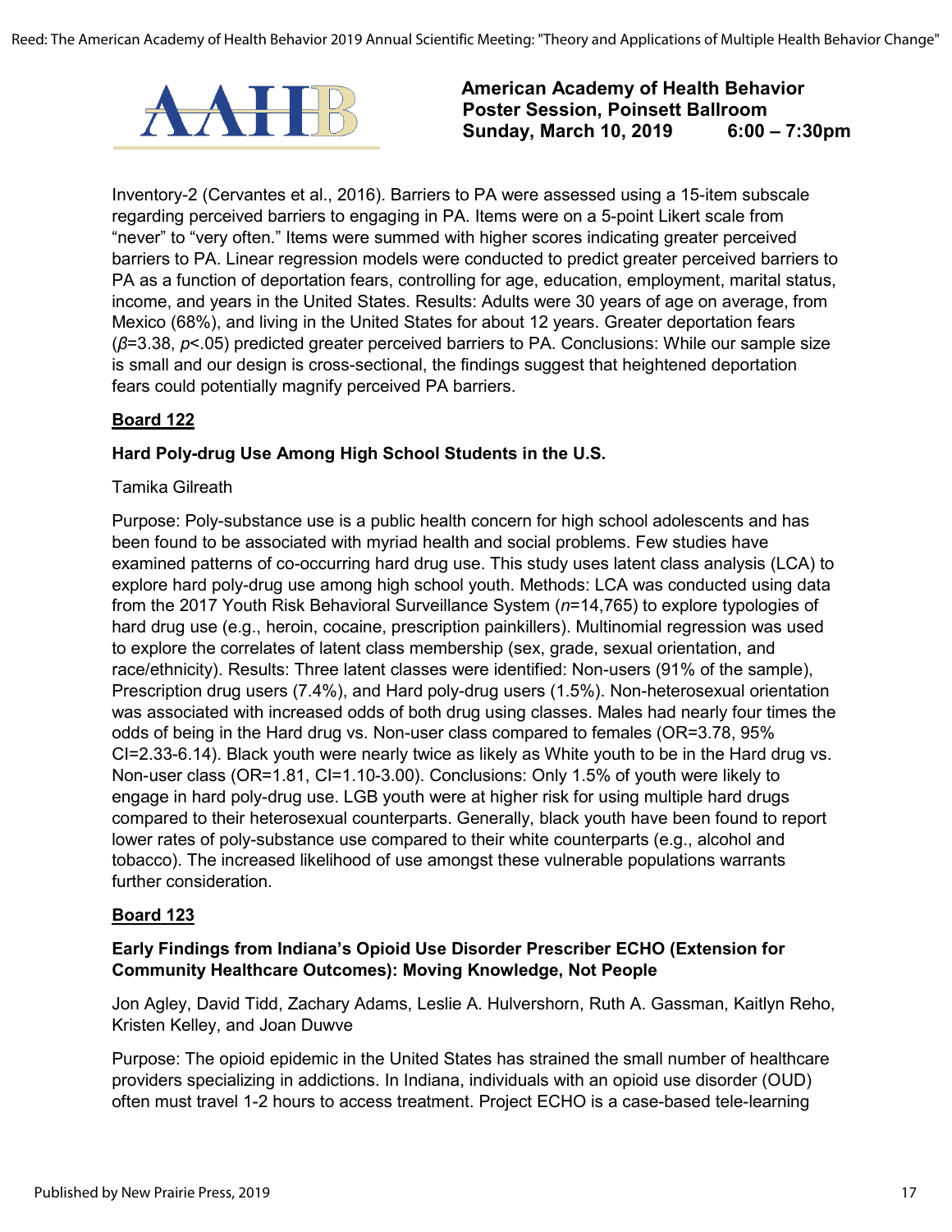Inventory-2 (Cervantes et al., 2016). Barriers to PA were assessed using a 15-item subscale regarding perceived barriers to engaging in PA. Items were on a 5-point Likert scale from "never" to "very often." Items were summed with higher scores indicating greater perceived barriers to PA. Linear regression models were conducted to predict greater perceived barriers to PA as a function of deportation fears, controlling for age, education, employment, marital status, income, and years in the United States. Results: Adults were 30 years of age on average, from Mexico (68%), and living in the United States for about 12 years. Greater deportation fears ($\beta$=3.38, $p$<.05) predicted greater perceived barriers to PA. Conclusions: While our sample size is small and our design is cross-sectional, the findings suggest that heightened deportation fears could potentially magnify perceived PA barriers.

**Board 122**

### Hard Poly-drug Use Among High School Students in the U.S.

Tamika Gilreath

Purpose: Poly-substance use is a public health concern for high school adolescents and has been found to be associated with myriad health and social problems. Few studies have examined patterns of co-occurring hard drug use. This study uses latent class analysis (LCA) to explore hard poly-drug use among high school youth. Methods: LCA was conducted using data from the 2017 Youth Risk Behavioral Surveillance System ($n$=14,765) to explore typologies of hard drug use (e.g., heroin, cocaine, prescription painkillers). Multinomial regression was used to explore the correlates of latent class membership (sex, grade, sexual orientation, and race/ethnicity). Results: Three latent classes were identified: Non-users (91% of the sample), Prescription drug users (7.4%), and Hard poly-drug users (1.5%). Non-heterosexual orientation was associated with increased odds of both drug using classes. Males had nearly four times the odds of being in the Hard drug vs. Non-user class compared to females (OR=3.78, 95% CI=2.33-6.14). Black youth were nearly twice as likely as White youth to be in the Hard drug vs. Non-user class (OR=1.81, CI=1.10-3.00). Conclusions: Only 1.5% of youth were likely to engage in hard poly-drug use. LGB youth were at higher risk for using multiple hard drugs compared to their heterosexual counterparts. Generally, black youth have been found to report lower rates of poly-substance use compared to their white counterparts (e.g., alcohol and tobacco). The increased likelihood of use amongst these vulnerable populations warrants further consideration.

**Board 123**

### Early Findings from Indiana's Opioid Use Disorder Prescriber ECHO (Extension for Community Healthcare Outcomes): Moving Knowledge, Not People

Jon Agley, David Tidd, Zachary Adams, Leslie A. Hulvershorn, Ruth A. Gassman, Kaitlyn Reho, Kristen Kelley, and Joan Duwve

Purpose: The opioid epidemic in the United States has strained the small number of healthcare providers specializing in addictions. In Indiana, individuals with an opioid use disorder (OUD) often must travel 1-2 hours to access treatment. Project ECHO is a case-based tele-learning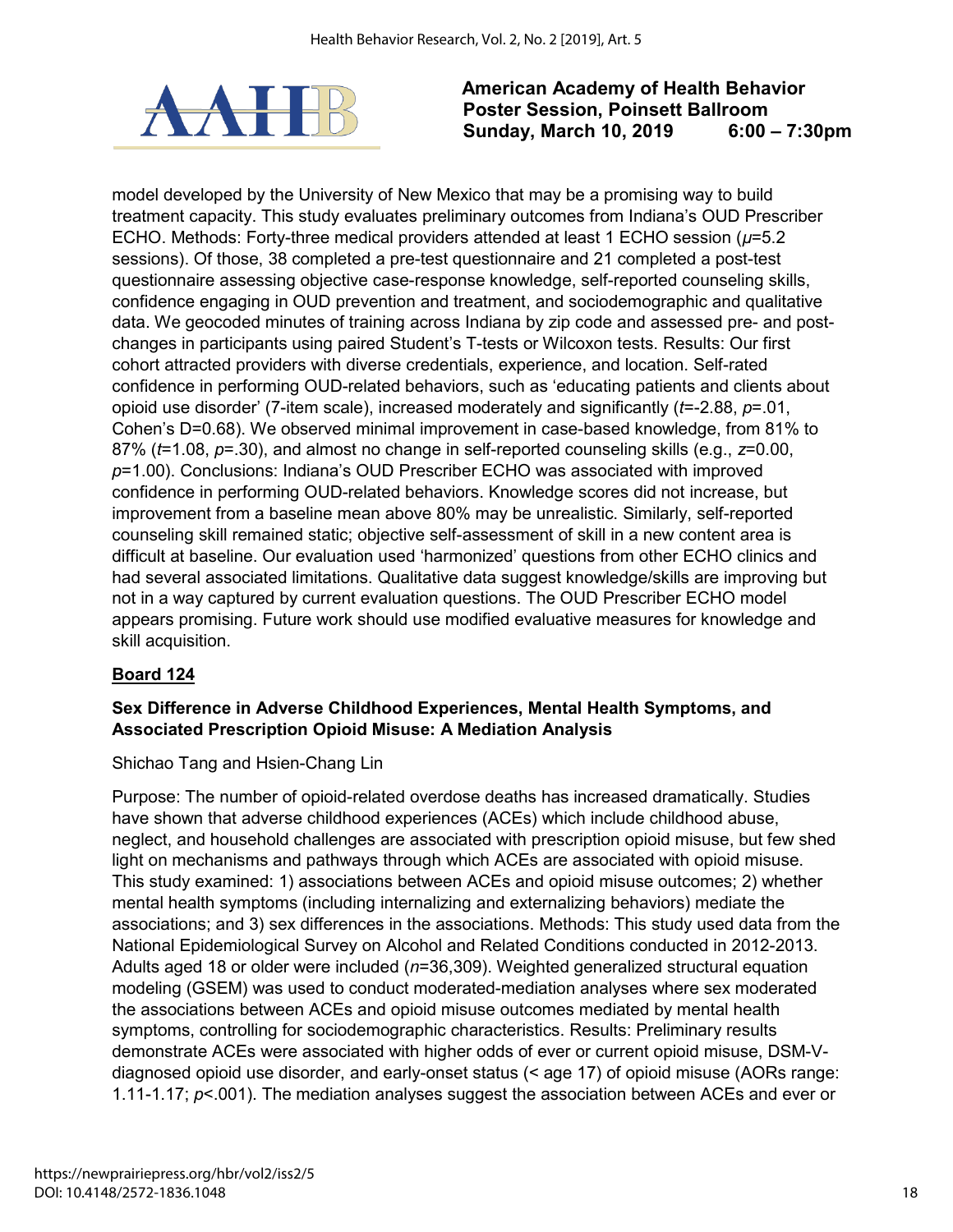model developed by the University of New Mexico that may be a promising way to build treatment capacity. This study evaluates preliminary outcomes from Indiana's OUD Prescriber ECHO. Methods: Forty-three medical providers attended at least 1 ECHO session ($\mu$=5.2 sessions). Of those, 38 completed a pre-test questionnaire and 21 completed a post-test questionnaire assessing objective case-response knowledge, self-reported counseling skills, confidence engaging in OUD prevention and treatment, and sociodemographic and qualitative data. We geocoded minutes of training across Indiana by zip code and assessed pre- and post-changes in participants using paired Student's T-tests or Wilcoxon tests. Results: Our first cohort attracted providers with diverse credentials, experience, and location. Self-rated confidence in performing OUD-related behaviors, such as 'educating patients and clients about opioid use disorder' (7-item scale), increased moderately and significantly ($t$=-2.88, $p$=.01, Cohen's D=0.68). We observed minimal improvement in case-based knowledge, from 81% to 87% ($t$=1.08, $p$=.30), and almost no change in self-reported counseling skills (e.g., $z$=0.00, $p$=1.00). Conclusions: Indiana's OUD Prescriber ECHO was associated with improved confidence in performing OUD-related behaviors. Knowledge scores did not increase, but improvement from a baseline mean above 80% may be unrealistic. Similarly, self-reported counseling skill remained static; objective self-assessment of skill in a new content area is difficult at baseline. Our evaluation used 'harmonized' questions from other ECHO clinics and had several associated limitations. Qualitative data suggest knowledge/skills are improving but not in a way captured by current evaluation questions. The OUD Prescriber ECHO model appears promising. Future work should use modified evaluative measures for knowledge and skill acquisition.

**Board 124**

### Sex Difference in Adverse Childhood Experiences, Mental Health Symptoms, and Associated Prescription Opioid Misuse: A Mediation Analysis

Shichao Tang and Hsien-Chang Lin

Purpose: The number of opioid-related overdose deaths has increased dramatically. Studies have shown that adverse childhood experiences (ACEs) which include childhood abuse, neglect, and household challenges are associated with prescription opioid misuse, but few shed light on mechanisms and pathways through which ACEs are associated with opioid misuse. This study examined: 1) associations between ACEs and opioid misuse outcomes; 2) whether mental health symptoms (including internalizing and externalizing behaviors) mediate the associations; and 3) sex differences in the associations. Methods: This study used data from the National Epidemiological Survey on Alcohol and Related Conditions conducted in 2012-2013. Adults aged 18 or older were included ($n$=36,309). Weighted generalized structural equation modeling (GSEM) was used to conduct moderated-mediation analyses where sex moderated the associations between ACEs and opioid misuse outcomes mediated by mental health symptoms, controlling for sociodemographic characteristics. Results: Preliminary results demonstrate ACEs were associated with higher odds of ever or current opioid misuse, DSM-V-diagnosed opioid use disorder, and early-onset status (< age 17) of opioid misuse (AORs range: 1.11-1.17; $p$<.001). The mediation analyses suggest the association between ACEs and ever or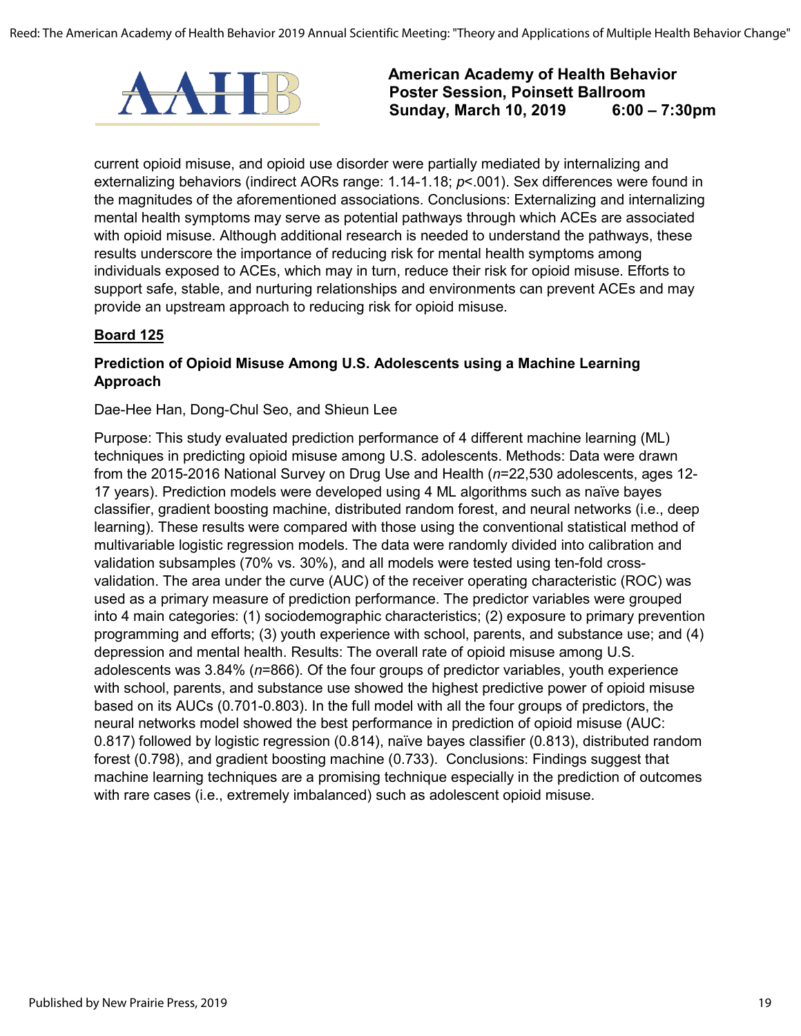current opioid misuse, and opioid use disorder were partially mediated by internalizing and externalizing behaviors (indirect AORs range: 1.14-1.18; $p<.001$). Sex differences were found in the magnitudes of the aforementioned associations. Conclusions: Externalizing and internalizing mental health symptoms may serve as potential pathways through which ACEs are associated with opioid misuse. Although additional research is needed to understand the pathways, these results underscore the importance of reducing risk for mental health symptoms among individuals exposed to ACEs, which may in turn, reduce their risk for opioid misuse. Efforts to support safe, stable, and nurturing relationships and environments can prevent ACEs and may provide an upstream approach to reducing risk for opioid misuse.

**Board 125**

**Prediction of Opioid Misuse Among U.S. Adolescents using a Machine Learning Approach**

Dae-Hee Han, Dong-Chul Seo, and Shieun Lee

Purpose: This study evaluated prediction performance of 4 different machine learning (ML) techniques in predicting opioid misuse among U.S. adolescents. Methods: Data were drawn from the 2015-2016 National Survey on Drug Use and Health ($n$=22,530 adolescents, ages 12-17 years). Prediction models were developed using 4 ML algorithms such as naïve bayes classifier, gradient boosting machine, distributed random forest, and neural networks (i.e., deep learning). These results were compared with those using the conventional statistical method of multivariable logistic regression models. The data were randomly divided into calibration and validation subsamples (70% vs. 30%), and all models were tested using ten-fold cross-validation. The area under the curve (AUC) of the receiver operating characteristic (ROC) was used as a primary measure of prediction performance. The predictor variables were grouped into 4 main categories: (1) sociodemographic characteristics; (2) exposure to primary prevention programming and efforts; (3) youth experience with school, parents, and substance use; and (4) depression and mental health. Results: The overall rate of opioid misuse among U.S. adolescents was 3.84% ($n$=866). Of the four groups of predictor variables, youth experience with school, parents, and substance use showed the highest predictive power of opioid misuse based on its AUCs (0.701-0.803). In the full model with all the four groups of predictors, the neural networks model showed the best performance in prediction of opioid misuse (AUC: 0.817) followed by logistic regression (0.814), naïve bayes classifier (0.813), distributed random forest (0.798), and gradient boosting machine (0.733). Conclusions: Findings suggest that machine learning techniques are a promising technique especially in the prediction of outcomes with rare cases (i.e., extremely imbalanced) such as adolescent opioid misuse.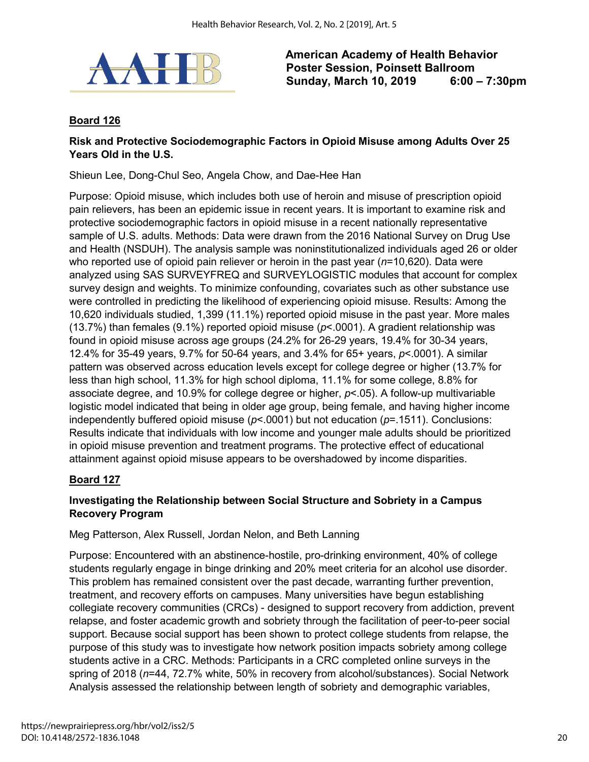**American Academy of Health Behavior**
**Poster Session, Poinsett Ballroom**
**Sunday, March 10, 2019 6:00 – 7:30pm**

**Board 126**

**Risk and Protective Sociodemographic Factors in Opioid Misuse among Adults Over 25 Years Old in the U.S.**

Shieun Lee, Dong-Chul Seo, Angela Chow, and Dae-Hee Han

Purpose: Opioid misuse, which includes both use of heroin and misuse of prescription opioid pain relievers, has been an epidemic issue in recent years. It is important to examine risk and protective sociodemographic factors in opioid misuse in a recent nationally representative sample of U.S. adults. Methods: Data were drawn from the 2016 National Survey on Drug Use and Health (NSDUH). The analysis sample was noninstitutionalized individuals aged 26 or older who reported use of opioid pain reliever or heroin in the past year ($n$=10,620). Data were analyzed using SAS SURVEYFREQ and SURVEYLOGISTIC modules that account for complex survey design and weights. To minimize confounding, covariates such as other substance use were controlled in predicting the likelihood of experiencing opioid misuse. Results: Among the 10,620 individuals studied, 1,399 (11.1%) reported opioid misuse in the past year. More males (13.7%) than females (9.1%) reported opioid misuse ($p$<.0001). A gradient relationship was found in opioid misuse across age groups (24.2% for 26-29 years, 19.4% for 30-34 years, 12.4% for 35-49 years, 9.7% for 50-64 years, and 3.4% for 65+ years, $p$<.0001). A similar pattern was observed across education levels except for college degree or higher (13.7% for less than high school, 11.3% for high school diploma, 11.1% for some college, 8.8% for associate degree, and 10.9% for college degree or higher, $p$<.05). A follow-up multivariable logistic model indicated that being in older age group, being female, and having higher income independently buffered opioid misuse ($p$<.0001) but not education ($p$=.1511). Conclusions: Results indicate that individuals with low income and younger male adults should be prioritized in opioid misuse prevention and treatment programs. The protective effect of educational attainment against opioid misuse appears to be overshadowed by income disparities.

**Board 127**

**Investigating the Relationship between Social Structure and Sobriety in a Campus Recovery Program**

Meg Patterson, Alex Russell, Jordan Nelon, and Beth Lanning

Purpose: Encountered with an abstinence-hostile, pro-drinking environment, 40% of college students regularly engage in binge drinking and 20% meet criteria for an alcohol use disorder. This problem has remained consistent over the past decade, warranting further prevention, treatment, and recovery efforts on campuses. Many universities have begun establishing collegiate recovery communities (CRCs) - designed to support recovery from addiction, prevent relapse, and foster academic growth and sobriety through the facilitation of peer-to-peer social support. Because social support has been shown to protect college students from relapse, the purpose of this study was to investigate how network position impacts sobriety among college students active in a CRC. Methods: Participants in a CRC completed online surveys in the spring of 2018 ($n$=44, 72.7% white, 50% in recovery from alcohol/substances). Social Network Analysis assessed the relationship between length of sobriety and demographic variables,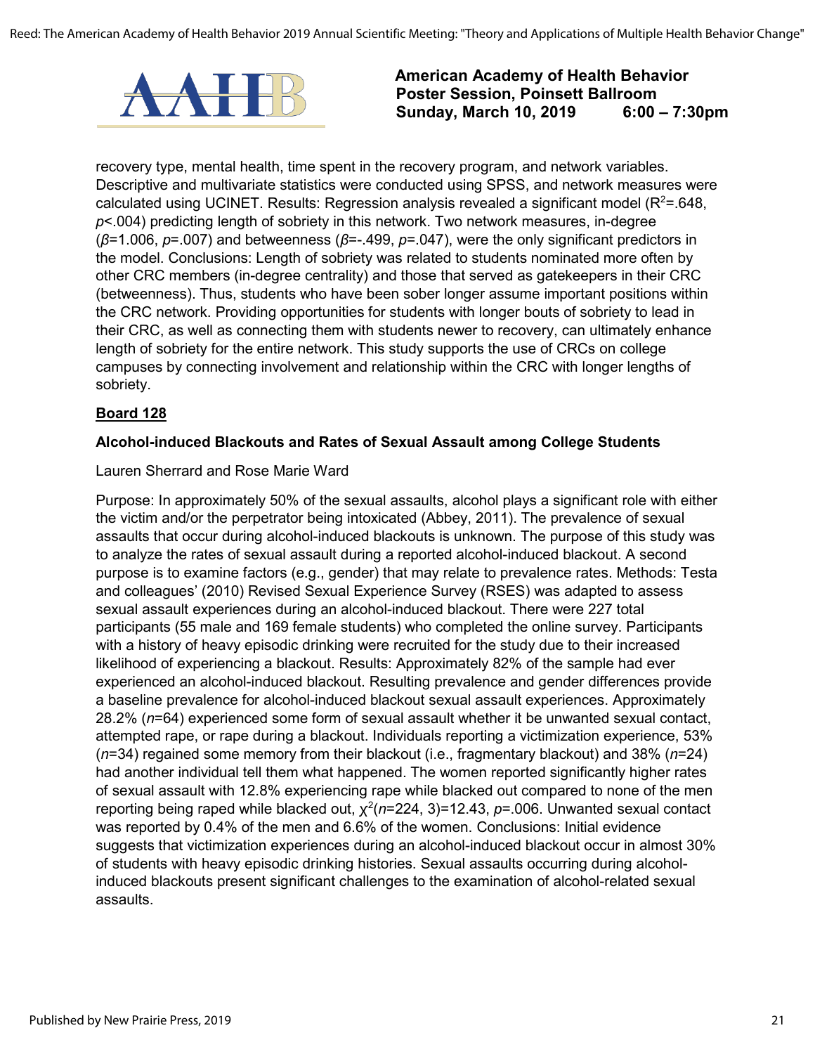recovery type, mental health, time spent in the recovery program, and network variables. Descriptive and multivariate statistics were conducted using SPSS, and network measures were calculated using UCINET. Results: Regression analysis revealed a significant model ($R^2$=.648, $p$<.004) predicting length of sobriety in this network. Two network measures, in-degree ($\beta$=1.006, $p$=.007) and betweenness ($\beta$=-.499, $p$=.047), were the only significant predictors in the model. Conclusions: Length of sobriety was related to students nominated more often by other CRC members (in-degree centrality) and those that served as gatekeepers in their CRC (betweenness). Thus, students who have been sober longer assume important positions within the CRC network. Providing opportunities for students with longer bouts of sobriety to lead in their CRC, as well as connecting them with students newer to recovery, can ultimately enhance length of sobriety for the entire network. This study supports the use of CRCs on college campuses by connecting involvement and relationship within the CRC with longer lengths of sobriety.

**Board 128**

### Alcohol-induced Blackouts and Rates of Sexual Assault among College Students

Lauren Sherrard and Rose Marie Ward

Purpose: In approximately 50% of the sexual assaults, alcohol plays a significant role with either the victim and/or the perpetrator being intoxicated (Abbey, 2011). The prevalence of sexual assaults that occur during alcohol-induced blackouts is unknown. The purpose of this study was to analyze the rates of sexual assault during a reported alcohol-induced blackout. A second purpose is to examine factors (e.g., gender) that may relate to prevalence rates. Methods: Testa and colleagues' (2010) Revised Sexual Experience Survey (RSES) was adapted to assess sexual assault experiences during an alcohol-induced blackout. There were 227 total participants (55 male and 169 female students) who completed the online survey. Participants with a history of heavy episodic drinking were recruited for the study due to their increased likelihood of experiencing a blackout. Results: Approximately 82% of the sample had ever experienced an alcohol-induced blackout. Resulting prevalence and gender differences provide a baseline prevalence for alcohol-induced blackout sexual assault experiences. Approximately 28.2% ($n$=64) experienced some form of sexual assault whether it be unwanted sexual contact, attempted rape, or rape during a blackout. Individuals reporting a victimization experience, 53% ($n$=34) regained some memory from their blackout (i.e., fragmentary blackout) and 38% ($n$=24) had another individual tell them what happened. The women reported significantly higher rates of sexual assault with 12.8% experiencing rape while blacked out compared to none of the men reporting being raped while blacked out, $\chi^2$($n$=224, 3)=12.43, $p$=.006. Unwanted sexual contact was reported by 0.4% of the men and 6.6% of the women. Conclusions: Initial evidence suggests that victimization experiences during an alcohol-induced blackout occur in almost 30% of students with heavy episodic drinking histories. Sexual assaults occurring during alcohol-induced blackouts present significant challenges to the examination of alcohol-related sexual assaults.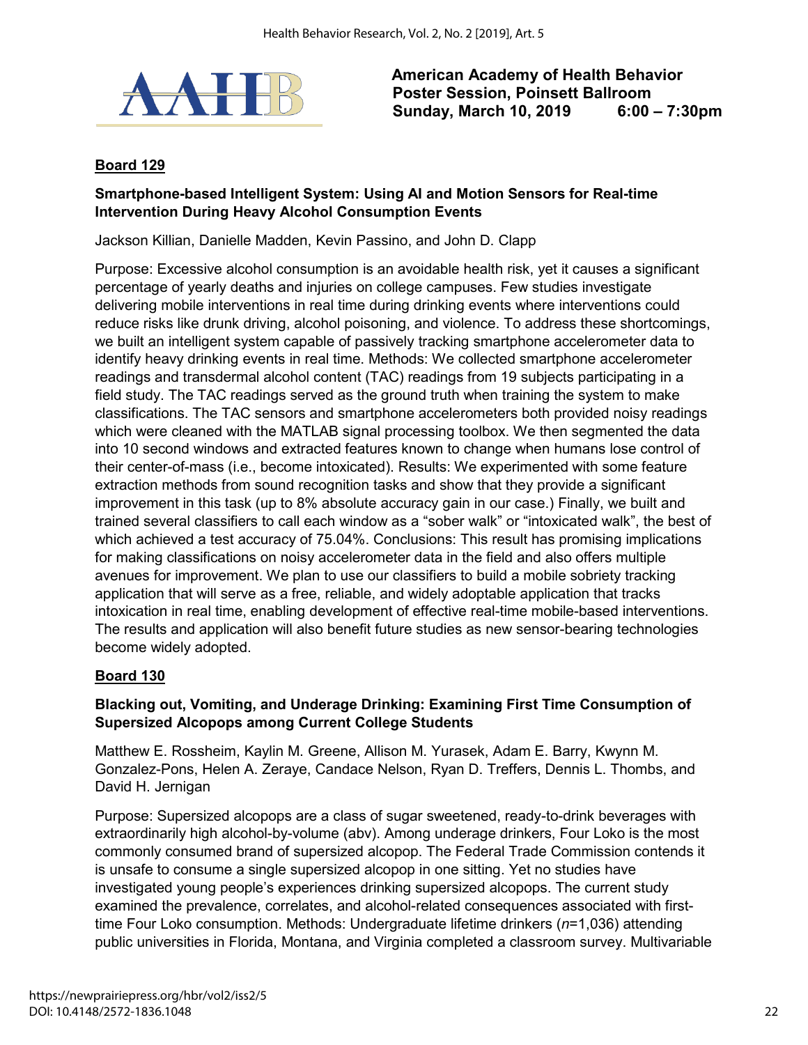**American Academy of Health Behavior**
**Poster Session, Poinsett Ballroom**
**Sunday, March 10, 2019 6:00 – 7:30pm**

## Board 129

### Smartphone-based Intelligent System: Using AI and Motion Sensors for Real-time Intervention During Heavy Alcohol Consumption Events

Jackson Killian, Danielle Madden, Kevin Passino, and John D. Clapp

Purpose: Excessive alcohol consumption is an avoidable health risk, yet it causes a significant percentage of yearly deaths and injuries on college campuses. Few studies investigate delivering mobile interventions in real time during drinking events where interventions could reduce risks like drunk driving, alcohol poisoning, and violence. To address these shortcomings, we built an intelligent system capable of passively tracking smartphone accelerometer data to identify heavy drinking events in real time. Methods: We collected smartphone accelerometer readings and transdermal alcohol content (TAC) readings from 19 subjects participating in a field study. The TAC readings served as the ground truth when training the system to make classifications. The TAC sensors and smartphone accelerometers both provided noisy readings which were cleaned with the MATLAB signal processing toolbox. We then segmented the data into 10 second windows and extracted features known to change when humans lose control of their center-of-mass (i.e., become intoxicated). Results: We experimented with some feature extraction methods from sound recognition tasks and show that they provide a significant improvement in this task (up to 8% absolute accuracy gain in our case.) Finally, we built and trained several classifiers to call each window as a "sober walk" or "intoxicated walk", the best of which achieved a test accuracy of 75.04%. Conclusions: This result has promising implications for making classifications on noisy accelerometer data in the field and also offers multiple avenues for improvement. We plan to use our classifiers to build a mobile sobriety tracking application that will serve as a free, reliable, and widely adoptable application that tracks intoxication in real time, enabling development of effective real-time mobile-based interventions. The results and application will also benefit future studies as new sensor-bearing technologies become widely adopted.

## Board 130

### Blacking out, Vomiting, and Underage Drinking: Examining First Time Consumption of Supersized Alcopops among Current College Students

Matthew E. Rossheim, Kaylin M. Greene, Allison M. Yurasek, Adam E. Barry, Kwynn M. Gonzalez-Pons, Helen A. Zeraye, Candace Nelson, Ryan D. Treffers, Dennis L. Thombs, and David H. Jernigan

Purpose: Supersized alcopops are a class of sugar sweetened, ready-to-drink beverages with extraordinarily high alcohol-by-volume (abv). Among underage drinkers, Four Loko is the most commonly consumed brand of supersized alcopop. The Federal Trade Commission contends it is unsafe to consume a single supersized alcopop in one sitting. Yet no studies have investigated young people's experiences drinking supersized alcopops. The current study examined the prevalence, correlates, and alcohol-related consequences associated with first-time Four Loko consumption. Methods: Undergraduate lifetime drinkers (*n*=1,036) attending public universities in Florida, Montana, and Virginia completed a classroom survey. Multivariable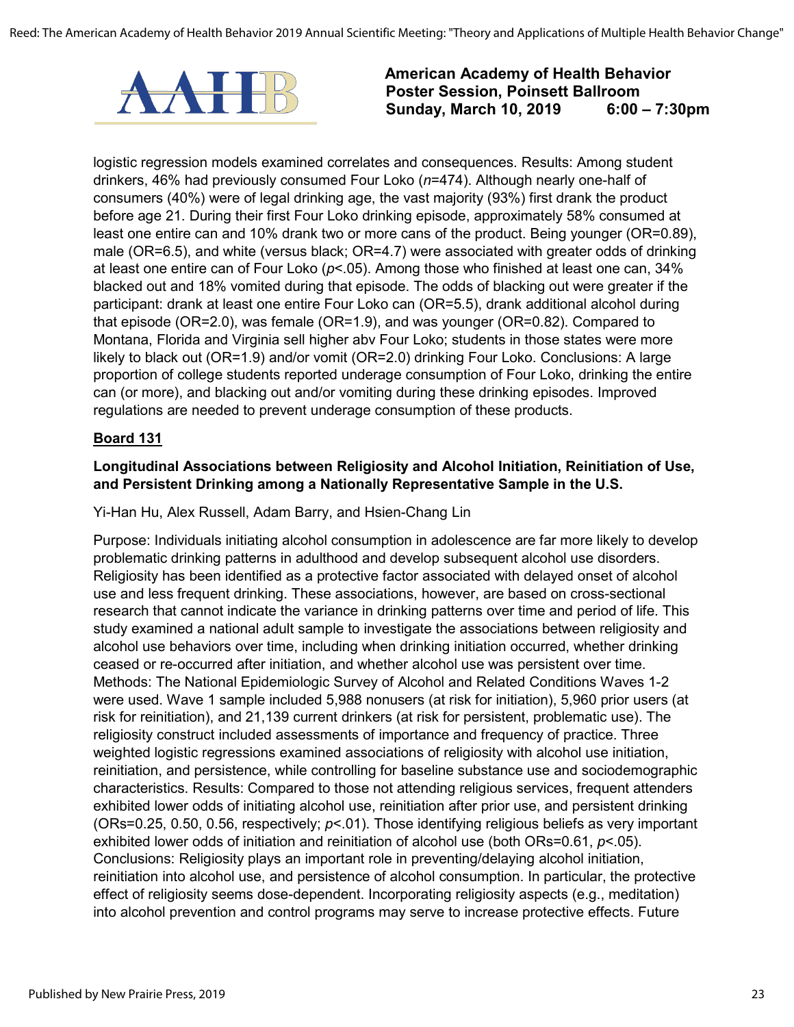logistic regression models examined correlates and consequences. Results: Among student drinkers, 46% had previously consumed Four Loko (*n*=474). Although nearly one-half of consumers (40%) were of legal drinking age, the vast majority (93%) first drank the product before age 21. During their first Four Loko drinking episode, approximately 58% consumed at least one entire can and 10% drank two or more cans of the product. Being younger (OR=0.89), male (OR=6.5), and white (versus black; OR=4.7) were associated with greater odds of drinking at least one entire can of Four Loko ($p<.05$). Among those who finished at least one can, 34% blacked out and 18% vomited during that episode. The odds of blacking out were greater if the participant: drank at least one entire Four Loko can (OR=5.5), drank additional alcohol during that episode (OR=2.0), was female (OR=1.9), and was younger (OR=0.82). Compared to Montana, Florida and Virginia sell higher abv Four Loko; students in those states were more likely to black out (OR=1.9) and/or vomit (OR=2.0) drinking Four Loko. Conclusions: A large proportion of college students reported underage consumption of Four Loko, drinking the entire can (or more), and blacking out and/or vomiting during these drinking episodes. Improved regulations are needed to prevent underage consumption of these products.

**Board 131**

**Longitudinal Associations between Religiosity and Alcohol Initiation, Reinitiation of Use, and Persistent Drinking among a Nationally Representative Sample in the U.S.**

Yi-Han Hu, Alex Russell, Adam Barry, and Hsien-Chang Lin

Purpose: Individuals initiating alcohol consumption in adolescence are far more likely to develop problematic drinking patterns in adulthood and develop subsequent alcohol use disorders. Religiosity has been identified as a protective factor associated with delayed onset of alcohol use and less frequent drinking. These associations, however, are based on cross-sectional research that cannot indicate the variance in drinking patterns over time and period of life. This study examined a national adult sample to investigate the associations between religiosity and alcohol use behaviors over time, including when drinking initiation occurred, whether drinking ceased or re-occurred after initiation, and whether alcohol use was persistent over time. Methods: The National Epidemiologic Survey of Alcohol and Related Conditions Waves 1-2 were used. Wave 1 sample included 5,988 nonusers (at risk for initiation), 5,960 prior users (at risk for reinitiation), and 21,139 current drinkers (at risk for persistent, problematic use). The religiosity construct included assessments of importance and frequency of practice. Three weighted logistic regressions examined associations of religiosity with alcohol use initiation, reinitiation, and persistence, while controlling for baseline substance use and sociodemographic characteristics. Results: Compared to those not attending religious services, frequent attenders exhibited lower odds of initiating alcohol use, reinitiation after prior use, and persistent drinking (ORs=0.25, 0.50, 0.56, respectively; $p<.01$). Those identifying religious beliefs as very important exhibited lower odds of initiation and reinitiation of alcohol use (both ORs=0.61, $p<.05$). Conclusions: Religiosity plays an important role in preventing/delaying alcohol initiation, reinitiation into alcohol use, and persistence of alcohol consumption. In particular, the protective effect of religiosity seems dose-dependent. Incorporating religiosity aspects (e.g., meditation) into alcohol prevention and control programs may serve to increase protective effects. Future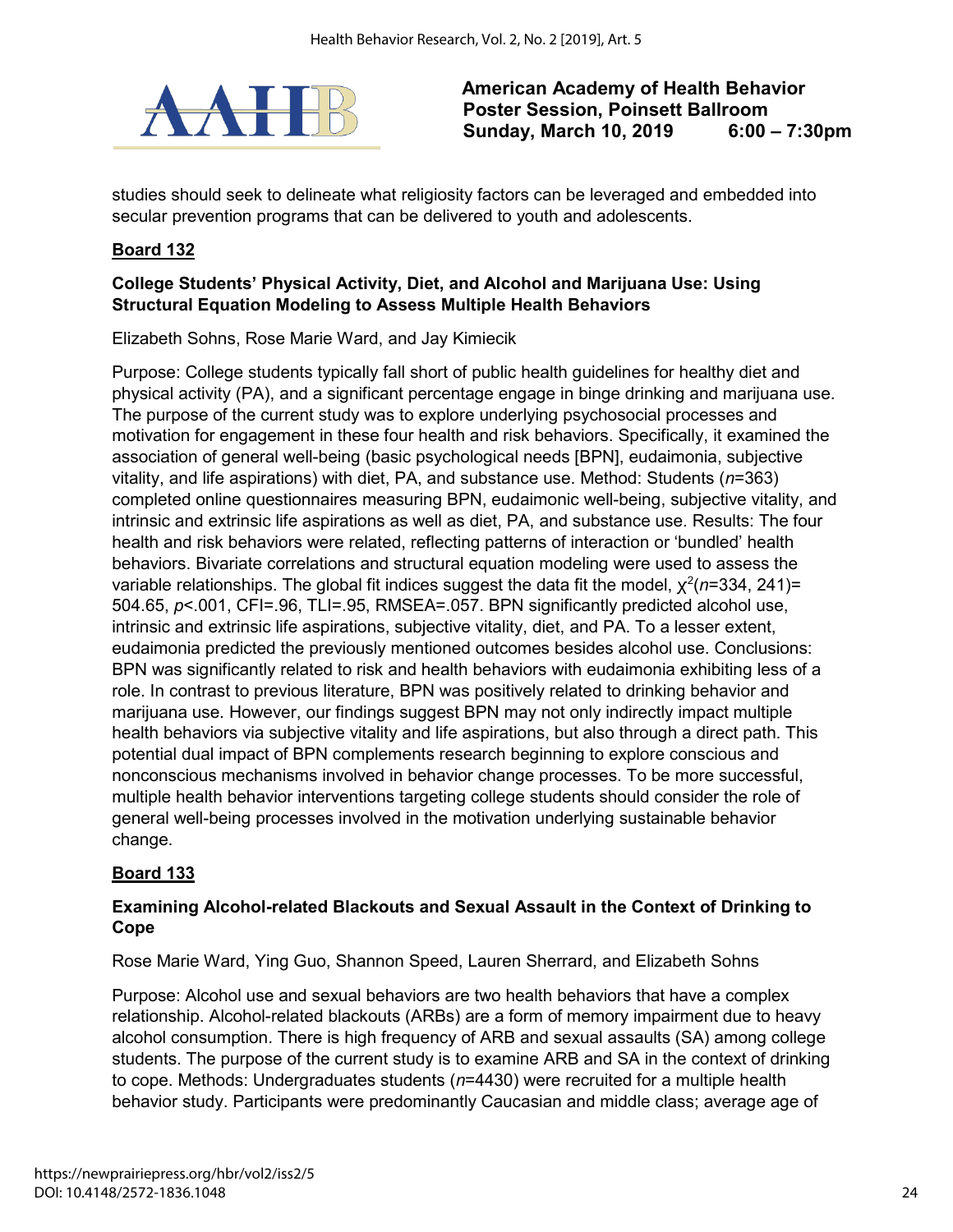studies should seek to delineate what religiosity factors can be leveraged and embedded into secular prevention programs that can be delivered to youth and adolescents.

## Board 132

### College Students' Physical Activity, Diet, and Alcohol and Marijuana Use: Using Structural Equation Modeling to Assess Multiple Health Behaviors

Elizabeth Sohns, Rose Marie Ward, and Jay Kimiecik

Purpose: College students typically fall short of public health guidelines for healthy diet and physical activity (PA), and a significant percentage engage in binge drinking and marijuana use. The purpose of the current study was to explore underlying psychosocial processes and motivation for engagement in these four health and risk behaviors. Specifically, it examined the association of general well-being (basic psychological needs [BPN], eudaimonia, subjective vitality, and life aspirations) with diet, PA, and substance use. Method: Students ($n$=363) completed online questionnaires measuring BPN, eudaimonic well-being, subjective vitality, and intrinsic and extrinsic life aspirations as well as diet, PA, and substance use. Results: The four health and risk behaviors were related, reflecting patterns of interaction or 'bundled' health behaviors. Bivariate correlations and structural equation modeling were used to assess the variable relationships. The global fit indices suggest the data fit the model, $\chi^2(n=334, 241)= 504.65$, $p<.001$, CFI=.96, TLI=.95, RMSEA=.057. BPN significantly predicted alcohol use, intrinsic and extrinsic life aspirations, subjective vitality, diet, and PA. To a lesser extent, eudaimonia predicted the previously mentioned outcomes besides alcohol use. Conclusions: BPN was significantly related to risk and health behaviors with eudaimonia exhibiting less of a role. In contrast to previous literature, BPN was positively related to drinking behavior and marijuana use. However, our findings suggest BPN may not only indirectly impact multiple health behaviors via subjective vitality and life aspirations, but also through a direct path. This potential dual impact of BPN complements research beginning to explore conscious and nonconscious mechanisms involved in behavior change processes. To be more successful, multiple health behavior interventions targeting college students should consider the role of general well-being processes involved in the motivation underlying sustainable behavior change.

## Board 133

### Examining Alcohol-related Blackouts and Sexual Assault in the Context of Drinking to Cope

Rose Marie Ward, Ying Guo, Shannon Speed, Lauren Sherrard, and Elizabeth Sohns

Purpose: Alcohol use and sexual behaviors are two health behaviors that have a complex relationship. Alcohol-related blackouts (ARBs) are a form of memory impairment due to heavy alcohol consumption. There is high frequency of ARB and sexual assaults (SA) among college students. The purpose of the current study is to examine ARB and SA in the context of drinking to cope. Methods: Undergraduates students ($n$=4430) were recruited for a multiple health behavior study. Participants were predominantly Caucasian and middle class; average age of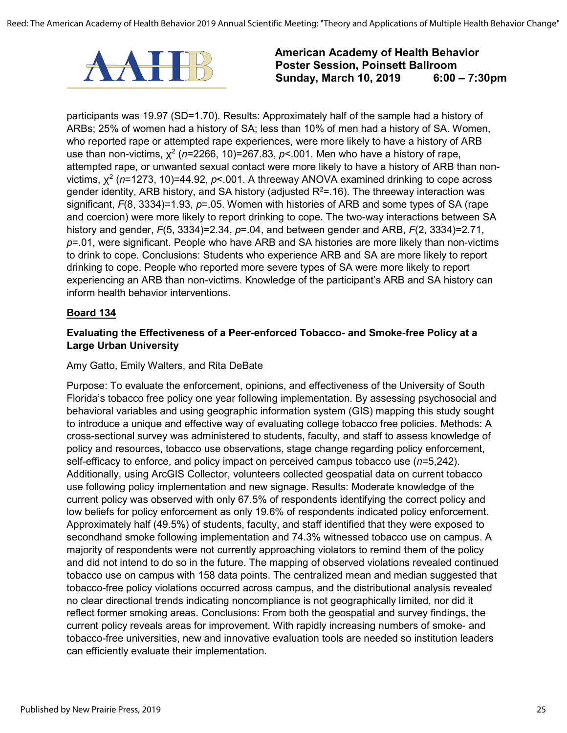participants was 19.97 (SD=1.70). Results: Approximately half of the sample had a history of ARBs; 25% of women had a history of SA; less than 10% of men had a history of SA. Women, who reported rape or attempted rape experiences, were more likely to have a history of ARB use than non-victims, $\chi^2$ (*n*=2266, 10)=267.83, *p*<.001. Men who have a history of rape, attempted rape, or unwanted sexual contact were more likely to have a history of ARB than non-victims, $\chi^2$ (*n*=1273, 10)=44.92, *p*<.001. A threeway ANOVA examined drinking to cope across gender identity, ARB history, and SA history (adjusted $R^2$=.16). The threeway interaction was significant, *F*(8, 3334)=1.93, *p*=.05. Women with histories of ARB and some types of SA (rape and coercion) were more likely to report drinking to cope. The two-way interactions between SA history and gender, *F*(5, 3334)=2.34, *p*=.04, and between gender and ARB, *F*(2, 3334)=2.71, *p*=.01, were significant. People who have ARB and SA histories are more likely than non-victims to drink to cope. Conclusions: Students who experience ARB and SA are more likely to report drinking to cope. People who reported more severe types of SA were more likely to report experiencing an ARB than non-victims. Knowledge of the participant's ARB and SA history can inform health behavior interventions.

## Board 134

### Evaluating the Effectiveness of a Peer-enforced Tobacco- and Smoke-free Policy at a Large Urban University

Amy Gatto, Emily Walters, and Rita DeBate

Purpose: To evaluate the enforcement, opinions, and effectiveness of the University of South Florida's tobacco free policy one year following implementation. By assessing psychosocial and behavioral variables and using geographic information system (GIS) mapping this study sought to introduce a unique and effective way of evaluating college tobacco free policies. Methods: A cross-sectional survey was administered to students, faculty, and staff to assess knowledge of policy and resources, tobacco use observations, stage change regarding policy enforcement, self-efficacy to enforce, and policy impact on perceived campus tobacco use (*n*=5,242). Additionally, using ArcGIS Collector, volunteers collected geospatial data on current tobacco use following policy implementation and new signage. Results: Moderate knowledge of the current policy was observed with only 67.5% of respondents identifying the correct policy and low beliefs for policy enforcement as only 19.6% of respondents indicated policy enforcement. Approximately half (49.5%) of students, faculty, and staff identified that they were exposed to secondhand smoke following implementation and 74.3% witnessed tobacco use on campus. A majority of respondents were not currently approaching violators to remind them of the policy and did not intend to do so in the future. The mapping of observed violations revealed continued tobacco use on campus with 158 data points. The centralized mean and median suggested that tobacco-free policy violations occurred across campus, and the distributional analysis revealed no clear directional trends indicating noncompliance is not geographically limited, nor did it reflect former smoking areas. Conclusions: From both the geospatial and survey findings, the current policy reveals areas for improvement. With rapidly increasing numbers of smoke- and tobacco-free universities, new and innovative evaluation tools are needed so institution leaders can efficiently evaluate their implementation.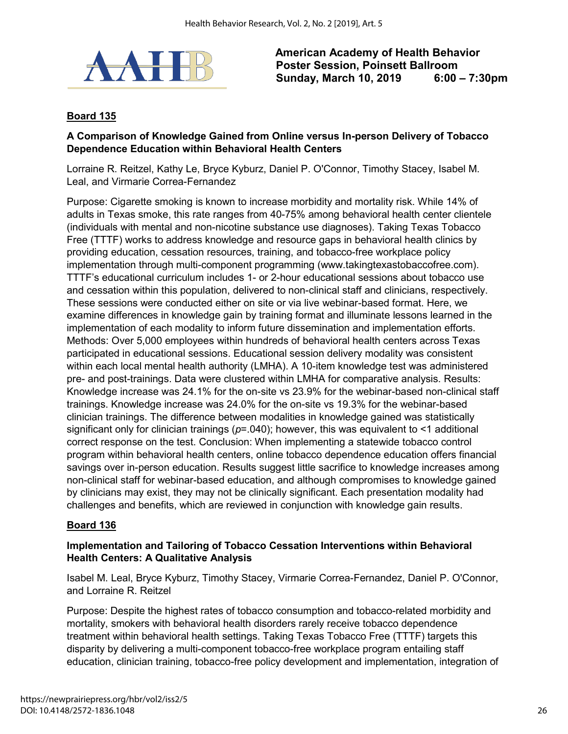**American Academy of Health Behavior**
**Poster Session, Poinsett Ballroom**
**Sunday, March 10, 2019 6:00 – 7:30pm**

## Board 135

### A Comparison of Knowledge Gained from Online versus In-person Delivery of Tobacco Dependence Education within Behavioral Health Centers

Lorraine R. Reitzel, Kathy Le, Bryce Kyburz, Daniel P. O'Connor, Timothy Stacey, Isabel M. Leal, and Virmarie Correa-Fernandez

Purpose: Cigarette smoking is known to increase morbidity and mortality risk. While 14% of adults in Texas smoke, this rate ranges from 40-75% among behavioral health center clientele (individuals with mental and non-nicotine substance use diagnoses). Taking Texas Tobacco Free (TTTF) works to address knowledge and resource gaps in behavioral health clinics by providing education, cessation resources, training, and tobacco-free workplace policy implementation through multi-component programming (www.takingtexastobaccofree.com). TTTF's educational curriculum includes 1- or 2-hour educational sessions about tobacco use and cessation within this population, delivered to non-clinical staff and clinicians, respectively. These sessions were conducted either on site or via live webinar-based format. Here, we examine differences in knowledge gain by training format and illuminate lessons learned in the implementation of each modality to inform future dissemination and implementation efforts. Methods: Over 5,000 employees within hundreds of behavioral health centers across Texas participated in educational sessions. Educational session delivery modality was consistent within each local mental health authority (LMHA). A 10-item knowledge test was administered pre- and post-trainings. Data were clustered within LMHA for comparative analysis. Results: Knowledge increase was 24.1% for the on-site vs 23.9% for the webinar-based non-clinical staff trainings. Knowledge increase was 24.0% for the on-site vs 19.3% for the webinar-based clinician trainings. The difference between modalities in knowledge gained was statistically significant only for clinician trainings ($p$=.040); however, this was equivalent to <1 additional correct response on the test. Conclusion: When implementing a statewide tobacco control program within behavioral health centers, online tobacco dependence education offers financial savings over in-person education. Results suggest little sacrifice to knowledge increases among non-clinical staff for webinar-based education, and although compromises to knowledge gained by clinicians may exist, they may not be clinically significant. Each presentation modality had challenges and benefits, which are reviewed in conjunction with knowledge gain results.

## Board 136

### Implementation and Tailoring of Tobacco Cessation Interventions within Behavioral Health Centers: A Qualitative Analysis

Isabel M. Leal, Bryce Kyburz, Timothy Stacey, Virmarie Correa-Fernandez, Daniel P. O'Connor, and Lorraine R. Reitzel

Purpose: Despite the highest rates of tobacco consumption and tobacco-related morbidity and mortality, smokers with behavioral health disorders rarely receive tobacco dependence treatment within behavioral health settings. Taking Texas Tobacco Free (TTTF) targets this disparity by delivering a multi-component tobacco-free workplace program entailing staff education, clinician training, tobacco-free policy development and implementation, integration of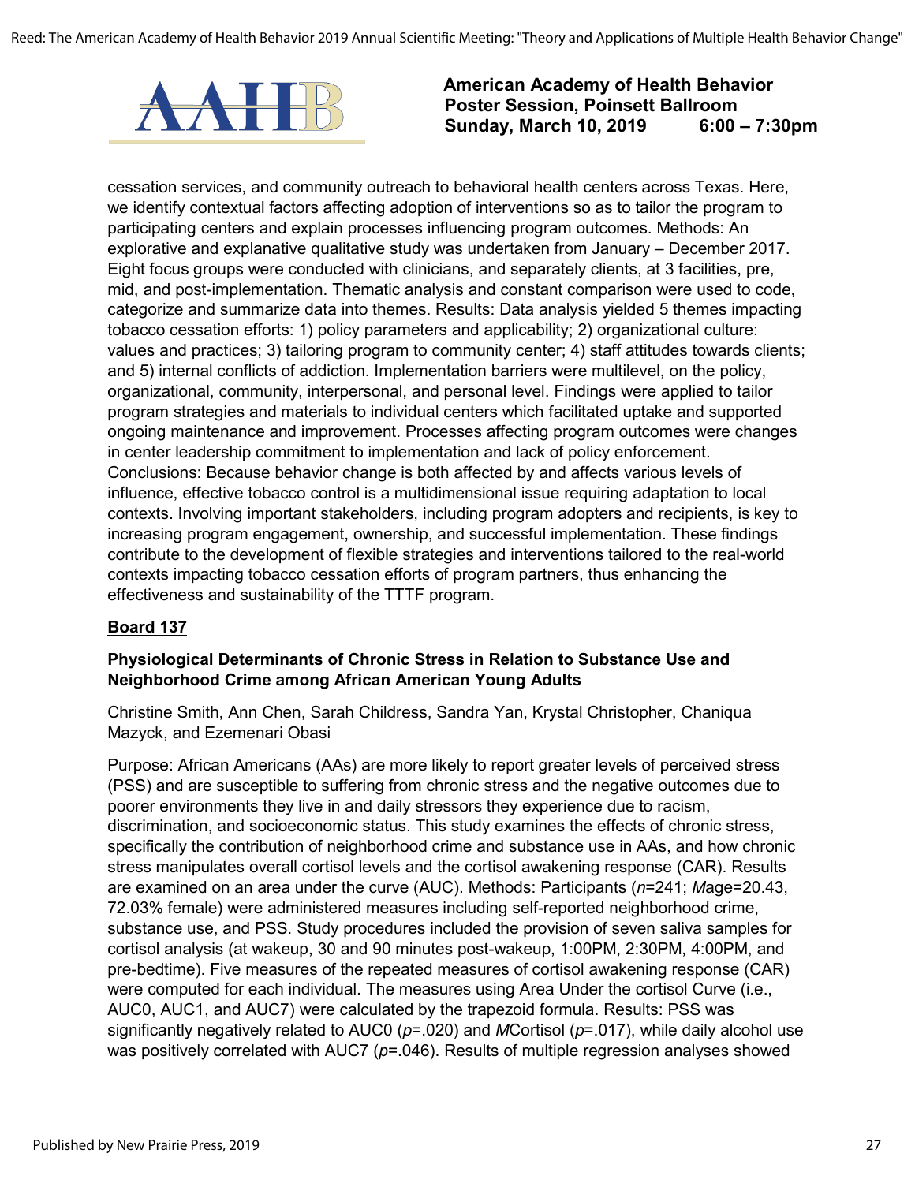cessation services, and community outreach to behavioral health centers across Texas. Here, we identify contextual factors affecting adoption of interventions so as to tailor the program to participating centers and explain processes influencing program outcomes. Methods: An explorative and explanative qualitative study was undertaken from January – December 2017. Eight focus groups were conducted with clinicians, and separately clients, at 3 facilities, pre, mid, and post-implementation. Thematic analysis and constant comparison were used to code, categorize and summarize data into themes. Results: Data analysis yielded 5 themes impacting tobacco cessation efforts: 1) policy parameters and applicability; 2) organizational culture: values and practices; 3) tailoring program to community center; 4) staff attitudes towards clients; and 5) internal conflicts of addiction. Implementation barriers were multilevel, on the policy, organizational, community, interpersonal, and personal level. Findings were applied to tailor program strategies and materials to individual centers which facilitated uptake and supported ongoing maintenance and improvement. Processes affecting program outcomes were changes in center leadership commitment to implementation and lack of policy enforcement. Conclusions: Because behavior change is both affected by and affects various levels of influence, effective tobacco control is a multidimensional issue requiring adaptation to local contexts. Involving important stakeholders, including program adopters and recipients, is key to increasing program engagement, ownership, and successful implementation. These findings contribute to the development of flexible strategies and interventions tailored to the real-world contexts impacting tobacco cessation efforts of program partners, thus enhancing the effectiveness and sustainability of the TTTF program.

**Board 137**

### Physiological Determinants of Chronic Stress in Relation to Substance Use and Neighborhood Crime among African American Young Adults

Christine Smith, Ann Chen, Sarah Childress, Sandra Yan, Krystal Christopher, Chaniqua Mazyck, and Ezemenari Obasi

Purpose: African Americans (AAs) are more likely to report greater levels of perceived stress (PSS) and are susceptible to suffering from chronic stress and the negative outcomes due to poorer environments they live in and daily stressors they experience due to racism, discrimination, and socioeconomic status. This study examines the effects of chronic stress, specifically the contribution of neighborhood crime and substance use in AAs, and how chronic stress manipulates overall cortisol levels and the cortisol awakening response (CAR). Results are examined on an area under the curve (AUC). Methods: Participants ($n$=241; *M*age=20.43, 72.03% female) were administered measures including self-reported neighborhood crime, substance use, and PSS. Study procedures included the provision of seven saliva samples for cortisol analysis (at wakeup, 30 and 90 minutes post-wakeup, 1:00PM, 2:30PM, 4:00PM, and pre-bedtime). Five measures of the repeated measures of cortisol awakening response (CAR) were computed for each individual. The measures using Area Under the cortisol Curve (i.e., AUC0, AUC1, and AUC7) were calculated by the trapezoid formula. Results: PSS was significantly negatively related to AUC0 ($p$=.020) and *M*Cortisol ($p$=.017), while daily alcohol use was positively correlated with AUC7 ($p$=.046). Results of multiple regression analyses showed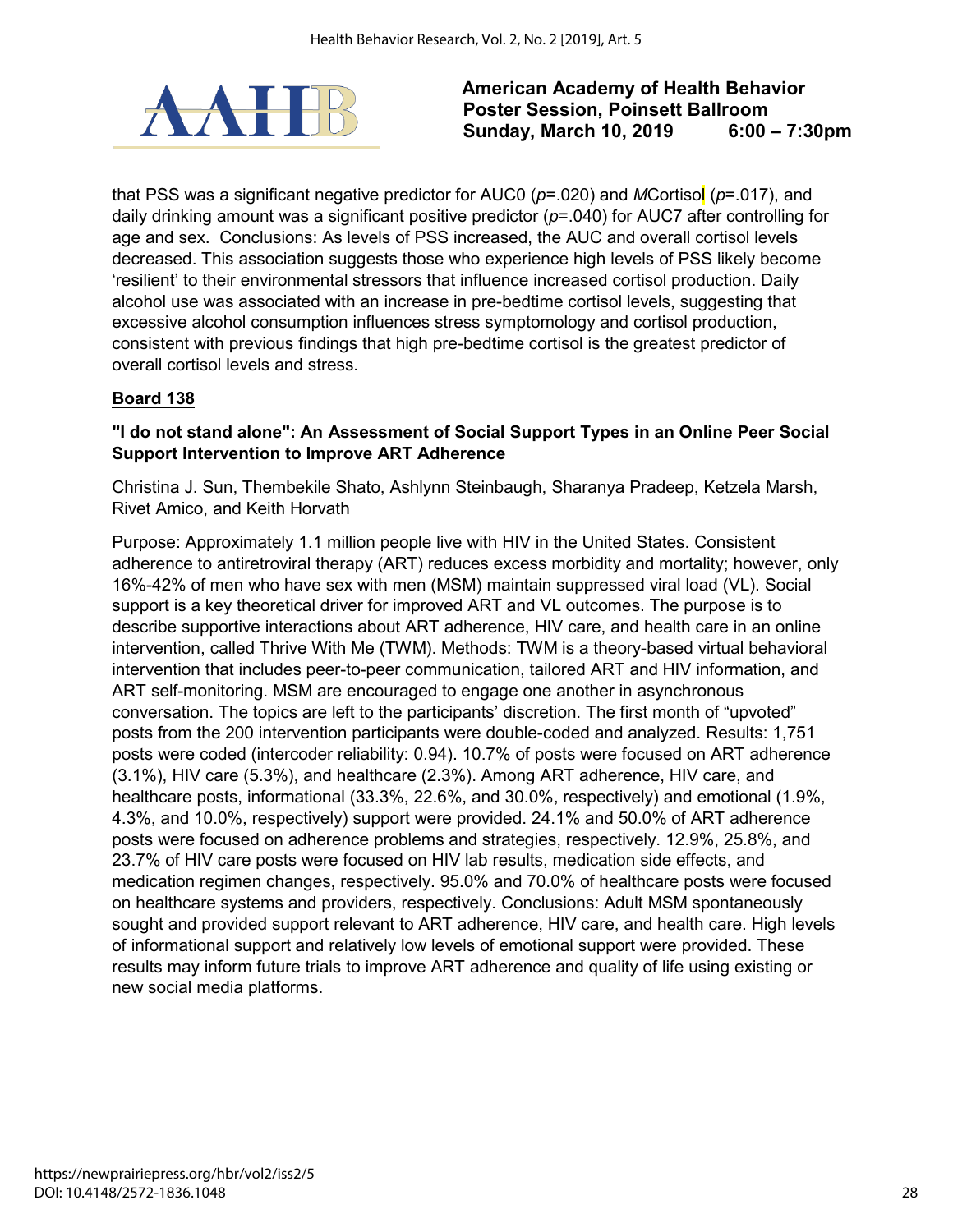that PSS was a significant negative predictor for AUC0 ($p$=.020) and *M*Cortisol ($p$=.017), and daily drinking amount was a significant positive predictor ($p$=.040) for AUC7 after controlling for age and sex. Conclusions: As levels of PSS increased, the AUC and overall cortisol levels decreased. This association suggests those who experience high levels of PSS likely become 'resilient' to their environmental stressors that influence increased cortisol production. Daily alcohol use was associated with an increase in pre-bedtime cortisol levels, suggesting that excessive alcohol consumption influences stress symptomology and cortisol production, consistent with previous findings that high pre-bedtime cortisol is the greatest predictor of overall cortisol levels and stress.

**Board 138**

**"I do not stand alone": An Assessment of Social Support Types in an Online Peer Social Support Intervention to Improve ART Adherence**

Christina J. Sun, Thembekile Shato, Ashlynn Steinbaugh, Sharanya Pradeep, Ketzela Marsh, Rivet Amico, and Keith Horvath

Purpose: Approximately 1.1 million people live with HIV in the United States. Consistent adherence to antiretroviral therapy (ART) reduces excess morbidity and mortality; however, only 16%-42% of men who have sex with men (MSM) maintain suppressed viral load (VL). Social support is a key theoretical driver for improved ART and VL outcomes. The purpose is to describe supportive interactions about ART adherence, HIV care, and health care in an online intervention, called Thrive With Me (TWM). Methods: TWM is a theory-based virtual behavioral intervention that includes peer-to-peer communication, tailored ART and HIV information, and ART self-monitoring. MSM are encouraged to engage one another in asynchronous conversation. The topics are left to the participants' discretion. The first month of "upvoted" posts from the 200 intervention participants were double-coded and analyzed. Results: 1,751 posts were coded (intercoder reliability: 0.94). 10.7% of posts were focused on ART adherence (3.1%), HIV care (5.3%), and healthcare (2.3%). Among ART adherence, HIV care, and healthcare posts, informational (33.3%, 22.6%, and 30.0%, respectively) and emotional (1.9%, 4.3%, and 10.0%, respectively) support were provided. 24.1% and 50.0% of ART adherence posts were focused on adherence problems and strategies, respectively. 12.9%, 25.8%, and 23.7% of HIV care posts were focused on HIV lab results, medication side effects, and medication regimen changes, respectively. 95.0% and 70.0% of healthcare posts were focused on healthcare systems and providers, respectively. Conclusions: Adult MSM spontaneously sought and provided support relevant to ART adherence, HIV care, and health care. High levels of informational support and relatively low levels of emotional support were provided. These results may inform future trials to improve ART adherence and quality of life using existing or new social media platforms.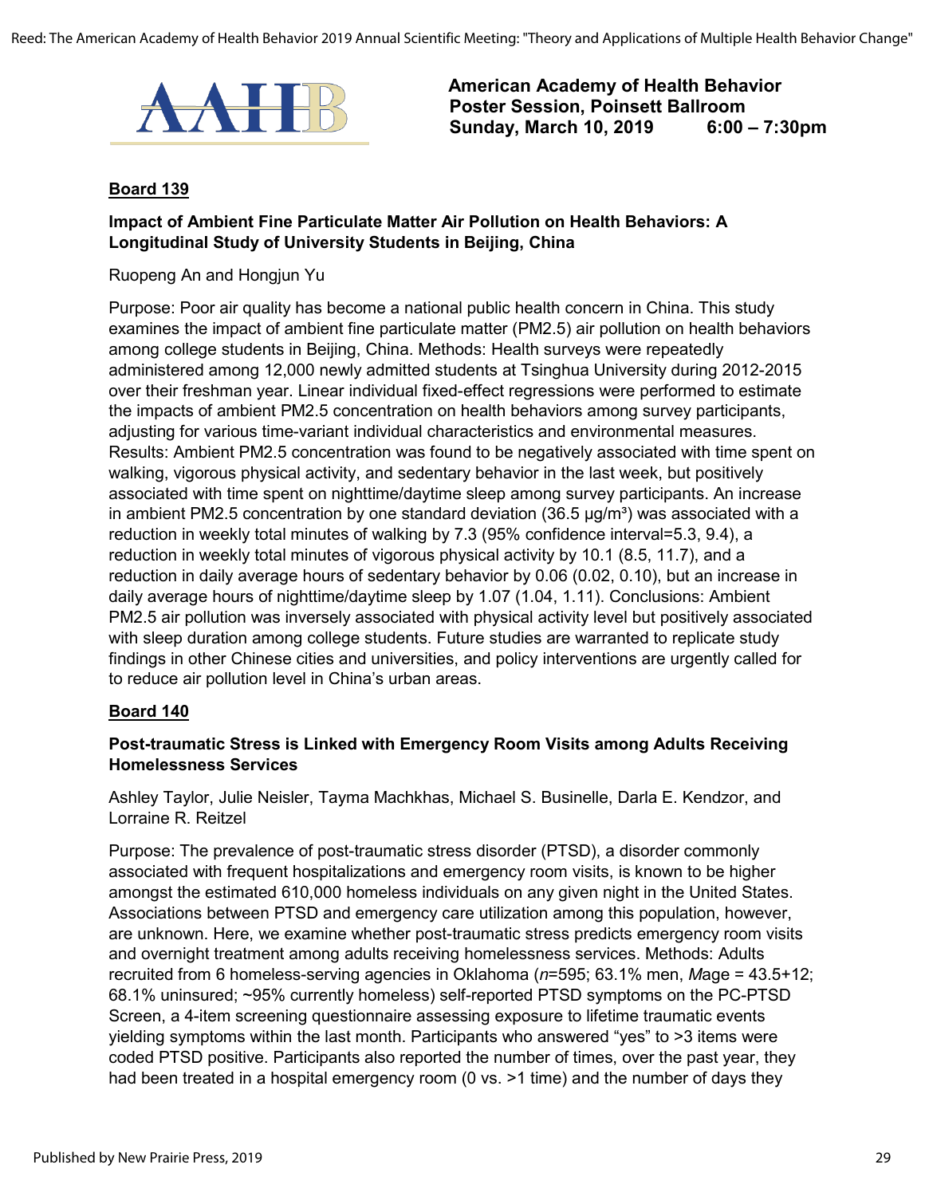**American Academy of Health Behavior**
**Poster Session, Poinsett Ballroom**
**Sunday, March 10, 2019 6:00 – 7:30pm**

**Board 139**

**Impact of Ambient Fine Particulate Matter Air Pollution on Health Behaviors: A Longitudinal Study of University Students in Beijing, China**

Ruopeng An and Hongjun Yu

Purpose: Poor air quality has become a national public health concern in China. This study examines the impact of ambient fine particulate matter (PM2.5) air pollution on health behaviors among college students in Beijing, China. Methods: Health surveys were repeatedly administered among 12,000 newly admitted students at Tsinghua University during 2012-2015 over their freshman year. Linear individual fixed-effect regressions were performed to estimate the impacts of ambient PM2.5 concentration on health behaviors among survey participants, adjusting for various time-variant individual characteristics and environmental measures. Results: Ambient PM2.5 concentration was found to be negatively associated with time spent on walking, vigorous physical activity, and sedentary behavior in the last week, but positively associated with time spent on nighttime/daytime sleep among survey participants. An increase in ambient PM2.5 concentration by one standard deviation (36.5 μg/m³) was associated with a reduction in weekly total minutes of walking by 7.3 (95% confidence interval=5.3, 9.4), a reduction in weekly total minutes of vigorous physical activity by 10.1 (8.5, 11.7), and a reduction in daily average hours of sedentary behavior by 0.06 (0.02, 0.10), but an increase in daily average hours of nighttime/daytime sleep by 1.07 (1.04, 1.11). Conclusions: Ambient PM2.5 air pollution was inversely associated with physical activity level but positively associated with sleep duration among college students. Future studies are warranted to replicate study findings in other Chinese cities and universities, and policy interventions are urgently called for to reduce air pollution level in China's urban areas.

**Board 140**

**Post-traumatic Stress is Linked with Emergency Room Visits among Adults Receiving Homelessness Services**

Ashley Taylor, Julie Neisler, Tayma Machkhas, Michael S. Businelle, Darla E. Kendzor, and Lorraine R. Reitzel

Purpose: The prevalence of post-traumatic stress disorder (PTSD), a disorder commonly associated with frequent hospitalizations and emergency room visits, is known to be higher amongst the estimated 610,000 homeless individuals on any given night in the United States. Associations between PTSD and emergency care utilization among this population, however, are unknown. Here, we examine whether post-traumatic stress predicts emergency room visits and overnight treatment among adults receiving homelessness services. Methods: Adults recruited from 6 homeless-serving agencies in Oklahoma (*n*=595; 63.1% men, *M*age = 43.5+12; 68.1% uninsured; ~95% currently homeless) self-reported PTSD symptoms on the PC-PTSD Screen, a 4-item screening questionnaire assessing exposure to lifetime traumatic events yielding symptoms within the last month. Participants who answered "yes" to >3 items were coded PTSD positive. Participants also reported the number of times, over the past year, they had been treated in a hospital emergency room (0 vs. >1 time) and the number of days they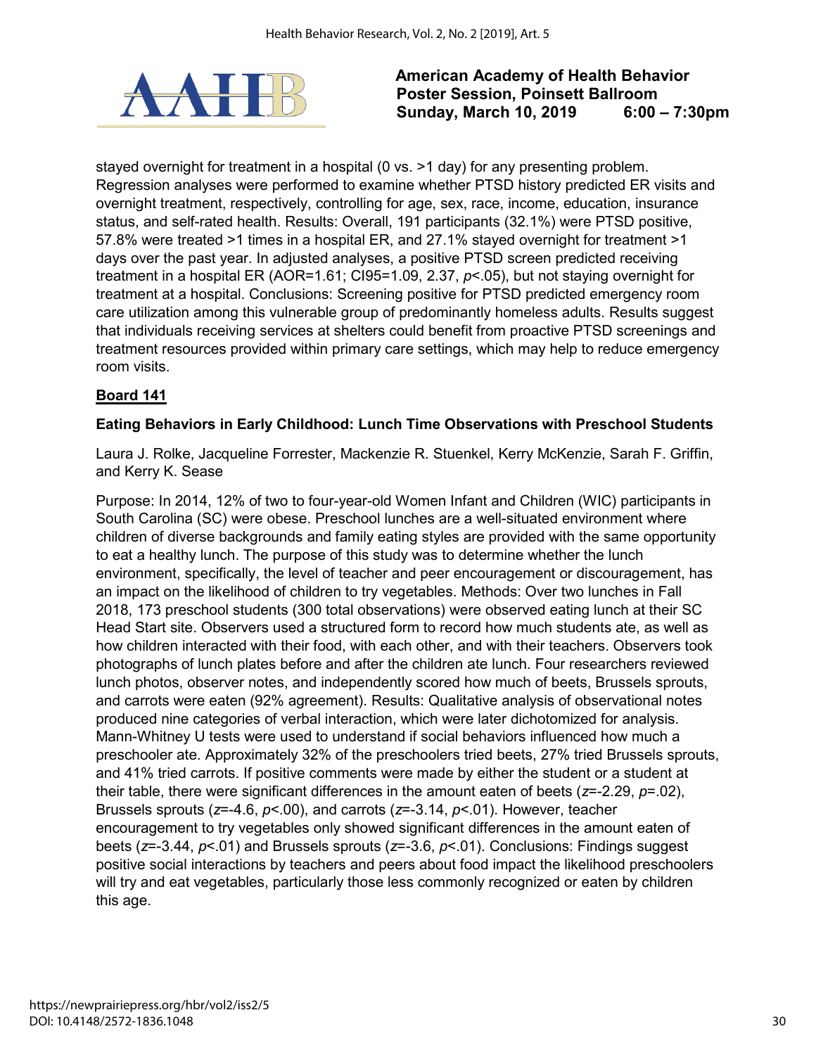stayed overnight for treatment in a hospital (0 vs. >1 day) for any presenting problem. Regression analyses were performed to examine whether PTSD history predicted ER visits and overnight treatment, respectively, controlling for age, sex, race, income, education, insurance status, and self-rated health. Results: Overall, 191 participants (32.1%) were PTSD positive, 57.8% were treated >1 times in a hospital ER, and 27.1% stayed overnight for treatment >1 days over the past year. In adjusted analyses, a positive PTSD screen predicted receiving treatment in a hospital ER (AOR=1.61; CI95=1.09, 2.37, $p<.05$), but not staying overnight for treatment at a hospital. Conclusions: Screening positive for PTSD predicted emergency room care utilization among this vulnerable group of predominantly homeless adults. Results suggest that individuals receiving services at shelters could benefit from proactive PTSD screenings and treatment resources provided within primary care settings, which may help to reduce emergency room visits.

**Board 141**

### Eating Behaviors in Early Childhood: Lunch Time Observations with Preschool Students

Laura J. Rolke, Jacqueline Forrester, Mackenzie R. Stuenkel, Kerry McKenzie, Sarah F. Griffin, and Kerry K. Sease

Purpose: In 2014, 12% of two to four-year-old Women Infant and Children (WIC) participants in South Carolina (SC) were obese. Preschool lunches are a well-situated environment where children of diverse backgrounds and family eating styles are provided with the same opportunity to eat a healthy lunch. The purpose of this study was to determine whether the lunch environment, specifically, the level of teacher and peer encouragement or discouragement, has an impact on the likelihood of children to try vegetables. Methods: Over two lunches in Fall 2018, 173 preschool students (300 total observations) were observed eating lunch at their SC Head Start site. Observers used a structured form to record how much students ate, as well as how children interacted with their food, with each other, and with their teachers. Observers took photographs of lunch plates before and after the children ate lunch. Four researchers reviewed lunch photos, observer notes, and independently scored how much of beets, Brussels sprouts, and carrots were eaten (92% agreement). Results: Qualitative analysis of observational notes produced nine categories of verbal interaction, which were later dichotomized for analysis. Mann-Whitney U tests were used to understand if social behaviors influenced how much a preschooler ate. Approximately 32% of the preschoolers tried beets, 27% tried Brussels sprouts, and 41% tried carrots. If positive comments were made by either the student or a student at their table, there were significant differences in the amount eaten of beets ($z=-2.29$, $p=.02$), Brussels sprouts ($z=-4.6$, $p<.00$), and carrots ($z=-3.14$, $p<.01$). However, teacher encouragement to try vegetables only showed significant differences in the amount eaten of beets ($z=-3.44$, $p<.01$) and Brussels sprouts ($z=-3.6$, $p<.01$). Conclusions: Findings suggest positive social interactions by teachers and peers about food impact the likelihood preschoolers will try and eat vegetables, particularly those less commonly recognized or eaten by children this age.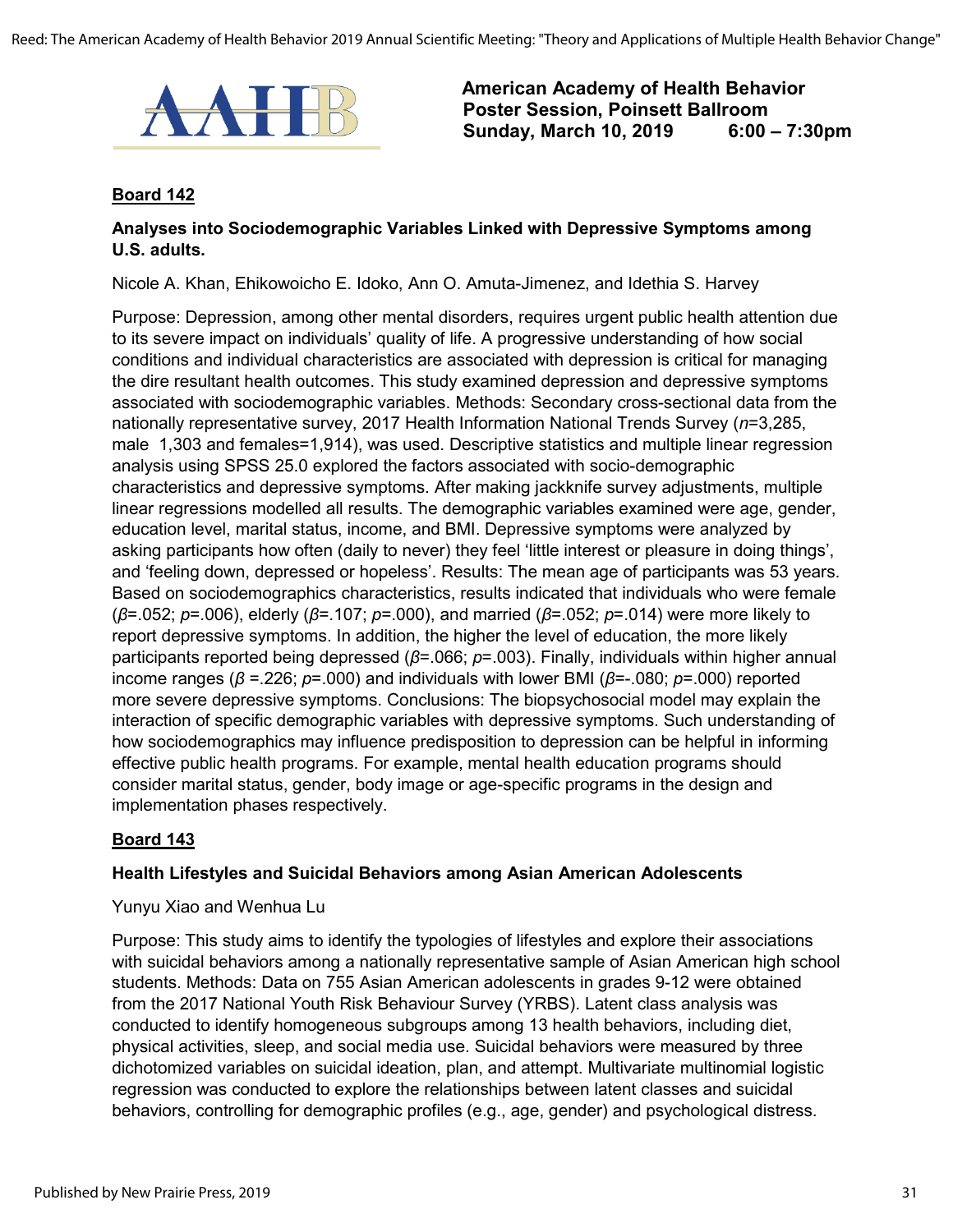**American Academy of Health Behavior**
**Poster Session, Poinsett Ballroom**
**Sunday, March 10, 2019 6:00 – 7:30pm**

**Board 142**

**Analyses into Sociodemographic Variables Linked with Depressive Symptoms among U.S. adults.**

Nicole A. Khan, Ehikowoicho E. Idoko, Ann O. Amuta-Jimenez, and Idethia S. Harvey

Purpose: Depression, among other mental disorders, requires urgent public health attention due to its severe impact on individuals' quality of life. A progressive understanding of how social conditions and individual characteristics are associated with depression is critical for managing the dire resultant health outcomes. This study examined depression and depressive symptoms associated with sociodemographic variables. Methods: Secondary cross-sectional data from the nationally representative survey, 2017 Health Information National Trends Survey ($n$=3,285, male 1,303 and females=1,914), was used. Descriptive statistics and multiple linear regression analysis using SPSS 25.0 explored the factors associated with socio-demographic characteristics and depressive symptoms. After making jackknife survey adjustments, multiple linear regressions modelled all results. The demographic variables examined were age, gender, education level, marital status, income, and BMI. Depressive symptoms were analyzed by asking participants how often (daily to never) they feel 'little interest or pleasure in doing things', and 'feeling down, depressed or hopeless'. Results: The mean age of participants was 53 years. Based on sociodemographics characteristics, results indicated that individuals who were female ($\beta$=.052; $p$=.006), elderly ($\beta$=.107; $p$=.000), and married ($\beta$=.052; $p$=.014) were more likely to report depressive symptoms. In addition, the higher the level of education, the more likely participants reported being depressed ($\beta$=.066; $p$=.003). Finally, individuals within higher annual income ranges ($\beta$ =.226; $p$=.000) and individuals with lower BMI ($\beta$=-.080; $p$=.000) reported more severe depressive symptoms. Conclusions: The biopsychosocial model may explain the interaction of specific demographic variables with depressive symptoms. Such understanding of how sociodemographics may influence predisposition to depression can be helpful in informing effective public health programs. For example, mental health education programs should consider marital status, gender, body image or age-specific programs in the design and implementation phases respectively.

**Board 143**

**Health Lifestyles and Suicidal Behaviors among Asian American Adolescents**

Yunyu Xiao and Wenhua Lu

Purpose: This study aims to identify the typologies of lifestyles and explore their associations with suicidal behaviors among a nationally representative sample of Asian American high school students. Methods: Data on 755 Asian American adolescents in grades 9-12 were obtained from the 2017 National Youth Risk Behaviour Survey (YRBS). Latent class analysis was conducted to identify homogeneous subgroups among 13 health behaviors, including diet, physical activities, sleep, and social media use. Suicidal behaviors were measured by three dichotomized variables on suicidal ideation, plan, and attempt. Multivariate multinomial logistic regression was conducted to explore the relationships between latent classes and suicidal behaviors, controlling for demographic profiles (e.g., age, gender) and psychological distress.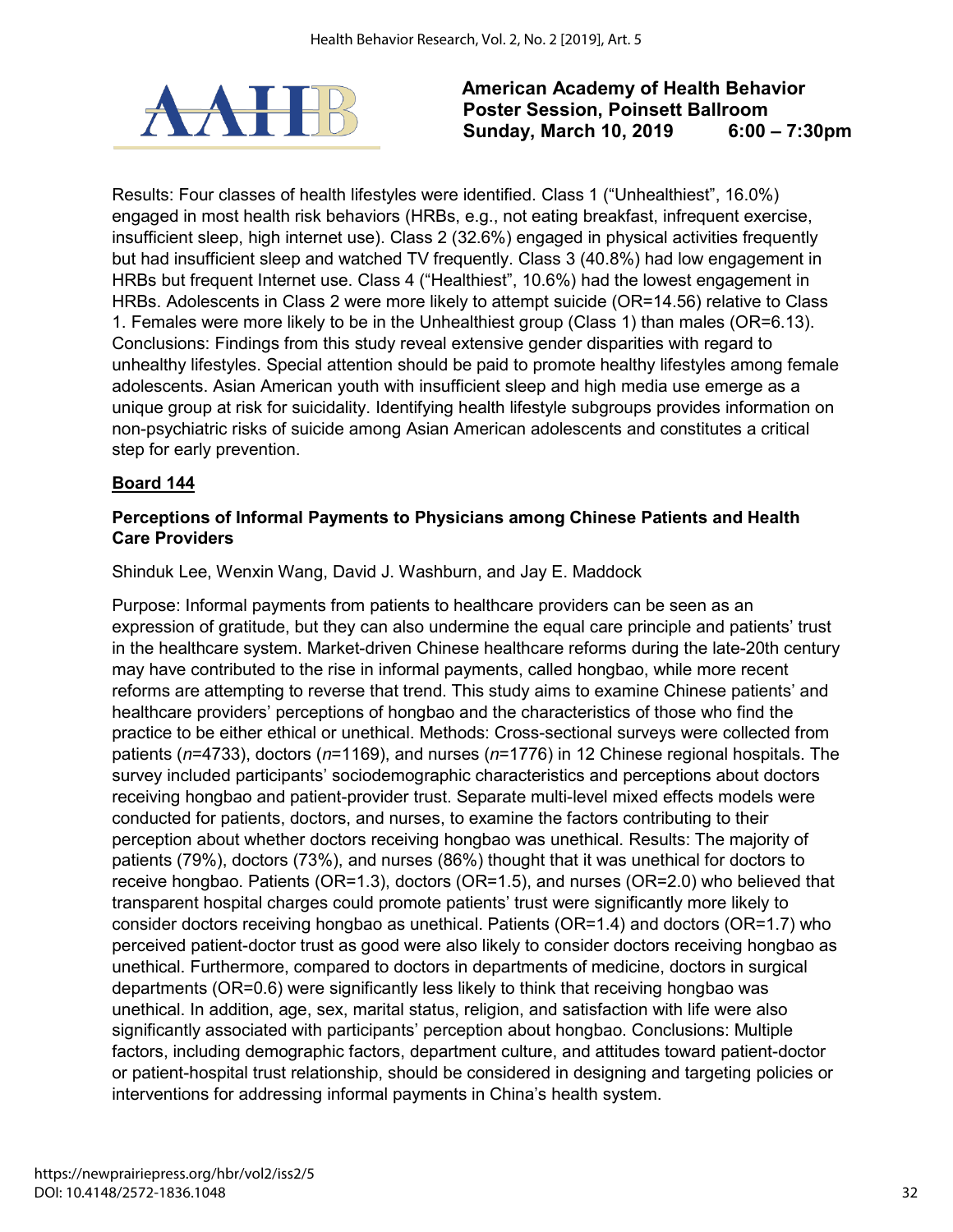Results: Four classes of health lifestyles were identified. Class 1 ("Unhealthiest", 16.0%) engaged in most health risk behaviors (HRBs, e.g., not eating breakfast, infrequent exercise, insufficient sleep, high internet use). Class 2 (32.6%) engaged in physical activities frequently but had insufficient sleep and watched TV frequently. Class 3 (40.8%) had low engagement in HRBs but frequent Internet use. Class 4 ("Healthiest", 10.6%) had the lowest engagement in HRBs. Adolescents in Class 2 were more likely to attempt suicide (OR=14.56) relative to Class 1. Females were more likely to be in the Unhealthiest group (Class 1) than males (OR=6.13). Conclusions: Findings from this study reveal extensive gender disparities with regard to unhealthy lifestyles. Special attention should be paid to promote healthy lifestyles among female adolescents. Asian American youth with insufficient sleep and high media use emerge as a unique group at risk for suicidality. Identifying health lifestyle subgroups provides information on non-psychiatric risks of suicide among Asian American adolescents and constitutes a critical step for early prevention.

**Board 144**

### Perceptions of Informal Payments to Physicians among Chinese Patients and Health Care Providers

Shinduk Lee, Wenxin Wang, David J. Washburn, and Jay E. Maddock

Purpose: Informal payments from patients to healthcare providers can be seen as an expression of gratitude, but they can also undermine the equal care principle and patients' trust in the healthcare system. Market-driven Chinese healthcare reforms during the late-20th century may have contributed to the rise in informal payments, called hongbao, while more recent reforms are attempting to reverse that trend. This study aims to examine Chinese patients' and healthcare providers' perceptions of hongbao and the characteristics of those who find the practice to be either ethical or unethical. Methods: Cross-sectional surveys were collected from patients (*n*=4733), doctors (*n*=1169), and nurses (*n*=1776) in 12 Chinese regional hospitals. The survey included participants' sociodemographic characteristics and perceptions about doctors receiving hongbao and patient-provider trust. Separate multi-level mixed effects models were conducted for patients, doctors, and nurses, to examine the factors contributing to their perception about whether doctors receiving hongbao was unethical. Results: The majority of patients (79%), doctors (73%), and nurses (86%) thought that it was unethical for doctors to receive hongbao. Patients (OR=1.3), doctors (OR=1.5), and nurses (OR=2.0) who believed that transparent hospital charges could promote patients' trust were significantly more likely to consider doctors receiving hongbao as unethical. Patients (OR=1.4) and doctors (OR=1.7) who perceived patient-doctor trust as good were also likely to consider doctors receiving hongbao as unethical. Furthermore, compared to doctors in departments of medicine, doctors in surgical departments (OR=0.6) were significantly less likely to think that receiving hongbao was unethical. In addition, age, sex, marital status, religion, and satisfaction with life were also significantly associated with participants' perception about hongbao. Conclusions: Multiple factors, including demographic factors, department culture, and attitudes toward patient-doctor or patient-hospital trust relationship, should be considered in designing and targeting policies or interventions for addressing informal payments in China's health system.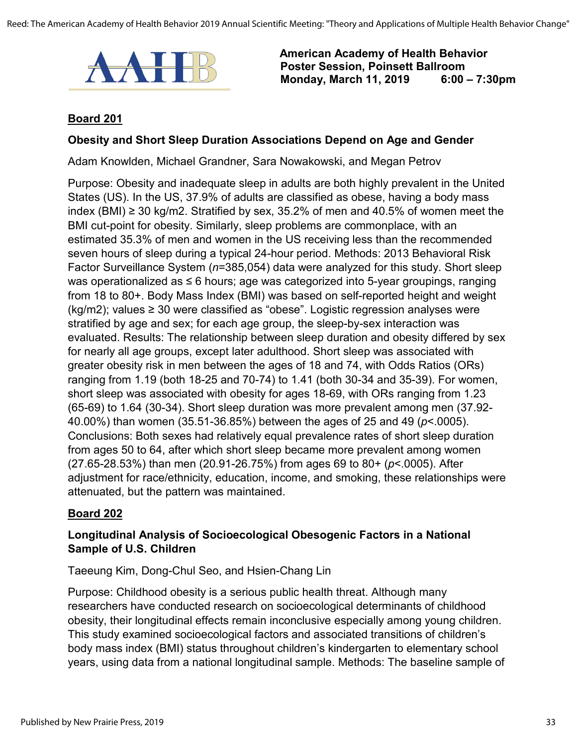**American Academy of Health Behavior**
**Poster Session, Poinsett Ballroom**
**Monday, March 11, 2019 6:00 – 7:30pm**

## Board 201

### Obesity and Short Sleep Duration Associations Depend on Age and Gender

Adam Knowlden, Michael Grandner, Sara Nowakowski, and Megan Petrov

Purpose: Obesity and inadequate sleep in adults are both highly prevalent in the United States (US). In the US, 37.9% of adults are classified as obese, having a body mass index (BMI) ≥ 30 kg/m2. Stratified by sex, 35.2% of men and 40.5% of women meet the BMI cut-point for obesity. Similarly, sleep problems are commonplace, with an estimated 35.3% of men and women in the US receiving less than the recommended seven hours of sleep during a typical 24-hour period. Methods: 2013 Behavioral Risk Factor Surveillance System (*n*=385,054) data were analyzed for this study. Short sleep was operationalized as ≤ 6 hours; age was categorized into 5-year groupings, ranging from 18 to 80+. Body Mass Index (BMI) was based on self-reported height and weight (kg/m2); values ≥ 30 were classified as "obese". Logistic regression analyses were stratified by age and sex; for each age group, the sleep-by-sex interaction was evaluated. Results: The relationship between sleep duration and obesity differed by sex for nearly all age groups, except later adulthood. Short sleep was associated with greater obesity risk in men between the ages of 18 and 74, with Odds Ratios (ORs) ranging from 1.19 (both 18-25 and 70-74) to 1.41 (both 30-34 and 35-39). For women, short sleep was associated with obesity for ages 18-69, with ORs ranging from 1.23 (65-69) to 1.64 (30-34). Short sleep duration was more prevalent among men (37.92-40.00%) than women (35.51-36.85%) between the ages of 25 and 49 ($p<.0005$). Conclusions: Both sexes had relatively equal prevalence rates of short sleep duration from ages 50 to 64, after which short sleep became more prevalent among women (27.65-28.53%) than men (20.91-26.75%) from ages 69 to 80+ ($p<.0005$). After adjustment for race/ethnicity, education, income, and smoking, these relationships were attenuated, but the pattern was maintained.

## Board 202

### Longitudinal Analysis of Socioecological Obesogenic Factors in a National Sample of U.S. Children

Taeeung Kim, Dong-Chul Seo, and Hsien-Chang Lin

Purpose: Childhood obesity is a serious public health threat. Although many researchers have conducted research on socioecological determinants of childhood obesity, their longitudinal effects remain inconclusive especially among young children. This study examined socioecological factors and associated transitions of children's body mass index (BMI) status throughout children's kindergarten to elementary school years, using data from a national longitudinal sample. Methods: The baseline sample of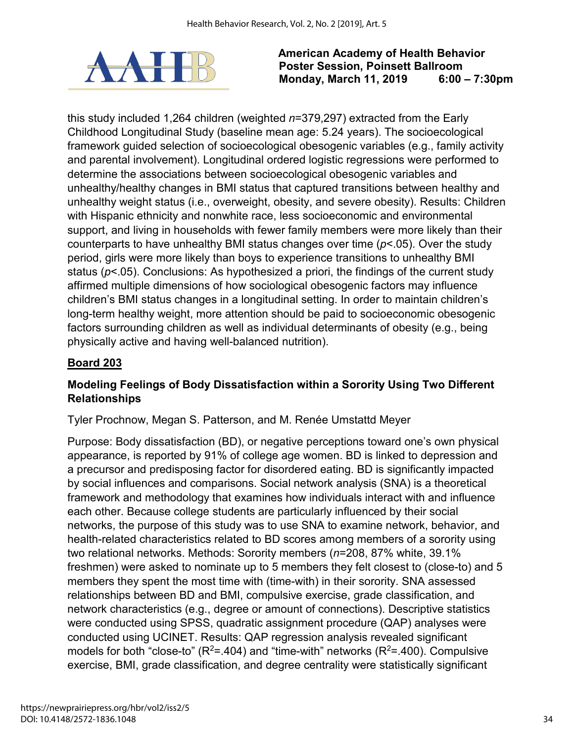this study included 1,264 children (weighted *n*=379,297) extracted from the Early Childhood Longitudinal Study (baseline mean age: 5.24 years). The socioecological framework guided selection of socioecological obesogenic variables (e.g., family activity and parental involvement). Longitudinal ordered logistic regressions were performed to determine the associations between socioecological obesogenic variables and unhealthy/healthy changes in BMI status that captured transitions between healthy and unhealthy weight status (i.e., overweight, obesity, and severe obesity). Results: Children with Hispanic ethnicity and nonwhite race, less socioeconomic and environmental support, and living in households with fewer family members were more likely than their counterparts to have unhealthy BMI status changes over time ($p$<.05). Over the study period, girls were more likely than boys to experience transitions to unhealthy BMI status ($p$<.05). Conclusions: As hypothesized a priori, the findings of the current study affirmed multiple dimensions of how sociological obesogenic factors may influence children's BMI status changes in a longitudinal setting. In order to maintain children's long-term healthy weight, more attention should be paid to socioeconomic obesogenic factors surrounding children as well as individual determinants of obesity (e.g., being physically active and having well-balanced nutrition).

## Board 203

### Modeling Feelings of Body Dissatisfaction within a Sorority Using Two Different Relationships

Tyler Prochnow, Megan S. Patterson, and M. Renée Umstattd Meyer

Purpose: Body dissatisfaction (BD), or negative perceptions toward one's own physical appearance, is reported by 91% of college age women. BD is linked to depression and a precursor and predisposing factor for disordered eating. BD is significantly impacted by social influences and comparisons. Social network analysis (SNA) is a theoretical framework and methodology that examines how individuals interact with and influence each other. Because college students are particularly influenced by their social networks, the purpose of this study was to use SNA to examine network, behavior, and health-related characteristics related to BD scores among members of a sorority using two relational networks. Methods: Sorority members (*n*=208, 87% white, 39.1% freshmen) were asked to nominate up to 5 members they felt closest to (close-to) and 5 members they spent the most time with (time-with) in their sorority. SNA assessed relationships between BD and BMI, compulsive exercise, grade classification, and network characteristics (e.g., degree or amount of connections). Descriptive statistics were conducted using SPSS, quadratic assignment procedure (QAP) analyses were conducted using UCINET. Results: QAP regression analysis revealed significant models for both "close-to" ($R^2$=.404) and "time-with" networks ($R^2$=.400). Compulsive exercise, BMI, grade classification, and degree centrality were statistically significant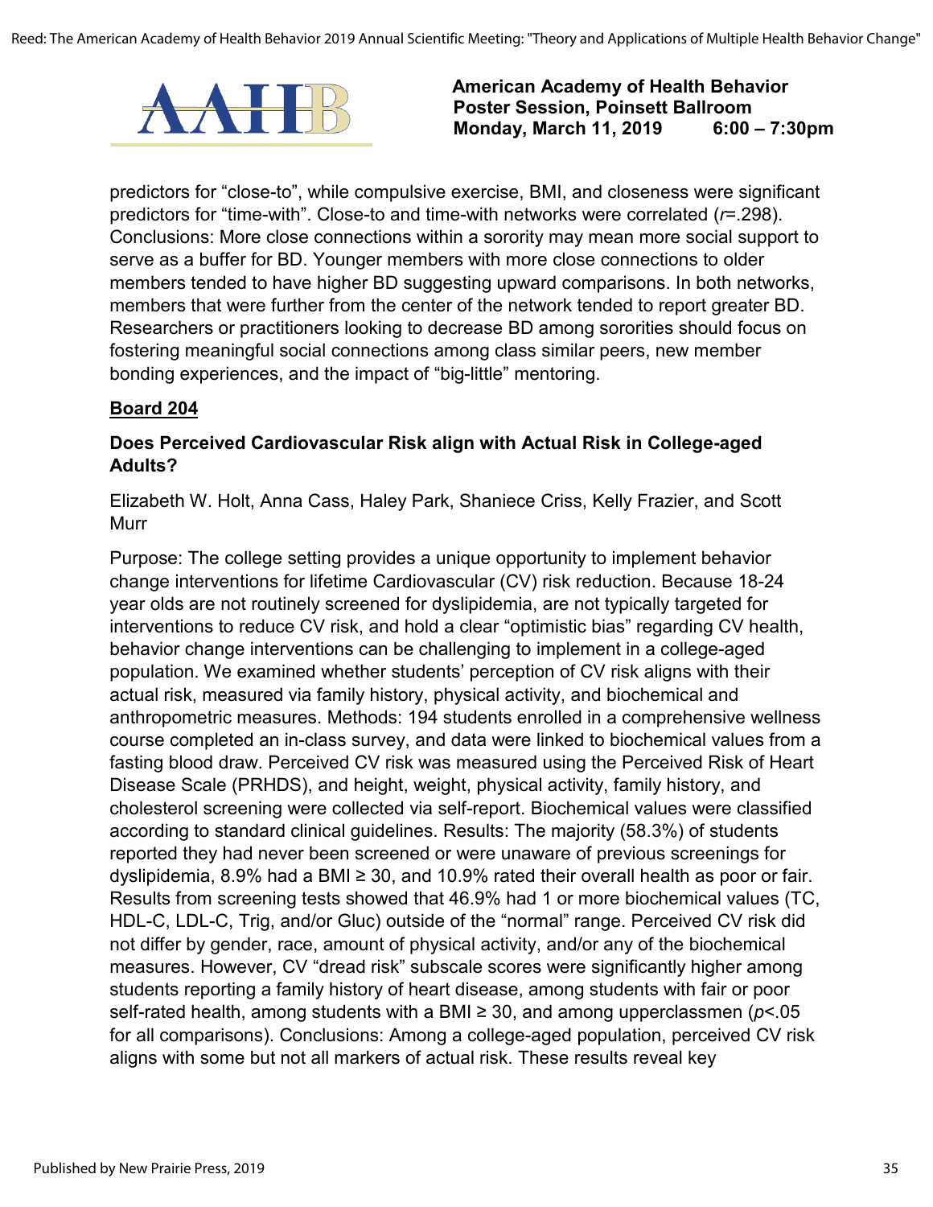predictors for “close-to”, while compulsive exercise, BMI, and closeness were significant predictors for “time-with”. Close-to and time-with networks were correlated (*r*=.298). Conclusions: More close connections within a sorority may mean more social support to serve as a buffer for BD. Younger members with more close connections to older members tended to have higher BD suggesting upward comparisons. In both networks, members that were further from the center of the network tended to report greater BD. Researchers or practitioners looking to decrease BD among sororities should focus on fostering meaningful social connections among class similar peers, new member bonding experiences, and the impact of “big-little” mentoring.

**Board 204**

### Does Perceived Cardiovascular Risk align with Actual Risk in College-aged Adults?

Elizabeth W. Holt, Anna Cass, Haley Park, Shaniece Criss, Kelly Frazier, and Scott Murr

Purpose: The college setting provides a unique opportunity to implement behavior change interventions for lifetime Cardiovascular (CV) risk reduction. Because 18-24 year olds are not routinely screened for dyslipidemia, are not typically targeted for interventions to reduce CV risk, and hold a clear “optimistic bias” regarding CV health, behavior change interventions can be challenging to implement in a college-aged population. We examined whether students' perception of CV risk aligns with their actual risk, measured via family history, physical activity, and biochemical and anthropometric measures. Methods: 194 students enrolled in a comprehensive wellness course completed an in-class survey, and data were linked to biochemical values from a fasting blood draw. Perceived CV risk was measured using the Perceived Risk of Heart Disease Scale (PRHDS), and height, weight, physical activity, family history, and cholesterol screening were collected via self-report. Biochemical values were classified according to standard clinical guidelines. Results: The majority (58.3%) of students reported they had never been screened or were unaware of previous screenings for dyslipidemia, 8.9% had a BMI ≥ 30, and 10.9% rated their overall health as poor or fair. Results from screening tests showed that 46.9% had 1 or more biochemical values (TC, HDL-C, LDL-C, Trig, and/or Gluc) outside of the “normal” range. Perceived CV risk did not differ by gender, race, amount of physical activity, and/or any of the biochemical measures. However, CV “dread risk” subscale scores were significantly higher among students reporting a family history of heart disease, among students with fair or poor self-rated health, among students with a BMI ≥ 30, and among upperclassmen ($p<.05$ for all comparisons). Conclusions: Among a college-aged population, perceived CV risk aligns with some but not all markers of actual risk. These results reveal key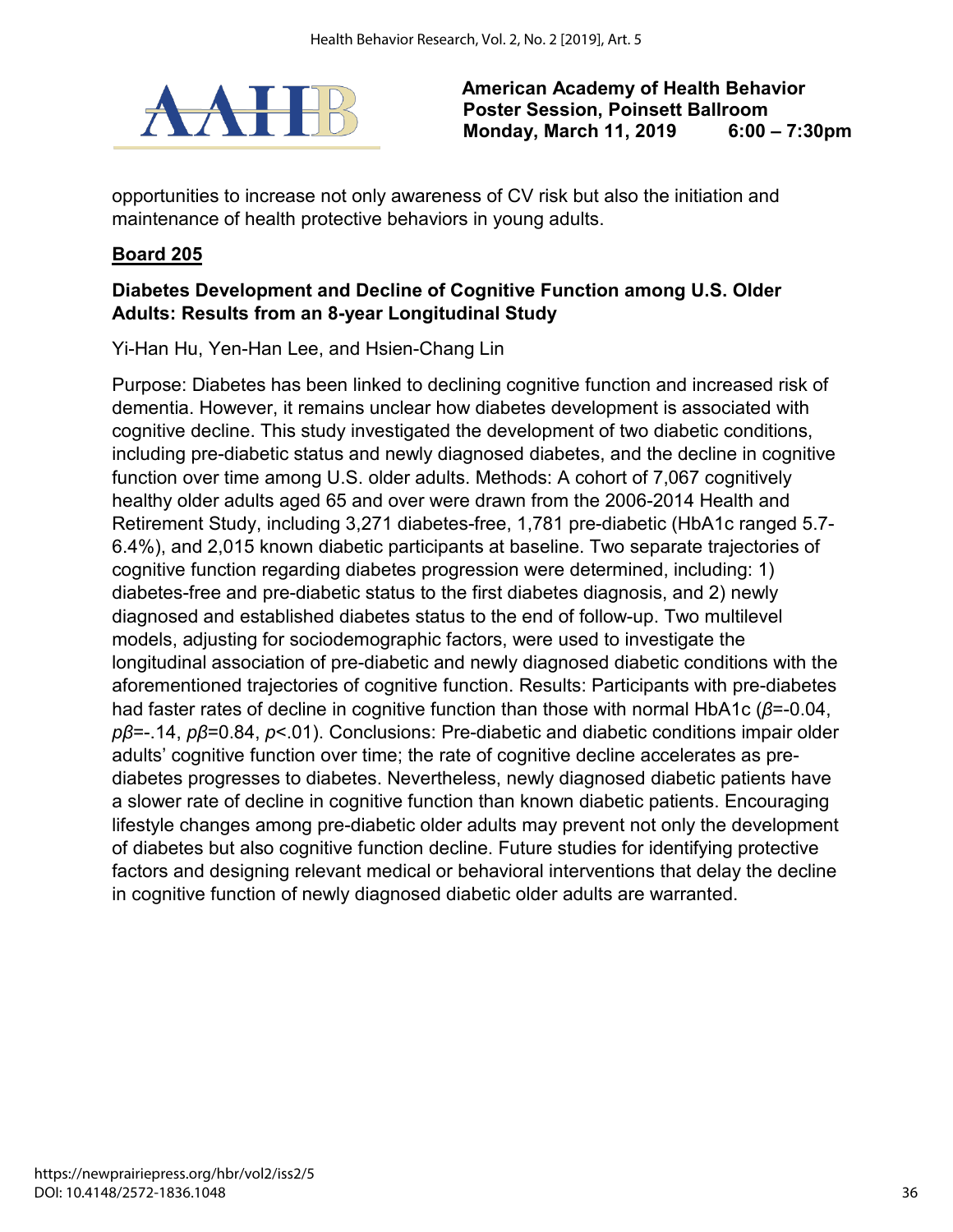opportunities to increase not only awareness of CV risk but also the initiation and maintenance of health protective behaviors in young adults.

**Board 205**

**Diabetes Development and Decline of Cognitive Function among U.S. Older Adults: Results from an 8-year Longitudinal Study**

Yi-Han Hu, Yen-Han Lee, and Hsien-Chang Lin

Purpose: Diabetes has been linked to declining cognitive function and increased risk of dementia. However, it remains unclear how diabetes development is associated with cognitive decline. This study investigated the development of two diabetic conditions, including pre-diabetic status and newly diagnosed diabetes, and the decline in cognitive function over time among U.S. older adults. Methods: A cohort of 7,067 cognitively healthy older adults aged 65 and over were drawn from the 2006-2014 Health and Retirement Study, including 3,271 diabetes-free, 1,781 pre-diabetic (HbA1c ranged 5.7-6.4%), and 2,015 known diabetic participants at baseline. Two separate trajectories of cognitive function regarding diabetes progression were determined, including: 1) diabetes-free and pre-diabetic status to the first diabetes diagnosis, and 2) newly diagnosed and established diabetes status to the end of follow-up. Two multilevel models, adjusting for sociodemographic factors, were used to investigate the longitudinal association of pre-diabetic and newly diagnosed diabetic conditions with the aforementioned trajectories of cognitive function. Results: Participants with pre-diabetes had faster rates of decline in cognitive function than those with normal HbA1c ($\beta$=-0.04, $p\beta$=-.14, $p\beta$=0.84, $p$<.01). Conclusions: Pre-diabetic and diabetic conditions impair older adults' cognitive function over time; the rate of cognitive decline accelerates as pre-diabetes progresses to diabetes. Nevertheless, newly diagnosed diabetic patients have a slower rate of decline in cognitive function than known diabetic patients. Encouraging lifestyle changes among pre-diabetic older adults may prevent not only the development of diabetes but also cognitive function decline. Future studies for identifying protective factors and designing relevant medical or behavioral interventions that delay the decline in cognitive function of newly diagnosed diabetic older adults are warranted.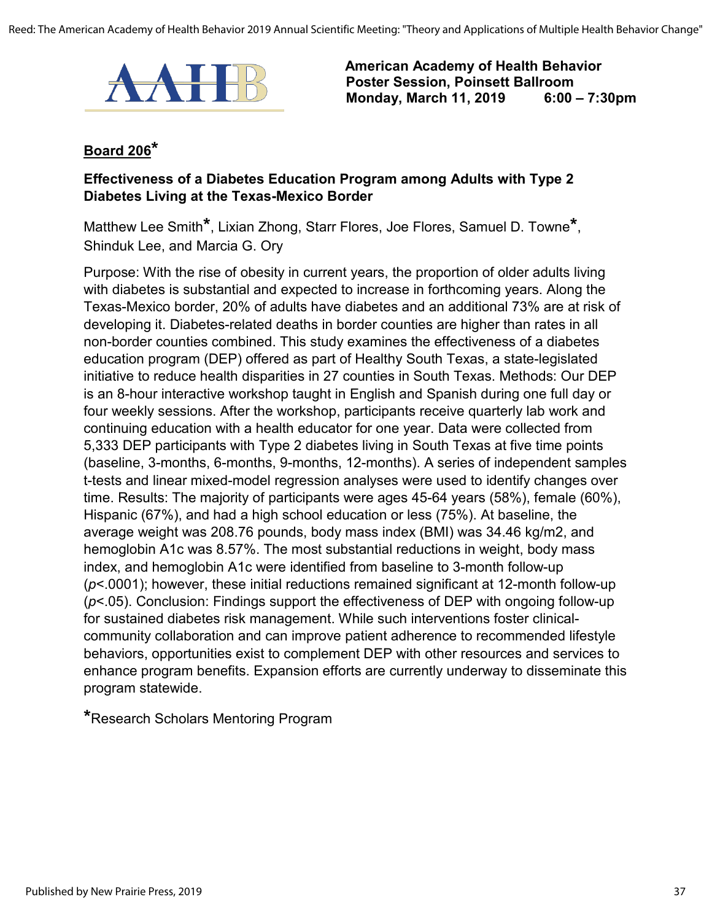**American Academy of Health Behavior**
**Poster Session, Poinsett Ballroom**
**Monday, March 11, 2019 6:00 – 7:30pm**

## Board 206*

### Effectiveness of a Diabetes Education Program among Adults with Type 2 Diabetes Living at the Texas-Mexico Border

Matthew Lee Smith*, Lixian Zhong, Starr Flores, Joe Flores, Samuel D. Towne*, Shinduk Lee, and Marcia G. Ory

Purpose: With the rise of obesity in current years, the proportion of older adults living with diabetes is substantial and expected to increase in forthcoming years. Along the Texas-Mexico border, 20% of adults have diabetes and an additional 73% are at risk of developing it. Diabetes-related deaths in border counties are higher than rates in all non-border counties combined. This study examines the effectiveness of a diabetes education program (DEP) offered as part of Healthy South Texas, a state-legislated initiative to reduce health disparities in 27 counties in South Texas. Methods: Our DEP is an 8-hour interactive workshop taught in English and Spanish during one full day or four weekly sessions. After the workshop, participants receive quarterly lab work and continuing education with a health educator for one year. Data were collected from 5,333 DEP participants with Type 2 diabetes living in South Texas at five time points (baseline, 3-months, 6-months, 9-months, 12-months). A series of independent samples t-tests and linear mixed-model regression analyses were used to identify changes over time. Results: The majority of participants were ages 45-64 years (58%), female (60%), Hispanic (67%), and had a high school education or less (75%). At baseline, the average weight was 208.76 pounds, body mass index (BMI) was 34.46 kg/m2, and hemoglobin A1c was 8.57%. The most substantial reductions in weight, body mass index, and hemoglobin A1c were identified from baseline to 3-month follow-up ($p<.0001$); however, these initial reductions remained significant at 12-month follow-up ($p<.05$). Conclusion: Findings support the effectiveness of DEP with ongoing follow-up for sustained diabetes risk management. While such interventions foster clinical-community collaboration and can improve patient adherence to recommended lifestyle behaviors, opportunities exist to complement DEP with other resources and services to enhance program benefits. Expansion efforts are currently underway to disseminate this program statewide.

*Research Scholars Mentoring Program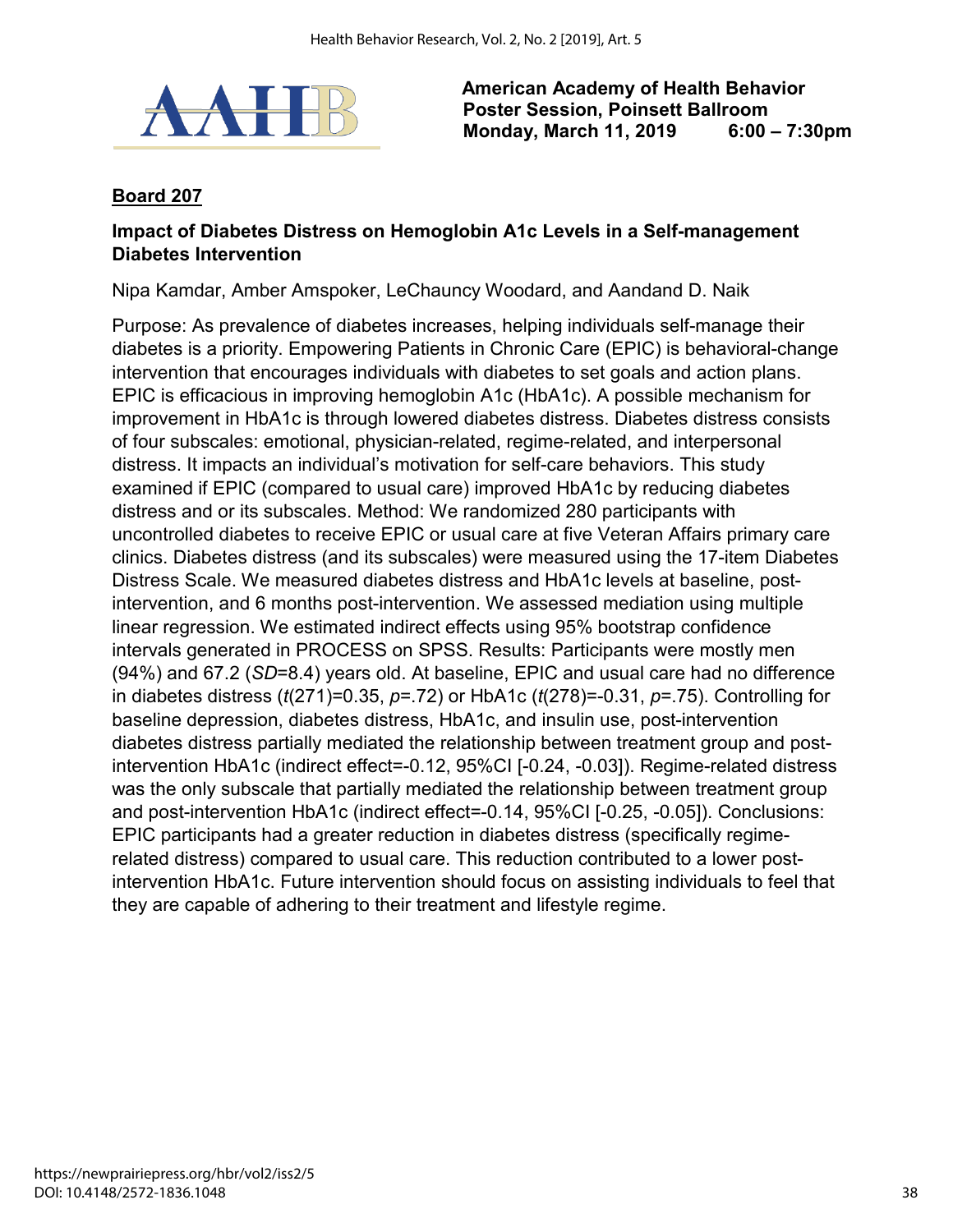**American Academy of Health Behavior**
**Poster Session, Poinsett Ballroom**
**Monday, March 11, 2019 6:00 – 7:30pm**

**Board 207**

**Impact of Diabetes Distress on Hemoglobin A1c Levels in a Self-management Diabetes Intervention**

Nipa Kamdar, Amber Amspoker, LeChauncy Woodard, and Aandand D. Naik

Purpose: As prevalence of diabetes increases, helping individuals self-manage their diabetes is a priority. Empowering Patients in Chronic Care (EPIC) is behavioral-change intervention that encourages individuals with diabetes to set goals and action plans. EPIC is efficacious in improving hemoglobin A1c (HbA1c). A possible mechanism for improvement in HbA1c is through lowered diabetes distress. Diabetes distress consists of four subscales: emotional, physician-related, regime-related, and interpersonal distress. It impacts an individual's motivation for self-care behaviors. This study examined if EPIC (compared to usual care) improved HbA1c by reducing diabetes distress and or its subscales. Method: We randomized 280 participants with uncontrolled diabetes to receive EPIC or usual care at five Veteran Affairs primary care clinics. Diabetes distress (and its subscales) were measured using the 17-item Diabetes Distress Scale. We measured diabetes distress and HbA1c levels at baseline, post-intervention, and 6 months post-intervention. We assessed mediation using multiple linear regression. We estimated indirect effects using 95% bootstrap confidence intervals generated in PROCESS on SPSS. Results: Participants were mostly men (94%) and 67.2 (*SD*=8.4) years old. At baseline, EPIC and usual care had no difference in diabetes distress ($t(271)=0.35$, $p=.72$) or HbA1c ($t(278)=-0.31$, $p=.75$). Controlling for baseline depression, diabetes distress, HbA1c, and insulin use, post-intervention diabetes distress partially mediated the relationship between treatment group and post-intervention HbA1c (indirect effect=-0.12, 95%CI [-0.24, -0.03]). Regime-related distress was the only subscale that partially mediated the relationship between treatment group and post-intervention HbA1c (indirect effect=-0.14, 95%CI [-0.25, -0.05]). Conclusions: EPIC participants had a greater reduction in diabetes distress (specifically regime-related distress) compared to usual care. This reduction contributed to a lower post-intervention HbA1c. Future intervention should focus on assisting individuals to feel that they are capable of adhering to their treatment and lifestyle regime.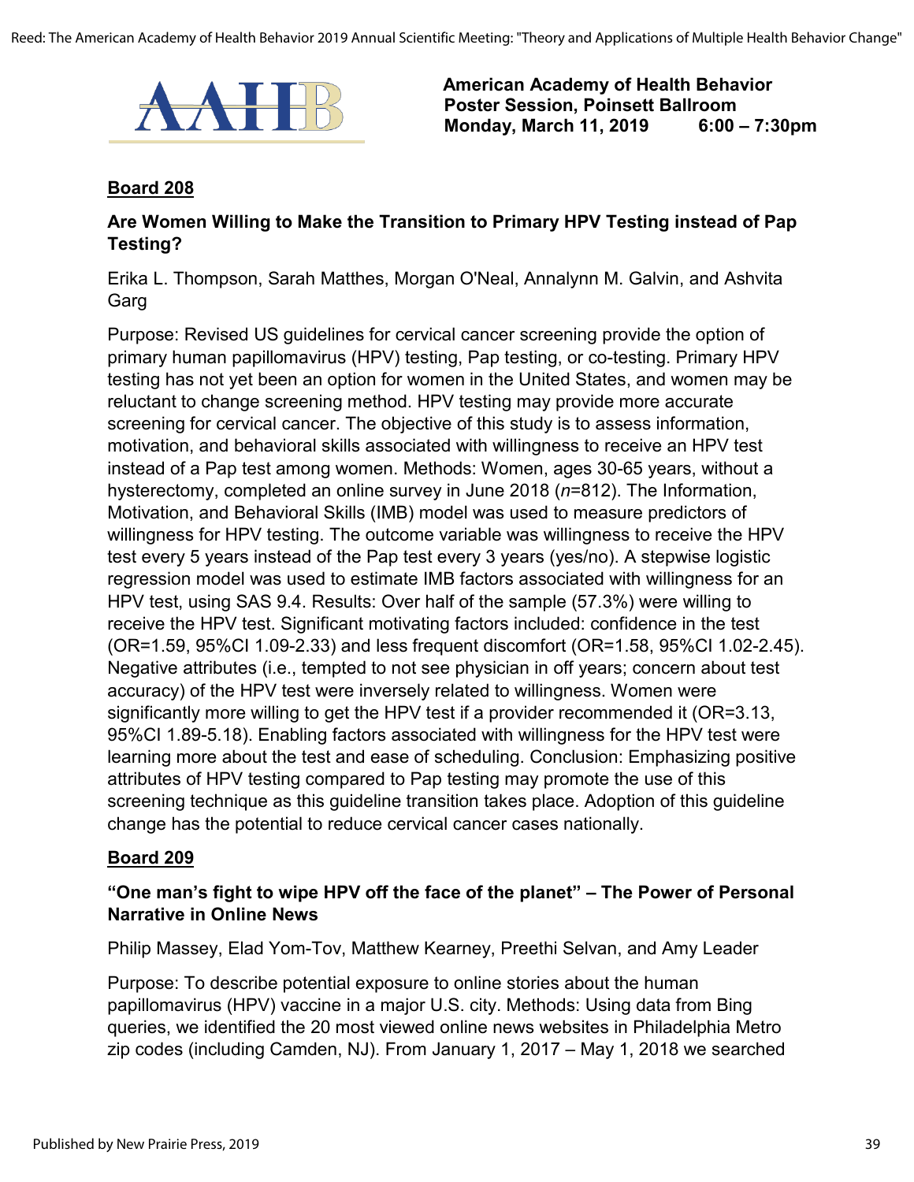**American Academy of Health Behavior**
**Poster Session, Poinsett Ballroom**
**Monday, March 11, 2019 6:00 – 7:30pm**

## Board 208

### Are Women Willing to Make the Transition to Primary HPV Testing instead of Pap Testing?

Erika L. Thompson, Sarah Matthes, Morgan O'Neal, Annalynn M. Galvin, and Ashvita Garg

Purpose: Revised US guidelines for cervical cancer screening provide the option of primary human papillomavirus (HPV) testing, Pap testing, or co-testing. Primary HPV testing has not yet been an option for women in the United States, and women may be reluctant to change screening method. HPV testing may provide more accurate screening for cervical cancer. The objective of this study is to assess information, motivation, and behavioral skills associated with willingness to receive an HPV test instead of a Pap test among women. Methods: Women, ages 30-65 years, without a hysterectomy, completed an online survey in June 2018 ($n$=812). The Information, Motivation, and Behavioral Skills (IMB) model was used to measure predictors of willingness for HPV testing. The outcome variable was willingness to receive the HPV test every 5 years instead of the Pap test every 3 years (yes/no). A stepwise logistic regression model was used to estimate IMB factors associated with willingness for an HPV test, using SAS 9.4. Results: Over half of the sample (57.3%) were willing to receive the HPV test. Significant motivating factors included: confidence in the test (OR=1.59, 95%CI 1.09-2.33) and less frequent discomfort (OR=1.58, 95%CI 1.02-2.45). Negative attributes (i.e., tempted to not see physician in off years; concern about test accuracy) of the HPV test were inversely related to willingness. Women were significantly more willing to get the HPV test if a provider recommended it (OR=3.13, 95%CI 1.89-5.18). Enabling factors associated with willingness for the HPV test were learning more about the test and ease of scheduling. Conclusion: Emphasizing positive attributes of HPV testing compared to Pap testing may promote the use of this screening technique as this guideline transition takes place. Adoption of this guideline change has the potential to reduce cervical cancer cases nationally.

## Board 209

### "One man's fight to wipe HPV off the face of the planet" – The Power of Personal Narrative in Online News

Philip Massey, Elad Yom-Tov, Matthew Kearney, Preethi Selvan, and Amy Leader

Purpose: To describe potential exposure to online stories about the human papillomavirus (HPV) vaccine in a major U.S. city. Methods: Using data from Bing queries, we identified the 20 most viewed online news websites in Philadelphia Metro zip codes (including Camden, NJ). From January 1, 2017 – May 1, 2018 we searched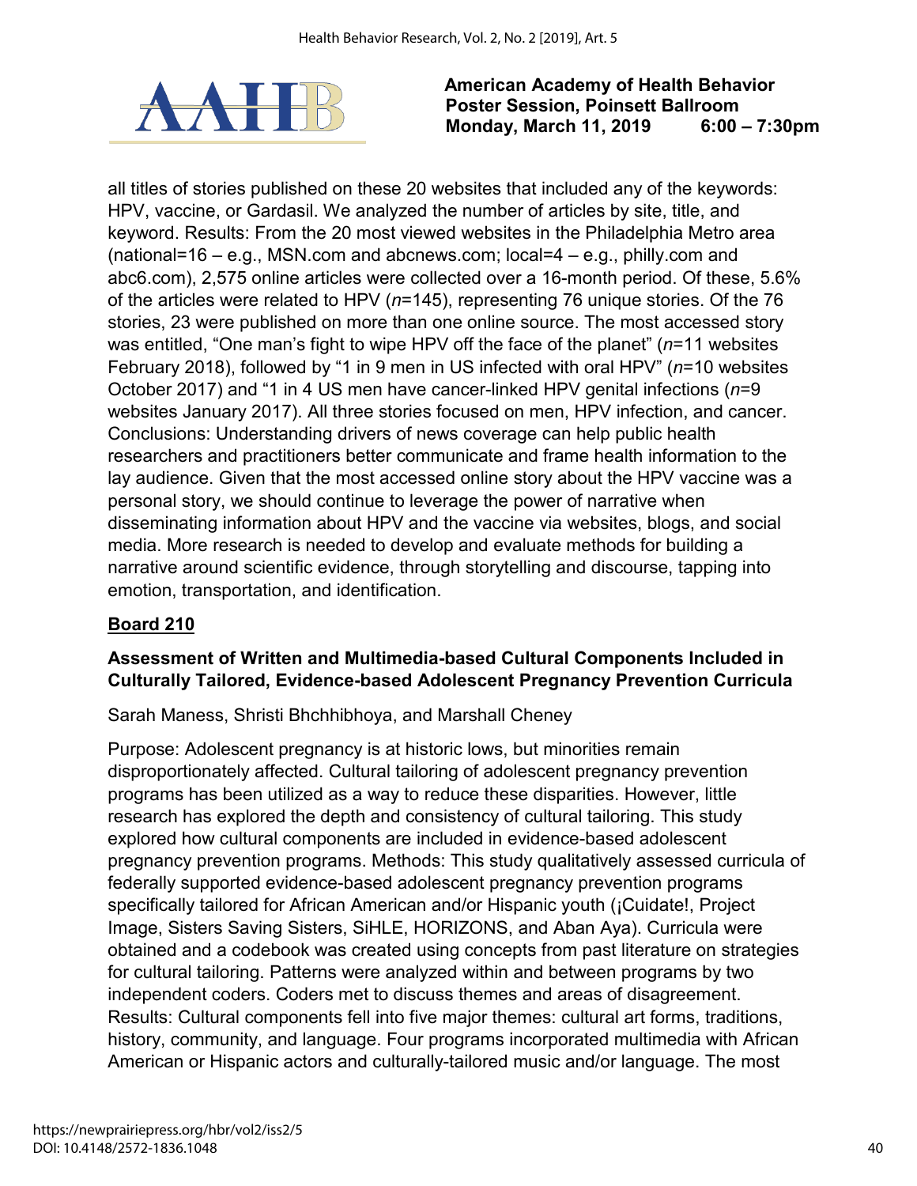all titles of stories published on these 20 websites that included any of the keywords: HPV, vaccine, or Gardasil. We analyzed the number of articles by site, title, and keyword. Results: From the 20 most viewed websites in the Philadelphia Metro area (national=16 – e.g., MSN.com and abcnews.com; local=4 – e.g., philly.com and abc6.com), 2,575 online articles were collected over a 16-month period. Of these, 5.6% of the articles were related to HPV (*n*=145), representing 76 unique stories. Of the 76 stories, 23 were published on more than one online source. The most accessed story was entitled, "One man's fight to wipe HPV off the face of the planet" (*n*=11 websites February 2018), followed by "1 in 9 men in US infected with oral HPV" (*n*=10 websites October 2017) and "1 in 4 US men have cancer-linked HPV genital infections (*n*=9 websites January 2017). All three stories focused on men, HPV infection, and cancer. Conclusions: Understanding drivers of news coverage can help public health researchers and practitioners better communicate and frame health information to the lay audience. Given that the most accessed online story about the HPV vaccine was a personal story, we should continue to leverage the power of narrative when disseminating information about HPV and the vaccine via websites, blogs, and social media. More research is needed to develop and evaluate methods for building a narrative around scientific evidence, through storytelling and discourse, tapping into emotion, transportation, and identification.

## Board 210

### Assessment of Written and Multimedia-based Cultural Components Included in Culturally Tailored, Evidence-based Adolescent Pregnancy Prevention Curricula

Sarah Maness, Shristi Bhchhibhoya, and Marshall Cheney

Purpose: Adolescent pregnancy is at historic lows, but minorities remain disproportionately affected. Cultural tailoring of adolescent pregnancy prevention programs has been utilized as a way to reduce these disparities. However, little research has explored the depth and consistency of cultural tailoring. This study explored how cultural components are included in evidence-based adolescent pregnancy prevention programs. Methods: This study qualitatively assessed curricula of federally supported evidence-based adolescent pregnancy prevention programs specifically tailored for African American and/or Hispanic youth (¡Cuidate!, Project Image, Sisters Saving Sisters, SiHLE, HORIZONS, and Aban Aya). Curricula were obtained and a codebook was created using concepts from past literature on strategies for cultural tailoring. Patterns were analyzed within and between programs by two independent coders. Coders met to discuss themes and areas of disagreement. Results: Cultural components fell into five major themes: cultural art forms, traditions, history, community, and language. Four programs incorporated multimedia with African American or Hispanic actors and culturally-tailored music and/or language. The most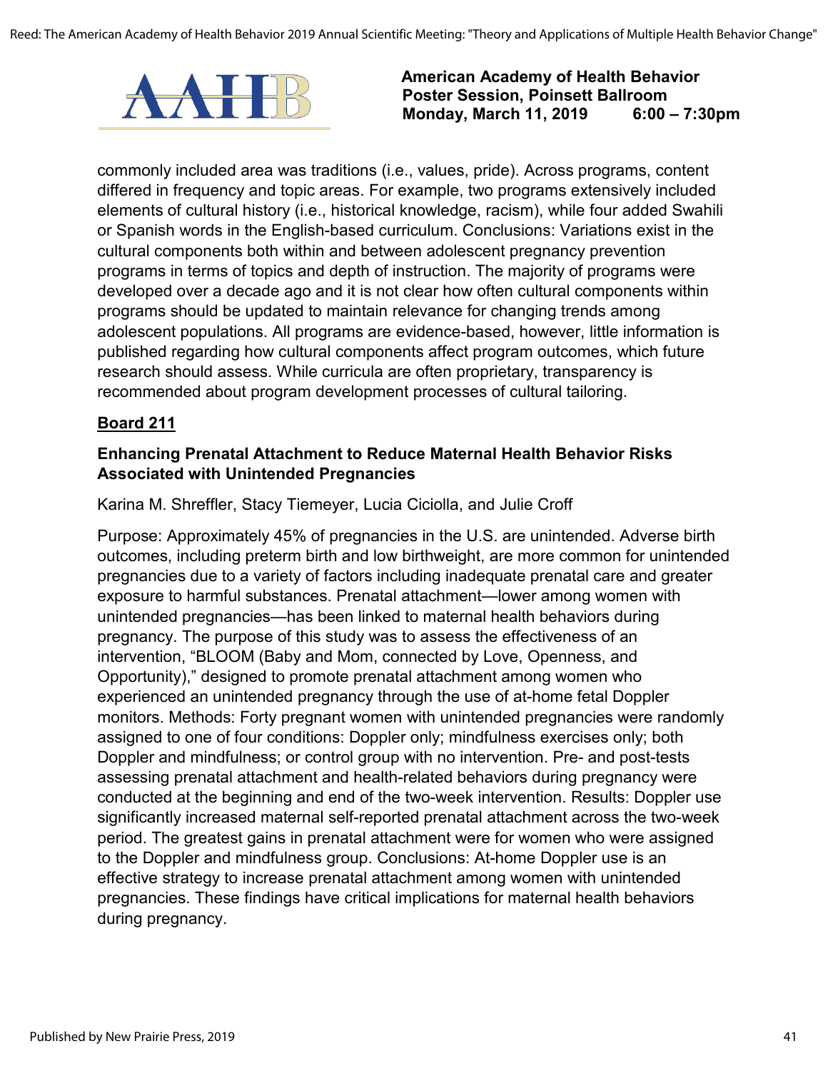commonly included area was traditions (i.e., values, pride). Across programs, content differed in frequency and topic areas. For example, two programs extensively included elements of cultural history (i.e., historical knowledge, racism), while four added Swahili or Spanish words in the English-based curriculum. Conclusions: Variations exist in the cultural components both within and between adolescent pregnancy prevention programs in terms of topics and depth of instruction. The majority of programs were developed over a decade ago and it is not clear how often cultural components within programs should be updated to maintain relevance for changing trends among adolescent populations. All programs are evidence-based, however, little information is published regarding how cultural components affect program outcomes, which future research should assess. While curricula are often proprietary, transparency is recommended about program development processes of cultural tailoring.

**Board 211**

### Enhancing Prenatal Attachment to Reduce Maternal Health Behavior Risks Associated with Unintended Pregnancies

Karina M. Shreffler, Stacy Tiemeyer, Lucia Ciciolla, and Julie Croff

Purpose: Approximately 45% of pregnancies in the U.S. are unintended. Adverse birth outcomes, including preterm birth and low birthweight, are more common for unintended pregnancies due to a variety of factors including inadequate prenatal care and greater exposure to harmful substances. Prenatal attachment—lower among women with unintended pregnancies—has been linked to maternal health behaviors during pregnancy. The purpose of this study was to assess the effectiveness of an intervention, "BLOOM (Baby and Mom, connected by Love, Openness, and Opportunity)," designed to promote prenatal attachment among women who experienced an unintended pregnancy through the use of at-home fetal Doppler monitors. Methods: Forty pregnant women with unintended pregnancies were randomly assigned to one of four conditions: Doppler only; mindfulness exercises only; both Doppler and mindfulness; or control group with no intervention. Pre- and post-tests assessing prenatal attachment and health-related behaviors during pregnancy were conducted at the beginning and end of the two-week intervention. Results: Doppler use significantly increased maternal self-reported prenatal attachment across the two-week period. The greatest gains in prenatal attachment were for women who were assigned to the Doppler and mindfulness group. Conclusions: At-home Doppler use is an effective strategy to increase prenatal attachment among women with unintended pregnancies. These findings have critical implications for maternal health behaviors during pregnancy.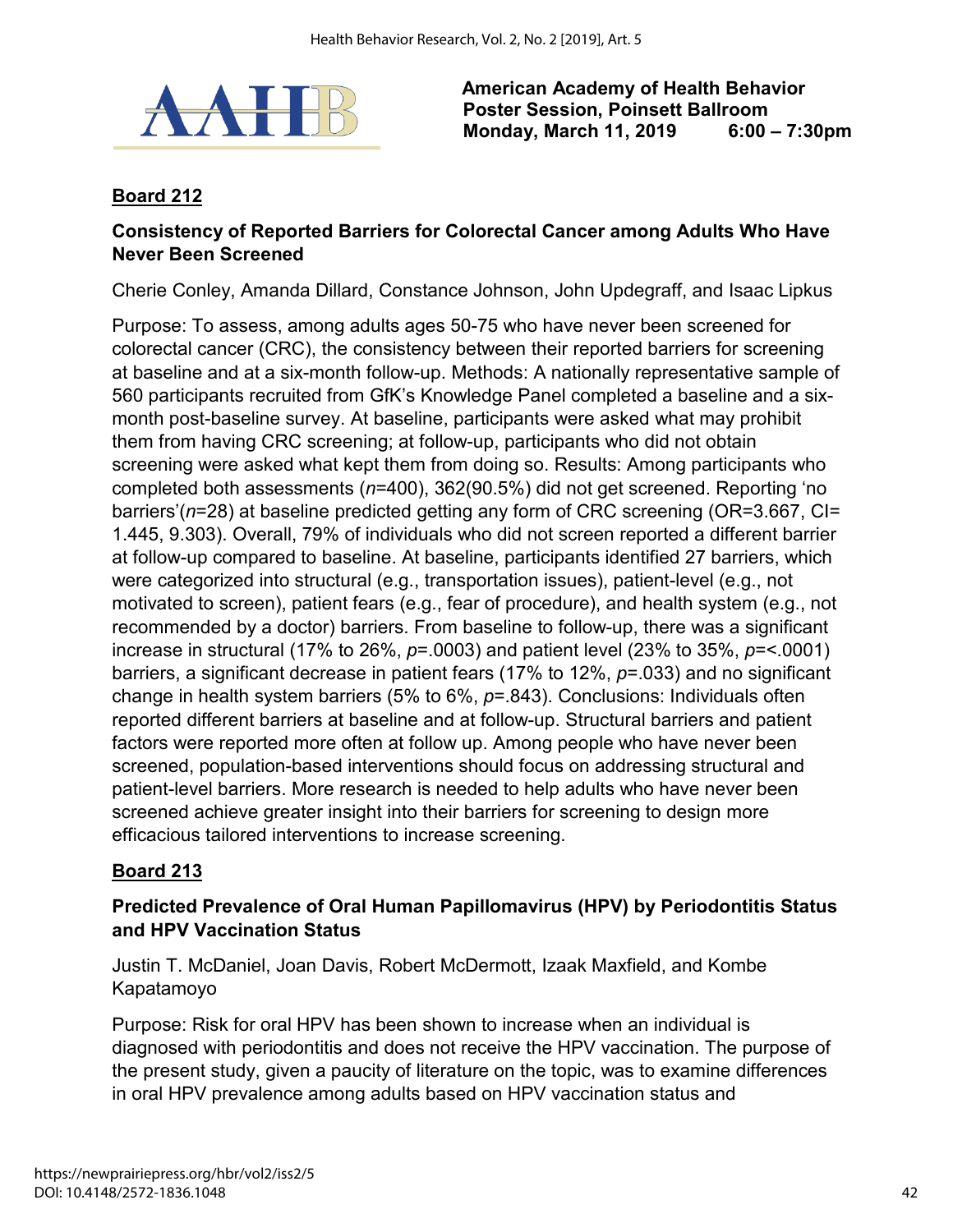**American Academy of Health Behavior**
**Poster Session, Poinsett Ballroom**
**Monday, March 11, 2019 6:00 – 7:30pm**

## Board 212

### Consistency of Reported Barriers for Colorectal Cancer among Adults Who Have Never Been Screened

Cherie Conley, Amanda Dillard, Constance Johnson, John Updegraff, and Isaac Lipkus

Purpose: To assess, among adults ages 50-75 who have never been screened for colorectal cancer (CRC), the consistency between their reported barriers for screening at baseline and at a six-month follow-up. Methods: A nationally representative sample of 560 participants recruited from GfK's Knowledge Panel completed a baseline and a six-month post-baseline survey. At baseline, participants were asked what may prohibit them from having CRC screening; at follow-up, participants who did not obtain screening were asked what kept them from doing so. Results: Among participants who completed both assessments (*n*=400), 362(90.5%) did not get screened. Reporting 'no barriers'(*n*=28) at baseline predicted getting any form of CRC screening (OR=3.667, CI= 1.445, 9.303). Overall, 79% of individuals who did not screen reported a different barrier at follow-up compared to baseline. At baseline, participants identified 27 barriers, which were categorized into structural (e.g., transportation issues), patient-level (e.g., not motivated to screen), patient fears (e.g., fear of procedure), and health system (e.g., not recommended by a doctor) barriers. From baseline to follow-up, there was a significant increase in structural (17% to 26%, *p*=.0003) and patient level (23% to 35%, *p*=<.0001) barriers, a significant decrease in patient fears (17% to 12%, *p*=.033) and no significant change in health system barriers (5% to 6%, *p*=.843). Conclusions: Individuals often reported different barriers at baseline and at follow-up. Structural barriers and patient factors were reported more often at follow up. Among people who have never been screened, population-based interventions should focus on addressing structural and patient-level barriers. More research is needed to help adults who have never been screened achieve greater insight into their barriers for screening to design more efficacious tailored interventions to increase screening.

## Board 213

### Predicted Prevalence of Oral Human Papillomavirus (HPV) by Periodontitis Status and HPV Vaccination Status

Justin T. McDaniel, Joan Davis, Robert McDermott, Izaak Maxfield, and Kombe Kapatamoyo

Purpose: Risk for oral HPV has been shown to increase when an individual is diagnosed with periodontitis and does not receive the HPV vaccination. The purpose of the present study, given a paucity of literature on the topic, was to examine differences in oral HPV prevalence among adults based on HPV vaccination status and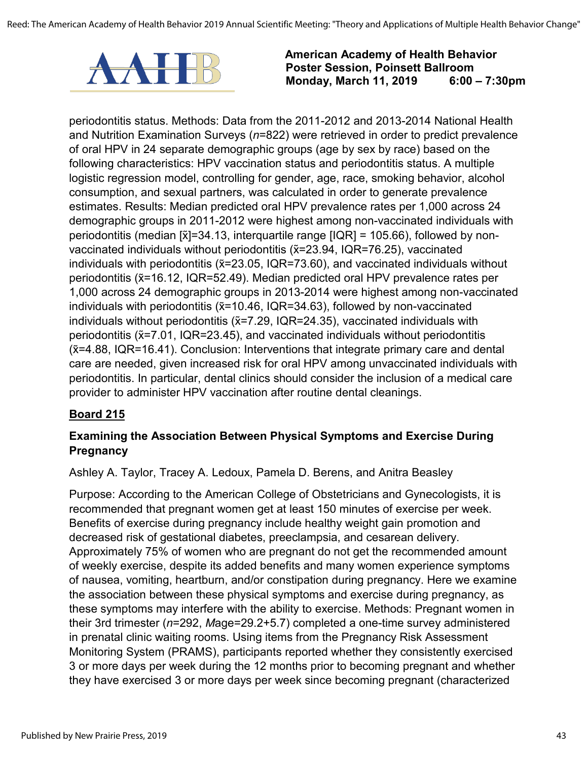periodontitis status. Methods: Data from the 2011-2012 and 2013-2014 National Health and Nutrition Examination Surveys (*n*=822) were retrieved in order to predict prevalence of oral HPV in 24 separate demographic groups (age by sex by race) based on the following characteristics: HPV vaccination status and periodontitis status. A multiple logistic regression model, controlling for gender, age, race, smoking behavior, alcohol consumption, and sexual partners, was calculated in order to generate prevalence estimates. Results: Median predicted oral HPV prevalence rates per 1,000 across 24 demographic groups in 2011-2012 were highest among non-vaccinated individuals with periodontitis (median [$\tilde{x}$]=34.13, interquartile range [IQR] = 105.66), followed by non-vaccinated individuals without periodontitis ($\tilde{x}$=23.94, IQR=76.25), vaccinated individuals with periodontitis ($\tilde{x}$=23.05, IQR=73.60), and vaccinated individuals without periodontitis ($\tilde{x}$=16.12, IQR=52.49). Median predicted oral HPV prevalence rates per 1,000 across 24 demographic groups in 2013-2014 were highest among non-vaccinated individuals with periodontitis ($\tilde{x}$=10.46, IQR=34.63), followed by non-vaccinated individuals without periodontitis ($\tilde{x}$=7.29, IQR=24.35), vaccinated individuals with periodontitis ($\tilde{x}$=7.01, IQR=23.45), and vaccinated individuals without periodontitis ($\tilde{x}$=4.88, IQR=16.41). Conclusion: Interventions that integrate primary care and dental care are needed, given increased risk for oral HPV among unvaccinated individuals with periodontitis. In particular, dental clinics should consider the inclusion of a medical care provider to administer HPV vaccination after routine dental cleanings.

**Board 215**

### Examining the Association Between Physical Symptoms and Exercise During Pregnancy

Ashley A. Taylor, Tracey A. Ledoux, Pamela D. Berens, and Anitra Beasley

Purpose: According to the American College of Obstetricians and Gynecologists, it is recommended that pregnant women get at least 150 minutes of exercise per week. Benefits of exercise during pregnancy include healthy weight gain promotion and decreased risk of gestational diabetes, preeclampsia, and cesarean delivery. Approximately 75% of women who are pregnant do not get the recommended amount of weekly exercise, despite its added benefits and many women experience symptoms of nausea, vomiting, heartburn, and/or constipation during pregnancy. Here we examine the association between these physical symptoms and exercise during pregnancy, as these symptoms may interfere with the ability to exercise. Methods: Pregnant women in their 3rd trimester (*n*=292, *M*age=29.2+5.7) completed a one-time survey administered in prenatal clinic waiting rooms. Using items from the Pregnancy Risk Assessment Monitoring System (PRAMS), participants reported whether they consistently exercised 3 or more days per week during the 12 months prior to becoming pregnant and whether they have exercised 3 or more days per week since becoming pregnant (characterized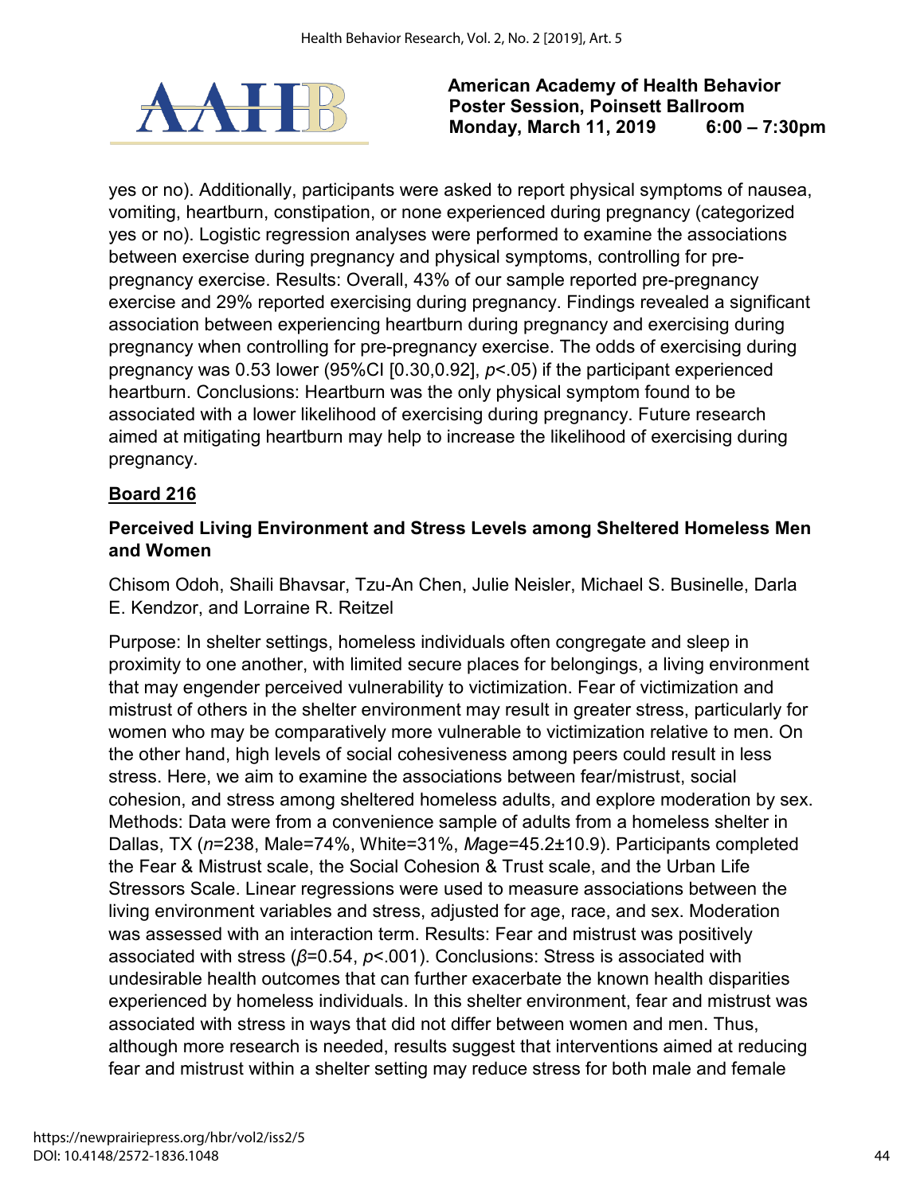yes or no). Additionally, participants were asked to report physical symptoms of nausea, vomiting, heartburn, constipation, or none experienced during pregnancy (categorized yes or no). Logistic regression analyses were performed to examine the associations between exercise during pregnancy and physical symptoms, controlling for pre-pregnancy exercise. Results: Overall, 43% of our sample reported pre-pregnancy exercise and 29% reported exercising during pregnancy. Findings revealed a significant association between experiencing heartburn during pregnancy and exercising during pregnancy when controlling for pre-pregnancy exercise. The odds of exercising during pregnancy was 0.53 lower (95%CI [0.30,0.92], $p$<.05) if the participant experienced heartburn. Conclusions: Heartburn was the only physical symptom found to be associated with a lower likelihood of exercising during pregnancy. Future research aimed at mitigating heartburn may help to increase the likelihood of exercising during pregnancy.

**Board 216**

### Perceived Living Environment and Stress Levels among Sheltered Homeless Men and Women

Chisom Odoh, Shaili Bhavsar, Tzu-An Chen, Julie Neisler, Michael S. Businelle, Darla E. Kendzor, and Lorraine R. Reitzel

Purpose: In shelter settings, homeless individuals often congregate and sleep in proximity to one another, with limited secure places for belongings, a living environment that may engender perceived vulnerability to victimization. Fear of victimization and mistrust of others in the shelter environment may result in greater stress, particularly for women who may be comparatively more vulnerable to victimization relative to men. On the other hand, high levels of social cohesiveness among peers could result in less stress. Here, we aim to examine the associations between fear/mistrust, social cohesion, and stress among sheltered homeless adults, and explore moderation by sex. Methods: Data were from a convenience sample of adults from a homeless shelter in Dallas, TX ($n$=238, Male=74%, White=31%, *M*age=45.2±10.9). Participants completed the Fear & Mistrust scale, the Social Cohesion & Trust scale, and the Urban Life Stressors Scale. Linear regressions were used to measure associations between the living environment variables and stress, adjusted for age, race, and sex. Moderation was assessed with an interaction term. Results: Fear and mistrust was positively associated with stress ($\beta$=0.54, $p$<.001). Conclusions: Stress is associated with undesirable health outcomes that can further exacerbate the known health disparities experienced by homeless individuals. In this shelter environment, fear and mistrust was associated with stress in ways that did not differ between women and men. Thus, although more research is needed, results suggest that interventions aimed at reducing fear and mistrust within a shelter setting may reduce stress for both male and female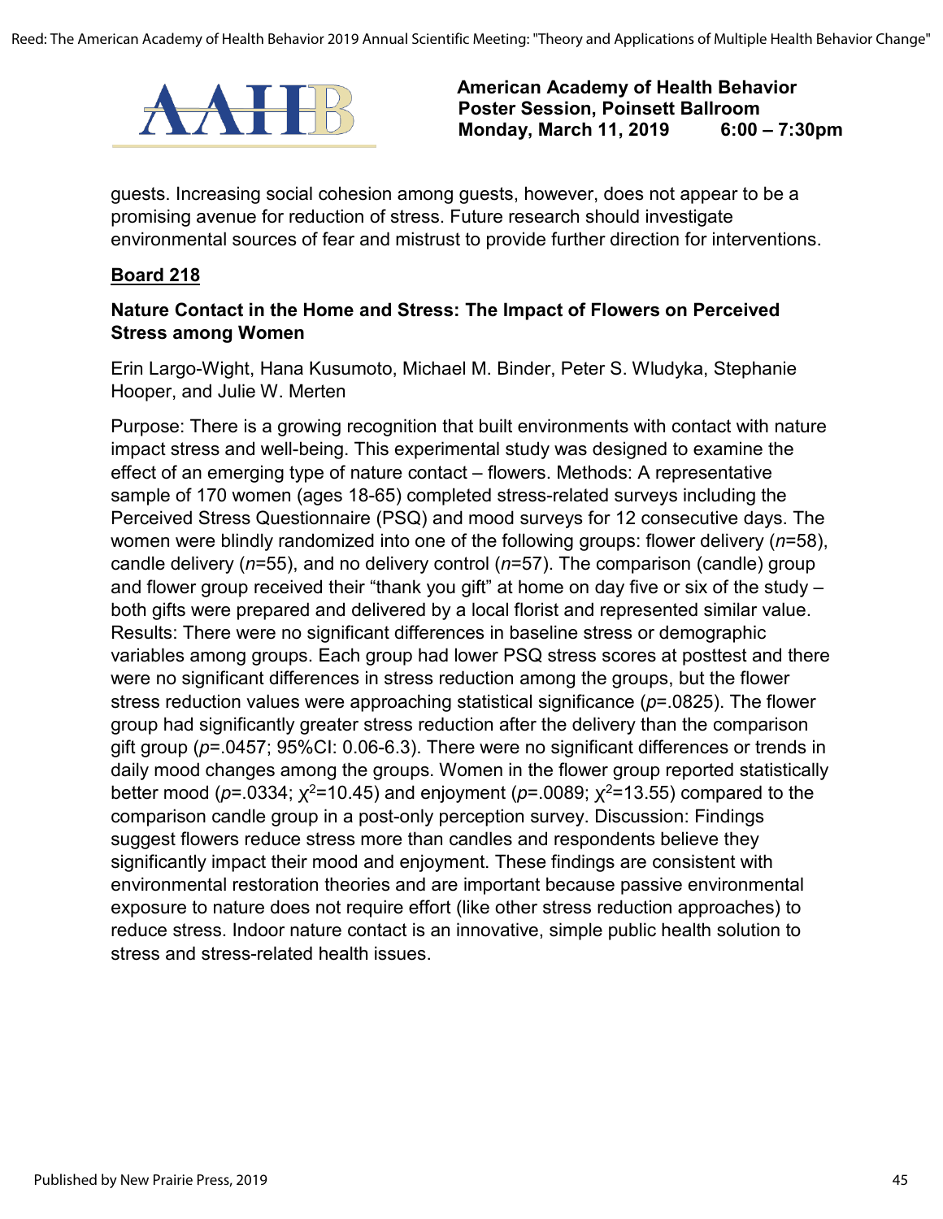guests. Increasing social cohesion among guests, however, does not appear to be a promising avenue for reduction of stress. Future research should investigate environmental sources of fear and mistrust to provide further direction for interventions.

**Board 218**

### Nature Contact in the Home and Stress: The Impact of Flowers on Perceived Stress among Women

Erin Largo-Wight, Hana Kusumoto, Michael M. Binder, Peter S. Wludyka, Stephanie Hooper, and Julie W. Merten

Purpose: There is a growing recognition that built environments with contact with nature impact stress and well-being. This experimental study was designed to examine the effect of an emerging type of nature contact – flowers. Methods: A representative sample of 170 women (ages 18-65) completed stress-related surveys including the Perceived Stress Questionnaire (PSQ) and mood surveys for 12 consecutive days. The women were blindly randomized into one of the following groups: flower delivery ($n$=58), candle delivery ($n$=55), and no delivery control ($n$=57). The comparison (candle) group and flower group received their "thank you gift" at home on day five or six of the study – both gifts were prepared and delivered by a local florist and represented similar value. Results: There were no significant differences in baseline stress or demographic variables among groups. Each group had lower PSQ stress scores at posttest and there were no significant differences in stress reduction among the groups, but the flower stress reduction values were approaching statistical significance ($p$=.0825). The flower group had significantly greater stress reduction after the delivery than the comparison gift group ($p$=.0457; 95%CI: 0.06-6.3). There were no significant differences or trends in daily mood changes among the groups. Women in the flower group reported statistically better mood ($p$=.0334; $\chi^2$=10.45) and enjoyment ($p$=.0089; $\chi^2$=13.55) compared to the comparison candle group in a post-only perception survey. Discussion: Findings suggest flowers reduce stress more than candles and respondents believe they significantly impact their mood and enjoyment. These findings are consistent with environmental restoration theories and are important because passive environmental exposure to nature does not require effort (like other stress reduction approaches) to reduce stress. Indoor nature contact is an innovative, simple public health solution to stress and stress-related health issues.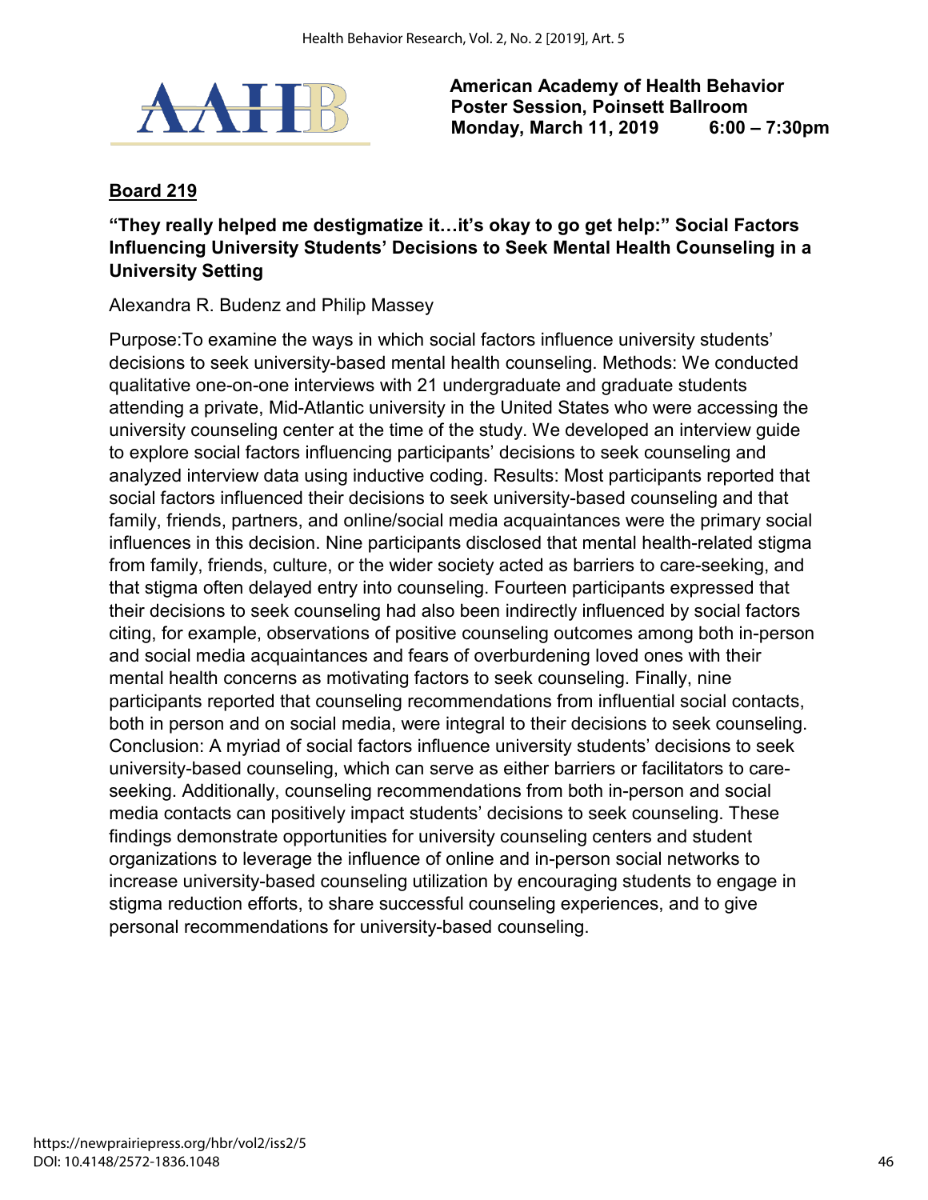**American Academy of Health Behavior**
**Poster Session, Poinsett Ballroom**
**Monday, March 11, 2019 6:00 – 7:30pm**

**Board 219**

### "They really helped me destigmatize it…it's okay to go get help:" Social Factors Influencing University Students' Decisions to Seek Mental Health Counseling in a University Setting

Alexandra R. Budenz and Philip Massey

Purpose:To examine the ways in which social factors influence university students' decisions to seek university-based mental health counseling. Methods: We conducted qualitative one-on-one interviews with 21 undergraduate and graduate students attending a private, Mid-Atlantic university in the United States who were accessing the university counseling center at the time of the study. We developed an interview guide to explore social factors influencing participants' decisions to seek counseling and analyzed interview data using inductive coding. Results: Most participants reported that social factors influenced their decisions to seek university-based counseling and that family, friends, partners, and online/social media acquaintances were the primary social influences in this decision. Nine participants disclosed that mental health-related stigma from family, friends, culture, or the wider society acted as barriers to care-seeking, and that stigma often delayed entry into counseling. Fourteen participants expressed that their decisions to seek counseling had also been indirectly influenced by social factors citing, for example, observations of positive counseling outcomes among both in-person and social media acquaintances and fears of overburdening loved ones with their mental health concerns as motivating factors to seek counseling. Finally, nine participants reported that counseling recommendations from influential social contacts, both in person and on social media, were integral to their decisions to seek counseling. Conclusion: A myriad of social factors influence university students' decisions to seek university-based counseling, which can serve as either barriers or facilitators to care-seeking. Additionally, counseling recommendations from both in-person and social media contacts can positively impact students' decisions to seek counseling. These findings demonstrate opportunities for university counseling centers and student organizations to leverage the influence of online and in-person social networks to increase university-based counseling utilization by encouraging students to engage in stigma reduction efforts, to share successful counseling experiences, and to give personal recommendations for university-based counseling.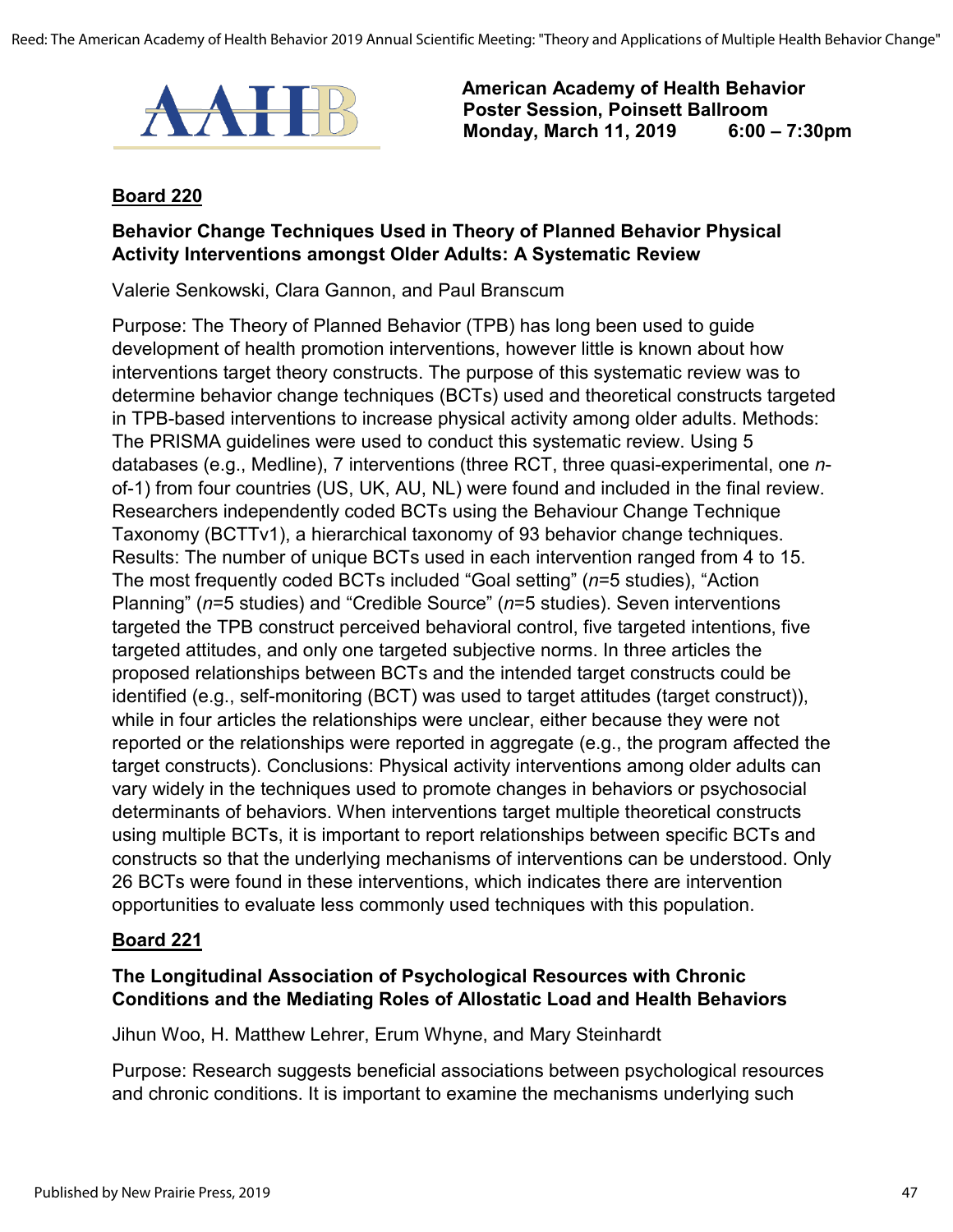**American Academy of Health Behavior**
**Poster Session, Poinsett Ballroom**
**Monday, March 11, 2019 6:00 – 7:30pm**

## Board 220

### Behavior Change Techniques Used in Theory of Planned Behavior Physical Activity Interventions amongst Older Adults: A Systematic Review

Valerie Senkowski, Clara Gannon, and Paul Branscum

Purpose: The Theory of Planned Behavior (TPB) has long been used to guide development of health promotion interventions, however little is known about how interventions target theory constructs. The purpose of this systematic review was to determine behavior change techniques (BCTs) used and theoretical constructs targeted in TPB-based interventions to increase physical activity among older adults. Methods: The PRISMA guidelines were used to conduct this systematic review. Using 5 databases (e.g., Medline), 7 interventions (three RCT, three quasi-experimental, one *n*-of-1) from four countries (US, UK, AU, NL) were found and included in the final review. Researchers independently coded BCTs using the Behaviour Change Technique Taxonomy (BCTTv1), a hierarchical taxonomy of 93 behavior change techniques. Results: The number of unique BCTs used in each intervention ranged from 4 to 15. The most frequently coded BCTs included "Goal setting" (*n*=5 studies), "Action Planning" (*n*=5 studies) and "Credible Source" (*n*=5 studies). Seven interventions targeted the TPB construct perceived behavioral control, five targeted intentions, five targeted attitudes, and only one targeted subjective norms. In three articles the proposed relationships between BCTs and the intended target constructs could be identified (e.g., self-monitoring (BCT) was used to target attitudes (target construct)), while in four articles the relationships were unclear, either because they were not reported or the relationships were reported in aggregate (e.g., the program affected the target constructs). Conclusions: Physical activity interventions among older adults can vary widely in the techniques used to promote changes in behaviors or psychosocial determinants of behaviors. When interventions target multiple theoretical constructs using multiple BCTs, it is important to report relationships between specific BCTs and constructs so that the underlying mechanisms of interventions can be understood. Only 26 BCTs were found in these interventions, which indicates there are intervention opportunities to evaluate less commonly used techniques with this population.

## Board 221

### The Longitudinal Association of Psychological Resources with Chronic Conditions and the Mediating Roles of Allostatic Load and Health Behaviors

Jihun Woo, H. Matthew Lehrer, Erum Whyne, and Mary Steinhardt

Purpose: Research suggests beneficial associations between psychological resources and chronic conditions. It is important to examine the mechanisms underlying such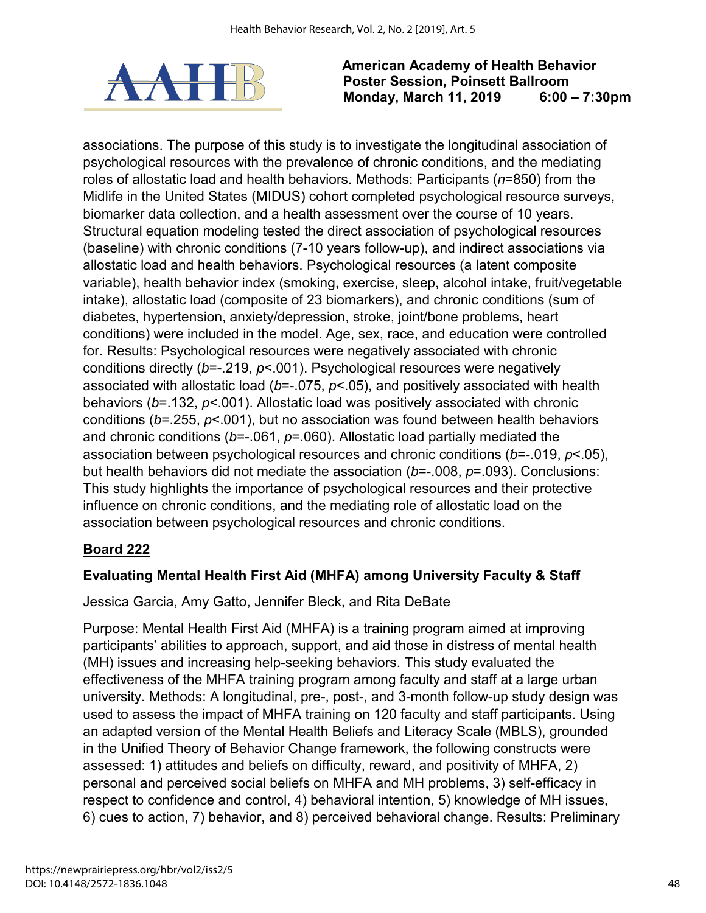associations. The purpose of this study is to investigate the longitudinal association of psychological resources with the prevalence of chronic conditions, and the mediating roles of allostatic load and health behaviors. Methods: Participants ($n$=850) from the Midlife in the United States (MIDUS) cohort completed psychological resource surveys, biomarker data collection, and a health assessment over the course of 10 years. Structural equation modeling tested the direct association of psychological resources (baseline) with chronic conditions (7-10 years follow-up), and indirect associations via allostatic load and health behaviors. Psychological resources (a latent composite variable), health behavior index (smoking, exercise, sleep, alcohol intake, fruit/vegetable intake), allostatic load (composite of 23 biomarkers), and chronic conditions (sum of diabetes, hypertension, anxiety/depression, stroke, joint/bone problems, heart conditions) were included in the model. Age, sex, race, and education were controlled for. Results: Psychological resources were negatively associated with chronic conditions directly ($b$=-.219, $p$<.001). Psychological resources were negatively associated with allostatic load ($b$=-.075, $p$<.05), and positively associated with health behaviors ($b$=.132, $p$<.001). Allostatic load was positively associated with chronic conditions ($b$=.255, $p$<.001), but no association was found between health behaviors and chronic conditions ($b$=-.061, $p$=.060). Allostatic load partially mediated the association between psychological resources and chronic conditions ($b$=-.019, $p$<.05), but health behaviors did not mediate the association ($b$=-.008, $p$=.093). Conclusions: This study highlights the importance of psychological resources and their protective influence on chronic conditions, and the mediating role of allostatic load on the association between psychological resources and chronic conditions.

**Board 222**

### Evaluating Mental Health First Aid (MHFA) among University Faculty & Staff

Jessica Garcia, Amy Gatto, Jennifer Bleck, and Rita DeBate

Purpose: Mental Health First Aid (MHFA) is a training program aimed at improving participants' abilities to approach, support, and aid those in distress of mental health (MH) issues and increasing help-seeking behaviors. This study evaluated the effectiveness of the MHFA training program among faculty and staff at a large urban university. Methods: A longitudinal, pre-, post-, and 3-month follow-up study design was used to assess the impact of MHFA training on 120 faculty and staff participants. Using an adapted version of the Mental Health Beliefs and Literacy Scale (MBLS), grounded in the Unified Theory of Behavior Change framework, the following constructs were assessed: 1) attitudes and beliefs on difficulty, reward, and positivity of MHFA, 2) personal and perceived social beliefs on MHFA and MH problems, 3) self-efficacy in respect to confidence and control, 4) behavioral intention, 5) knowledge of MH issues, 6) cues to action, 7) behavior, and 8) perceived behavioral change. Results: Preliminary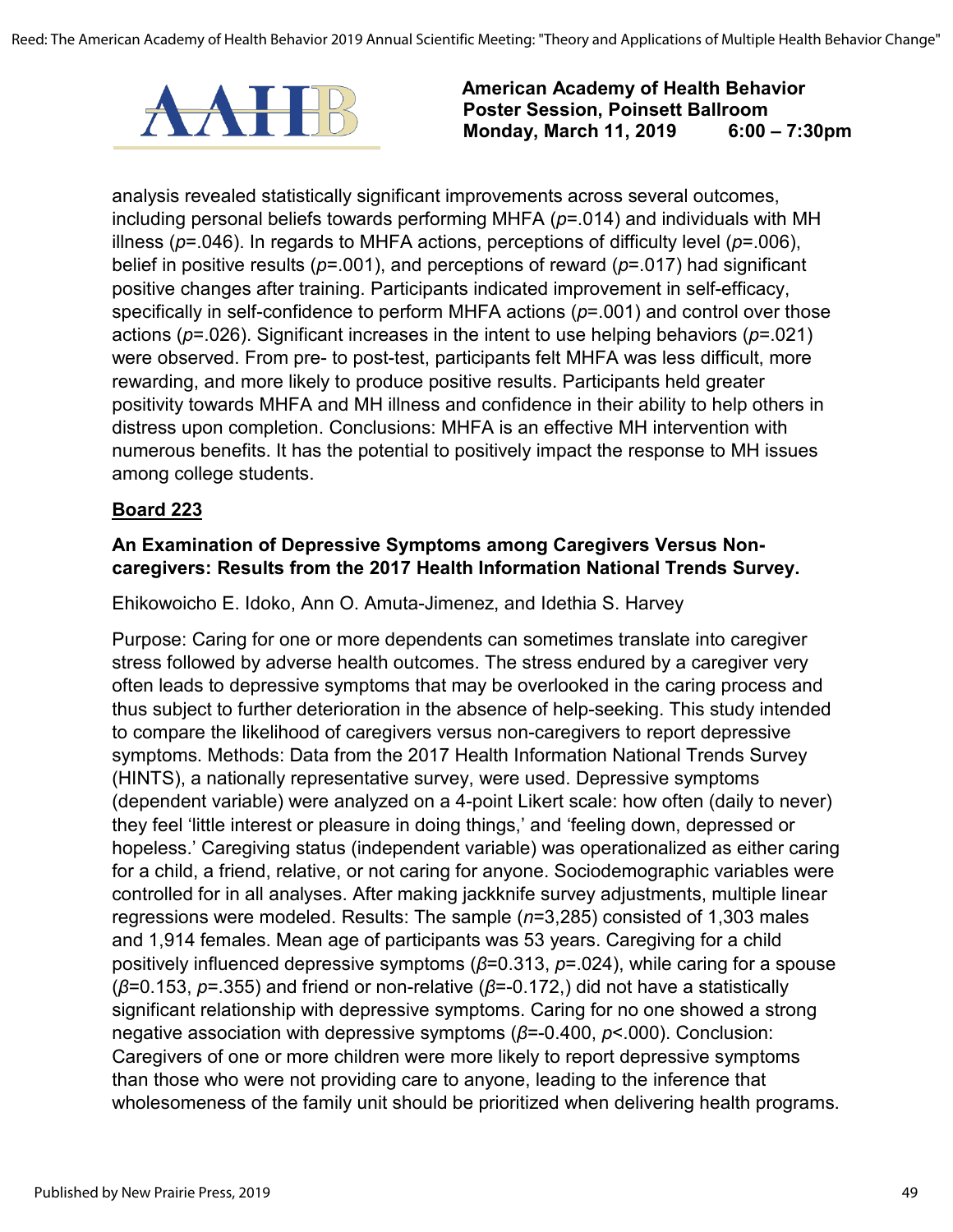analysis revealed statistically significant improvements across several outcomes, including personal beliefs towards performing MHFA ($p$=.014) and individuals with MH illness ($p$=.046). In regards to MHFA actions, perceptions of difficulty level ($p$=.006), belief in positive results ($p$=.001), and perceptions of reward ($p$=.017) had significant positive changes after training. Participants indicated improvement in self-efficacy, specifically in self-confidence to perform MHFA actions ($p$=.001) and control over those actions ($p$=.026). Significant increases in the intent to use helping behaviors ($p$=.021) were observed. From pre- to post-test, participants felt MHFA was less difficult, more rewarding, and more likely to produce positive results. Participants held greater positivity towards MHFA and MH illness and confidence in their ability to help others in distress upon completion. Conclusions: MHFA is an effective MH intervention with numerous benefits. It has the potential to positively impact the response to MH issues among college students.

## Board 223

**An Examination of Depressive Symptoms among Caregivers Versus Non-caregivers: Results from the 2017 Health Information National Trends Survey.**

Ehikowoicho E. Idoko, Ann O. Amuta-Jimenez, and Idethia S. Harvey

Purpose: Caring for one or more dependents can sometimes translate into caregiver stress followed by adverse health outcomes. The stress endured by a caregiver very often leads to depressive symptoms that may be overlooked in the caring process and thus subject to further deterioration in the absence of help-seeking. This study intended to compare the likelihood of caregivers versus non-caregivers to report depressive symptoms. Methods: Data from the 2017 Health Information National Trends Survey (HINTS), a nationally representative survey, were used. Depressive symptoms (dependent variable) were analyzed on a 4-point Likert scale: how often (daily to never) they feel 'little interest or pleasure in doing things,' and 'feeling down, depressed or hopeless.' Caregiving status (independent variable) was operationalized as either caring for a child, a friend, relative, or not caring for anyone. Sociodemographic variables were controlled for in all analyses. After making jackknife survey adjustments, multiple linear regressions were modeled. Results: The sample ($n$=3,285) consisted of 1,303 males and 1,914 females. Mean age of participants was 53 years. Caregiving for a child positively influenced depressive symptoms ($\beta$=0.313, $p$=.024), while caring for a spouse ($\beta$=0.153, $p$=.355) and friend or non-relative ($\beta$=-0.172,) did not have a statistically significant relationship with depressive symptoms. Caring for no one showed a strong negative association with depressive symptoms ($\beta$=-0.400, $p$<.000). Conclusion: Caregivers of one or more children were more likely to report depressive symptoms than those who were not providing care to anyone, leading to the inference that wholesomeness of the family unit should be prioritized when delivering health programs.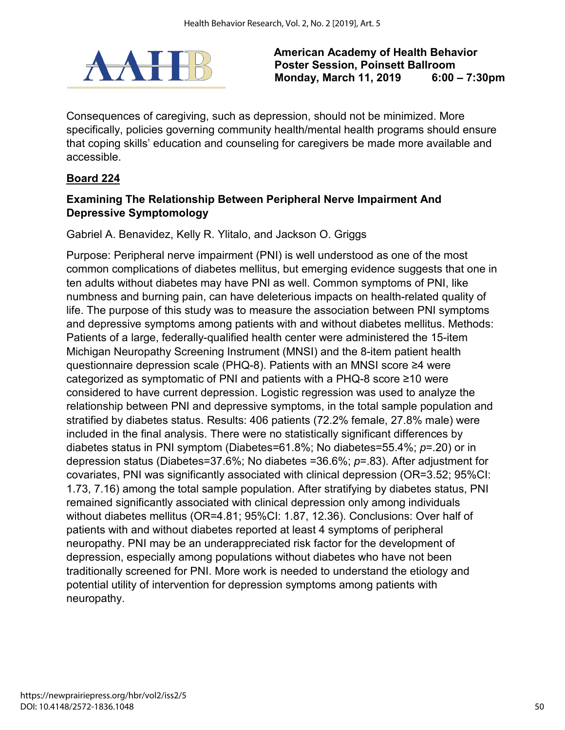Consequences of caregiving, such as depression, should not be minimized. More specifically, policies governing community health/mental health programs should ensure that coping skills' education and counseling for caregivers be made more available and accessible.

## Board 224

### Examining The Relationship Between Peripheral Nerve Impairment And Depressive Symptomology

Gabriel A. Benavidez, Kelly R. Ylitalo, and Jackson O. Griggs

Purpose: Peripheral nerve impairment (PNI) is well understood as one of the most common complications of diabetes mellitus, but emerging evidence suggests that one in ten adults without diabetes may have PNI as well. Common symptoms of PNI, like numbness and burning pain, can have deleterious impacts on health-related quality of life. The purpose of this study was to measure the association between PNI symptoms and depressive symptoms among patients with and without diabetes mellitus. Methods: Patients of a large, federally-qualified health center were administered the 15-item Michigan Neuropathy Screening Instrument (MNSI) and the 8-item patient health questionnaire depression scale (PHQ-8). Patients with an MNSI score ≥4 were categorized as symptomatic of PNI and patients with a PHQ-8 score ≥10 were considered to have current depression. Logistic regression was used to analyze the relationship between PNI and depressive symptoms, in the total sample population and stratified by diabetes status. Results: 406 patients (72.2% female, 27.8% male) were included in the final analysis. There were no statistically significant differences by diabetes status in PNI symptom (Diabetes=61.8%; No diabetes=55.4%; *p*=.20) or in depression status (Diabetes=37.6%; No diabetes =36.6%; *p*=.83). After adjustment for covariates, PNI was significantly associated with clinical depression (OR=3.52; 95%CI: 1.73, 7.16) among the total sample population. After stratifying by diabetes status, PNI remained significantly associated with clinical depression only among individuals without diabetes mellitus (OR=4.81; 95%CI: 1.87, 12.36). Conclusions: Over half of patients with and without diabetes reported at least 4 symptoms of peripheral neuropathy. PNI may be an underappreciated risk factor for the development of depression, especially among populations without diabetes who have not been traditionally screened for PNI. More work is needed to understand the etiology and potential utility of intervention for depression symptoms among patients with neuropathy.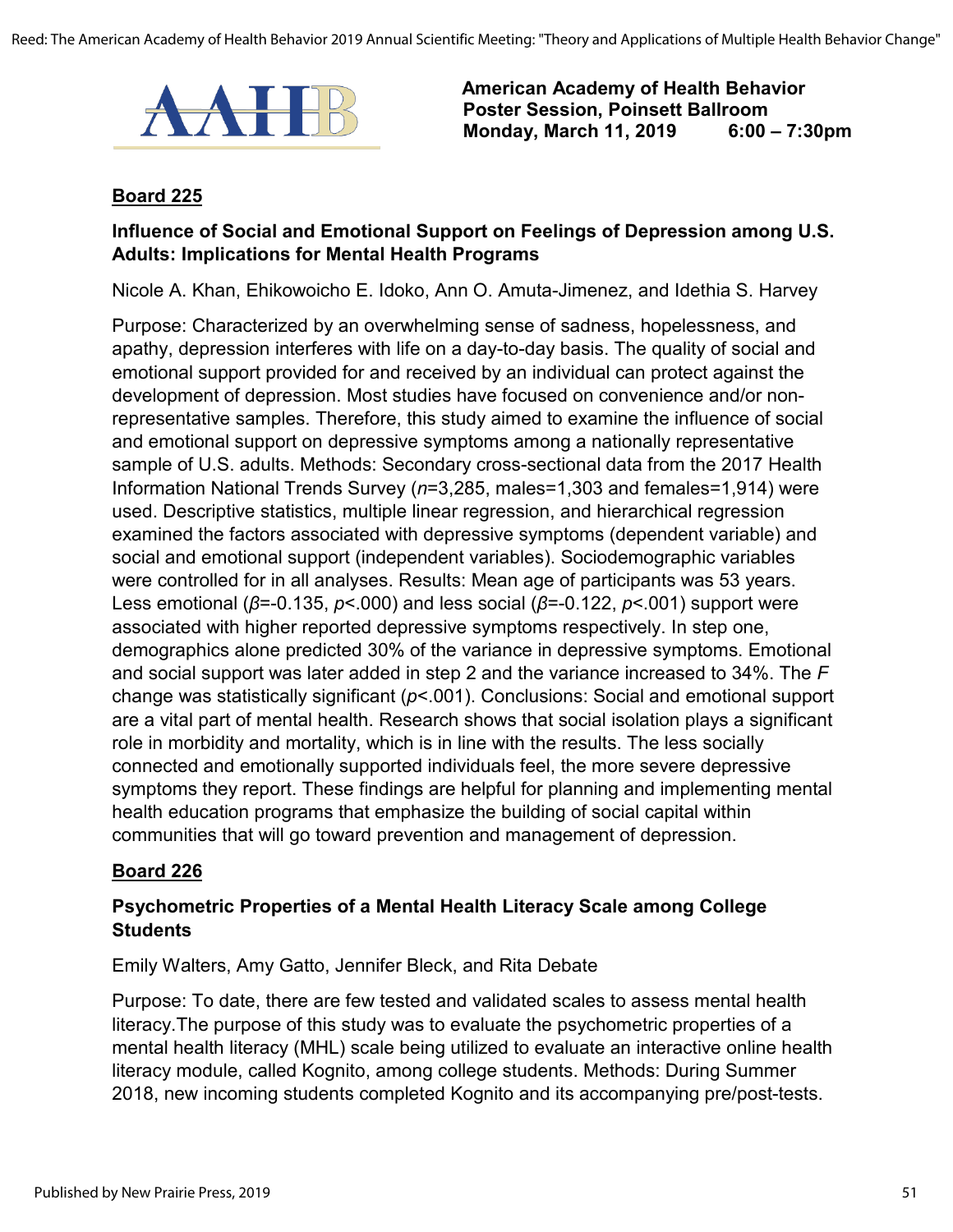**American Academy of Health Behavior**
**Poster Session, Poinsett Ballroom**
**Monday, March 11, 2019 6:00 – 7:30pm**

## Board 225

### Influence of Social and Emotional Support on Feelings of Depression among U.S. Adults: Implications for Mental Health Programs

Nicole A. Khan, Ehikowoicho E. Idoko, Ann O. Amuta-Jimenez, and Idethia S. Harvey

Purpose: Characterized by an overwhelming sense of sadness, hopelessness, and apathy, depression interferes with life on a day-to-day basis. The quality of social and emotional support provided for and received by an individual can protect against the development of depression. Most studies have focused on convenience and/or non-representative samples. Therefore, this study aimed to examine the influence of social and emotional support on depressive symptoms among a nationally representative sample of U.S. adults. Methods: Secondary cross-sectional data from the 2017 Health Information National Trends Survey ($n$=3,285, males=1,303 and females=1,914) were used. Descriptive statistics, multiple linear regression, and hierarchical regression examined the factors associated with depressive symptoms (dependent variable) and social and emotional support (independent variables). Sociodemographic variables were controlled for in all analyses. Results: Mean age of participants was 53 years. Less emotional ($\beta$=-0.135, $p$<.000) and less social ($\beta$=-0.122, $p$<.001) support were associated with higher reported depressive symptoms respectively. In step one, demographics alone predicted 30% of the variance in depressive symptoms. Emotional and social support was later added in step 2 and the variance increased to 34%. The $F$ change was statistically significant ($p$<.001). Conclusions: Social and emotional support are a vital part of mental health. Research shows that social isolation plays a significant role in morbidity and mortality, which is in line with the results. The less socially connected and emotionally supported individuals feel, the more severe depressive symptoms they report. These findings are helpful for planning and implementing mental health education programs that emphasize the building of social capital within communities that will go toward prevention and management of depression.

## Board 226

### Psychometric Properties of a Mental Health Literacy Scale among College Students

Emily Walters, Amy Gatto, Jennifer Bleck, and Rita Debate

Purpose: To date, there are few tested and validated scales to assess mental health literacy.The purpose of this study was to evaluate the psychometric properties of a mental health literacy (MHL) scale being utilized to evaluate an interactive online health literacy module, called Kognito, among college students. Methods: During Summer 2018, new incoming students completed Kognito and its accompanying pre/post-tests.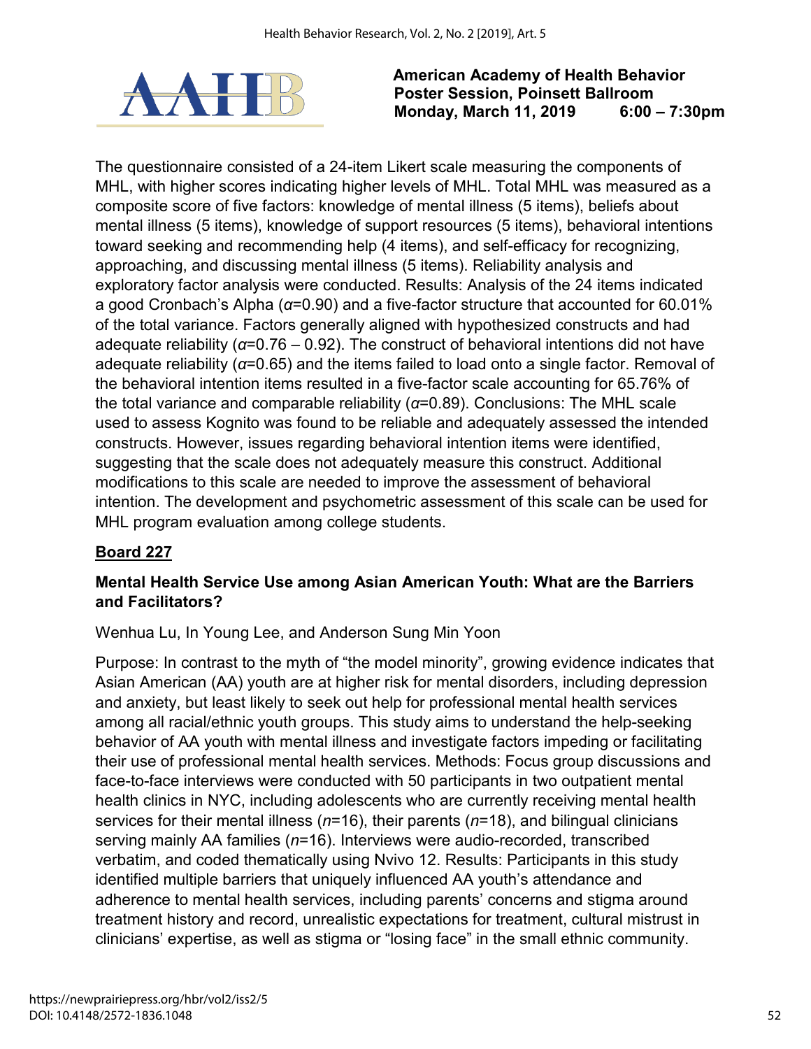The questionnaire consisted of a 24-item Likert scale measuring the components of MHL, with higher scores indicating higher levels of MHL. Total MHL was measured as a composite score of five factors: knowledge of mental illness (5 items), beliefs about mental illness (5 items), knowledge of support resources (5 items), behavioral intentions toward seeking and recommending help (4 items), and self-efficacy for recognizing, approaching, and discussing mental illness (5 items). Reliability analysis and exploratory factor analysis were conducted. Results: Analysis of the 24 items indicated a good Cronbach's Alpha ($\alpha$=0.90) and a five-factor structure that accounted for 60.01% of the total variance. Factors generally aligned with hypothesized constructs and had adequate reliability ($\alpha$=0.76 – 0.92). The construct of behavioral intentions did not have adequate reliability ($\alpha$=0.65) and the items failed to load onto a single factor. Removal of the behavioral intention items resulted in a five-factor scale accounting for 65.76% of the total variance and comparable reliability ($\alpha$=0.89). Conclusions: The MHL scale used to assess Kognito was found to be reliable and adequately assessed the intended constructs. However, issues regarding behavioral intention items were identified, suggesting that the scale does not adequately measure this construct. Additional modifications to this scale are needed to improve the assessment of behavioral intention. The development and psychometric assessment of this scale can be used for MHL program evaluation among college students.

## Board 227

### Mental Health Service Use among Asian American Youth: What are the Barriers and Facilitators?

Wenhua Lu, In Young Lee, and Anderson Sung Min Yoon

Purpose: In contrast to the myth of "the model minority", growing evidence indicates that Asian American (AA) youth are at higher risk for mental disorders, including depression and anxiety, but least likely to seek out help for professional mental health services among all racial/ethnic youth groups. This study aims to understand the help-seeking behavior of AA youth with mental illness and investigate factors impeding or facilitating their use of professional mental health services. Methods: Focus group discussions and face-to-face interviews were conducted with 50 participants in two outpatient mental health clinics in NYC, including adolescents who are currently receiving mental health services for their mental illness (*n*=16), their parents (*n*=18), and bilingual clinicians serving mainly AA families (*n*=16). Interviews were audio-recorded, transcribed verbatim, and coded thematically using Nvivo 12. Results: Participants in this study identified multiple barriers that uniquely influenced AA youth's attendance and adherence to mental health services, including parents' concerns and stigma around treatment history and record, unrealistic expectations for treatment, cultural mistrust in clinicians' expertise, as well as stigma or "losing face" in the small ethnic community.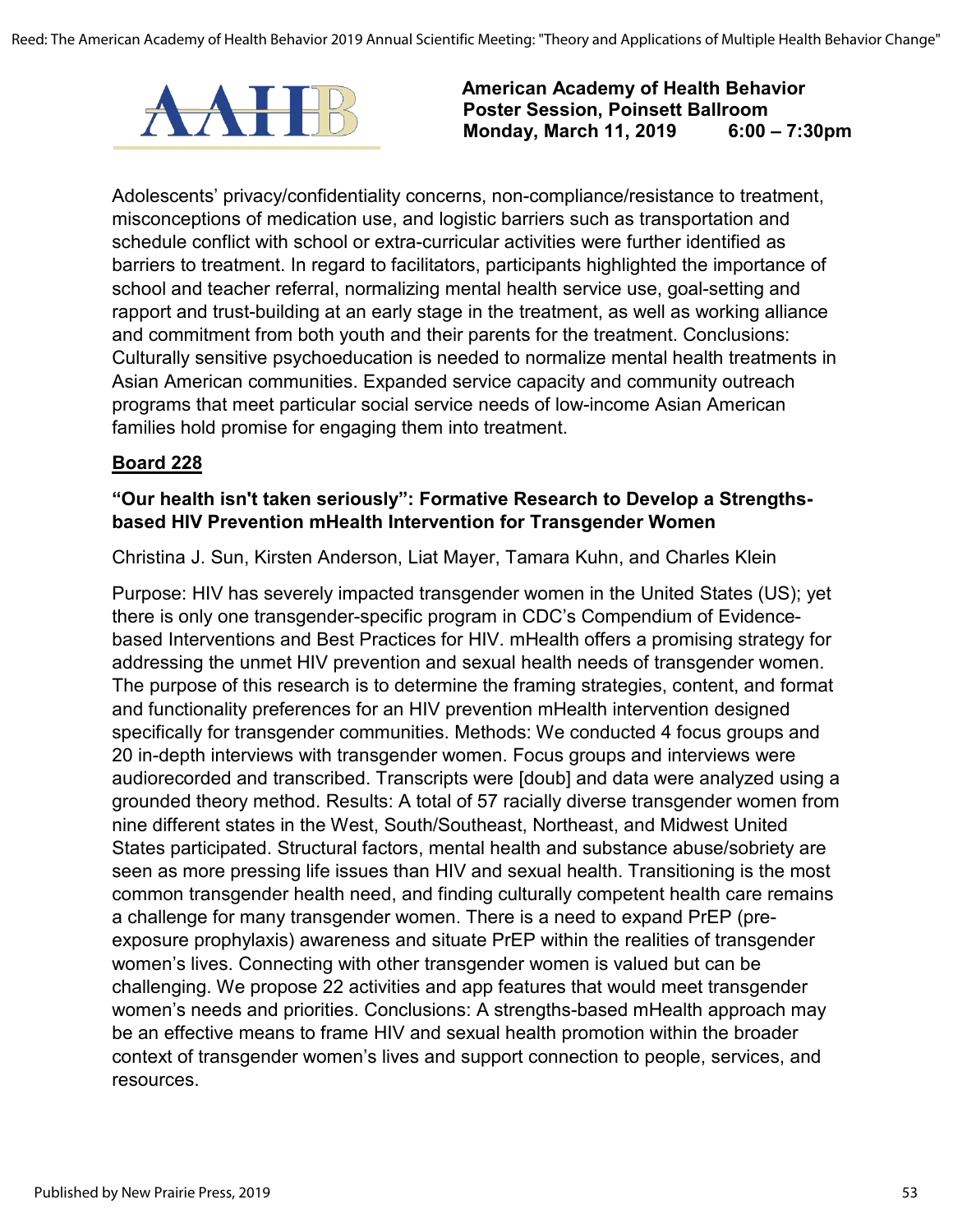**American Academy of Health Behavior**
**Poster Session, Poinsett Ballroom**
**Monday, March 11, 2019 6:00 – 7:30pm**

Adolescents' privacy/confidentiality concerns, non-compliance/resistance to treatment, misconceptions of medication use, and logistic barriers such as transportation and schedule conflict with school or extra-curricular activities were further identified as barriers to treatment. In regard to facilitators, participants highlighted the importance of school and teacher referral, normalizing mental health service use, goal-setting and rapport and trust-building at an early stage in the treatment, as well as working alliance and commitment from both youth and their parents for the treatment. Conclusions: Culturally sensitive psychoeducation is needed to normalize mental health treatments in Asian American communities. Expanded service capacity and community outreach programs that meet particular social service needs of low-income Asian American families hold promise for engaging them into treatment.

**Board 228**

### "Our health isn't taken seriously": Formative Research to Develop a Strengths-based HIV Prevention mHealth Intervention for Transgender Women

Christina J. Sun, Kirsten Anderson, Liat Mayer, Tamara Kuhn, and Charles Klein

Purpose: HIV has severely impacted transgender women in the United States (US); yet there is only one transgender-specific program in CDC's Compendium of Evidence-based Interventions and Best Practices for HIV. mHealth offers a promising strategy for addressing the unmet HIV prevention and sexual health needs of transgender women. The purpose of this research is to determine the framing strategies, content, and format and functionality preferences for an HIV prevention mHealth intervention designed specifically for transgender communities. Methods: We conducted 4 focus groups and 20 in-depth interviews with transgender women. Focus groups and interviews were audiorecorded and transcribed. Transcripts were [doub] and data were analyzed using a grounded theory method. Results: A total of 57 racially diverse transgender women from nine different states in the West, South/Southeast, Northeast, and Midwest United States participated. Structural factors, mental health and substance abuse/sobriety are seen as more pressing life issues than HIV and sexual health. Transitioning is the most common transgender health need, and finding culturally competent health care remains a challenge for many transgender women. There is a need to expand PrEP (pre-exposure prophylaxis) awareness and situate PrEP within the realities of transgender women's lives. Connecting with other transgender women is valued but can be challenging. We propose 22 activities and app features that would meet transgender women's needs and priorities. Conclusions: A strengths-based mHealth approach may be an effective means to frame HIV and sexual health promotion within the broader context of transgender women's lives and support connection to people, services, and resources.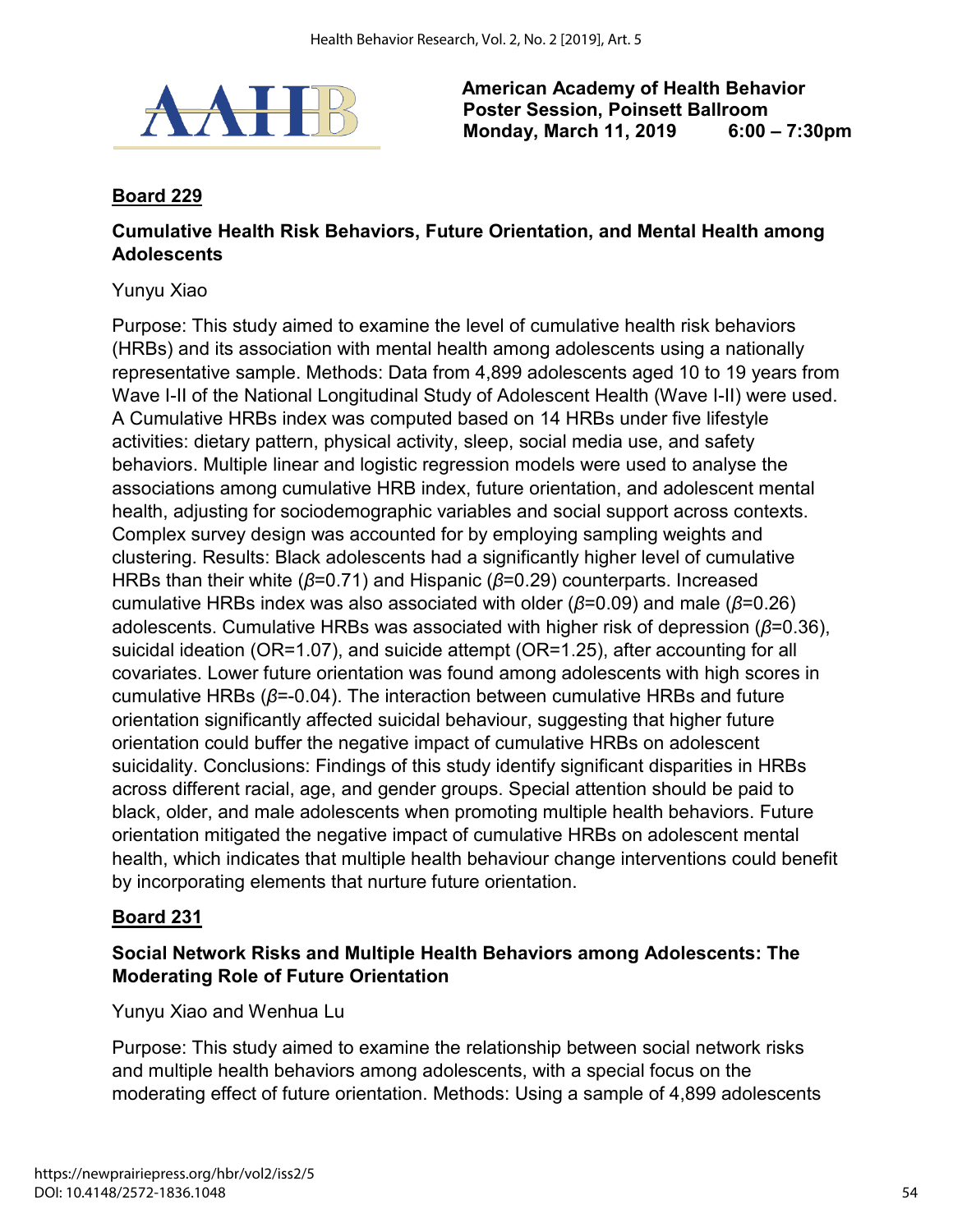**American Academy of Health Behavior**
**Poster Session, Poinsett Ballroom**
**Monday, March 11, 2019 6:00 – 7:30pm**

**Board 229**

**Cumulative Health Risk Behaviors, Future Orientation, and Mental Health among Adolescents**

Yunyu Xiao

Purpose: This study aimed to examine the level of cumulative health risk behaviors (HRBs) and its association with mental health among adolescents using a nationally representative sample. Methods: Data from 4,899 adolescents aged 10 to 19 years from Wave I-II of the National Longitudinal Study of Adolescent Health (Wave I-II) were used. A Cumulative HRBs index was computed based on 14 HRBs under five lifestyle activities: dietary pattern, physical activity, sleep, social media use, and safety behaviors. Multiple linear and logistic regression models were used to analyse the associations among cumulative HRB index, future orientation, and adolescent mental health, adjusting for sociodemographic variables and social support across contexts. Complex survey design was accounted for by employing sampling weights and clustering. Results: Black adolescents had a significantly higher level of cumulative HRBs than their white ($\beta$=0.71) and Hispanic ($\beta$=0.29) counterparts. Increased cumulative HRBs index was also associated with older ($\beta$=0.09) and male ($\beta$=0.26) adolescents. Cumulative HRBs was associated with higher risk of depression ($\beta$=0.36), suicidal ideation (OR=1.07), and suicide attempt (OR=1.25), after accounting for all covariates. Lower future orientation was found among adolescents with high scores in cumulative HRBs ($\beta$=-0.04). The interaction between cumulative HRBs and future orientation significantly affected suicidal behaviour, suggesting that higher future orientation could buffer the negative impact of cumulative HRBs on adolescent suicidality. Conclusions: Findings of this study identify significant disparities in HRBs across different racial, age, and gender groups. Special attention should be paid to black, older, and male adolescents when promoting multiple health behaviors. Future orientation mitigated the negative impact of cumulative HRBs on adolescent mental health, which indicates that multiple health behaviour change interventions could benefit by incorporating elements that nurture future orientation.

**Board 231**

**Social Network Risks and Multiple Health Behaviors among Adolescents: The Moderating Role of Future Orientation**

Yunyu Xiao and Wenhua Lu

Purpose: This study aimed to examine the relationship between social network risks and multiple health behaviors among adolescents, with a special focus on the moderating effect of future orientation. Methods: Using a sample of 4,899 adolescents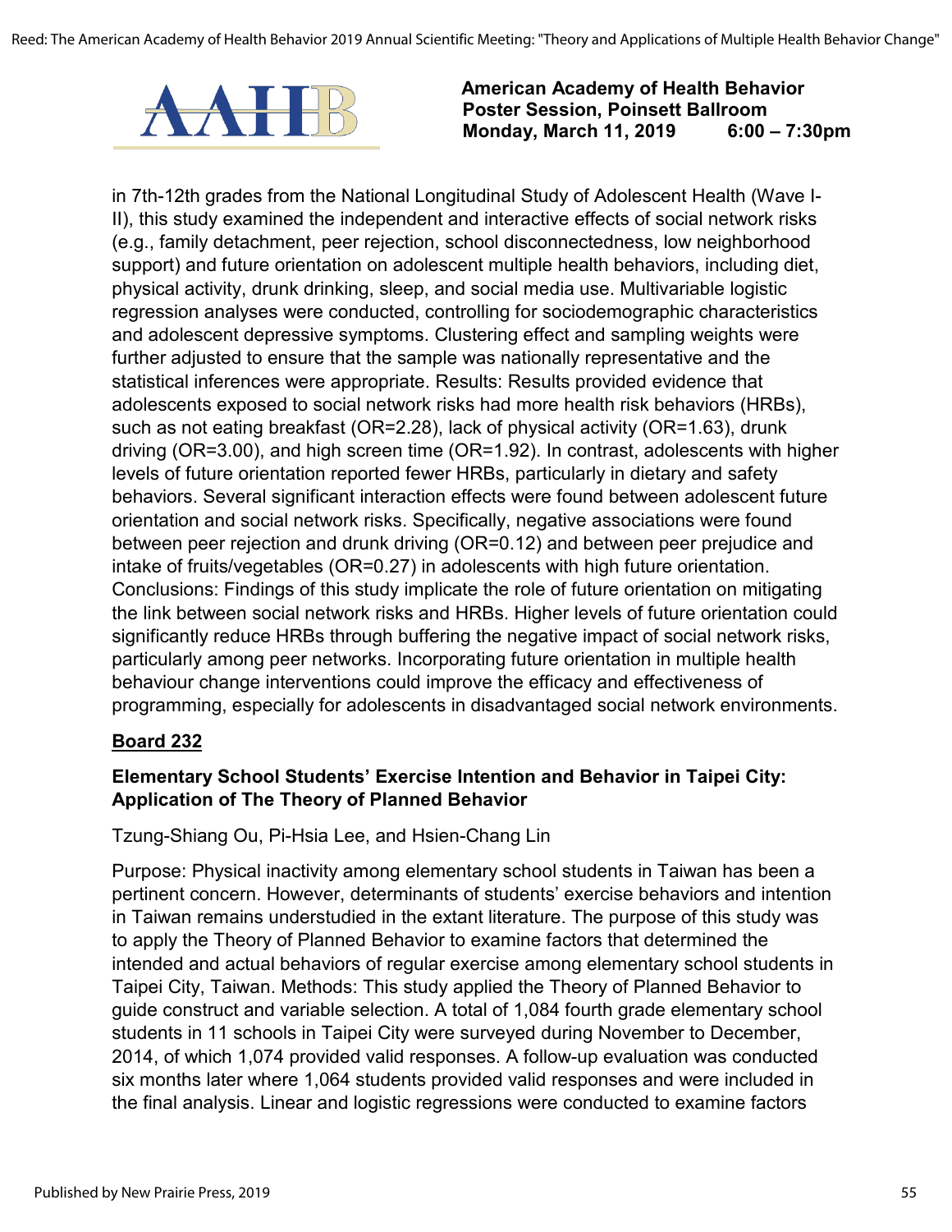in 7th-12th grades from the National Longitudinal Study of Adolescent Health (Wave I-II), this study examined the independent and interactive effects of social network risks (e.g., family detachment, peer rejection, school disconnectedness, low neighborhood support) and future orientation on adolescent multiple health behaviors, including diet, physical activity, drunk drinking, sleep, and social media use. Multivariable logistic regression analyses were conducted, controlling for sociodemographic characteristics and adolescent depressive symptoms. Clustering effect and sampling weights were further adjusted to ensure that the sample was nationally representative and the statistical inferences were appropriate. Results: Results provided evidence that adolescents exposed to social network risks had more health risk behaviors (HRBs), such as not eating breakfast (OR=2.28), lack of physical activity (OR=1.63), drunk driving (OR=3.00), and high screen time (OR=1.92). In contrast, adolescents with higher levels of future orientation reported fewer HRBs, particularly in dietary and safety behaviors. Several significant interaction effects were found between adolescent future orientation and social network risks. Specifically, negative associations were found between peer rejection and drunk driving (OR=0.12) and between peer prejudice and intake of fruits/vegetables (OR=0.27) in adolescents with high future orientation. Conclusions: Findings of this study implicate the role of future orientation on mitigating the link between social network risks and HRBs. Higher levels of future orientation could significantly reduce HRBs through buffering the negative impact of social network risks, particularly among peer networks. Incorporating future orientation in multiple health behaviour change interventions could improve the efficacy and effectiveness of programming, especially for adolescents in disadvantaged social network environments.

**Board 232**

### Elementary School Students' Exercise Intention and Behavior in Taipei City: Application of The Theory of Planned Behavior

Tzung-Shiang Ou, Pi-Hsia Lee, and Hsien-Chang Lin

Purpose: Physical inactivity among elementary school students in Taiwan has been a pertinent concern. However, determinants of students' exercise behaviors and intention in Taiwan remains understudied in the extant literature. The purpose of this study was to apply the Theory of Planned Behavior to examine factors that determined the intended and actual behaviors of regular exercise among elementary school students in Taipei City, Taiwan. Methods: This study applied the Theory of Planned Behavior to guide construct and variable selection. A total of 1,084 fourth grade elementary school students in 11 schools in Taipei City were surveyed during November to December, 2014, of which 1,074 provided valid responses. A follow-up evaluation was conducted six months later where 1,064 students provided valid responses and were included in the final analysis. Linear and logistic regressions were conducted to examine factors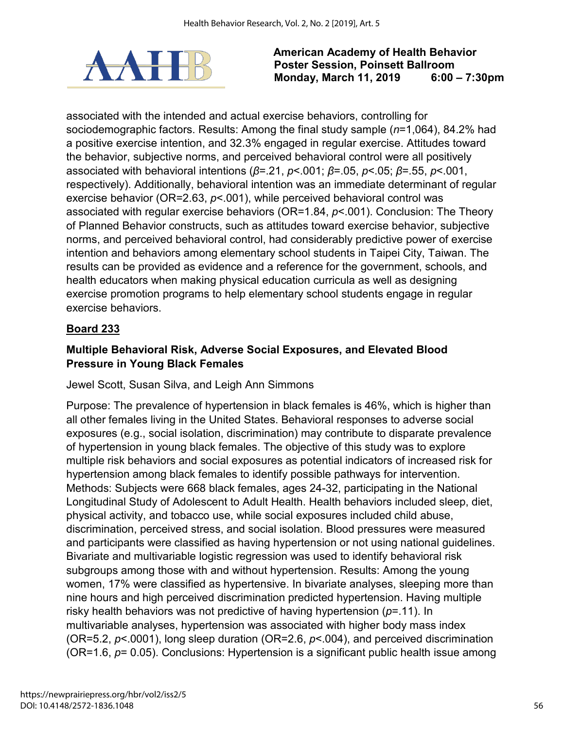associated with the intended and actual exercise behaviors, controlling for sociodemographic factors. Results: Among the final study sample (*n*=1,064), 84.2% had a positive exercise intention, and 32.3% engaged in regular exercise. Attitudes toward the behavior, subjective norms, and perceived behavioral control were all positively associated with behavioral intentions ($\beta$=.21, $p$<.001; $\beta$=.05, $p$<.05; $\beta$=.55, $p$<.001, respectively). Additionally, behavioral intention was an immediate determinant of regular exercise behavior (OR=2.63, $p$<.001), while perceived behavioral control was associated with regular exercise behaviors (OR=1.84, $p$<.001). Conclusion: The Theory of Planned Behavior constructs, such as attitudes toward exercise behavior, subjective norms, and perceived behavioral control, had considerably predictive power of exercise intention and behaviors among elementary school students in Taipei City, Taiwan. The results can be provided as evidence and a reference for the government, schools, and health educators when making physical education curricula as well as designing exercise promotion programs to help elementary school students engage in regular exercise behaviors.

**Board 233**

### Multiple Behavioral Risk, Adverse Social Exposures, and Elevated Blood Pressure in Young Black Females

Jewel Scott, Susan Silva, and Leigh Ann Simmons

Purpose: The prevalence of hypertension in black females is 46%, which is higher than all other females living in the United States. Behavioral responses to adverse social exposures (e.g., social isolation, discrimination) may contribute to disparate prevalence of hypertension in young black females. The objective of this study was to explore multiple risk behaviors and social exposures as potential indicators of increased risk for hypertension among black females to identify possible pathways for intervention. Methods: Subjects were 668 black females, ages 24-32, participating in the National Longitudinal Study of Adolescent to Adult Health. Health behaviors included sleep, diet, physical activity, and tobacco use, while social exposures included child abuse, discrimination, perceived stress, and social isolation. Blood pressures were measured and participants were classified as having hypertension or not using national guidelines. Bivariate and multivariable logistic regression was used to identify behavioral risk subgroups among those with and without hypertension. Results: Among the young women, 17% were classified as hypertensive. In bivariate analyses, sleeping more than nine hours and high perceived discrimination predicted hypertension. Having multiple risky health behaviors was not predictive of having hypertension ($p$=.11). In multivariable analyses, hypertension was associated with higher body mass index (OR=5.2, $p$<.0001), long sleep duration (OR=2.6, $p$<.004), and perceived discrimination (OR=1.6, $p$= 0.05). Conclusions: Hypertension is a significant public health issue among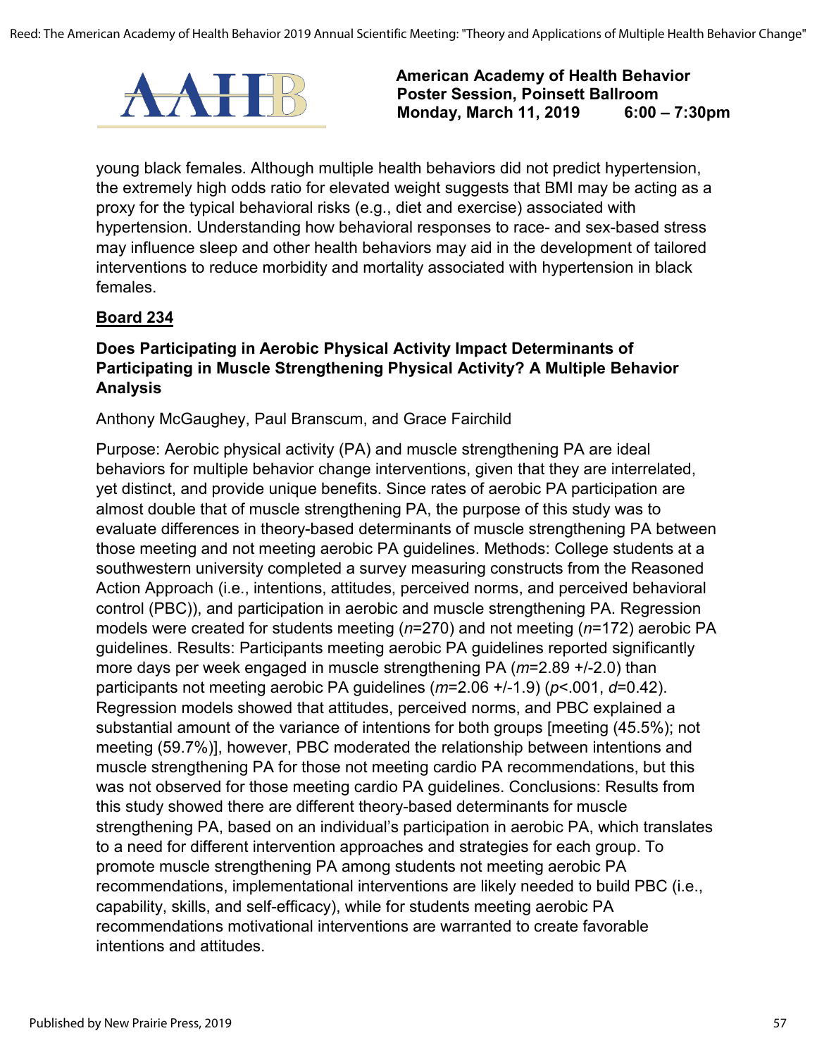young black females. Although multiple health behaviors did not predict hypertension, the extremely high odds ratio for elevated weight suggests that BMI may be acting as a proxy for the typical behavioral risks (e.g., diet and exercise) associated with hypertension. Understanding how behavioral responses to race- and sex-based stress may influence sleep and other health behaviors may aid in the development of tailored interventions to reduce morbidity and mortality associated with hypertension in black females.

**Board 234**

### Does Participating in Aerobic Physical Activity Impact Determinants of Participating in Muscle Strengthening Physical Activity? A Multiple Behavior Analysis

Anthony McGaughey, Paul Branscum, and Grace Fairchild

Purpose: Aerobic physical activity (PA) and muscle strengthening PA are ideal behaviors for multiple behavior change interventions, given that they are interrelated, yet distinct, and provide unique benefits. Since rates of aerobic PA participation are almost double that of muscle strengthening PA, the purpose of this study was to evaluate differences in theory-based determinants of muscle strengthening PA between those meeting and not meeting aerobic PA guidelines. Methods: College students at a southwestern university completed a survey measuring constructs from the Reasoned Action Approach (i.e., intentions, attitudes, perceived norms, and perceived behavioral control (PBC)), and participation in aerobic and muscle strengthening PA. Regression models were created for students meeting ($n$=270) and not meeting ($n$=172) aerobic PA guidelines. Results: Participants meeting aerobic PA guidelines reported significantly more days per week engaged in muscle strengthening PA ($m$=2.89 +/-2.0) than participants not meeting aerobic PA guidelines ($m$=2.06 +/-1.9) ($p$<.001, $d$=0.42). Regression models showed that attitudes, perceived norms, and PBC explained a substantial amount of the variance of intentions for both groups [meeting (45.5%); not meeting (59.7%)], however, PBC moderated the relationship between intentions and muscle strengthening PA for those not meeting cardio PA recommendations, but this was not observed for those meeting cardio PA guidelines. Conclusions: Results from this study showed there are different theory-based determinants for muscle strengthening PA, based on an individual's participation in aerobic PA, which translates to a need for different intervention approaches and strategies for each group. To promote muscle strengthening PA among students not meeting aerobic PA recommendations, implementational interventions are likely needed to build PBC (i.e., capability, skills, and self-efficacy), while for students meeting aerobic PA recommendations motivational interventions are warranted to create favorable intentions and attitudes.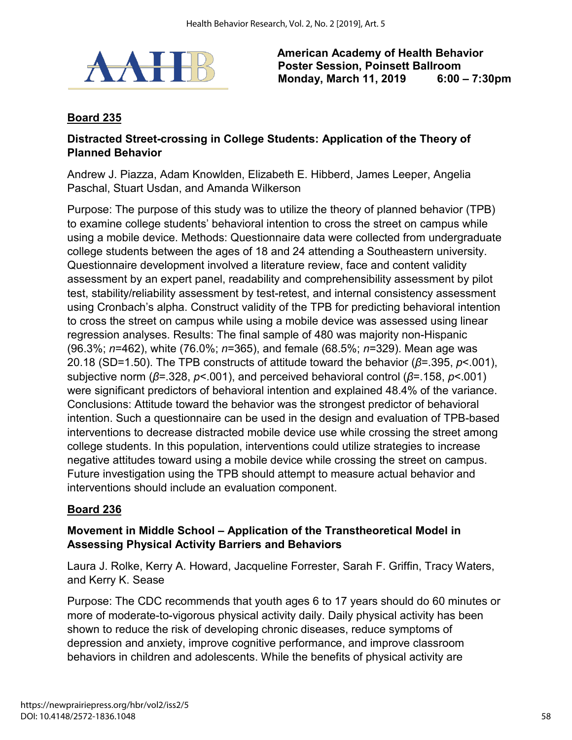**American Academy of Health Behavior**
**Poster Session, Poinsett Ballroom**
**Monday, March 11, 2019 6:00 – 7:30pm**

**Board 235**

**Distracted Street-crossing in College Students: Application of the Theory of Planned Behavior**

Andrew J. Piazza, Adam Knowlden, Elizabeth E. Hibberd, James Leeper, Angelia Paschal, Stuart Usdan, and Amanda Wilkerson

Purpose: The purpose of this study was to utilize the theory of planned behavior (TPB) to examine college students' behavioral intention to cross the street on campus while using a mobile device. Methods: Questionnaire data were collected from undergraduate college students between the ages of 18 and 24 attending a Southeastern university. Questionnaire development involved a literature review, face and content validity assessment by an expert panel, readability and comprehensibility assessment by pilot test, stability/reliability assessment by test-retest, and internal consistency assessment using Cronbach's alpha. Construct validity of the TPB for predicting behavioral intention to cross the street on campus while using a mobile device was assessed using linear regression analyses. Results: The final sample of 480 was majority non-Hispanic (96.3%; $n$=462), white (76.0%; $n$=365), and female (68.5%; $n$=329). Mean age was 20.18 (SD=1.50). The TPB constructs of attitude toward the behavior ($\beta$=.395, $p$<.001), subjective norm ($\beta$=.328, $p$<.001), and perceived behavioral control ($\beta$=.158, $p$<.001) were significant predictors of behavioral intention and explained 48.4% of the variance. Conclusions: Attitude toward the behavior was the strongest predictor of behavioral intention. Such a questionnaire can be used in the design and evaluation of TPB-based interventions to decrease distracted mobile device use while crossing the street among college students. In this population, interventions could utilize strategies to increase negative attitudes toward using a mobile device while crossing the street on campus. Future investigation using the TPB should attempt to measure actual behavior and interventions should include an evaluation component.

**Board 236**

**Movement in Middle School – Application of the Transtheoretical Model in Assessing Physical Activity Barriers and Behaviors**

Laura J. Rolke, Kerry A. Howard, Jacqueline Forrester, Sarah F. Griffin, Tracy Waters, and Kerry K. Sease

Purpose: The CDC recommends that youth ages 6 to 17 years should do 60 minutes or more of moderate-to-vigorous physical activity daily. Daily physical activity has been shown to reduce the risk of developing chronic diseases, reduce symptoms of depression and anxiety, improve cognitive performance, and improve classroom behaviors in children and adolescents. While the benefits of physical activity are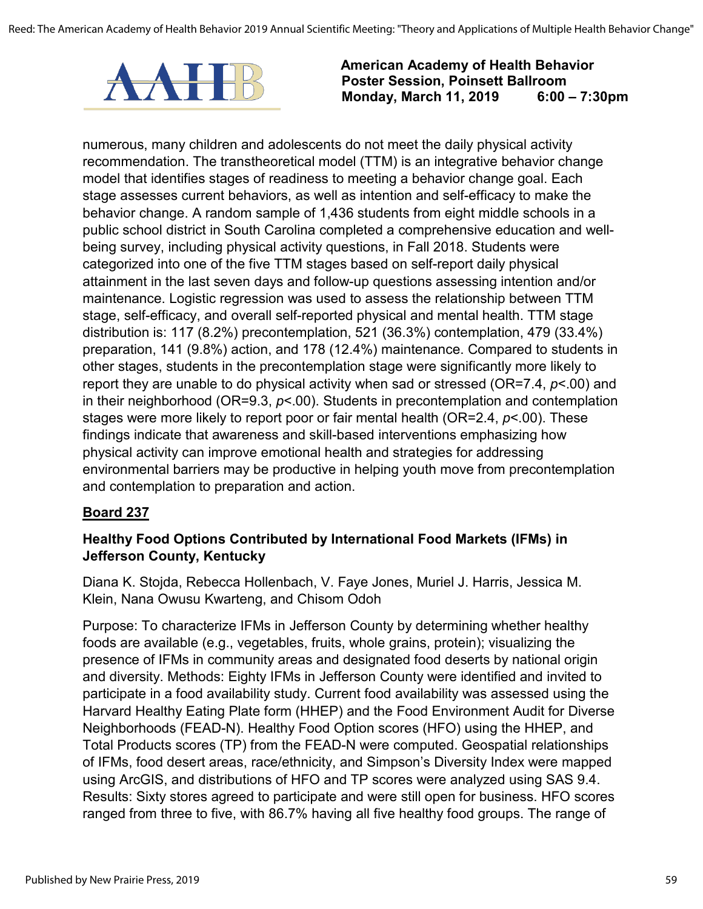numerous, many children and adolescents do not meet the daily physical activity recommendation. The transtheoretical model (TTM) is an integrative behavior change model that identifies stages of readiness to meeting a behavior change goal. Each stage assesses current behaviors, as well as intention and self-efficacy to make the behavior change. A random sample of 1,436 students from eight middle schools in a public school district in South Carolina completed a comprehensive education and well-being survey, including physical activity questions, in Fall 2018. Students were categorized into one of the five TTM stages based on self-report daily physical attainment in the last seven days and follow-up questions assessing intention and/or maintenance. Logistic regression was used to assess the relationship between TTM stage, self-efficacy, and overall self-reported physical and mental health. TTM stage distribution is: 117 (8.2%) precontemplation, 521 (36.3%) contemplation, 479 (33.4%) preparation, 141 (9.8%) action, and 178 (12.4%) maintenance. Compared to students in other stages, students in the precontemplation stage were significantly more likely to report they are unable to do physical activity when sad or stressed (OR=7.4, $p$<.00) and in their neighborhood (OR=9.3, $p$<.00). Students in precontemplation and contemplation stages were more likely to report poor or fair mental health (OR=2.4, $p$<.00). These findings indicate that awareness and skill-based interventions emphasizing how physical activity can improve emotional health and strategies for addressing environmental barriers may be productive in helping youth move from precontemplation and contemplation to preparation and action.

**Board 237**

### Healthy Food Options Contributed by International Food Markets (IFMs) in Jefferson County, Kentucky

Diana K. Stojda, Rebecca Hollenbach, V. Faye Jones, Muriel J. Harris, Jessica M. Klein, Nana Owusu Kwarteng, and Chisom Odoh

Purpose: To characterize IFMs in Jefferson County by determining whether healthy foods are available (e.g., vegetables, fruits, whole grains, protein); visualizing the presence of IFMs in community areas and designated food deserts by national origin and diversity. Methods: Eighty IFMs in Jefferson County were identified and invited to participate in a food availability study. Current food availability was assessed using the Harvard Healthy Eating Plate form (HHEP) and the Food Environment Audit for Diverse Neighborhoods (FEAD-N). Healthy Food Option scores (HFO) using the HHEP, and Total Products scores (TP) from the FEAD-N were computed. Geospatial relationships of IFMs, food desert areas, race/ethnicity, and Simpson's Diversity Index were mapped using ArcGIS, and distributions of HFO and TP scores were analyzed using SAS 9.4. Results: Sixty stores agreed to participate and were still open for business. HFO scores ranged from three to five, with 86.7% having all five healthy food groups. The range of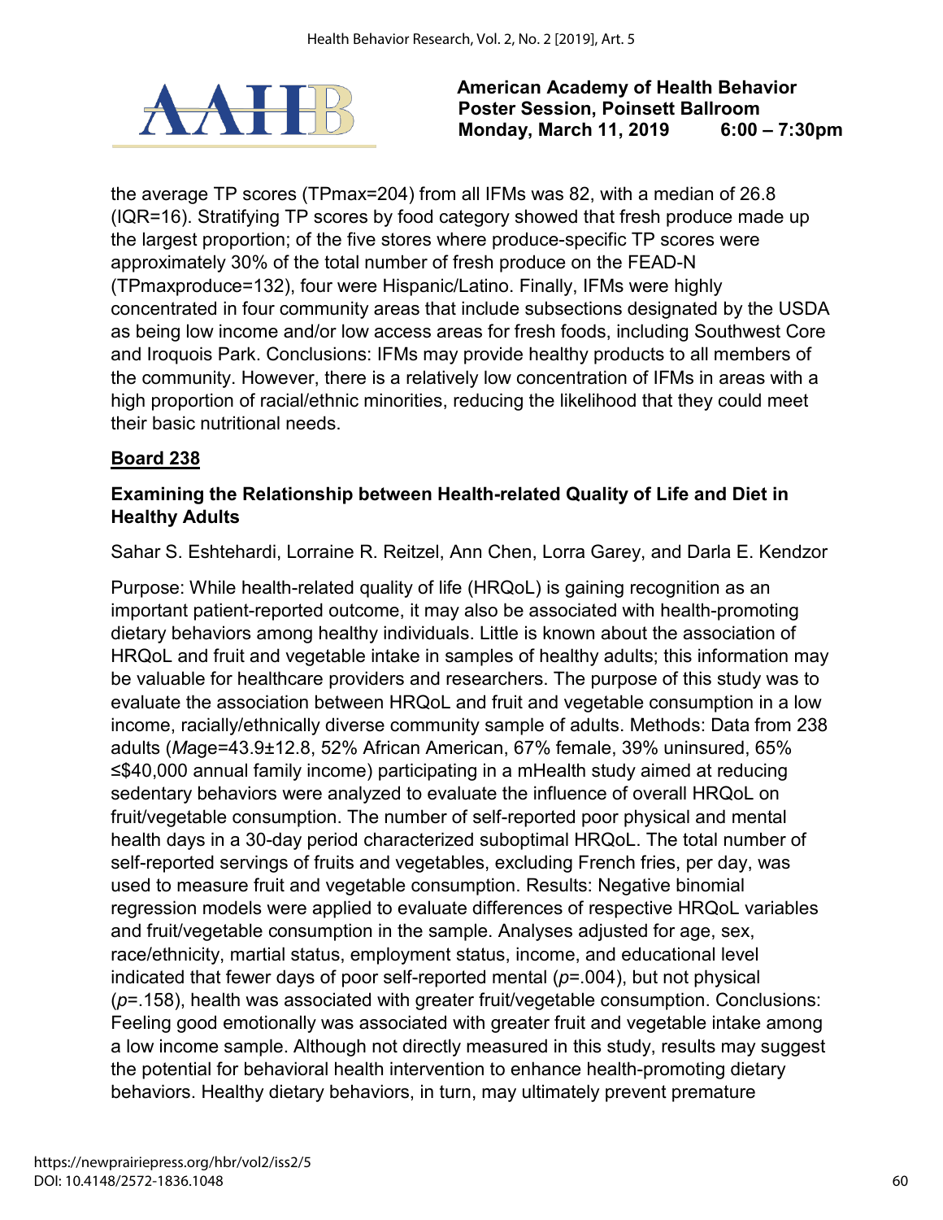the average TP scores (TPmax=204) from all IFMs was 82, with a median of 26.8 (IQR=16). Stratifying TP scores by food category showed that fresh produce made up the largest proportion; of the five stores where produce-specific TP scores were approximately 30% of the total number of fresh produce on the FEAD-N (TPmaxproduce=132), four were Hispanic/Latino. Finally, IFMs were highly concentrated in four community areas that include subsections designated by the USDA as being low income and/or low access areas for fresh foods, including Southwest Core and Iroquois Park. Conclusions: IFMs may provide healthy products to all members of the community. However, there is a relatively low concentration of IFMs in areas with a high proportion of racial/ethnic minorities, reducing the likelihood that they could meet their basic nutritional needs.

**Board 238**

### Examining the Relationship between Health-related Quality of Life and Diet in Healthy Adults

Sahar S. Eshtehardi, Lorraine R. Reitzel, Ann Chen, Lorra Garey, and Darla E. Kendzor

Purpose: While health-related quality of life (HRQoL) is gaining recognition as an important patient-reported outcome, it may also be associated with health-promoting dietary behaviors among healthy individuals. Little is known about the association of HRQoL and fruit and vegetable intake in samples of healthy adults; this information may be valuable for healthcare providers and researchers. The purpose of this study was to evaluate the association between HRQoL and fruit and vegetable consumption in a low income, racially/ethnically diverse community sample of adults. Methods: Data from 238 adults (*M*age=43.9±12.8, 52% African American, 67% female, 39% uninsured, 65% ≤$40,000 annual family income) participating in a mHealth study aimed at reducing sedentary behaviors were analyzed to evaluate the influence of overall HRQoL on fruit/vegetable consumption. The number of self-reported poor physical and mental health days in a 30-day period characterized suboptimal HRQoL. The total number of self-reported servings of fruits and vegetables, excluding French fries, per day, was used to measure fruit and vegetable consumption. Results: Negative binomial regression models were applied to evaluate differences of respective HRQoL variables and fruit/vegetable consumption in the sample. Analyses adjusted for age, sex, race/ethnicity, martial status, employment status, income, and educational level indicated that fewer days of poor self-reported mental ($p$=.004), but not physical ($p$=.158), health was associated with greater fruit/vegetable consumption. Conclusions: Feeling good emotionally was associated with greater fruit and vegetable intake among a low income sample. Although not directly measured in this study, results may suggest the potential for behavioral health intervention to enhance health-promoting dietary behaviors. Healthy dietary behaviors, in turn, may ultimately prevent premature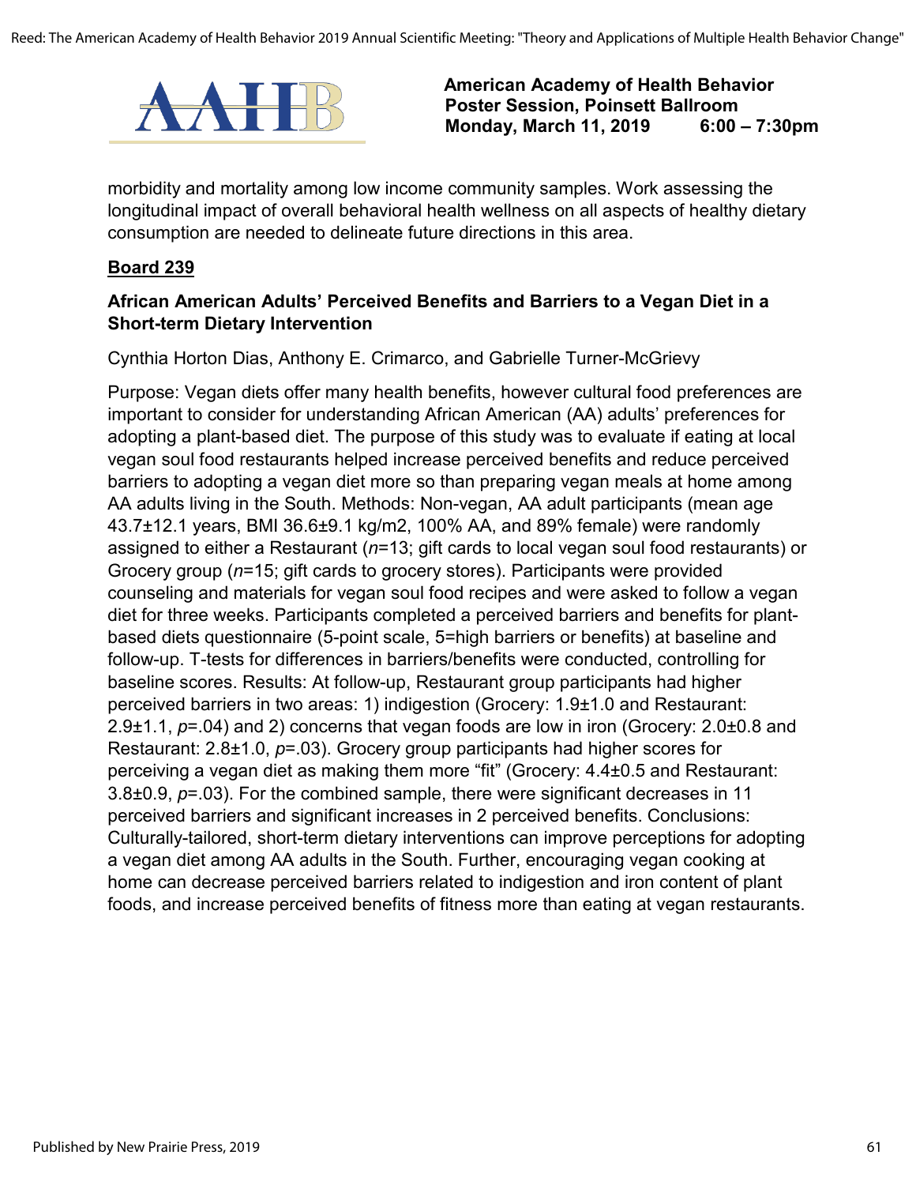morbidity and mortality among low income community samples. Work assessing the longitudinal impact of overall behavioral health wellness on all aspects of healthy dietary consumption are needed to delineate future directions in this area.

**Board 239**

### African American Adults' Perceived Benefits and Barriers to a Vegan Diet in a Short-term Dietary Intervention

Cynthia Horton Dias, Anthony E. Crimarco, and Gabrielle Turner-McGrievy

Purpose: Vegan diets offer many health benefits, however cultural food preferences are important to consider for understanding African American (AA) adults' preferences for adopting a plant-based diet. The purpose of this study was to evaluate if eating at local vegan soul food restaurants helped increase perceived benefits and reduce perceived barriers to adopting a vegan diet more so than preparing vegan meals at home among AA adults living in the South. Methods: Non-vegan, AA adult participants (mean age 43.7±12.1 years, BMI 36.6±9.1 kg/m2, 100% AA, and 89% female) were randomly assigned to either a Restaurant (*n*=13; gift cards to local vegan soul food restaurants) or Grocery group (*n*=15; gift cards to grocery stores). Participants were provided counseling and materials for vegan soul food recipes and were asked to follow a vegan diet for three weeks. Participants completed a perceived barriers and benefits for plant-based diets questionnaire (5-point scale, 5=high barriers or benefits) at baseline and follow-up. T-tests for differences in barriers/benefits were conducted, controlling for baseline scores. Results: At follow-up, Restaurant group participants had higher perceived barriers in two areas: 1) indigestion (Grocery: 1.9±1.0 and Restaurant: 2.9±1.1, *p*=.04) and 2) concerns that vegan foods are low in iron (Grocery: 2.0±0.8 and Restaurant: 2.8±1.0, *p*=.03). Grocery group participants had higher scores for perceiving a vegan diet as making them more "fit" (Grocery: 4.4±0.5 and Restaurant: 3.8±0.9, *p*=.03). For the combined sample, there were significant decreases in 11 perceived barriers and significant increases in 2 perceived benefits. Conclusions: Culturally-tailored, short-term dietary interventions can improve perceptions for adopting a vegan diet among AA adults in the South. Further, encouraging vegan cooking at home can decrease perceived barriers related to indigestion and iron content of plant foods, and increase perceived benefits of fitness more than eating at vegan restaurants.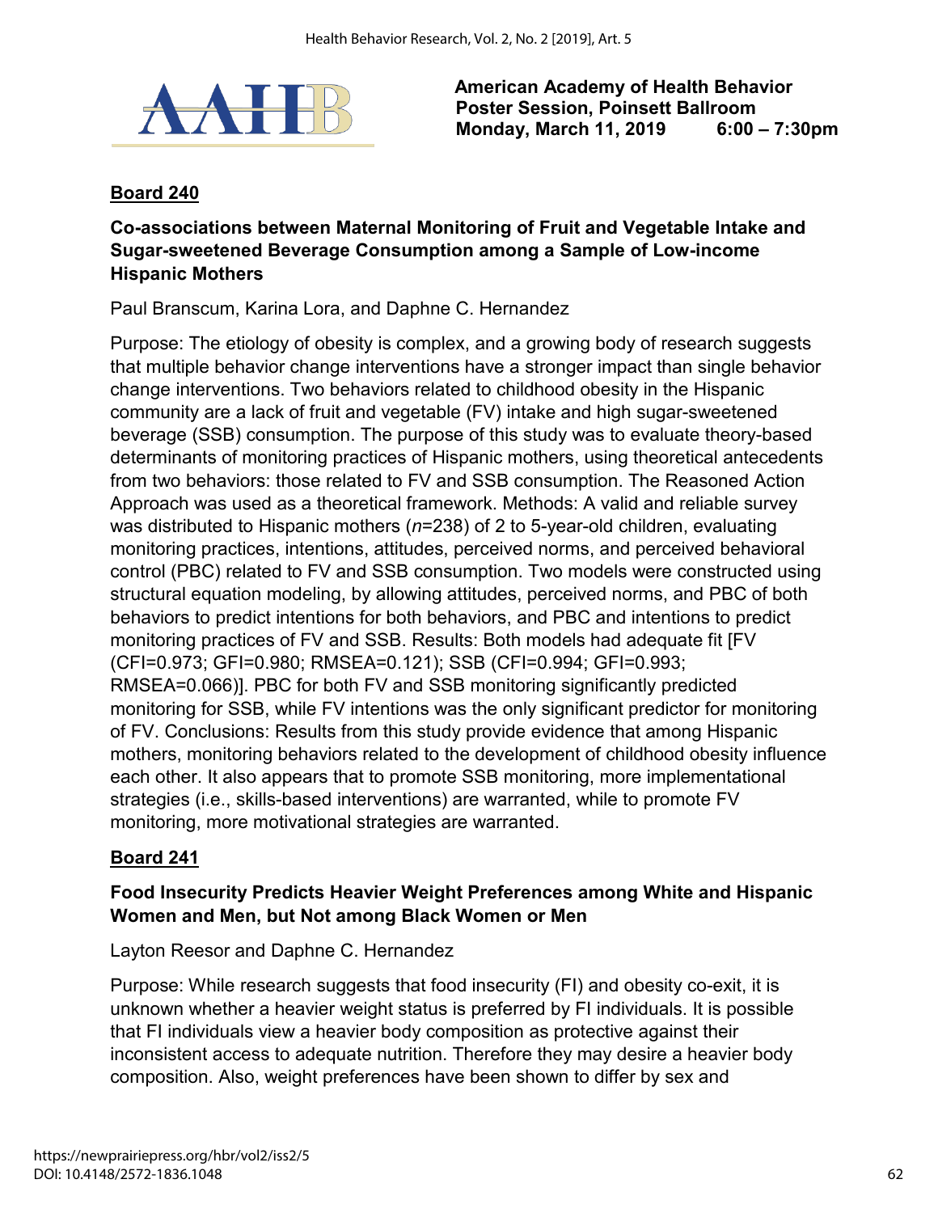**American Academy of Health Behavior**
**Poster Session, Poinsett Ballroom**
**Monday, March 11, 2019 6:00 – 7:30pm**

## Board 240

### Co-associations between Maternal Monitoring of Fruit and Vegetable Intake and Sugar-sweetened Beverage Consumption among a Sample of Low-income Hispanic Mothers

Paul Branscum, Karina Lora, and Daphne C. Hernandez

Purpose: The etiology of obesity is complex, and a growing body of research suggests that multiple behavior change interventions have a stronger impact than single behavior change interventions. Two behaviors related to childhood obesity in the Hispanic community are a lack of fruit and vegetable (FV) intake and high sugar-sweetened beverage (SSB) consumption. The purpose of this study was to evaluate theory-based determinants of monitoring practices of Hispanic mothers, using theoretical antecedents from two behaviors: those related to FV and SSB consumption. The Reasoned Action Approach was used as a theoretical framework. Methods: A valid and reliable survey was distributed to Hispanic mothers (*n*=238) of 2 to 5-year-old children, evaluating monitoring practices, intentions, attitudes, perceived norms, and perceived behavioral control (PBC) related to FV and SSB consumption. Two models were constructed using structural equation modeling, by allowing attitudes, perceived norms, and PBC of both behaviors to predict intentions for both behaviors, and PBC and intentions to predict monitoring practices of FV and SSB. Results: Both models had adequate fit [FV (CFI=0.973; GFI=0.980; RMSEA=0.121); SSB (CFI=0.994; GFI=0.993; RMSEA=0.066)]. PBC for both FV and SSB monitoring significantly predicted monitoring for SSB, while FV intentions was the only significant predictor for monitoring of FV. Conclusions: Results from this study provide evidence that among Hispanic mothers, monitoring behaviors related to the development of childhood obesity influence each other. It also appears that to promote SSB monitoring, more implementational strategies (i.e., skills-based interventions) are warranted, while to promote FV monitoring, more motivational strategies are warranted.

## Board 241

### Food Insecurity Predicts Heavier Weight Preferences among White and Hispanic Women and Men, but Not among Black Women or Men

Layton Reesor and Daphne C. Hernandez

Purpose: While research suggests that food insecurity (FI) and obesity co-exit, it is unknown whether a heavier weight status is preferred by FI individuals. It is possible that FI individuals view a heavier body composition as protective against their inconsistent access to adequate nutrition. Therefore they may desire a heavier body composition. Also, weight preferences have been shown to differ by sex and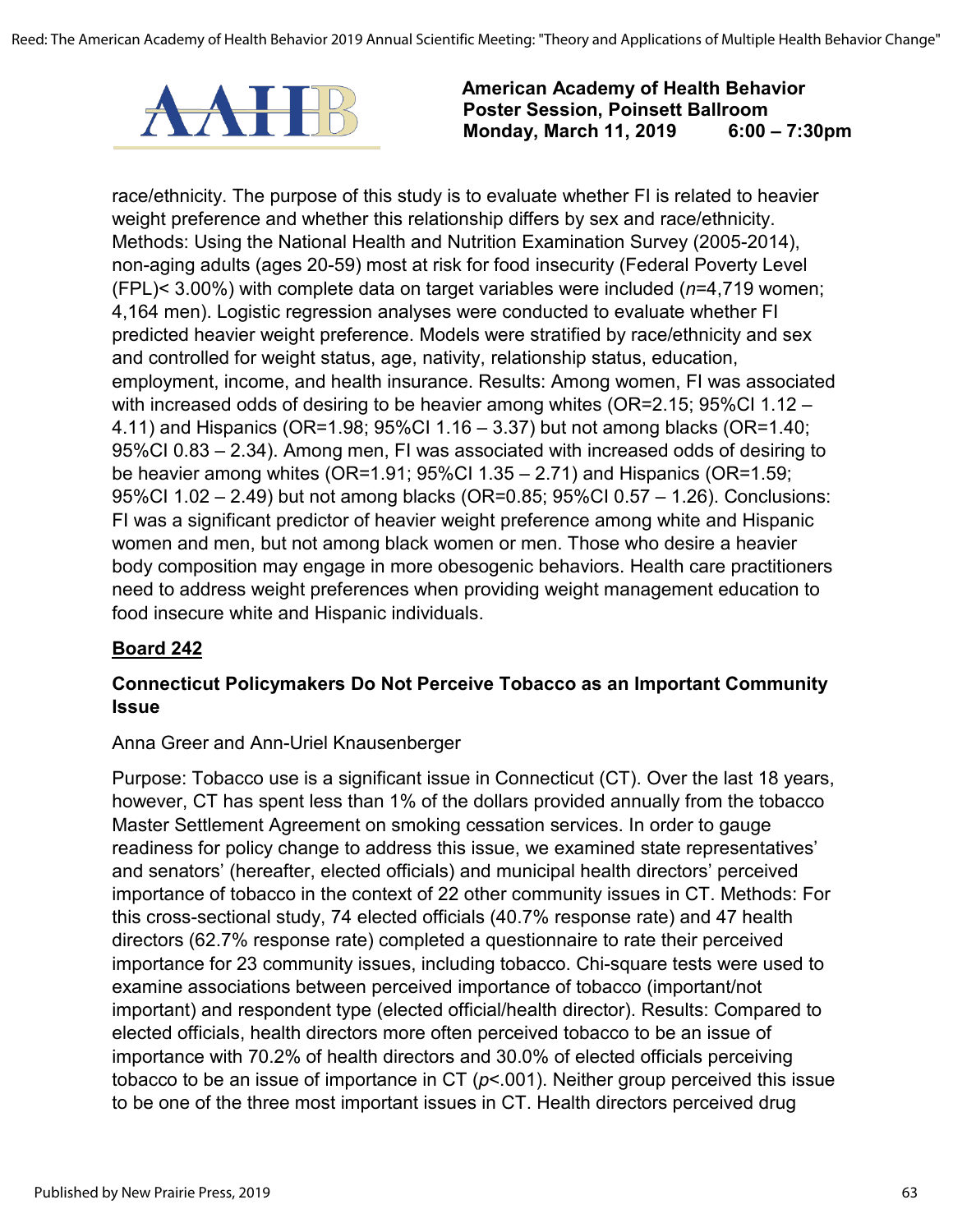race/ethnicity. The purpose of this study is to evaluate whether FI is related to heavier weight preference and whether this relationship differs by sex and race/ethnicity. Methods: Using the National Health and Nutrition Examination Survey (2005-2014), non-aging adults (ages 20-59) most at risk for food insecurity (Federal Poverty Level (FPL)< 3.00%) with complete data on target variables were included (*n*=4,719 women; 4,164 men). Logistic regression analyses were conducted to evaluate whether FI predicted heavier weight preference. Models were stratified by race/ethnicity and sex and controlled for weight status, age, nativity, relationship status, education, employment, income, and health insurance. Results: Among women, FI was associated with increased odds of desiring to be heavier among whites (OR=2.15; 95%CI 1.12 – 4.11) and Hispanics (OR=1.98; 95%CI 1.16 – 3.37) but not among blacks (OR=1.40; 95%CI 0.83 – 2.34). Among men, FI was associated with increased odds of desiring to be heavier among whites (OR=1.91; 95%CI 1.35 – 2.71) and Hispanics (OR=1.59; 95%CI 1.02 – 2.49) but not among blacks (OR=0.85; 95%CI 0.57 – 1.26). Conclusions: FI was a significant predictor of heavier weight preference among white and Hispanic women and men, but not among black women or men. Those who desire a heavier body composition may engage in more obesogenic behaviors. Health care practitioners need to address weight preferences when providing weight management education to food insecure white and Hispanic individuals.

**Board 242**

### Connecticut Policymakers Do Not Perceive Tobacco as an Important Community Issue

Anna Greer and Ann-Uriel Knausenberger

Purpose: Tobacco use is a significant issue in Connecticut (CT). Over the last 18 years, however, CT has spent less than 1% of the dollars provided annually from the tobacco Master Settlement Agreement on smoking cessation services. In order to gauge readiness for policy change to address this issue, we examined state representatives' and senators' (hereafter, elected officials) and municipal health directors' perceived importance of tobacco in the context of 22 other community issues in CT. Methods: For this cross-sectional study, 74 elected officials (40.7% response rate) and 47 health directors (62.7% response rate) completed a questionnaire to rate their perceived importance for 23 community issues, including tobacco. Chi-square tests were used to examine associations between perceived importance of tobacco (important/not important) and respondent type (elected official/health director). Results: Compared to elected officials, health directors more often perceived tobacco to be an issue of importance with 70.2% of health directors and 30.0% of elected officials perceiving tobacco to be an issue of importance in CT ($p$<.001). Neither group perceived this issue to be one of the three most important issues in CT. Health directors perceived drug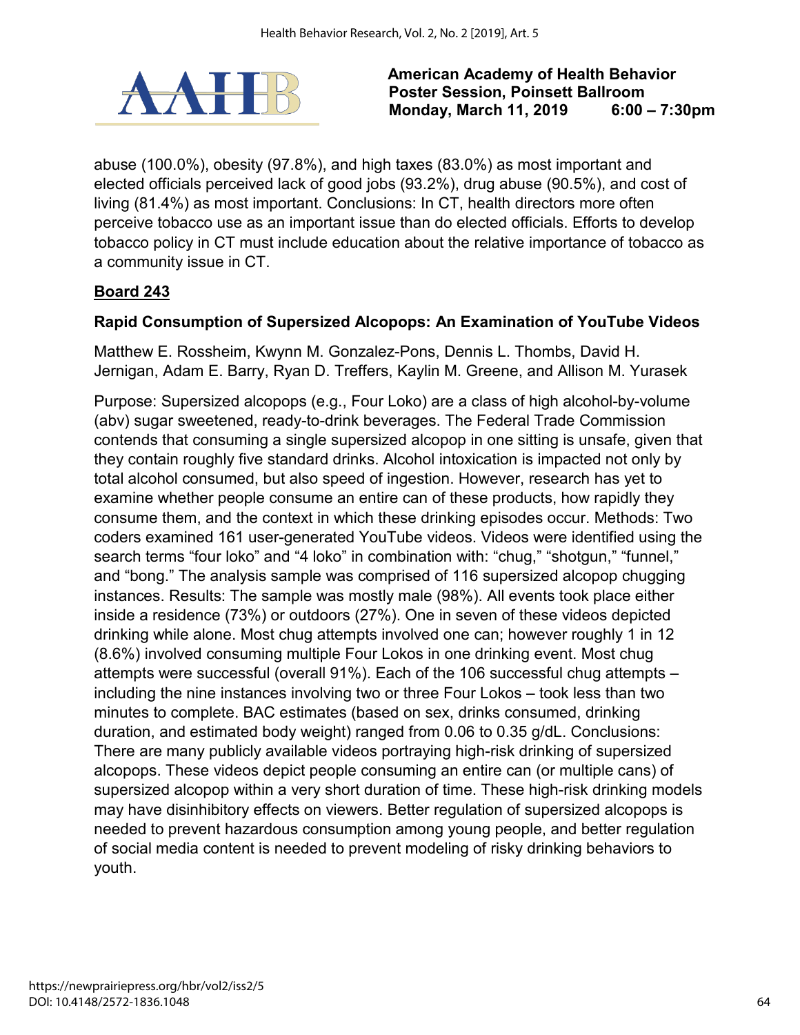abuse (100.0%), obesity (97.8%), and high taxes (83.0%) as most important and elected officials perceived lack of good jobs (93.2%), drug abuse (90.5%), and cost of living (81.4%) as most important. Conclusions: In CT, health directors more often perceive tobacco use as an important issue than do elected officials. Efforts to develop tobacco policy in CT must include education about the relative importance of tobacco as a community issue in CT.

**Board 243**

### Rapid Consumption of Supersized Alcopops: An Examination of YouTube Videos

Matthew E. Rossheim, Kwynn M. Gonzalez-Pons, Dennis L. Thombs, David H. Jernigan, Adam E. Barry, Ryan D. Treffers, Kaylin M. Greene, and Allison M. Yurasek

Purpose: Supersized alcopops (e.g., Four Loko) are a class of high alcohol-by-volume (abv) sugar sweetened, ready-to-drink beverages. The Federal Trade Commission contends that consuming a single supersized alcopop in one sitting is unsafe, given that they contain roughly five standard drinks. Alcohol intoxication is impacted not only by total alcohol consumed, but also speed of ingestion. However, research has yet to examine whether people consume an entire can of these products, how rapidly they consume them, and the context in which these drinking episodes occur. Methods: Two coders examined 161 user-generated YouTube videos. Videos were identified using the search terms "four loko" and "4 loko" in combination with: "chug," "shotgun," "funnel," and "bong." The analysis sample was comprised of 116 supersized alcopop chugging instances. Results: The sample was mostly male (98%). All events took place either inside a residence (73%) or outdoors (27%). One in seven of these videos depicted drinking while alone. Most chug attempts involved one can; however roughly 1 in 12 (8.6%) involved consuming multiple Four Lokos in one drinking event. Most chug attempts were successful (overall 91%). Each of the 106 successful chug attempts – including the nine instances involving two or three Four Lokos – took less than two minutes to complete. BAC estimates (based on sex, drinks consumed, drinking duration, and estimated body weight) ranged from 0.06 to 0.35 g/dL. Conclusions: There are many publicly available videos portraying high-risk drinking of supersized alcopops. These videos depict people consuming an entire can (or multiple cans) of supersized alcopop within a very short duration of time. These high-risk drinking models may have disinhibitory effects on viewers. Better regulation of supersized alcopops is needed to prevent hazardous consumption among young people, and better regulation of social media content is needed to prevent modeling of risky drinking behaviors to youth.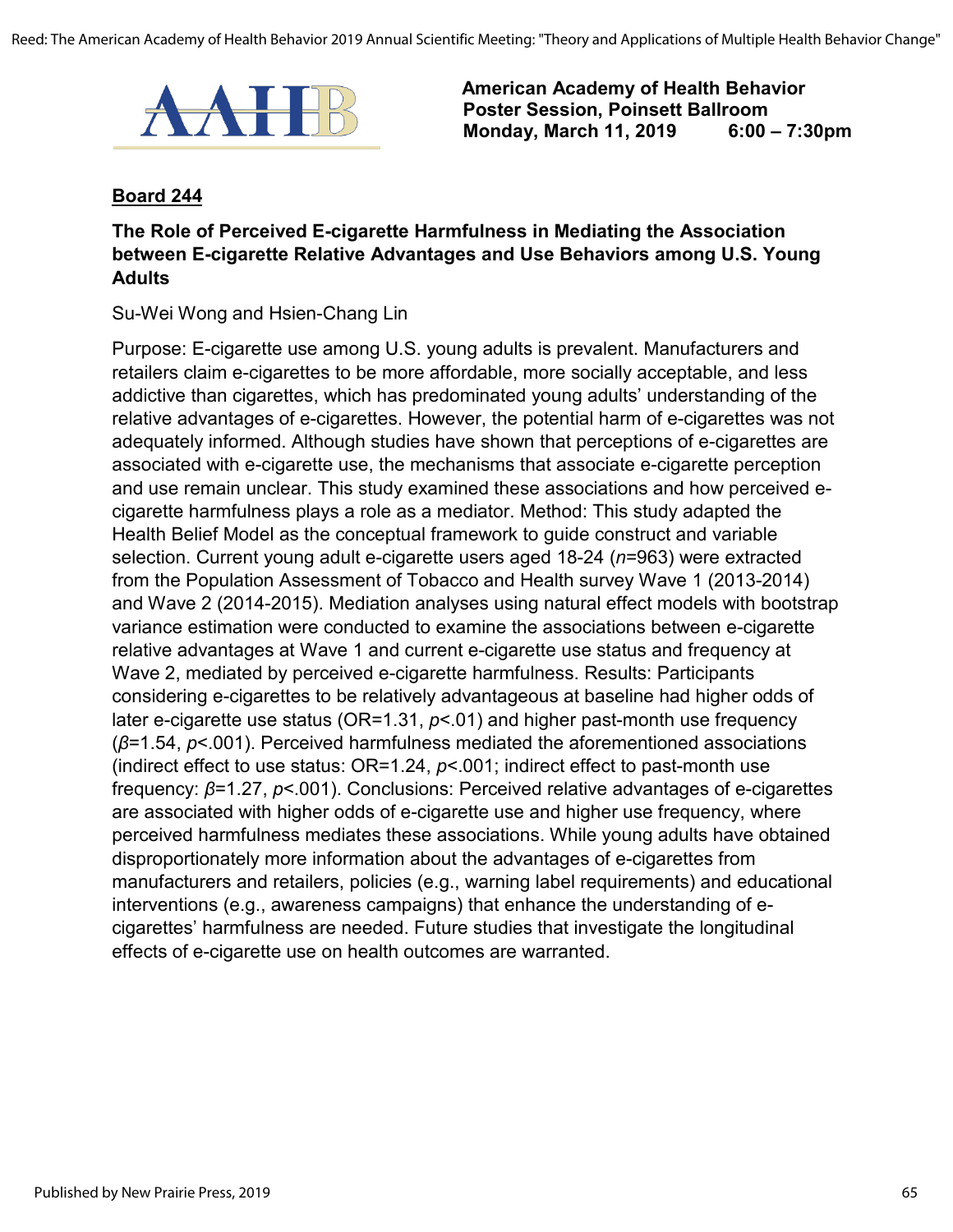**American Academy of Health Behavior**
**Poster Session, Poinsett Ballroom**
**Monday, March 11, 2019 6:00 – 7:30pm**

**Board 244**

### The Role of Perceived E-cigarette Harmfulness in Mediating the Association between E-cigarette Relative Advantages and Use Behaviors among U.S. Young Adults

Su-Wei Wong and Hsien-Chang Lin

Purpose: E-cigarette use among U.S. young adults is prevalent. Manufacturers and retailers claim e-cigarettes to be more affordable, more socially acceptable, and less addictive than cigarettes, which has predominated young adults' understanding of the relative advantages of e-cigarettes. However, the potential harm of e-cigarettes was not adequately informed. Although studies have shown that perceptions of e-cigarettes are associated with e-cigarette use, the mechanisms that associate e-cigarette perception and use remain unclear. This study examined these associations and how perceived e-cigarette harmfulness plays a role as a mediator. Method: This study adapted the Health Belief Model as the conceptual framework to guide construct and variable selection. Current young adult e-cigarette users aged 18-24 ($n$=963) were extracted from the Population Assessment of Tobacco and Health survey Wave 1 (2013-2014) and Wave 2 (2014-2015). Mediation analyses using natural effect models with bootstrap variance estimation were conducted to examine the associations between e-cigarette relative advantages at Wave 1 and current e-cigarette use status and frequency at Wave 2, mediated by perceived e-cigarette harmfulness. Results: Participants considering e-cigarettes to be relatively advantageous at baseline had higher odds of later e-cigarette use status (OR=1.31, $p$<.01) and higher past-month use frequency ($\beta$=1.54, $p$<.001). Perceived harmfulness mediated the aforementioned associations (indirect effect to use status: OR=1.24, $p$<.001; indirect effect to past-month use frequency: $\beta$=1.27, $p$<.001). Conclusions: Perceived relative advantages of e-cigarettes are associated with higher odds of e-cigarette use and higher use frequency, where perceived harmfulness mediates these associations. While young adults have obtained disproportionately more information about the advantages of e-cigarettes from manufacturers and retailers, policies (e.g., warning label requirements) and educational interventions (e.g., awareness campaigns) that enhance the understanding of e-cigarettes' harmfulness are needed. Future studies that investigate the longitudinal effects of e-cigarette use on health outcomes are warranted.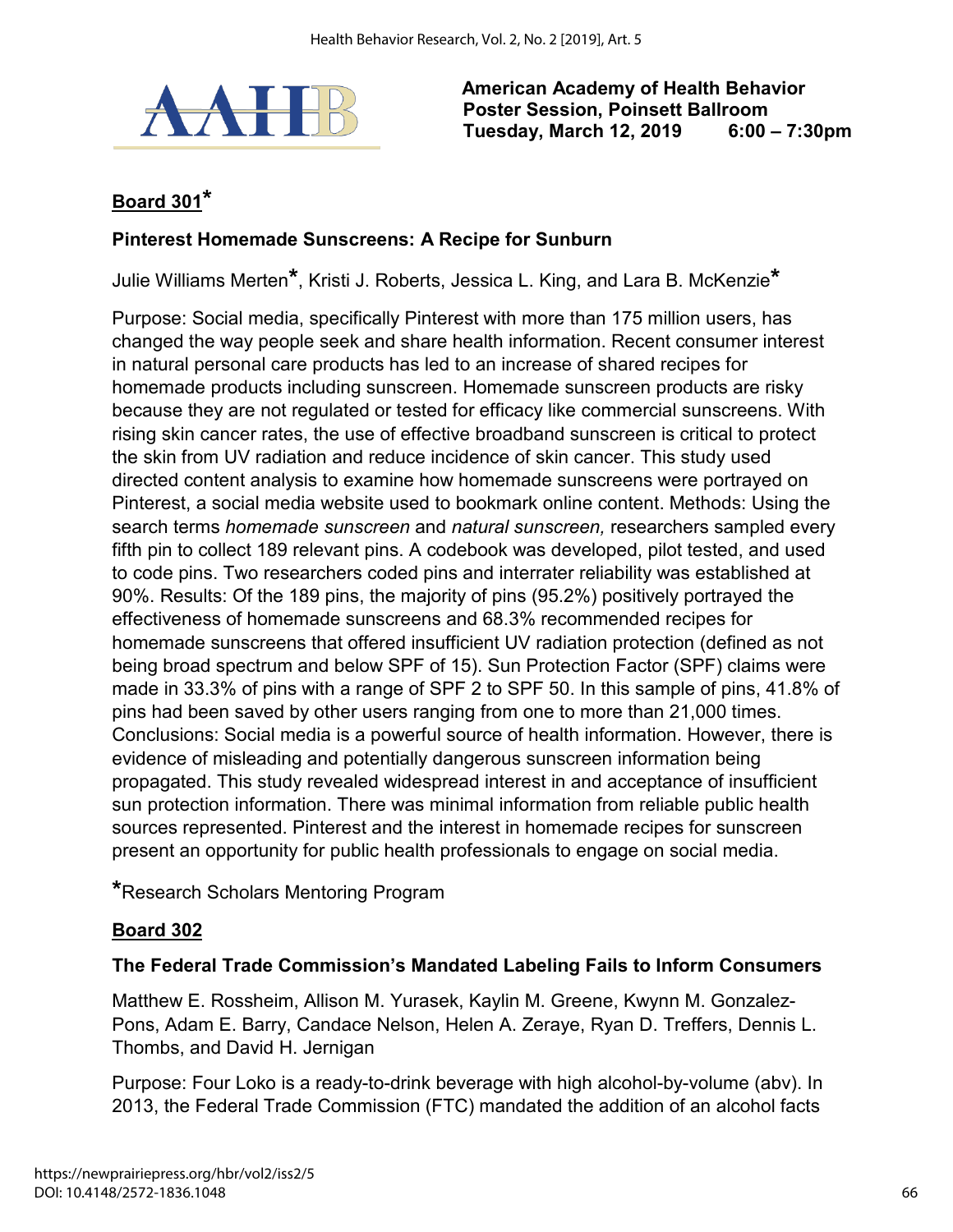**American Academy of Health Behavior**
**Poster Session, Poinsett Ballroom**
**Tuesday, March 12, 2019 6:00 – 7:30pm**

## Board 301*

### Pinterest Homemade Sunscreens: A Recipe for Sunburn

Julie Williams Merten*, Kristi J. Roberts, Jessica L. King, and Lara B. McKenzie*

Purpose: Social media, specifically Pinterest with more than 175 million users, has changed the way people seek and share health information. Recent consumer interest in natural personal care products has led to an increase of shared recipes for homemade products including sunscreen. Homemade sunscreen products are risky because they are not regulated or tested for efficacy like commercial sunscreens. With rising skin cancer rates, the use of effective broadband sunscreen is critical to protect the skin from UV radiation and reduce incidence of skin cancer. This study used directed content analysis to examine how homemade sunscreens were portrayed on Pinterest, a social media website used to bookmark online content. Methods: Using the search terms *homemade sunscreen* and *natural sunscreen,* researchers sampled every fifth pin to collect 189 relevant pins. A codebook was developed, pilot tested, and used to code pins. Two researchers coded pins and interrater reliability was established at 90%. Results: Of the 189 pins, the majority of pins (95.2%) positively portrayed the effectiveness of homemade sunscreens and 68.3% recommended recipes for homemade sunscreens that offered insufficient UV radiation protection (defined as not being broad spectrum and below SPF of 15). Sun Protection Factor (SPF) claims were made in 33.3% of pins with a range of SPF 2 to SPF 50. In this sample of pins, 41.8% of pins had been saved by other users ranging from one to more than 21,000 times. Conclusions: Social media is a powerful source of health information. However, there is evidence of misleading and potentially dangerous sunscreen information being propagated. This study revealed widespread interest in and acceptance of insufficient sun protection information. There was minimal information from reliable public health sources represented. Pinterest and the interest in homemade recipes for sunscreen present an opportunity for public health professionals to engage on social media.

*Research Scholars Mentoring Program

## Board 302

### The Federal Trade Commission's Mandated Labeling Fails to Inform Consumers

Matthew E. Rossheim, Allison M. Yurasek, Kaylin M. Greene, Kwynn M. Gonzalez-Pons, Adam E. Barry, Candace Nelson, Helen A. Zeraye, Ryan D. Treffers, Dennis L. Thombs, and David H. Jernigan

Purpose: Four Loko is a ready-to-drink beverage with high alcohol-by-volume (abv). In 2013, the Federal Trade Commission (FTC) mandated the addition of an alcohol facts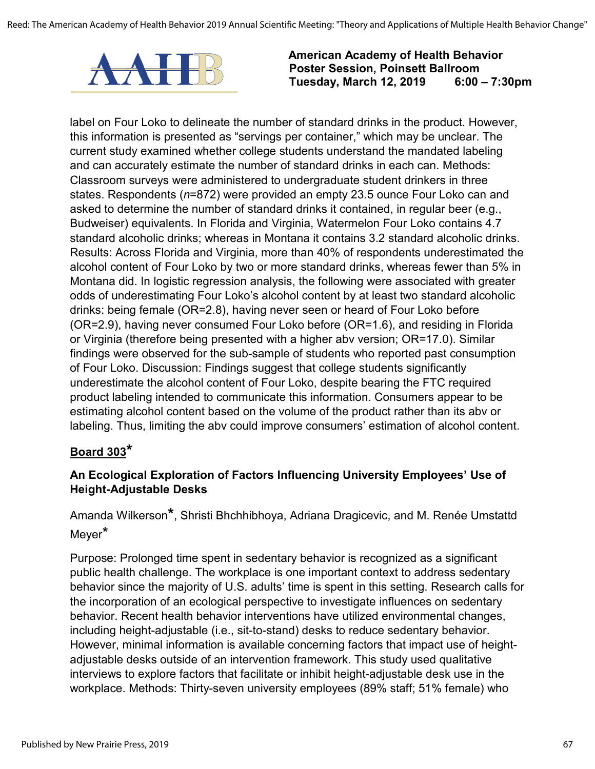label on Four Loko to delineate the number of standard drinks in the product. However, this information is presented as "servings per container," which may be unclear. The current study examined whether college students understand the mandated labeling and can accurately estimate the number of standard drinks in each can. Methods: Classroom surveys were administered to undergraduate student drinkers in three states. Respondents (*n*=872) were provided an empty 23.5 ounce Four Loko can and asked to determine the number of standard drinks it contained, in regular beer (e.g., Budweiser) equivalents. In Florida and Virginia, Watermelon Four Loko contains 4.7 standard alcoholic drinks; whereas in Montana it contains 3.2 standard alcoholic drinks. Results: Across Florida and Virginia, more than 40% of respondents underestimated the alcohol content of Four Loko by two or more standard drinks, whereas fewer than 5% in Montana did. In logistic regression analysis, the following were associated with greater odds of underestimating Four Loko's alcohol content by at least two standard alcoholic drinks: being female (OR=2.8), having never seen or heard of Four Loko before (OR=2.9), having never consumed Four Loko before (OR=1.6), and residing in Florida or Virginia (therefore being presented with a higher abv version; OR=17.0). Similar findings were observed for the sub-sample of students who reported past consumption of Four Loko. Discussion: Findings suggest that college students significantly underestimate the alcohol content of Four Loko, despite bearing the FTC required product labeling intended to communicate this information. Consumers appear to be estimating alcohol content based on the volume of the product rather than its abv or labeling. Thus, limiting the abv could improve consumers' estimation of alcohol content.

**Board 303***

### An Ecological Exploration of Factors Influencing University Employees' Use of Height-Adjustable Desks

Amanda Wilkerson*, Shristi Bhchhibhoya, Adriana Dragicevic, and M. Renée Umstattd Meyer*

Purpose: Prolonged time spent in sedentary behavior is recognized as a significant public health challenge. The workplace is one important context to address sedentary behavior since the majority of U.S. adults' time is spent in this setting. Research calls for the incorporation of an ecological perspective to investigate influences on sedentary behavior. Recent health behavior interventions have utilized environmental changes, including height-adjustable (i.e., sit-to-stand) desks to reduce sedentary behavior. However, minimal information is available concerning factors that impact use of height-adjustable desks outside of an intervention framework. This study used qualitative interviews to explore factors that facilitate or inhibit height-adjustable desk use in the workplace. Methods: Thirty-seven university employees (89% staff; 51% female) who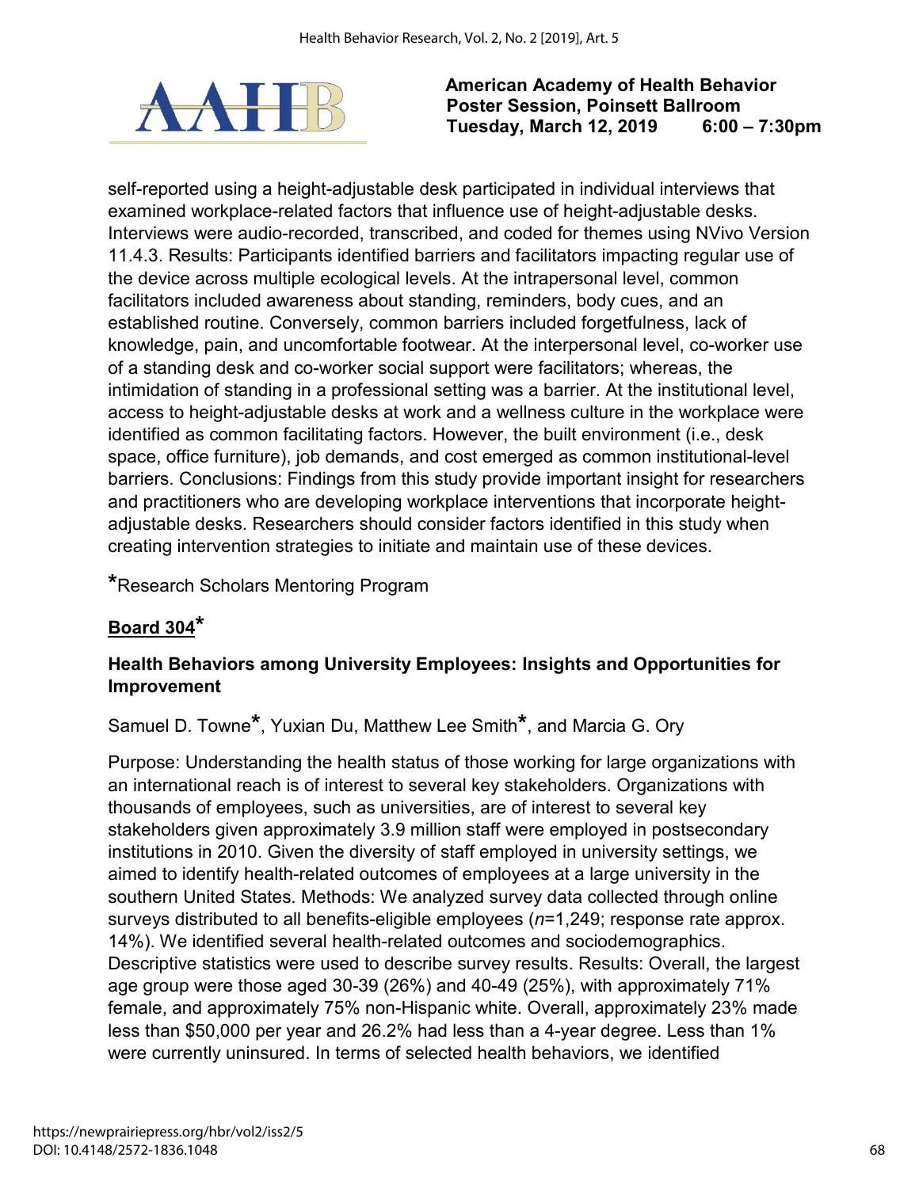self-reported using a height-adjustable desk participated in individual interviews that examined workplace-related factors that influence use of height-adjustable desks. Interviews were audio-recorded, transcribed, and coded for themes using NVivo Version 11.4.3. Results: Participants identified barriers and facilitators impacting regular use of the device across multiple ecological levels. At the intrapersonal level, common facilitators included awareness about standing, reminders, body cues, and an established routine. Conversely, common barriers included forgetfulness, lack of knowledge, pain, and uncomfortable footwear. At the interpersonal level, co-worker use of a standing desk and co-worker social support were facilitators; whereas, the intimidation of standing in a professional setting was a barrier. At the institutional level, access to height-adjustable desks at work and a wellness culture in the workplace were identified as common facilitating factors. However, the built environment (i.e., desk space, office furniture), job demands, and cost emerged as common institutional-level barriers. Conclusions: Findings from this study provide important insight for researchers and practitioners who are developing workplace interventions that incorporate height-adjustable desks. Researchers should consider factors identified in this study when creating intervention strategies to initiate and maintain use of these devices.

*Research Scholars Mentoring Program

## Board 304*

### Health Behaviors among University Employees: Insights and Opportunities for Improvement

Samuel D. Towne*, Yuxian Du, Matthew Lee Smith*, and Marcia G. Ory

Purpose: Understanding the health status of those working for large organizations with an international reach is of interest to several key stakeholders. Organizations with thousands of employees, such as universities, are of interest to several key stakeholders given approximately 3.9 million staff were employed in postsecondary institutions in 2010. Given the diversity of staff employed in university settings, we aimed to identify health-related outcomes of employees at a large university in the southern United States. Methods: We analyzed survey data collected through online surveys distributed to all benefits-eligible employees (*n*=1,249; response rate approx. 14%). We identified several health-related outcomes and sociodemographics. Descriptive statistics were used to describe survey results. Results: Overall, the largest age group were those aged 30-39 (26%) and 40-49 (25%), with approximately 71% female, and approximately 75% non-Hispanic white. Overall, approximately 23% made less than $50,000 per year and 26.2% had less than a 4-year degree. Less than 1% were currently uninsured. In terms of selected health behaviors, we identified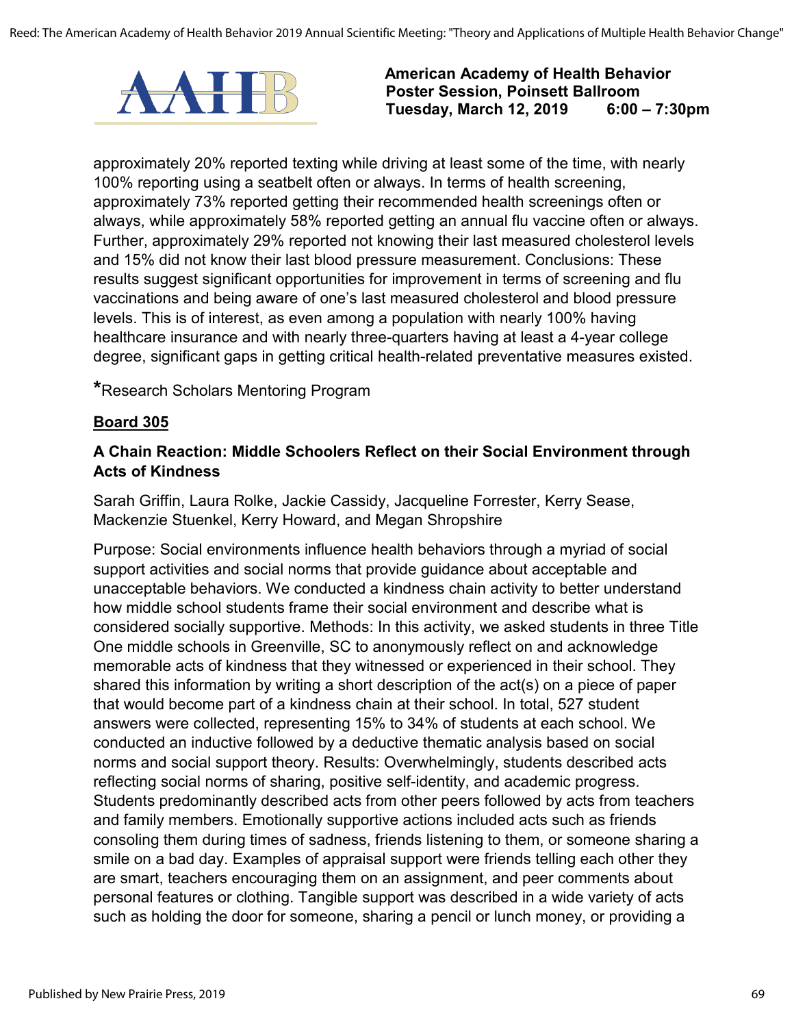approximately 20% reported texting while driving at least some of the time, with nearly 100% reporting using a seatbelt often or always. In terms of health screening, approximately 73% reported getting their recommended health screenings often or always, while approximately 58% reported getting an annual flu vaccine often or always. Further, approximately 29% reported not knowing their last measured cholesterol levels and 15% did not know their last blood pressure measurement. Conclusions: These results suggest significant opportunities for improvement in terms of screening and flu vaccinations and being aware of one's last measured cholesterol and blood pressure levels. This is of interest, as even among a population with nearly 100% having healthcare insurance and with nearly three-quarters having at least a 4-year college degree, significant gaps in getting critical health-related preventative measures existed.

*Research Scholars Mentoring Program

**Board 305**

**A Chain Reaction: Middle Schoolers Reflect on their Social Environment through Acts of Kindness**

Sarah Griffin, Laura Rolke, Jackie Cassidy, Jacqueline Forrester, Kerry Sease, Mackenzie Stuenkel, Kerry Howard, and Megan Shropshire

Purpose: Social environments influence health behaviors through a myriad of social support activities and social norms that provide guidance about acceptable and unacceptable behaviors. We conducted a kindness chain activity to better understand how middle school students frame their social environment and describe what is considered socially supportive. Methods: In this activity, we asked students in three Title One middle schools in Greenville, SC to anonymously reflect on and acknowledge memorable acts of kindness that they witnessed or experienced in their school. They shared this information by writing a short description of the act(s) on a piece of paper that would become part of a kindness chain at their school. In total, 527 student answers were collected, representing 15% to 34% of students at each school. We conducted an inductive followed by a deductive thematic analysis based on social norms and social support theory. Results: Overwhelmingly, students described acts reflecting social norms of sharing, positive self-identity, and academic progress. Students predominantly described acts from other peers followed by acts from teachers and family members. Emotionally supportive actions included acts such as friends consoling them during times of sadness, friends listening to them, or someone sharing a smile on a bad day. Examples of appraisal support were friends telling each other they are smart, teachers encouraging them on an assignment, and peer comments about personal features or clothing. Tangible support was described in a wide variety of acts such as holding the door for someone, sharing a pencil or lunch money, or providing a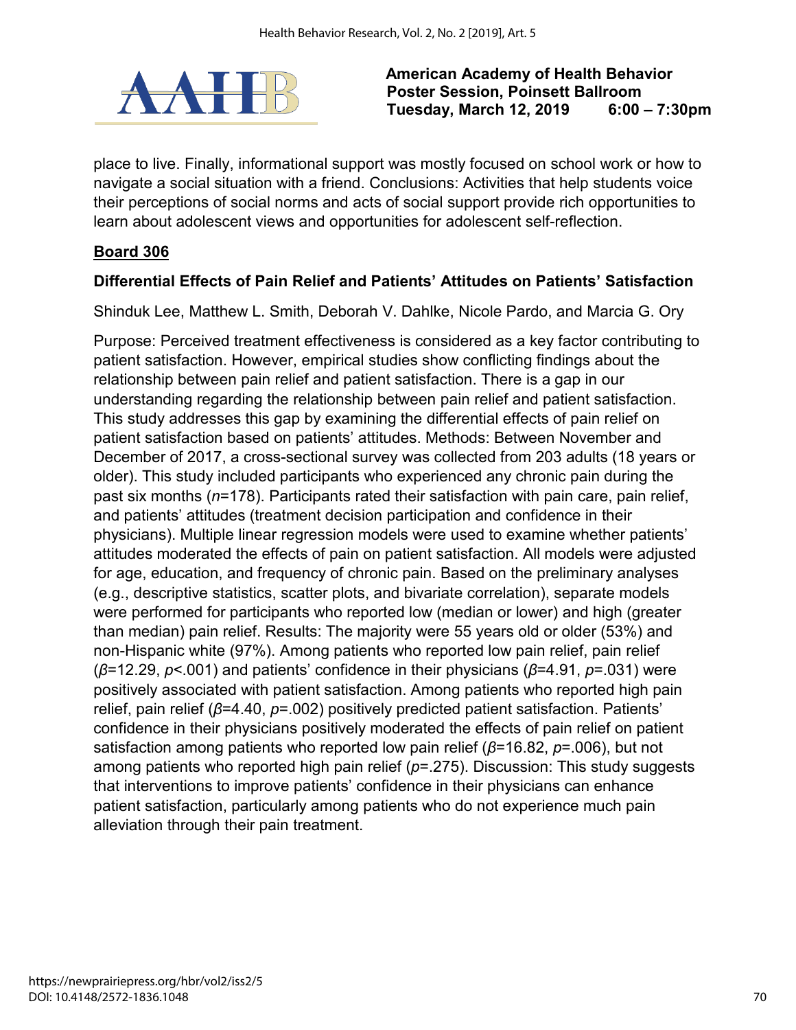place to live. Finally, informational support was mostly focused on school work or how to navigate a social situation with a friend. Conclusions: Activities that help students voice their perceptions of social norms and acts of social support provide rich opportunities to learn about adolescent views and opportunities for adolescent self-reflection.

**Board 306**

### Differential Effects of Pain Relief and Patients' Attitudes on Patients' Satisfaction

Shinduk Lee, Matthew L. Smith, Deborah V. Dahlke, Nicole Pardo, and Marcia G. Ory

Purpose: Perceived treatment effectiveness is considered as a key factor contributing to patient satisfaction. However, empirical studies show conflicting findings about the relationship between pain relief and patient satisfaction. There is a gap in our understanding regarding the relationship between pain relief and patient satisfaction. This study addresses this gap by examining the differential effects of pain relief on patient satisfaction based on patients' attitudes. Methods: Between November and December of 2017, a cross-sectional survey was collected from 203 adults (18 years or older). This study included participants who experienced any chronic pain during the past six months ($n$=178). Participants rated their satisfaction with pain care, pain relief, and patients' attitudes (treatment decision participation and confidence in their physicians). Multiple linear regression models were used to examine whether patients' attitudes moderated the effects of pain on patient satisfaction. All models were adjusted for age, education, and frequency of chronic pain. Based on the preliminary analyses (e.g., descriptive statistics, scatter plots, and bivariate correlation), separate models were performed for participants who reported low (median or lower) and high (greater than median) pain relief. Results: The majority were 55 years old or older (53%) and non-Hispanic white (97%). Among patients who reported low pain relief, pain relief ($\beta$=12.29, $p$<.001) and patients' confidence in their physicians ($\beta$=4.91, $p$=.031) were positively associated with patient satisfaction. Among patients who reported high pain relief, pain relief ($\beta$=4.40, $p$=.002) positively predicted patient satisfaction. Patients' confidence in their physicians positively moderated the effects of pain relief on patient satisfaction among patients who reported low pain relief ($\beta$=16.82, $p$=.006), but not among patients who reported high pain relief ($p$=.275). Discussion: This study suggests that interventions to improve patients' confidence in their physicians can enhance patient satisfaction, particularly among patients who do not experience much pain alleviation through their pain treatment.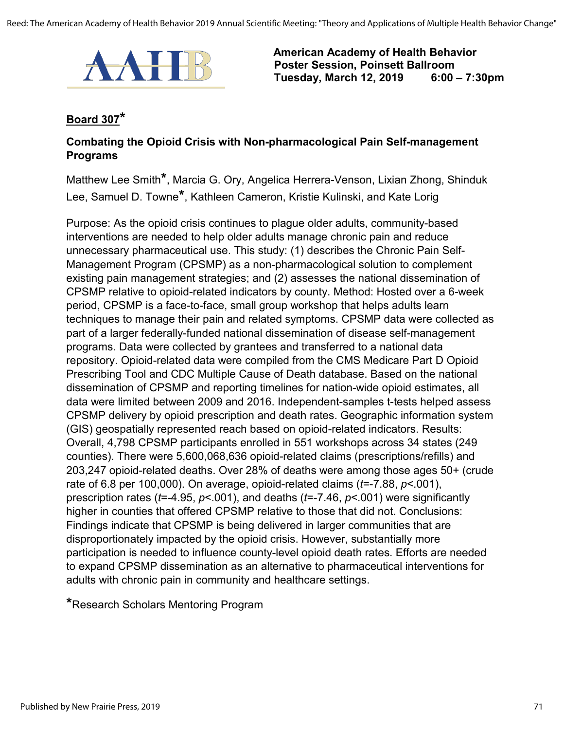**American Academy of Health Behavior**
**Poster Session, Poinsett Ballroom**
**Tuesday, March 12, 2019 6:00 – 7:30pm**

## Board 307*

### Combating the Opioid Crisis with Non-pharmacological Pain Self-management Programs

Matthew Lee Smith*, Marcia G. Ory, Angelica Herrera-Venson, Lixian Zhong, Shinduk Lee, Samuel D. Towne*, Kathleen Cameron, Kristie Kulinski, and Kate Lorig

Purpose: As the opioid crisis continues to plague older adults, community-based interventions are needed to help older adults manage chronic pain and reduce unnecessary pharmaceutical use. This study: (1) describes the Chronic Pain Self-Management Program (CPSMP) as a non-pharmacological solution to complement existing pain management strategies; and (2) assesses the national dissemination of CPSMP relative to opioid-related indicators by county. Method: Hosted over a 6-week period, CPSMP is a face-to-face, small group workshop that helps adults learn techniques to manage their pain and related symptoms. CPSMP data were collected as part of a larger federally-funded national dissemination of disease self-management programs. Data were collected by grantees and transferred to a national data repository. Opioid-related data were compiled from the CMS Medicare Part D Opioid Prescribing Tool and CDC Multiple Cause of Death database. Based on the national dissemination of CPSMP and reporting timelines for nation-wide opioid estimates, all data were limited between 2009 and 2016. Independent-samples t-tests helped assess CPSMP delivery by opioid prescription and death rates. Geographic information system (GIS) geospatially represented reach based on opioid-related indicators. Results: Overall, 4,798 CPSMP participants enrolled in 551 workshops across 34 states (249 counties). There were 5,600,068,636 opioid-related claims (prescriptions/refills) and 203,247 opioid-related deaths. Over 28% of deaths were among those ages 50+ (crude rate of 6.8 per 100,000). On average, opioid-related claims ($t$=-7.88, $p$<.001), prescription rates ($t$=-4.95, $p$<.001), and deaths ($t$=-7.46, $p$<.001) were significantly higher in counties that offered CPSMP relative to those that did not. Conclusions: Findings indicate that CPSMP is being delivered in larger communities that are disproportionately impacted by the opioid crisis. However, substantially more participation is needed to influence county-level opioid death rates. Efforts are needed to expand CPSMP dissemination as an alternative to pharmaceutical interventions for adults with chronic pain in community and healthcare settings.

*Research Scholars Mentoring Program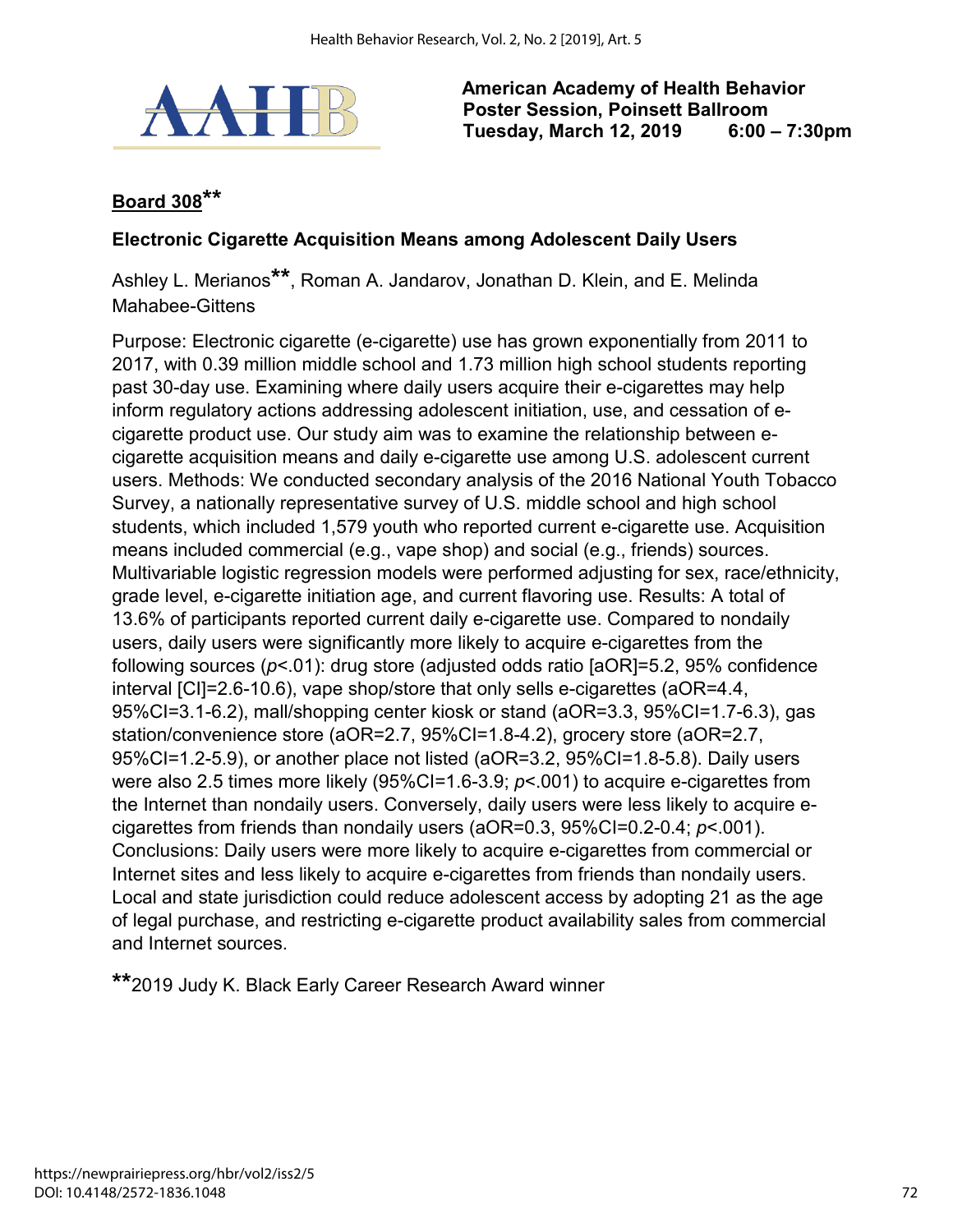**American Academy of Health Behavior**
**Poster Session, Poinsett Ballroom**
**Tuesday, March 12, 2019 6:00 – 7:30pm**

## Board 308**

### Electronic Cigarette Acquisition Means among Adolescent Daily Users

Ashley L. Merianos**, Roman A. Jandarov, Jonathan D. Klein, and E. Melinda Mahabee-Gittens

Purpose: Electronic cigarette (e-cigarette) use has grown exponentially from 2011 to 2017, with 0.39 million middle school and 1.73 million high school students reporting past 30-day use. Examining where daily users acquire their e-cigarettes may help inform regulatory actions addressing adolescent initiation, use, and cessation of e-cigarette product use. Our study aim was to examine the relationship between e-cigarette acquisition means and daily e-cigarette use among U.S. adolescent current users. Methods: We conducted secondary analysis of the 2016 National Youth Tobacco Survey, a nationally representative survey of U.S. middle school and high school students, which included 1,579 youth who reported current e-cigarette use. Acquisition means included commercial (e.g., vape shop) and social (e.g., friends) sources. Multivariable logistic regression models were performed adjusting for sex, race/ethnicity, grade level, e-cigarette initiation age, and current flavoring use. Results: A total of 13.6% of participants reported current daily e-cigarette use. Compared to nondaily users, daily users were significantly more likely to acquire e-cigarettes from the following sources ($p$<.01): drug store (adjusted odds ratio [aOR]=5.2, 95% confidence interval [CI]=2.6-10.6), vape shop/store that only sells e-cigarettes (aOR=4.4, 95%CI=3.1-6.2), mall/shopping center kiosk or stand (aOR=3.3, 95%CI=1.7-6.3), gas station/convenience store (aOR=2.7, 95%CI=1.8-4.2), grocery store (aOR=2.7, 95%CI=1.2-5.9), or another place not listed (aOR=3.2, 95%CI=1.8-5.8). Daily users were also 2.5 times more likely (95%CI=1.6-3.9; $p$<.001) to acquire e-cigarettes from the Internet than nondaily users. Conversely, daily users were less likely to acquire e-cigarettes from friends than nondaily users (aOR=0.3, 95%CI=0.2-0.4; $p$<.001). Conclusions: Daily users were more likely to acquire e-cigarettes from commercial or Internet sites and less likely to acquire e-cigarettes from friends than nondaily users. Local and state jurisdiction could reduce adolescent access by adopting 21 as the age of legal purchase, and restricting e-cigarette product availability sales from commercial and Internet sources.

**2019 Judy K. Black Early Career Research Award winner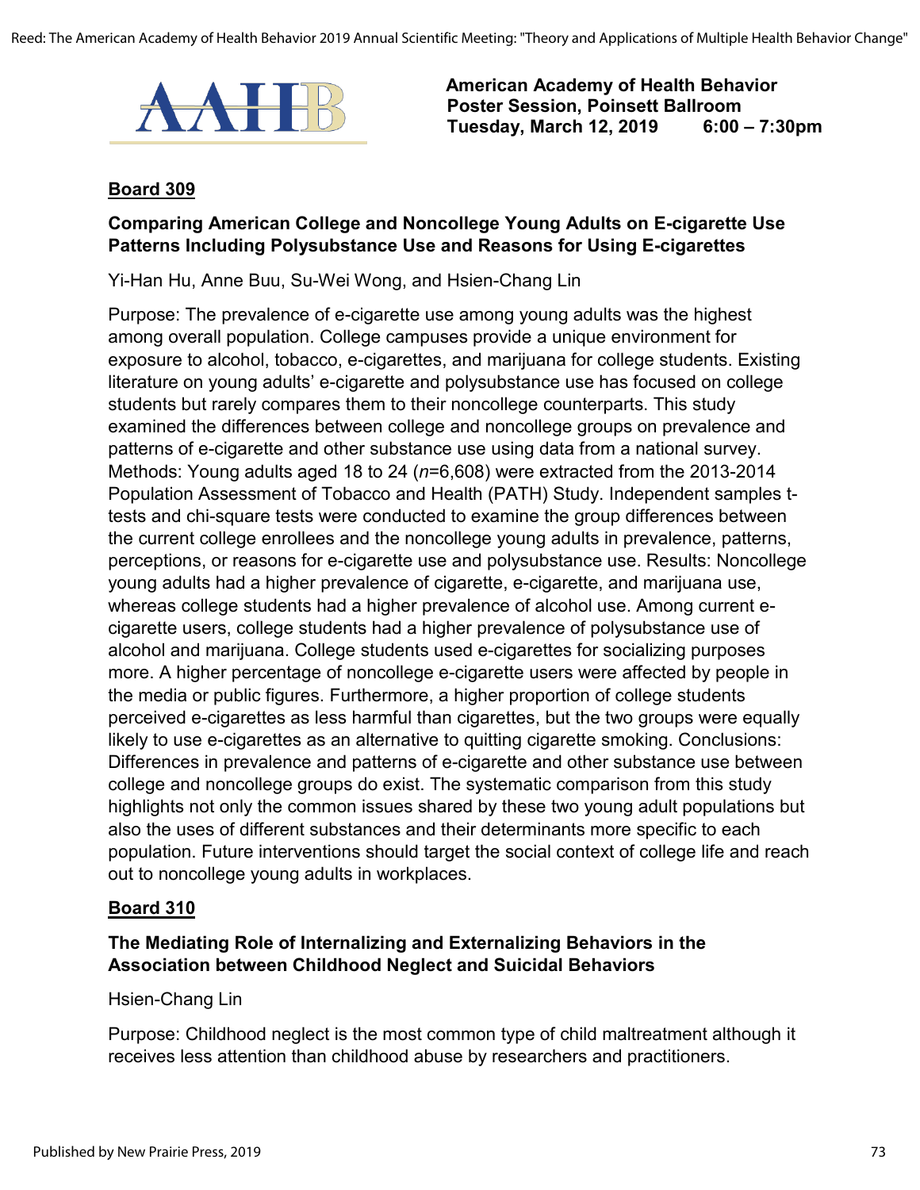American Academy of Health Behavior
Poster Session, Poinsett Ballroom
Tuesday, March 12, 2019 6:00 – 7:30pm

**Board 309**

**Comparing American College and Noncollege Young Adults on E-cigarette Use Patterns Including Polysubstance Use and Reasons for Using E-cigarettes**

Yi-Han Hu, Anne Buu, Su-Wei Wong, and Hsien-Chang Lin

Purpose: The prevalence of e-cigarette use among young adults was the highest among overall population. College campuses provide a unique environment for exposure to alcohol, tobacco, e-cigarettes, and marijuana for college students. Existing literature on young adults' e-cigarette and polysubstance use has focused on college students but rarely compares them to their noncollege counterparts. This study examined the differences between college and noncollege groups on prevalence and patterns of e-cigarette and other substance use using data from a national survey. Methods: Young adults aged 18 to 24 (*n*=6,608) were extracted from the 2013-2014 Population Assessment of Tobacco and Health (PATH) Study. Independent samples t-tests and chi-square tests were conducted to examine the group differences between the current college enrollees and the noncollege young adults in prevalence, patterns, perceptions, or reasons for e-cigarette use and polysubstance use. Results: Noncollege young adults had a higher prevalence of cigarette, e-cigarette, and marijuana use, whereas college students had a higher prevalence of alcohol use. Among current e-cigarette users, college students had a higher prevalence of polysubstance use of alcohol and marijuana. College students used e-cigarettes for socializing purposes more. A higher percentage of noncollege e-cigarette users were affected by people in the media or public figures. Furthermore, a higher proportion of college students perceived e-cigarettes as less harmful than cigarettes, but the two groups were equally likely to use e-cigarettes as an alternative to quitting cigarette smoking. Conclusions: Differences in prevalence and patterns of e-cigarette and other substance use between college and noncollege groups do exist. The systematic comparison from this study highlights not only the common issues shared by these two young adult populations but also the uses of different substances and their determinants more specific to each population. Future interventions should target the social context of college life and reach out to noncollege young adults in workplaces.

**Board 310**

**The Mediating Role of Internalizing and Externalizing Behaviors in the Association between Childhood Neglect and Suicidal Behaviors**

Hsien-Chang Lin

Purpose: Childhood neglect is the most common type of child maltreatment although it receives less attention than childhood abuse by researchers and practitioners.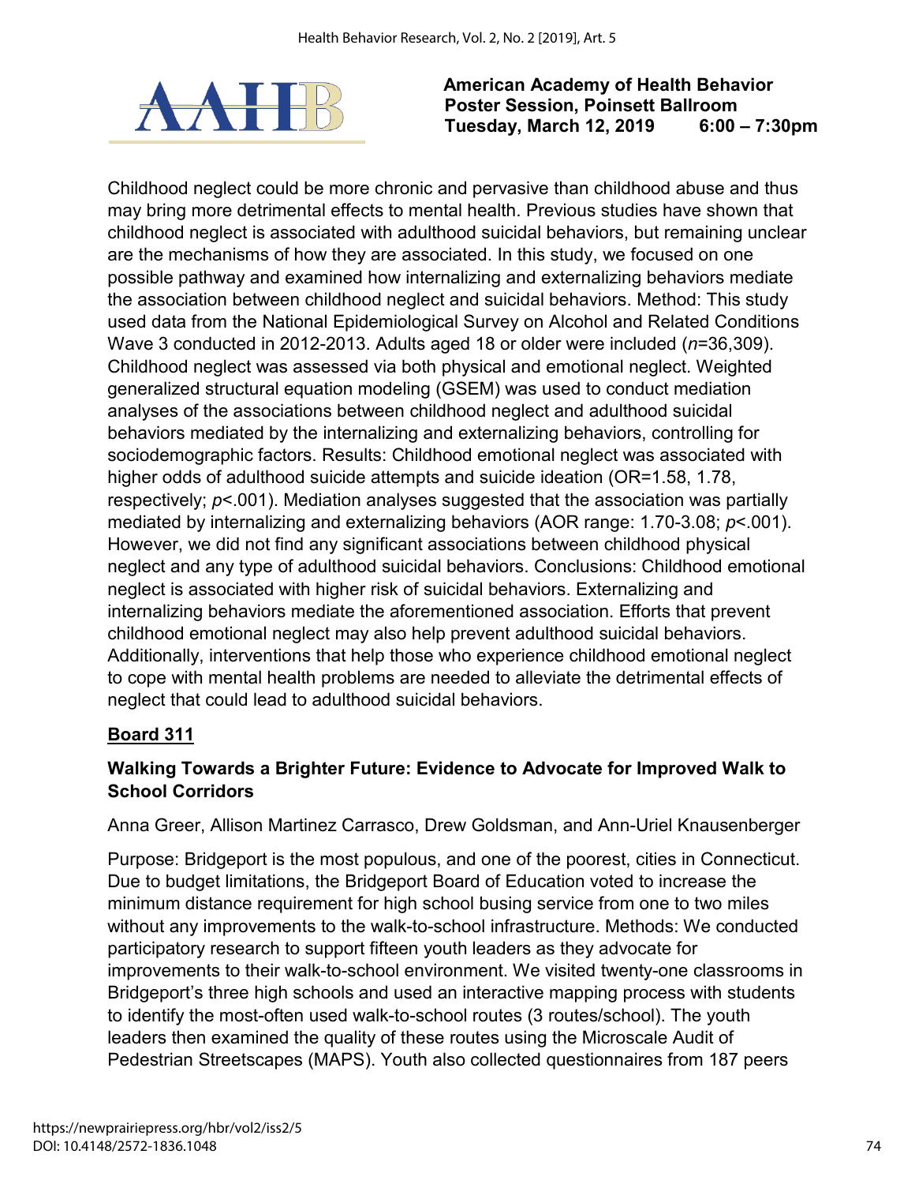Childhood neglect could be more chronic and pervasive than childhood abuse and thus may bring more detrimental effects to mental health. Previous studies have shown that childhood neglect is associated with adulthood suicidal behaviors, but remaining unclear are the mechanisms of how they are associated. In this study, we focused on one possible pathway and examined how internalizing and externalizing behaviors mediate the association between childhood neglect and suicidal behaviors. Method: This study used data from the National Epidemiological Survey on Alcohol and Related Conditions Wave 3 conducted in 2012-2013. Adults aged 18 or older were included (*n*=36,309). Childhood neglect was assessed via both physical and emotional neglect. Weighted generalized structural equation modeling (GSEM) was used to conduct mediation analyses of the associations between childhood neglect and adulthood suicidal behaviors mediated by the internalizing and externalizing behaviors, controlling for sociodemographic factors. Results: Childhood emotional neglect was associated with higher odds of adulthood suicide attempts and suicide ideation (OR=1.58, 1.78, respectively; $p$<.001). Mediation analyses suggested that the association was partially mediated by internalizing and externalizing behaviors (AOR range: 1.70-3.08; $p$<.001). However, we did not find any significant associations between childhood physical neglect and any type of adulthood suicidal behaviors. Conclusions: Childhood emotional neglect is associated with higher risk of suicidal behaviors. Externalizing and internalizing behaviors mediate the aforementioned association. Efforts that prevent childhood emotional neglect may also help prevent adulthood suicidal behaviors. Additionally, interventions that help those who experience childhood emotional neglect to cope with mental health problems are needed to alleviate the detrimental effects of neglect that could lead to adulthood suicidal behaviors.

**Board 311**

### Walking Towards a Brighter Future: Evidence to Advocate for Improved Walk to School Corridors

Anna Greer, Allison Martinez Carrasco, Drew Goldsman, and Ann-Uriel Knausenberger

Purpose: Bridgeport is the most populous, and one of the poorest, cities in Connecticut. Due to budget limitations, the Bridgeport Board of Education voted to increase the minimum distance requirement for high school busing service from one to two miles without any improvements to the walk-to-school infrastructure. Methods: We conducted participatory research to support fifteen youth leaders as they advocate for improvements to their walk-to-school environment. We visited twenty-one classrooms in Bridgeport's three high schools and used an interactive mapping process with students to identify the most-often used walk-to-school routes (3 routes/school). The youth leaders then examined the quality of these routes using the Microscale Audit of Pedestrian Streetscapes (MAPS). Youth also collected questionnaires from 187 peers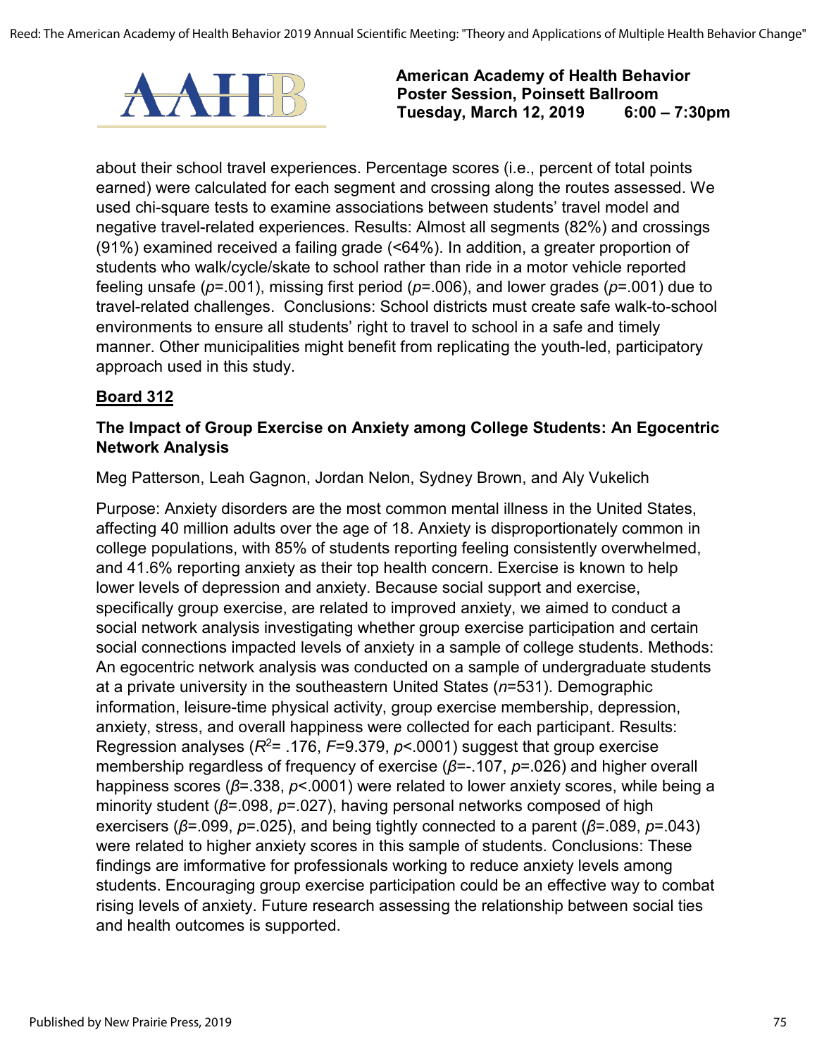about their school travel experiences. Percentage scores (i.e., percent of total points earned) were calculated for each segment and crossing along the routes assessed. We used chi-square tests to examine associations between students' travel model and negative travel-related experiences. Results: Almost all segments (82%) and crossings (91%) examined received a failing grade (<64%). In addition, a greater proportion of students who walk/cycle/skate to school rather than ride in a motor vehicle reported feeling unsafe ($p$=.001), missing first period ($p$=.006), and lower grades ($p$=.001) due to travel-related challenges. Conclusions: School districts must create safe walk-to-school environments to ensure all students' right to travel to school in a safe and timely manner. Other municipalities might benefit from replicating the youth-led, participatory approach used in this study.

**Board 312**

### The Impact of Group Exercise on Anxiety among College Students: An Egocentric Network Analysis

Meg Patterson, Leah Gagnon, Jordan Nelon, Sydney Brown, and Aly Vukelich

Purpose: Anxiety disorders are the most common mental illness in the United States, affecting 40 million adults over the age of 18. Anxiety is disproportionately common in college populations, with 85% of students reporting feeling consistently overwhelmed, and 41.6% reporting anxiety as their top health concern. Exercise is known to help lower levels of depression and anxiety. Because social support and exercise, specifically group exercise, are related to improved anxiety, we aimed to conduct a social network analysis investigating whether group exercise participation and certain social connections impacted levels of anxiety in a sample of college students. Methods: An egocentric network analysis was conducted on a sample of undergraduate students at a private university in the southeastern United States ($n$=531). Demographic information, leisure-time physical activity, group exercise membership, depression, anxiety, stress, and overall happiness were collected for each participant. Results: Regression analyses ($R^2$= .176, $F$=9.379, $p$<.0001) suggest that group exercise membership regardless of frequency of exercise ($\beta$=-.107, $p$=.026) and higher overall happiness scores ($\beta$=.338, $p$<.0001) were related to lower anxiety scores, while being a minority student ($\beta$=.098, $p$=.027), having personal networks composed of high exercisers ($\beta$=.099, $p$=.025), and being tightly connected to a parent ($\beta$=.089, $p$=.043) were related to higher anxiety scores in this sample of students. Conclusions: These findings are imformative for professionals working to reduce anxiety levels among students. Encouraging group exercise participation could be an effective way to combat rising levels of anxiety. Future research assessing the relationship between social ties and health outcomes is supported.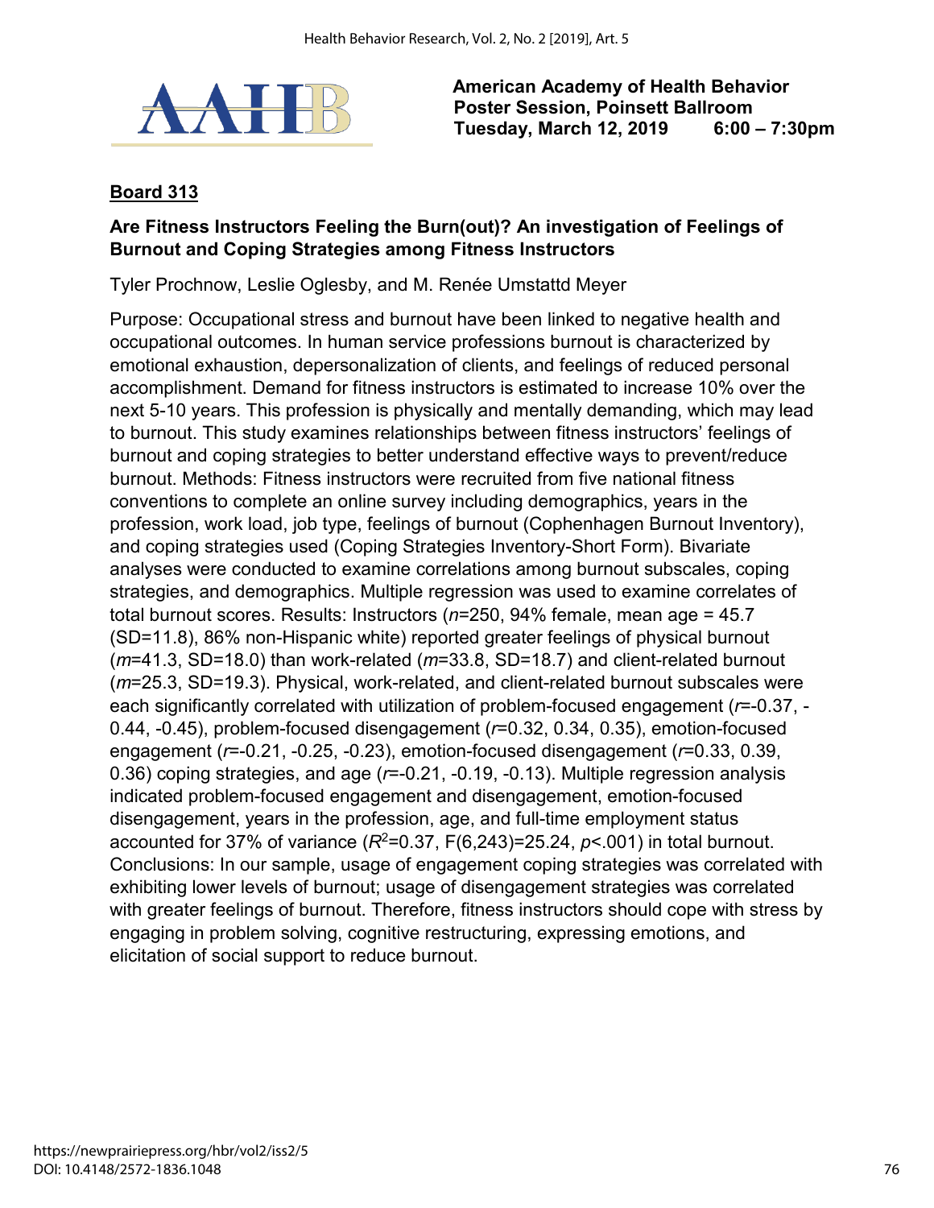American Academy of Health Behavior
Poster Session, Poinsett Ballroom
Tuesday, March 12, 2019 6:00 – 7:30pm

**Board 313**

**Are Fitness Instructors Feeling the Burn(out)? An investigation of Feelings of Burnout and Coping Strategies among Fitness Instructors**

Tyler Prochnow, Leslie Oglesby, and M. Renée Umstattd Meyer

Purpose: Occupational stress and burnout have been linked to negative health and occupational outcomes. In human service professions burnout is characterized by emotional exhaustion, depersonalization of clients, and feelings of reduced personal accomplishment. Demand for fitness instructors is estimated to increase 10% over the next 5-10 years. This profession is physically and mentally demanding, which may lead to burnout. This study examines relationships between fitness instructors' feelings of burnout and coping strategies to better understand effective ways to prevent/reduce burnout. Methods: Fitness instructors were recruited from five national fitness conventions to complete an online survey including demographics, years in the profession, work load, job type, feelings of burnout (Cophenhagen Burnout Inventory), and coping strategies used (Coping Strategies Inventory-Short Form). Bivariate analyses were conducted to examine correlations among burnout subscales, coping strategies, and demographics. Multiple regression was used to examine correlates of total burnout scores. Results: Instructors ($n$=250, 94% female, mean age = 45.7 (SD=11.8), 86% non-Hispanic white) reported greater feelings of physical burnout ($m$=41.3, SD=18.0) than work-related ($m$=33.8, SD=18.7) and client-related burnout ($m$=25.3, SD=19.3). Physical, work-related, and client-related burnout subscales were each significantly correlated with utilization of problem-focused engagement ($r$=-0.37, -0.44, -0.45), problem-focused disengagement ($r$=0.32, 0.34, 0.35), emotion-focused engagement ($r$=-0.21, -0.25, -0.23), emotion-focused disengagement ($r$=0.33, 0.39, 0.36) coping strategies, and age ($r$=-0.21, -0.19, -0.13). Multiple regression analysis indicated problem-focused engagement and disengagement, emotion-focused disengagement, years in the profession, age, and full-time employment status accounted for 37% of variance ($R^2$=0.37, $F(6,243)$=25.24, $p$<.001) in total burnout. Conclusions: In our sample, usage of engagement coping strategies was correlated with exhibiting lower levels of burnout; usage of disengagement strategies was correlated with greater feelings of burnout. Therefore, fitness instructors should cope with stress by engaging in problem solving, cognitive restructuring, expressing emotions, and elicitation of social support to reduce burnout.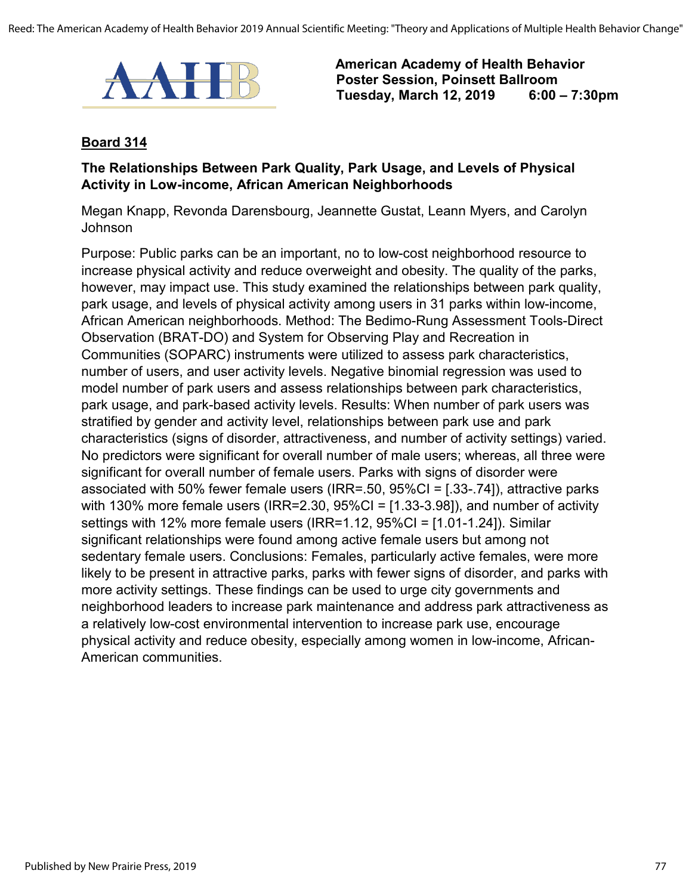**American Academy of Health Behavior**
**Poster Session, Poinsett Ballroom**
**Tuesday, March 12, 2019 6:00 – 7:30pm**

## Board 314

### The Relationships Between Park Quality, Park Usage, and Levels of Physical Activity in Low-income, African American Neighborhoods

Megan Knapp, Revonda Darensbourg, Jeannette Gustat, Leann Myers, and Carolyn Johnson

Purpose: Public parks can be an important, no to low-cost neighborhood resource to increase physical activity and reduce overweight and obesity. The quality of the parks, however, may impact use. This study examined the relationships between park quality, park usage, and levels of physical activity among users in 31 parks within low-income, African American neighborhoods. Method: The Bedimo-Rung Assessment Tools-Direct Observation (BRAT-DO) and System for Observing Play and Recreation in Communities (SOPARC) instruments were utilized to assess park characteristics, number of users, and user activity levels. Negative binomial regression was used to model number of park users and assess relationships between park characteristics, park usage, and park-based activity levels. Results: When number of park users was stratified by gender and activity level, relationships between park use and park characteristics (signs of disorder, attractiveness, and number of activity settings) varied. No predictors were significant for overall number of male users; whereas, all three were significant for overall number of female users. Parks with signs of disorder were associated with 50% fewer female users (IRR=.50, 95%CI = [.33-.74]), attractive parks with 130% more female users (IRR=2.30, 95%CI = [1.33-3.98]), and number of activity settings with 12% more female users (IRR=1.12, 95%CI = [1.01-1.24]). Similar significant relationships were found among active female users but among not sedentary female users. Conclusions: Females, particularly active females, were more likely to be present in attractive parks, parks with fewer signs of disorder, and parks with more activity settings. These findings can be used to urge city governments and neighborhood leaders to increase park maintenance and address park attractiveness as a relatively low-cost environmental intervention to increase park use, encourage physical activity and reduce obesity, especially among women in low-income, African-American communities.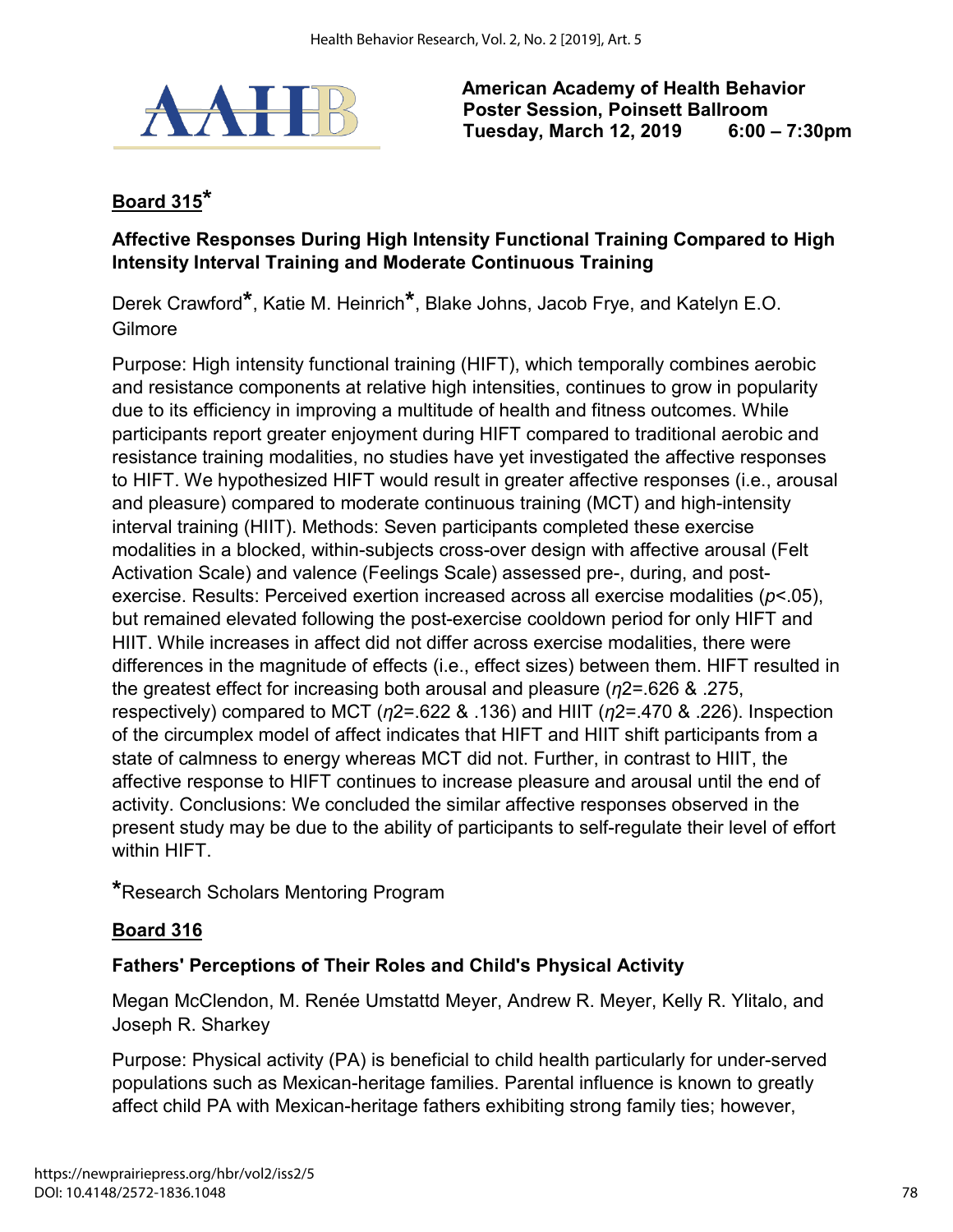**American Academy of Health Behavior**
**Poster Session, Poinsett Ballroom**
**Tuesday, March 12, 2019 6:00 – 7:30pm**

## Board 315*

### Affective Responses During High Intensity Functional Training Compared to High Intensity Interval Training and Moderate Continuous Training

Derek Crawford*, Katie M. Heinrich*, Blake Johns, Jacob Frye, and Katelyn E.O. Gilmore

Purpose: High intensity functional training (HIFT), which temporally combines aerobic and resistance components at relative high intensities, continues to grow in popularity due to its efficiency in improving a multitude of health and fitness outcomes. While participants report greater enjoyment during HIFT compared to traditional aerobic and resistance training modalities, no studies have yet investigated the affective responses to HIFT. We hypothesized HIFT would result in greater affective responses (i.e., arousal and pleasure) compared to moderate continuous training (MCT) and high-intensity interval training (HIIT). Methods: Seven participants completed these exercise modalities in a blocked, within-subjects cross-over design with affective arousal (Felt Activation Scale) and valence (Feelings Scale) assessed pre-, during, and post-exercise. Results: Perceived exertion increased across all exercise modalities ($p<.05$), but remained elevated following the post-exercise cooldown period for only HIFT and HIIT. While increases in affect did not differ across exercise modalities, there were differences in the magnitude of effects (i.e., effect sizes) between them. HIFT resulted in the greatest effect for increasing both arousal and pleasure ($\eta^2=.626$ & $.275$, respectively) compared to MCT ($\eta^2=.622$ & $.136$) and HIIT ($\eta^2=.470$ & $.226$). Inspection of the circumplex model of affect indicates that HIFT and HIIT shift participants from a state of calmness to energy whereas MCT did not. Further, in contrast to HIIT, the affective response to HIFT continues to increase pleasure and arousal until the end of activity. Conclusions: We concluded the similar affective responses observed in the present study may be due to the ability of participants to self-regulate their level of effort within HIFT.

*Research Scholars Mentoring Program

## Board 316

### Fathers' Perceptions of Their Roles and Child's Physical Activity

Megan McClendon, M. Renée Umstattd Meyer, Andrew R. Meyer, Kelly R. Ylitalo, and Joseph R. Sharkey

Purpose: Physical activity (PA) is beneficial to child health particularly for under-served populations such as Mexican-heritage families. Parental influence is known to greatly affect child PA with Mexican-heritage fathers exhibiting strong family ties; however,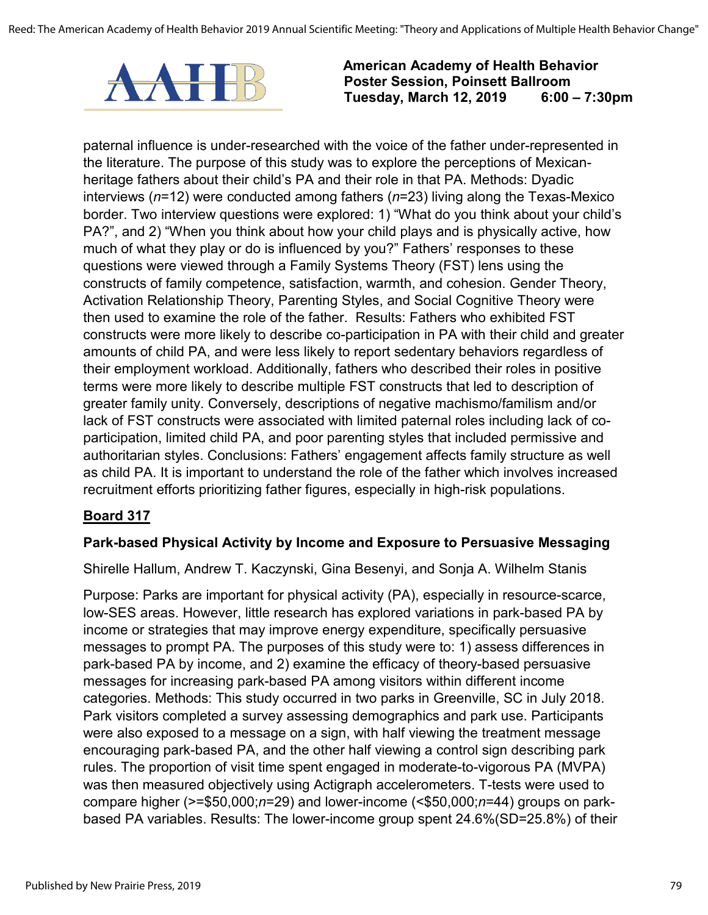paternal influence is under-researched with the voice of the father under-represented in the literature. The purpose of this study was to explore the perceptions of Mexican-heritage fathers about their child's PA and their role in that PA. Methods: Dyadic interviews (*n*=12) were conducted among fathers (*n*=23) living along the Texas-Mexico border. Two interview questions were explored: 1) "What do you think about your child's PA?", and 2) "When you think about how your child plays and is physically active, how much of what they play or do is influenced by you?" Fathers' responses to these questions were viewed through a Family Systems Theory (FST) lens using the constructs of family competence, satisfaction, warmth, and cohesion. Gender Theory, Activation Relationship Theory, Parenting Styles, and Social Cognitive Theory were then used to examine the role of the father. Results: Fathers who exhibited FST constructs were more likely to describe co-participation in PA with their child and greater amounts of child PA, and were less likely to report sedentary behaviors regardless of their employment workload. Additionally, fathers who described their roles in positive terms were more likely to describe multiple FST constructs that led to description of greater family unity. Conversely, descriptions of negative machismo/familism and/or lack of FST constructs were associated with limited paternal roles including lack of co-participation, limited child PA, and poor parenting styles that included permissive and authoritarian styles. Conclusions: Fathers' engagement affects family structure as well as child PA. It is important to understand the role of the father which involves increased recruitment efforts prioritizing father figures, especially in high-risk populations.

**Board 317**

### Park-based Physical Activity by Income and Exposure to Persuasive Messaging

Shirelle Hallum, Andrew T. Kaczynski, Gina Besenyi, and Sonja A. Wilhelm Stanis

Purpose: Parks are important for physical activity (PA), especially in resource-scarce, low-SES areas. However, little research has explored variations in park-based PA by income or strategies that may improve energy expenditure, specifically persuasive messages to prompt PA. The purposes of this study were to: 1) assess differences in park-based PA by income, and 2) examine the efficacy of theory-based persuasive messages for increasing park-based PA among visitors within different income categories. Methods: This study occurred in two parks in Greenville, SC in July 2018. Park visitors completed a survey assessing demographics and park use. Participants were also exposed to a message on a sign, with half viewing the treatment message encouraging park-based PA, and the other half viewing a control sign describing park rules. The proportion of visit time spent engaged in moderate-to-vigorous PA (MVPA) was then measured objectively using Actigraph accelerometers. T-tests were used to compare higher (>=$50,000;*n*=29) and lower-income (<$50,000;*n*=44) groups on park-based PA variables. Results: The lower-income group spent 24.6%(SD=25.8%) of their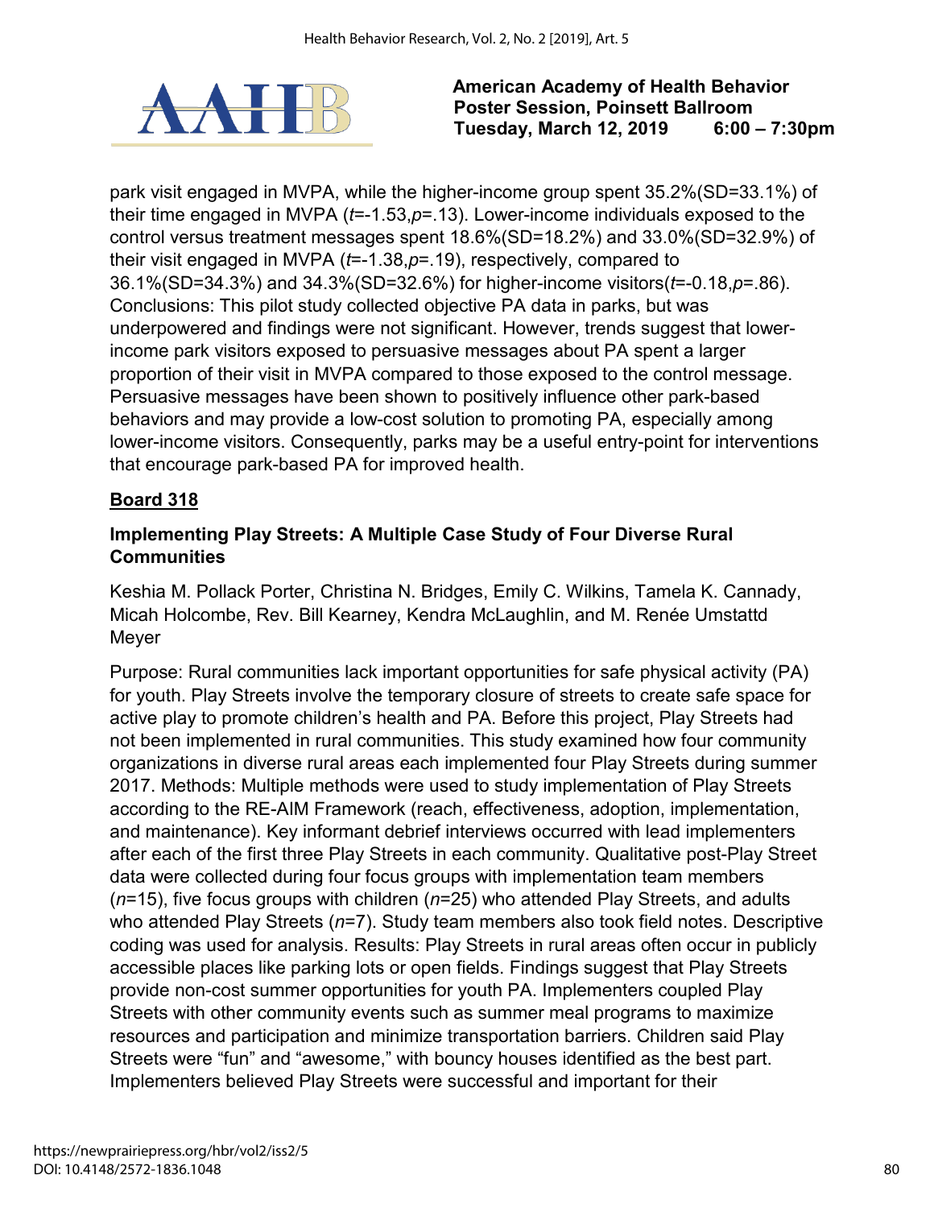park visit engaged in MVPA, while the higher-income group spent 35.2%(SD=33.1%) of their time engaged in MVPA ($t$=-1.53,$p$=.13). Lower-income individuals exposed to the control versus treatment messages spent 18.6%(SD=18.2%) and 33.0%(SD=32.9%) of their visit engaged in MVPA ($t$=-1.38,$p$=.19), respectively, compared to 36.1%(SD=34.3%) and 34.3%(SD=32.6%) for higher-income visitors($t$=-0.18,$p$=.86). Conclusions: This pilot study collected objective PA data in parks, but was underpowered and findings were not significant. However, trends suggest that lower-income park visitors exposed to persuasive messages about PA spent a larger proportion of their visit in MVPA compared to those exposed to the control message. Persuasive messages have been shown to positively influence other park-based behaviors and may provide a low-cost solution to promoting PA, especially among lower-income visitors. Consequently, parks may be a useful entry-point for interventions that encourage park-based PA for improved health.

**Board 318**

### Implementing Play Streets: A Multiple Case Study of Four Diverse Rural Communities

Keshia M. Pollack Porter, Christina N. Bridges, Emily C. Wilkins, Tamela K. Cannady, Micah Holcombe, Rev. Bill Kearney, Kendra McLaughlin, and M. Renée Umstattd Meyer

Purpose: Rural communities lack important opportunities for safe physical activity (PA) for youth. Play Streets involve the temporary closure of streets to create safe space for active play to promote children's health and PA. Before this project, Play Streets had not been implemented in rural communities. This study examined how four community organizations in diverse rural areas each implemented four Play Streets during summer 2017. Methods: Multiple methods were used to study implementation of Play Streets according to the RE-AIM Framework (reach, effectiveness, adoption, implementation, and maintenance). Key informant debrief interviews occurred with lead implementers after each of the first three Play Streets in each community. Qualitative post-Play Street data were collected during four focus groups with implementation team members ($n$=15), five focus groups with children ($n$=25) who attended Play Streets, and adults who attended Play Streets ($n$=7). Study team members also took field notes. Descriptive coding was used for analysis. Results: Play Streets in rural areas often occur in publicly accessible places like parking lots or open fields. Findings suggest that Play Streets provide non-cost summer opportunities for youth PA. Implementers coupled Play Streets with other community events such as summer meal programs to maximize resources and participation and minimize transportation barriers. Children said Play Streets were "fun" and "awesome," with bouncy houses identified as the best part. Implementers believed Play Streets were successful and important for their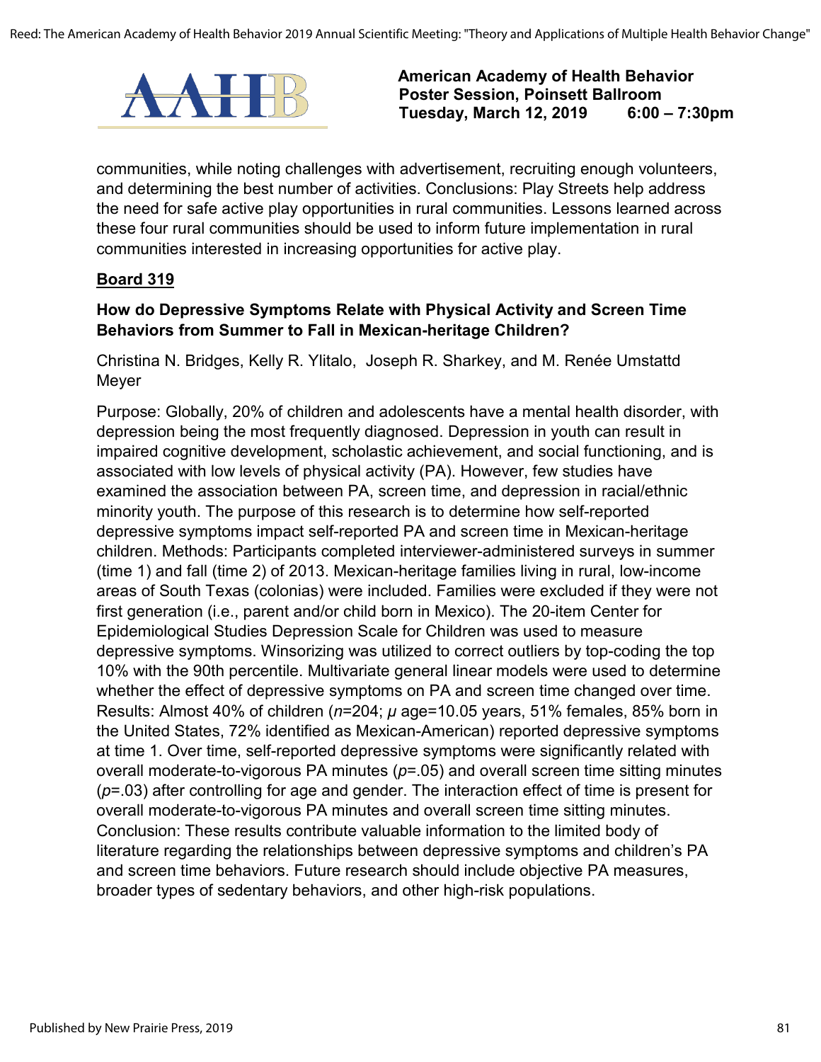communities, while noting challenges with advertisement, recruiting enough volunteers, and determining the best number of activities. Conclusions: Play Streets help address the need for safe active play opportunities in rural communities. Lessons learned across these four rural communities should be used to inform future implementation in rural communities interested in increasing opportunities for active play.

**Board 319**

### How do Depressive Symptoms Relate with Physical Activity and Screen Time Behaviors from Summer to Fall in Mexican-heritage Children?

Christina N. Bridges, Kelly R. Ylitalo, Joseph R. Sharkey, and M. Renée Umstattd Meyer

Purpose: Globally, 20% of children and adolescents have a mental health disorder, with depression being the most frequently diagnosed. Depression in youth can result in impaired cognitive development, scholastic achievement, and social functioning, and is associated with low levels of physical activity (PA). However, few studies have examined the association between PA, screen time, and depression in racial/ethnic minority youth. The purpose of this research is to determine how self-reported depressive symptoms impact self-reported PA and screen time in Mexican-heritage children. Methods: Participants completed interviewer-administered surveys in summer (time 1) and fall (time 2) of 2013. Mexican-heritage families living in rural, low-income areas of South Texas (colonias) were included. Families were excluded if they were not first generation (i.e., parent and/or child born in Mexico). The 20-item Center for Epidemiological Studies Depression Scale for Children was used to measure depressive symptoms. Winsorizing was utilized to correct outliers by top-coding the top 10% with the 90th percentile. Multivariate general linear models were used to determine whether the effect of depressive symptoms on PA and screen time changed over time. Results: Almost 40% of children ($n$=204; $\mu$ age=10.05 years, 51% females, 85% born in the United States, 72% identified as Mexican-American) reported depressive symptoms at time 1. Over time, self-reported depressive symptoms were significantly related with overall moderate-to-vigorous PA minutes ($p$=.05) and overall screen time sitting minutes ($p$=.03) after controlling for age and gender. The interaction effect of time is present for overall moderate-to-vigorous PA minutes and overall screen time sitting minutes. Conclusion: These results contribute valuable information to the limited body of literature regarding the relationships between depressive symptoms and children's PA and screen time behaviors. Future research should include objective PA measures, broader types of sedentary behaviors, and other high-risk populations.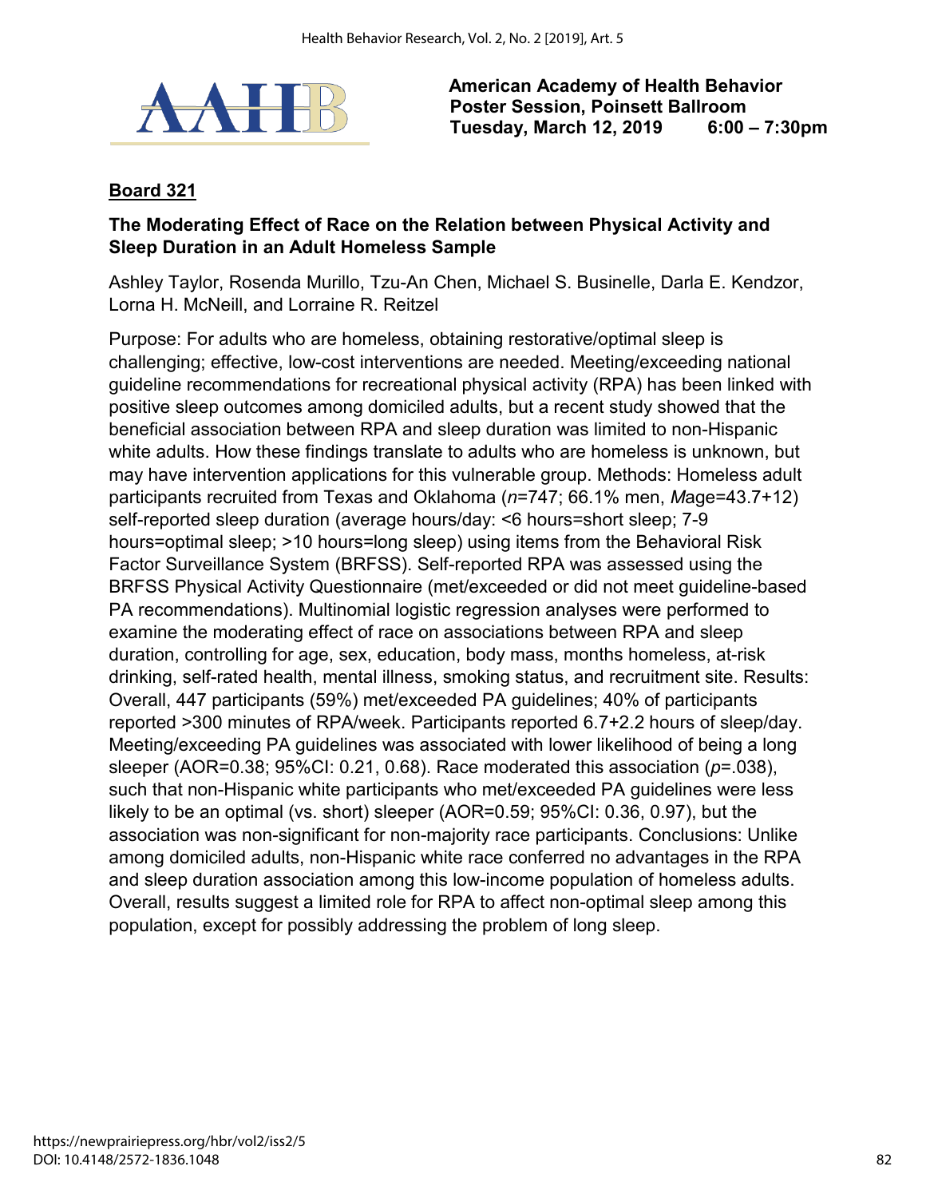**American Academy of Health Behavior**
**Poster Session, Poinsett Ballroom**
**Tuesday, March 12, 2019 6:00 – 7:30pm**

**Board 321**

**The Moderating Effect of Race on the Relation between Physical Activity and Sleep Duration in an Adult Homeless Sample**

Ashley Taylor, Rosenda Murillo, Tzu-An Chen, Michael S. Businelle, Darla E. Kendzor, Lorna H. McNeill, and Lorraine R. Reitzel

Purpose: For adults who are homeless, obtaining restorative/optimal sleep is challenging; effective, low-cost interventions are needed. Meeting/exceeding national guideline recommendations for recreational physical activity (RPA) has been linked with positive sleep outcomes among domiciled adults, but a recent study showed that the beneficial association between RPA and sleep duration was limited to non-Hispanic white adults. How these findings translate to adults who are homeless is unknown, but may have intervention applications for this vulnerable group. Methods: Homeless adult participants recruited from Texas and Oklahoma ($n$=747; 66.1% men, *M*age=43.7+12) self-reported sleep duration (average hours/day: <6 hours=short sleep; 7-9 hours=optimal sleep; >10 hours=long sleep) using items from the Behavioral Risk Factor Surveillance System (BRFSS). Self-reported RPA was assessed using the BRFSS Physical Activity Questionnaire (met/exceeded or did not meet guideline-based PA recommendations). Multinomial logistic regression analyses were performed to examine the moderating effect of race on associations between RPA and sleep duration, controlling for age, sex, education, body mass, months homeless, at-risk drinking, self-rated health, mental illness, smoking status, and recruitment site. Results: Overall, 447 participants (59%) met/exceeded PA guidelines; 40% of participants reported >300 minutes of RPA/week. Participants reported 6.7+2.2 hours of sleep/day. Meeting/exceeding PA guidelines was associated with lower likelihood of being a long sleeper (AOR=0.38; 95%CI: 0.21, 0.68). Race moderated this association ($p$=.038), such that non-Hispanic white participants who met/exceeded PA guidelines were less likely to be an optimal (vs. short) sleeper (AOR=0.59; 95%CI: 0.36, 0.97), but the association was non-significant for non-majority race participants. Conclusions: Unlike among domiciled adults, non-Hispanic white race conferred no advantages in the RPA and sleep duration association among this low-income population of homeless adults. Overall, results suggest a limited role for RPA to affect non-optimal sleep among this population, except for possibly addressing the problem of long sleep.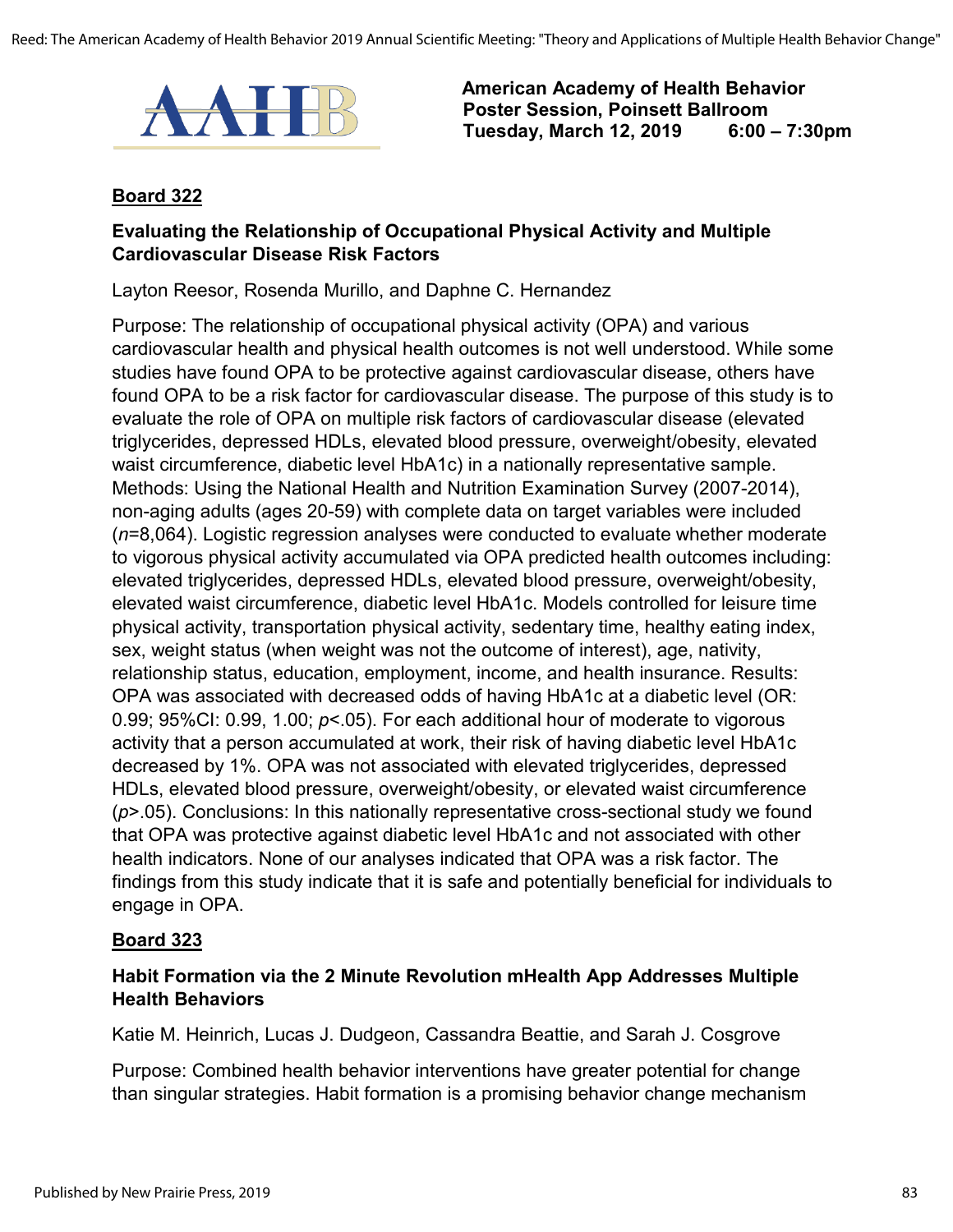**American Academy of Health Behavior**
**Poster Session, Poinsett Ballroom**
**Tuesday, March 12, 2019 6:00 – 7:30pm**

## Board 322

### Evaluating the Relationship of Occupational Physical Activity and Multiple Cardiovascular Disease Risk Factors

Layton Reesor, Rosenda Murillo, and Daphne C. Hernandez

Purpose: The relationship of occupational physical activity (OPA) and various cardiovascular health and physical health outcomes is not well understood. While some studies have found OPA to be protective against cardiovascular disease, others have found OPA to be a risk factor for cardiovascular disease. The purpose of this study is to evaluate the role of OPA on multiple risk factors of cardiovascular disease (elevated triglycerides, depressed HDLs, elevated blood pressure, overweight/obesity, elevated waist circumference, diabetic level HbA1c) in a nationally representative sample. Methods: Using the National Health and Nutrition Examination Survey (2007-2014), non-aging adults (ages 20-59) with complete data on target variables were included ($n$=8,064). Logistic regression analyses were conducted to evaluate whether moderate to vigorous physical activity accumulated via OPA predicted health outcomes including: elevated triglycerides, depressed HDLs, elevated blood pressure, overweight/obesity, elevated waist circumference, diabetic level HbA1c. Models controlled for leisure time physical activity, transportation physical activity, sedentary time, healthy eating index, sex, weight status (when weight was not the outcome of interest), age, nativity, relationship status, education, employment, income, and health insurance. Results: OPA was associated with decreased odds of having HbA1c at a diabetic level (OR: 0.99; 95%CI: 0.99, 1.00; $p$<.05). For each additional hour of moderate to vigorous activity that a person accumulated at work, their risk of having diabetic level HbA1c decreased by 1%. OPA was not associated with elevated triglycerides, depressed HDLs, elevated blood pressure, overweight/obesity, or elevated waist circumference ($p$>.05). Conclusions: In this nationally representative cross-sectional study we found that OPA was protective against diabetic level HbA1c and not associated with other health indicators. None of our analyses indicated that OPA was a risk factor. The findings from this study indicate that it is safe and potentially beneficial for individuals to engage in OPA.

## Board 323

### Habit Formation via the 2 Minute Revolution mHealth App Addresses Multiple Health Behaviors

Katie M. Heinrich, Lucas J. Dudgeon, Cassandra Beattie, and Sarah J. Cosgrove

Purpose: Combined health behavior interventions have greater potential for change than singular strategies. Habit formation is a promising behavior change mechanism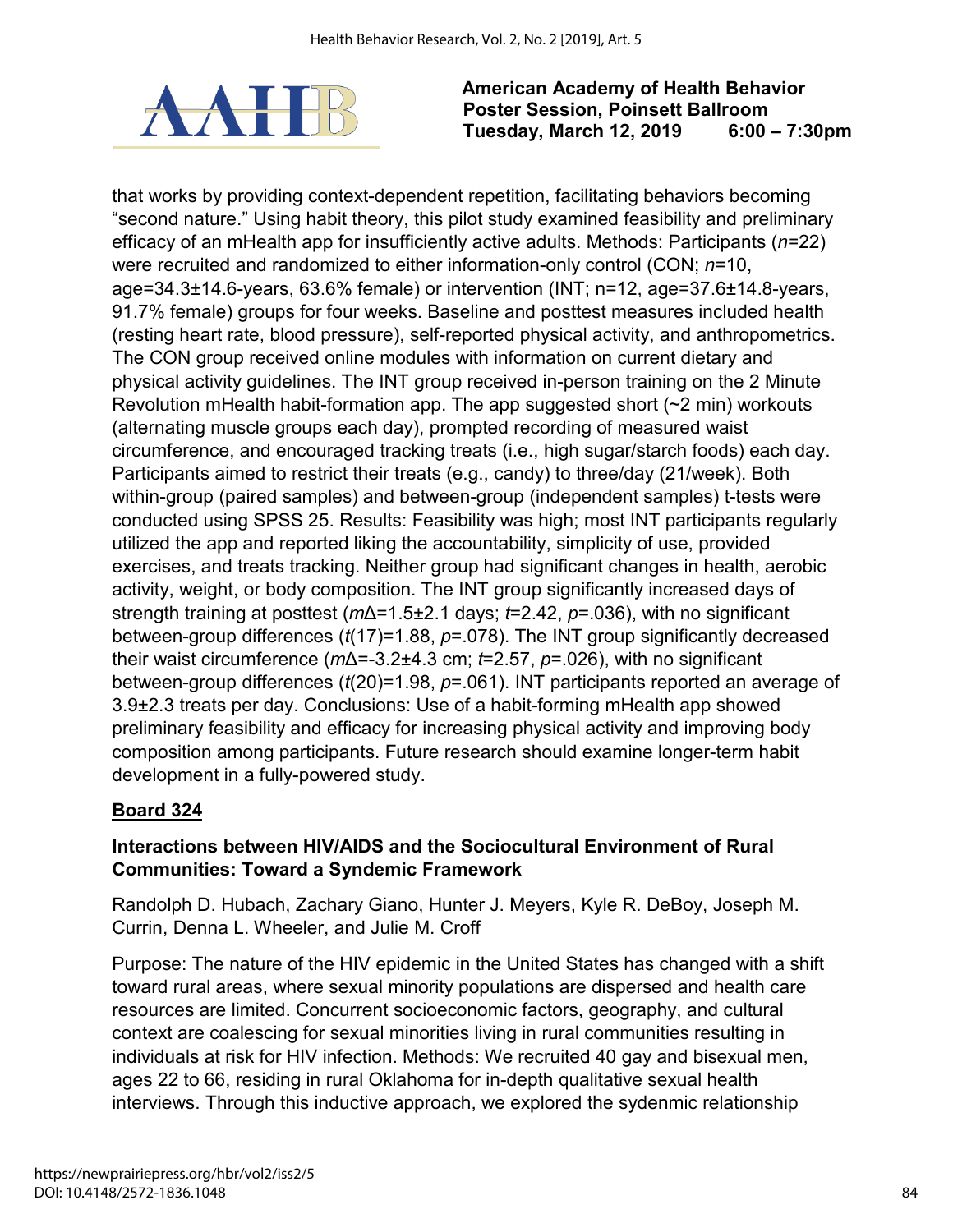that works by providing context-dependent repetition, facilitating behaviors becoming "second nature." Using habit theory, this pilot study examined feasibility and preliminary efficacy of an mHealth app for insufficiently active adults. Methods: Participants (*n*=22) were recruited and randomized to either information-only control (CON; *n*=10, age=34.3±14.6-years, 63.6% female) or intervention (INT; n=12, age=37.6±14.8-years, 91.7% female) groups for four weeks. Baseline and posttest measures included health (resting heart rate, blood pressure), self-reported physical activity, and anthropometrics. The CON group received online modules with information on current dietary and physical activity guidelines. The INT group received in-person training on the 2 Minute Revolution mHealth habit-formation app. The app suggested short (~2 min) workouts (alternating muscle groups each day), prompted recording of measured waist circumference, and encouraged tracking treats (i.e., high sugar/starch foods) each day. Participants aimed to restrict their treats (e.g., candy) to three/day (21/week). Both within-group (paired samples) and between-group (independent samples) t-tests were conducted using SPSS 25. Results: Feasibility was high; most INT participants regularly utilized the app and reported liking the accountability, simplicity of use, provided exercises, and treats tracking. Neither group had significant changes in health, aerobic activity, weight, or body composition. The INT group significantly increased days of strength training at posttest ($m\Delta$=1.5±2.1 days; *t*=2.42, *p*=.036), with no significant between-group differences (*t*(17)=1.88, *p*=.078). The INT group significantly decreased their waist circumference ($m\Delta$=-3.2±4.3 cm; *t*=2.57, *p*=.026), with no significant between-group differences (*t*(20)=1.98, *p*=.061). INT participants reported an average of 3.9±2.3 treats per day. Conclusions: Use of a habit-forming mHealth app showed preliminary feasibility and efficacy for increasing physical activity and improving body composition among participants. Future research should examine longer-term habit development in a fully-powered study.

**Board 324**

**Interactions between HIV/AIDS and the Sociocultural Environment of Rural Communities: Toward a Syndemic Framework**

Randolph D. Hubach, Zachary Giano, Hunter J. Meyers, Kyle R. DeBoy, Joseph M. Currin, Denna L. Wheeler, and Julie M. Croff

Purpose: The nature of the HIV epidemic in the United States has changed with a shift toward rural areas, where sexual minority populations are dispersed and health care resources are limited. Concurrent socioeconomic factors, geography, and cultural context are coalescing for sexual minorities living in rural communities resulting in individuals at risk for HIV infection. Methods: We recruited 40 gay and bisexual men, ages 22 to 66, residing in rural Oklahoma for in-depth qualitative sexual health interviews. Through this inductive approach, we explored the sydenmic relationship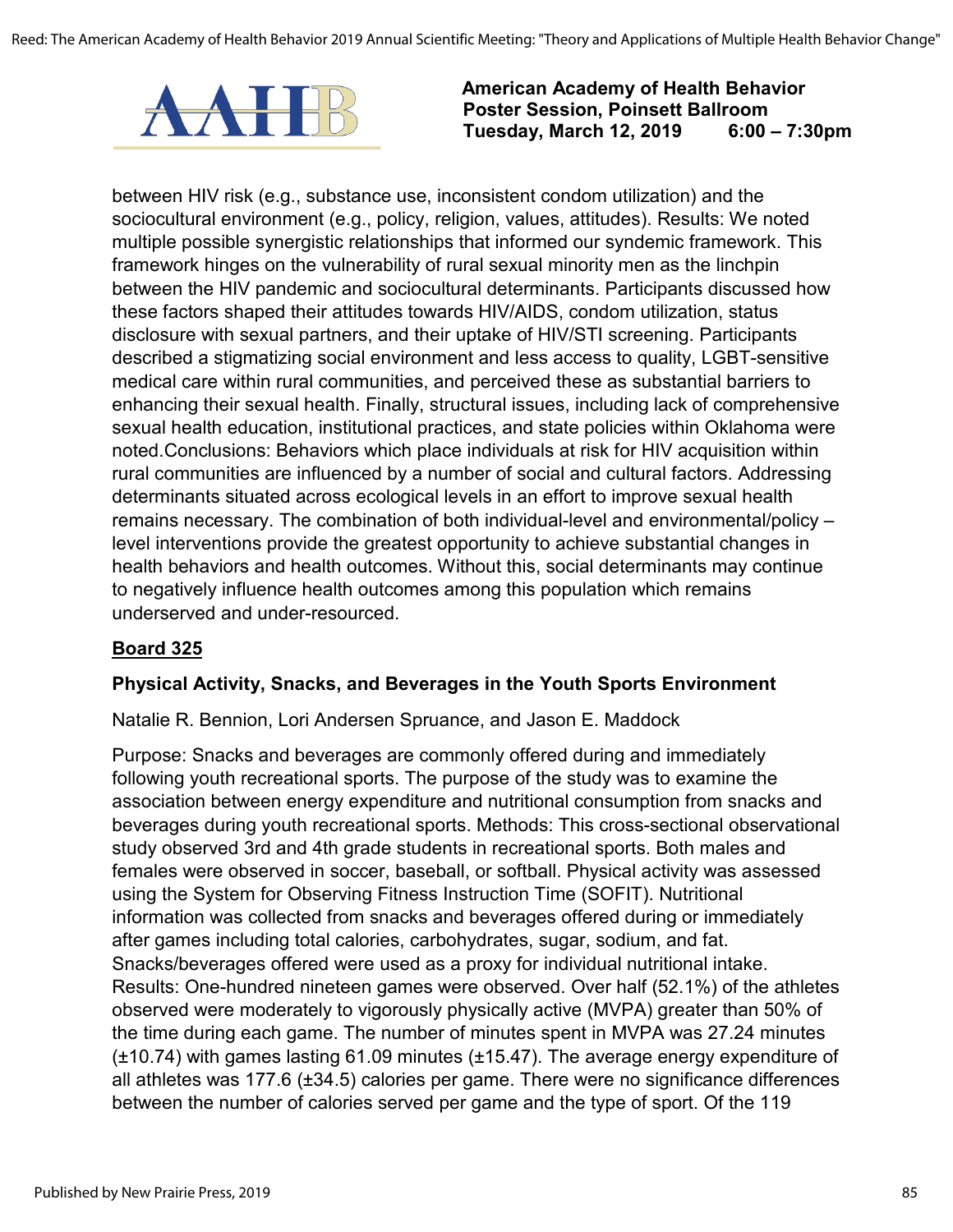between HIV risk (e.g., substance use, inconsistent condom utilization) and the sociocultural environment (e.g., policy, religion, values, attitudes). Results: We noted multiple possible synergistic relationships that informed our syndemic framework. This framework hinges on the vulnerability of rural sexual minority men as the linchpin between the HIV pandemic and sociocultural determinants. Participants discussed how these factors shaped their attitudes towards HIV/AIDS, condom utilization, status disclosure with sexual partners, and their uptake of HIV/STI screening. Participants described a stigmatizing social environment and less access to quality, LGBT-sensitive medical care within rural communities, and perceived these as substantial barriers to enhancing their sexual health. Finally, structural issues, including lack of comprehensive sexual health education, institutional practices, and state policies within Oklahoma were noted.Conclusions: Behaviors which place individuals at risk for HIV acquisition within rural communities are influenced by a number of social and cultural factors. Addressing determinants situated across ecological levels in an effort to improve sexual health remains necessary. The combination of both individual-level and environmental/policy – level interventions provide the greatest opportunity to achieve substantial changes in health behaviors and health outcomes. Without this, social determinants may continue to negatively influence health outcomes among this population which remains underserved and under-resourced.

**Board 325**

### Physical Activity, Snacks, and Beverages in the Youth Sports Environment

Natalie R. Bennion, Lori Andersen Spruance, and Jason E. Maddock

Purpose: Snacks and beverages are commonly offered during and immediately following youth recreational sports. The purpose of the study was to examine the association between energy expenditure and nutritional consumption from snacks and beverages during youth recreational sports. Methods: This cross-sectional observational study observed 3rd and 4th grade students in recreational sports. Both males and females were observed in soccer, baseball, or softball. Physical activity was assessed using the System for Observing Fitness Instruction Time (SOFIT). Nutritional information was collected from snacks and beverages offered during or immediately after games including total calories, carbohydrates, sugar, sodium, and fat. Snacks/beverages offered were used as a proxy for individual nutritional intake. Results: One-hundred nineteen games were observed. Over half (52.1%) of the athletes observed were moderately to vigorously physically active (MVPA) greater than 50% of the time during each game. The number of minutes spent in MVPA was 27.24 minutes (±10.74) with games lasting 61.09 minutes (±15.47). The average energy expenditure of all athletes was 177.6 (±34.5) calories per game. There were no significance differences between the number of calories served per game and the type of sport. Of the 119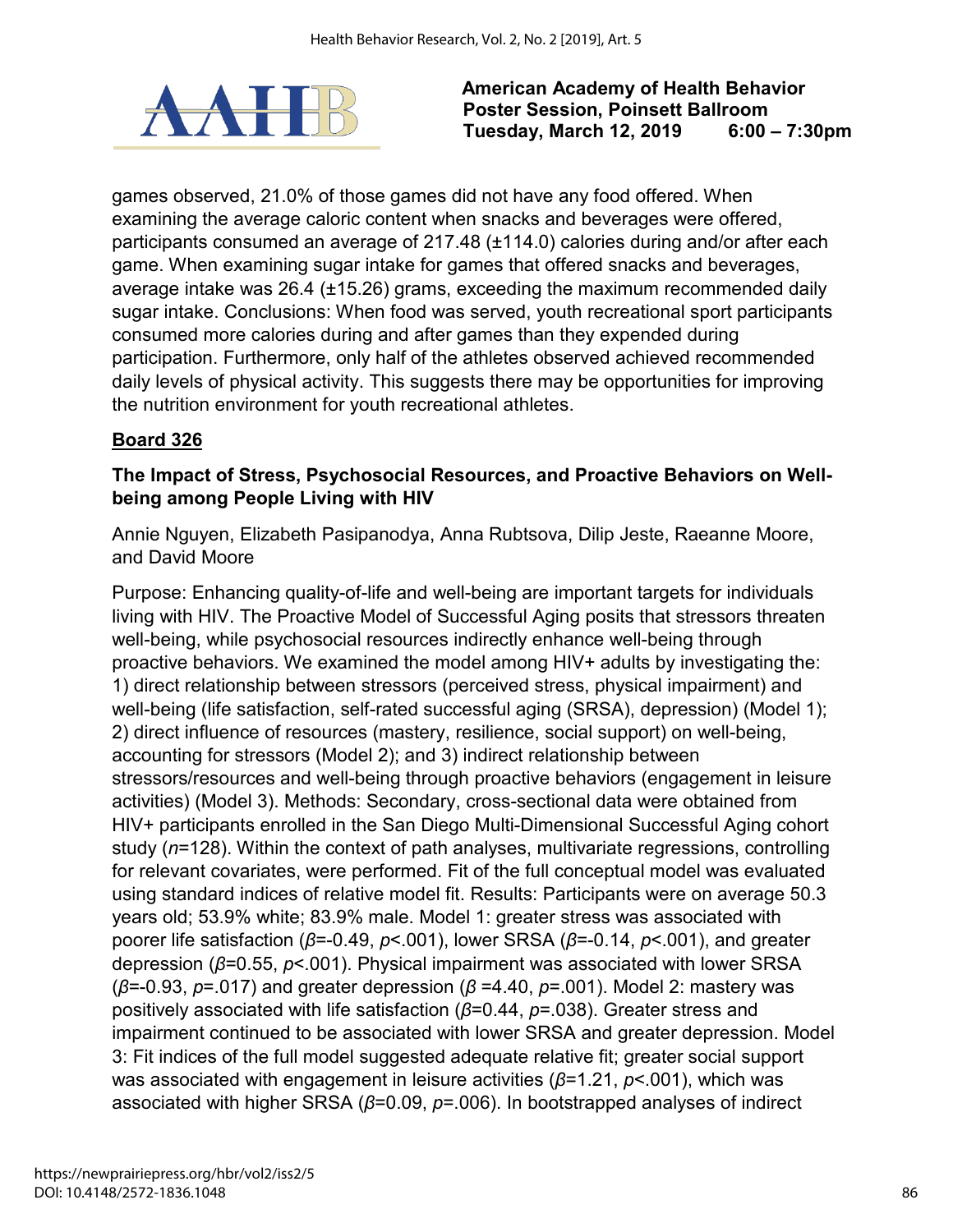games observed, 21.0% of those games did not have any food offered. When examining the average caloric content when snacks and beverages were offered, participants consumed an average of 217.48 (±114.0) calories during and/or after each game. When examining sugar intake for games that offered snacks and beverages, average intake was 26.4 (±15.26) grams, exceeding the maximum recommended daily sugar intake. Conclusions: When food was served, youth recreational sport participants consumed more calories during and after games than they expended during participation. Furthermore, only half of the athletes observed achieved recommended daily levels of physical activity. This suggests there may be opportunities for improving the nutrition environment for youth recreational athletes.

**Board 326**

### The Impact of Stress, Psychosocial Resources, and Proactive Behaviors on Well-being among People Living with HIV

Annie Nguyen, Elizabeth Pasipanodya, Anna Rubtsova, Dilip Jeste, Raeanne Moore, and David Moore

Purpose: Enhancing quality-of-life and well-being are important targets for individuals living with HIV. The Proactive Model of Successful Aging posits that stressors threaten well-being, while psychosocial resources indirectly enhance well-being through proactive behaviors. We examined the model among HIV+ adults by investigating the: 1) direct relationship between stressors (perceived stress, physical impairment) and well-being (life satisfaction, self-rated successful aging (SRSA), depression) (Model 1); 2) direct influence of resources (mastery, resilience, social support) on well-being, accounting for stressors (Model 2); and 3) indirect relationship between stressors/resources and well-being through proactive behaviors (engagement in leisure activities) (Model 3). Methods: Secondary, cross-sectional data were obtained from HIV+ participants enrolled in the San Diego Multi-Dimensional Successful Aging cohort study ($n$=128). Within the context of path analyses, multivariate regressions, controlling for relevant covariates, were performed. Fit of the full conceptual model was evaluated using standard indices of relative model fit. Results: Participants were on average 50.3 years old; 53.9% white; 83.9% male. Model 1: greater stress was associated with poorer life satisfaction ($\beta$=-0.49, $p$<.001), lower SRSA ($\beta$=-0.14, $p$<.001), and greater depression ($\beta$=0.55, $p$<.001). Physical impairment was associated with lower SRSA ($\beta$=-0.93, $p$=.017) and greater depression ($\beta$ =4.40, $p$=.001). Model 2: mastery was positively associated with life satisfaction ($\beta$=0.44, $p$=.038). Greater stress and impairment continued to be associated with lower SRSA and greater depression. Model 3: Fit indices of the full model suggested adequate relative fit; greater social support was associated with engagement in leisure activities ($\beta$=1.21, $p$<.001), which was associated with higher SRSA ($\beta$=0.09, $p$=.006). In bootstrapped analyses of indirect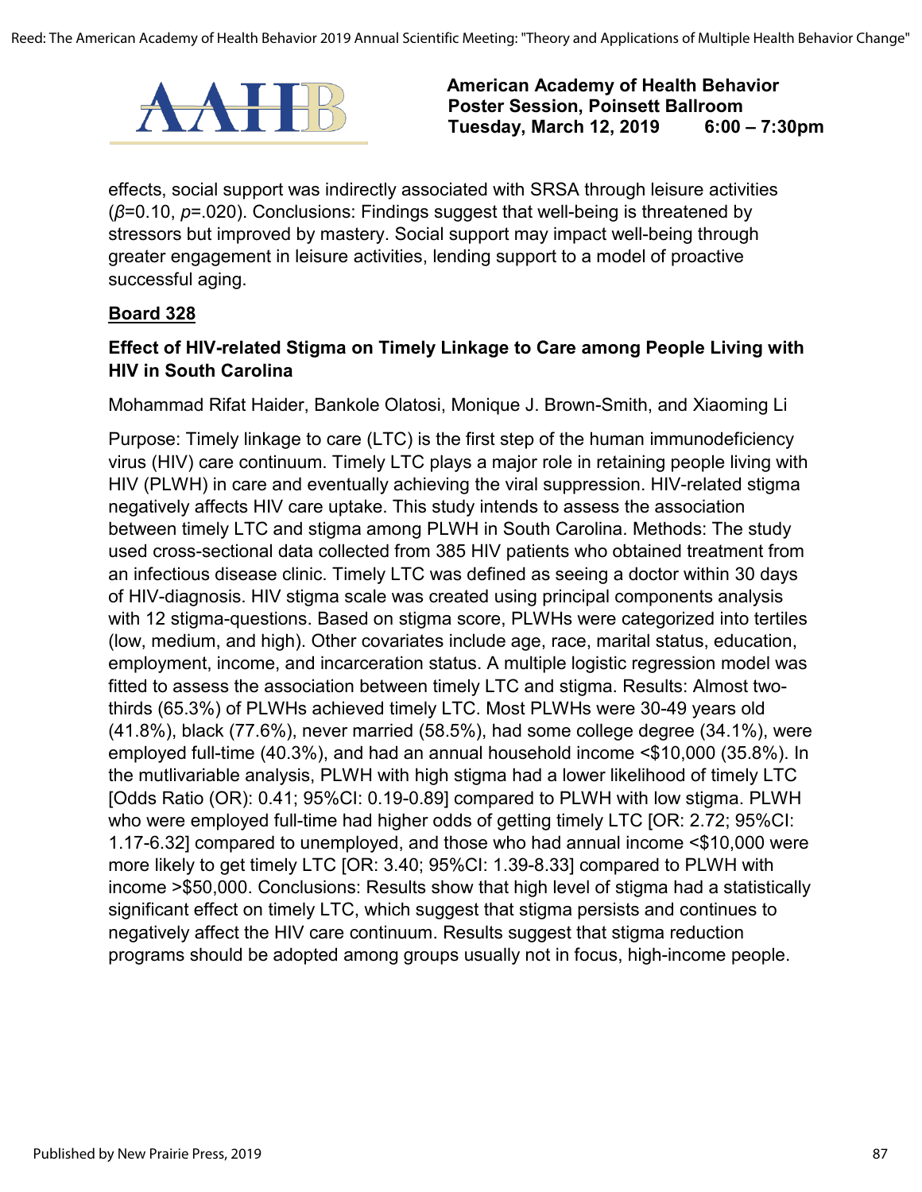effects, social support was indirectly associated with SRSA through leisure activities (*β*=0.10, *p*=.020). Conclusions: Findings suggest that well-being is threatened by stressors but improved by mastery. Social support may impact well-being through greater engagement in leisure activities, lending support to a model of proactive successful aging.

**Board 328**

### Effect of HIV-related Stigma on Timely Linkage to Care among People Living with HIV in South Carolina

Mohammad Rifat Haider, Bankole Olatosi, Monique J. Brown-Smith, and Xiaoming Li

Purpose: Timely linkage to care (LTC) is the first step of the human immunodeficiency virus (HIV) care continuum. Timely LTC plays a major role in retaining people living with HIV (PLWH) in care and eventually achieving the viral suppression. HIV-related stigma negatively affects HIV care uptake. This study intends to assess the association between timely LTC and stigma among PLWH in South Carolina. Methods: The study used cross-sectional data collected from 385 HIV patients who obtained treatment from an infectious disease clinic. Timely LTC was defined as seeing a doctor within 30 days of HIV-diagnosis. HIV stigma scale was created using principal components analysis with 12 stigma-questions. Based on stigma score, PLWHs were categorized into tertiles (low, medium, and high). Other covariates include age, race, marital status, education, employment, income, and incarceration status. A multiple logistic regression model was fitted to assess the association between timely LTC and stigma. Results: Almost two-thirds (65.3%) of PLWHs achieved timely LTC. Most PLWHs were 30-49 years old (41.8%), black (77.6%), never married (58.5%), had some college degree (34.1%), were employed full-time (40.3%), and had an annual household income <$10,000 (35.8%). In the mutlivariable analysis, PLWH with high stigma had a lower likelihood of timely LTC [Odds Ratio (OR): 0.41; 95%CI: 0.19-0.89] compared to PLWH with low stigma. PLWH who were employed full-time had higher odds of getting timely LTC [OR: 2.72; 95%CI: 1.17-6.32] compared to unemployed, and those who had annual income <$10,000 were more likely to get timely LTC [OR: 3.40; 95%CI: 1.39-8.33] compared to PLWH with income >$50,000. Conclusions: Results show that high level of stigma had a statistically significant effect on timely LTC, which suggest that stigma persists and continues to negatively affect the HIV care continuum. Results suggest that stigma reduction programs should be adopted among groups usually not in focus, high-income people.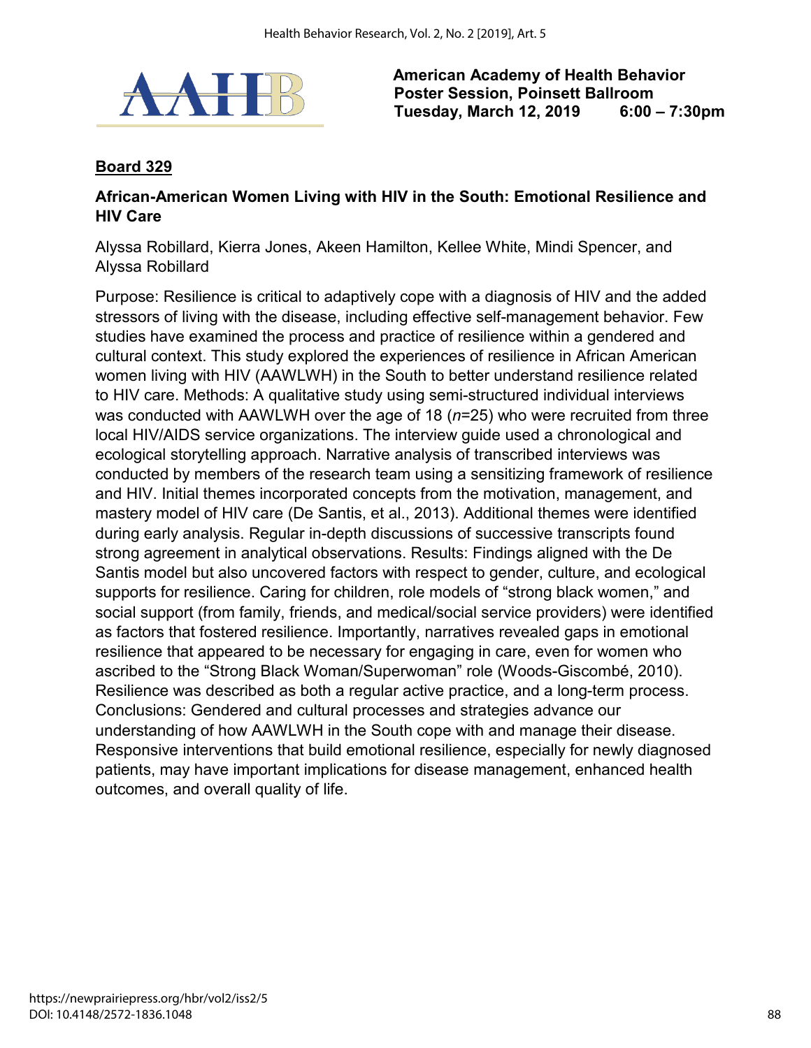**American Academy of Health Behavior**
**Poster Session, Poinsett Ballroom**
**Tuesday, March 12, 2019 6:00 – 7:30pm**

**Board 329**

**African-American Women Living with HIV in the South: Emotional Resilience and HIV Care**

Alyssa Robillard, Kierra Jones, Akeen Hamilton, Kellee White, Mindi Spencer, and Alyssa Robillard

Purpose: Resilience is critical to adaptively cope with a diagnosis of HIV and the added stressors of living with the disease, including effective self-management behavior. Few studies have examined the process and practice of resilience within a gendered and cultural context. This study explored the experiences of resilience in African American women living with HIV (AAWLWH) in the South to better understand resilience related to HIV care. Methods: A qualitative study using semi-structured individual interviews was conducted with AAWLWH over the age of 18 (*n*=25) who were recruited from three local HIV/AIDS service organizations. The interview guide used a chronological and ecological storytelling approach. Narrative analysis of transcribed interviews was conducted by members of the research team using a sensitizing framework of resilience and HIV. Initial themes incorporated concepts from the motivation, management, and mastery model of HIV care (De Santis, et al., 2013). Additional themes were identified during early analysis. Regular in-depth discussions of successive transcripts found strong agreement in analytical observations. Results: Findings aligned with the De Santis model but also uncovered factors with respect to gender, culture, and ecological supports for resilience. Caring for children, role models of "strong black women," and social support (from family, friends, and medical/social service providers) were identified as factors that fostered resilience. Importantly, narratives revealed gaps in emotional resilience that appeared to be necessary for engaging in care, even for women who ascribed to the "Strong Black Woman/Superwoman" role (Woods-Giscombé, 2010). Resilience was described as both a regular active practice, and a long-term process. Conclusions: Gendered and cultural processes and strategies advance our understanding of how AAWLWH in the South cope with and manage their disease. Responsive interventions that build emotional resilience, especially for newly diagnosed patients, may have important implications for disease management, enhanced health outcomes, and overall quality of life.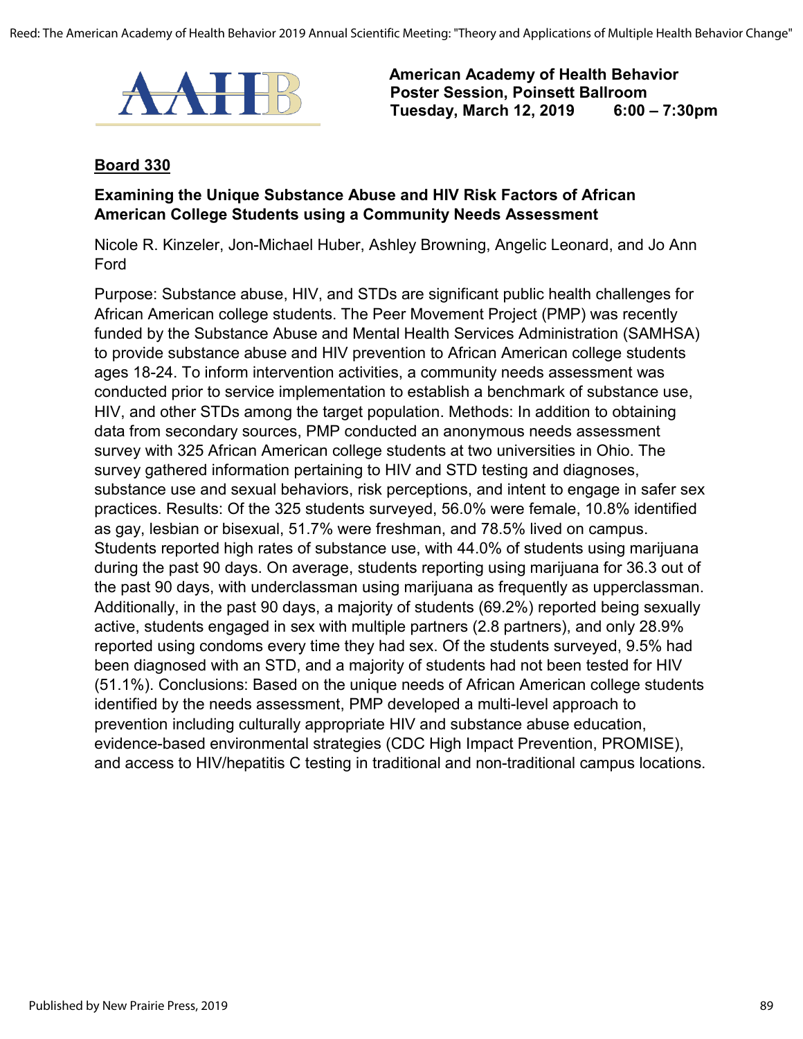American Academy of Health Behavior
Poster Session, Poinsett Ballroom
Tuesday, March 12, 2019 6:00 – 7:30pm

## Board 330

### Examining the Unique Substance Abuse and HIV Risk Factors of African American College Students using a Community Needs Assessment

Nicole R. Kinzeler, Jon-Michael Huber, Ashley Browning, Angelic Leonard, and Jo Ann Ford

Purpose: Substance abuse, HIV, and STDs are significant public health challenges for African American college students. The Peer Movement Project (PMP) was recently funded by the Substance Abuse and Mental Health Services Administration (SAMHSA) to provide substance abuse and HIV prevention to African American college students ages 18-24. To inform intervention activities, a community needs assessment was conducted prior to service implementation to establish a benchmark of substance use, HIV, and other STDs among the target population. Methods: In addition to obtaining data from secondary sources, PMP conducted an anonymous needs assessment survey with 325 African American college students at two universities in Ohio. The survey gathered information pertaining to HIV and STD testing and diagnoses, substance use and sexual behaviors, risk perceptions, and intent to engage in safer sex practices. Results: Of the 325 students surveyed, 56.0% were female, 10.8% identified as gay, lesbian or bisexual, 51.7% were freshman, and 78.5% lived on campus. Students reported high rates of substance use, with 44.0% of students using marijuana during the past 90 days. On average, students reporting using marijuana for 36.3 out of the past 90 days, with underclassman using marijuana as frequently as upperclassman. Additionally, in the past 90 days, a majority of students (69.2%) reported being sexually active, students engaged in sex with multiple partners (2.8 partners), and only 28.9% reported using condoms every time they had sex. Of the students surveyed, 9.5% had been diagnosed with an STD, and a majority of students had not been tested for HIV (51.1%). Conclusions: Based on the unique needs of African American college students identified by the needs assessment, PMP developed a multi-level approach to prevention including culturally appropriate HIV and substance abuse education, evidence-based environmental strategies (CDC High Impact Prevention, PROMISE), and access to HIV/hepatitis C testing in traditional and non-traditional campus locations.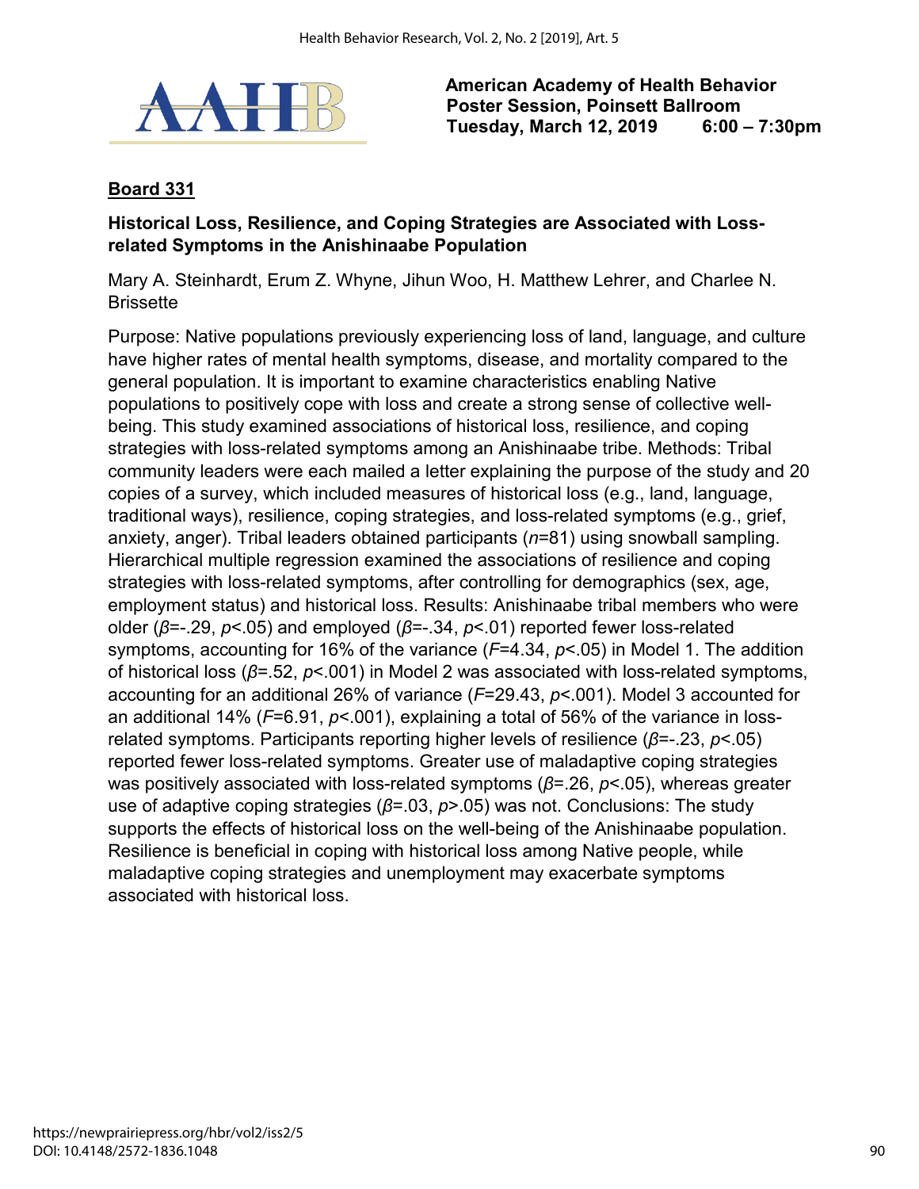**American Academy of Health Behavior**
**Poster Session, Poinsett Ballroom**
**Tuesday, March 12, 2019 6:00 – 7:30pm**

**Board 331**

**Historical Loss, Resilience, and Coping Strategies are Associated with Loss-related Symptoms in the Anishinaabe Population**

Mary A. Steinhardt, Erum Z. Whyne, Jihun Woo, H. Matthew Lehrer, and Charlee N. Brissette

Purpose: Native populations previously experiencing loss of land, language, and culture have higher rates of mental health symptoms, disease, and mortality compared to the general population. It is important to examine characteristics enabling Native populations to positively cope with loss and create a strong sense of collective well-being. This study examined associations of historical loss, resilience, and coping strategies with loss-related symptoms among an Anishinaabe tribe. Methods: Tribal community leaders were each mailed a letter explaining the purpose of the study and 20 copies of a survey, which included measures of historical loss (e.g., land, language, traditional ways), resilience, coping strategies, and loss-related symptoms (e.g., grief, anxiety, anger). Tribal leaders obtained participants ($n$=81) using snowball sampling. Hierarchical multiple regression examined the associations of resilience and coping strategies with loss-related symptoms, after controlling for demographics (sex, age, employment status) and historical loss. Results: Anishinaabe tribal members who were older ($\beta$=-.29, $p$<.05) and employed ($\beta$=-.34, $p$<.01) reported fewer loss-related symptoms, accounting for 16% of the variance ($F$=4.34, $p$<.05) in Model 1. The addition of historical loss ($\beta$=.52, $p$<.001) in Model 2 was associated with loss-related symptoms, accounting for an additional 26% of variance ($F$=29.43, $p$<.001). Model 3 accounted for an additional 14% ($F$=6.91, $p$<.001), explaining a total of 56% of the variance in loss-related symptoms. Participants reporting higher levels of resilience ($\beta$=-.23, $p$<.05) reported fewer loss-related symptoms. Greater use of maladaptive coping strategies was positively associated with loss-related symptoms ($\beta$=.26, $p$<.05), whereas greater use of adaptive coping strategies ($\beta$=.03, $p$>.05) was not. Conclusions: The study supports the effects of historical loss on the well-being of the Anishinaabe population. Resilience is beneficial in coping with historical loss among Native people, while maladaptive coping strategies and unemployment may exacerbate symptoms associated with historical loss.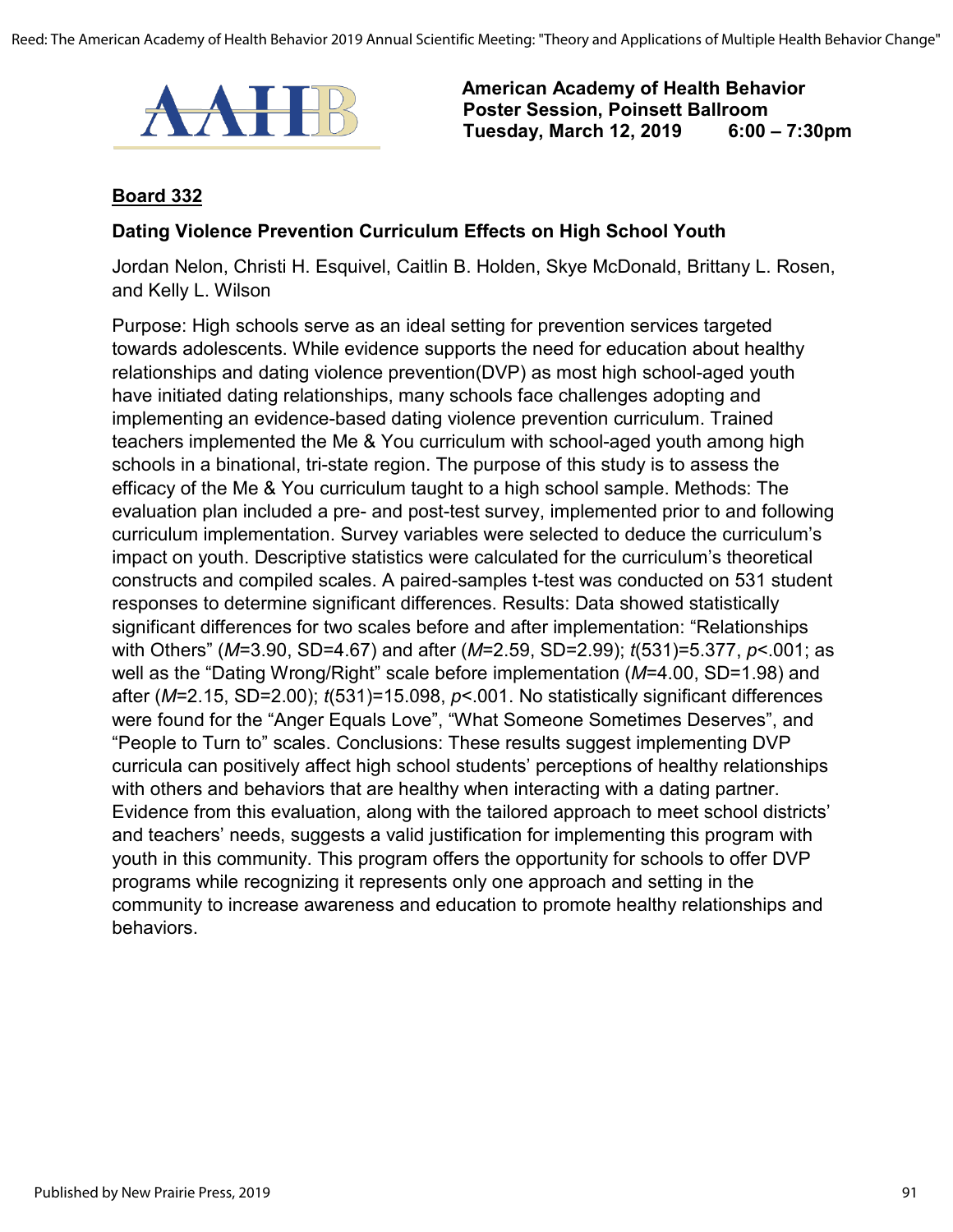**American Academy of Health Behavior**
**Poster Session, Poinsett Ballroom**
**Tuesday, March 12, 2019 6:00 – 7:30pm**

**Board 332**

**Dating Violence Prevention Curriculum Effects on High School Youth**

Jordan Nelon, Christi H. Esquivel, Caitlin B. Holden, Skye McDonald, Brittany L. Rosen, and Kelly L. Wilson

Purpose: High schools serve as an ideal setting for prevention services targeted towards adolescents. While evidence supports the need for education about healthy relationships and dating violence prevention(DVP) as most high school-aged youth have initiated dating relationships, many schools face challenges adopting and implementing an evidence-based dating violence prevention curriculum. Trained teachers implemented the Me & You curriculum with school-aged youth among high schools in a binational, tri-state region. The purpose of this study is to assess the efficacy of the Me & You curriculum taught to a high school sample. Methods: The evaluation plan included a pre- and post-test survey, implemented prior to and following curriculum implementation. Survey variables were selected to deduce the curriculum's impact on youth. Descriptive statistics were calculated for the curriculum's theoretical constructs and compiled scales. A paired-samples t-test was conducted on 531 student responses to determine significant differences. Results: Data showed statistically significant differences for two scales before and after implementation: "Relationships with Others" ($M$=3.90, SD=4.67) and after ($M$=2.59, SD=2.99); $t(531)=5.377$, $p<.001$; as well as the "Dating Wrong/Right" scale before implementation ($M$=4.00, SD=1.98) and after ($M$=2.15, SD=2.00); $t(531)=15.098$, $p<.001$. No statistically significant differences were found for the "Anger Equals Love", "What Someone Sometimes Deserves", and "People to Turn to" scales. Conclusions: These results suggest implementing DVP curricula can positively affect high school students' perceptions of healthy relationships with others and behaviors that are healthy when interacting with a dating partner. Evidence from this evaluation, along with the tailored approach to meet school districts' and teachers' needs, suggests a valid justification for implementing this program with youth in this community. This program offers the opportunity for schools to offer DVP programs while recognizing it represents only one approach and setting in the community to increase awareness and education to promote healthy relationships and behaviors.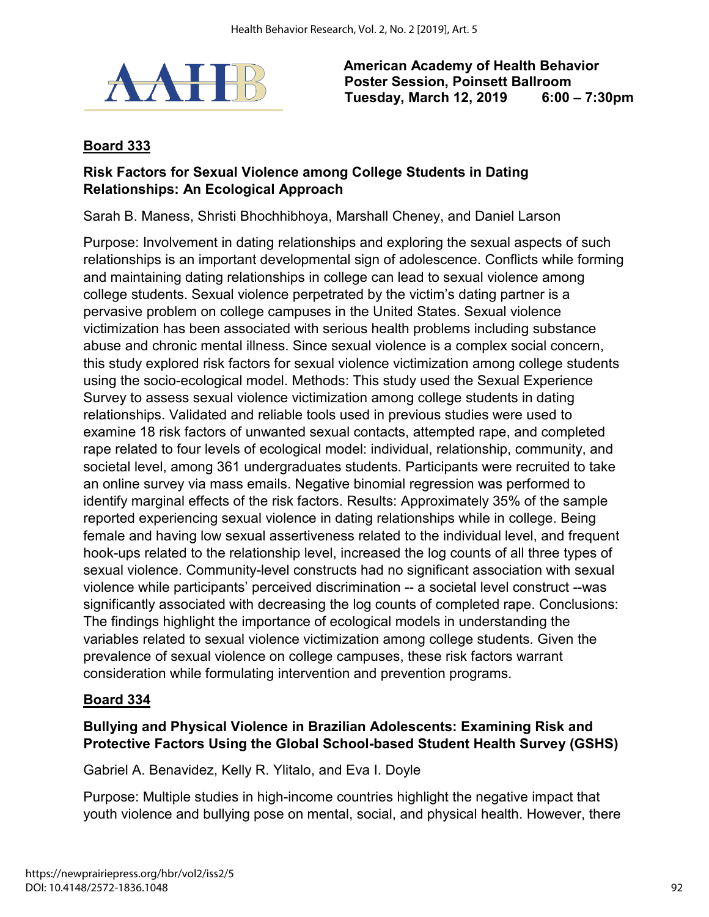**American Academy of Health Behavior**
**Poster Session, Poinsett Ballroom**
**Tuesday, March 12, 2019 6:00 – 7:30pm**

## Board 333

### Risk Factors for Sexual Violence among College Students in Dating Relationships: An Ecological Approach

Sarah B. Maness, Shristi Bhochhibhoya, Marshall Cheney, and Daniel Larson

Purpose: Involvement in dating relationships and exploring the sexual aspects of such relationships is an important developmental sign of adolescence. Conflicts while forming and maintaining dating relationships in college can lead to sexual violence among college students. Sexual violence perpetrated by the victim's dating partner is a pervasive problem on college campuses in the United States. Sexual violence victimization has been associated with serious health problems including substance abuse and chronic mental illness. Since sexual violence is a complex social concern, this study explored risk factors for sexual violence victimization among college students using the socio-ecological model. Methods: This study used the Sexual Experience Survey to assess sexual violence victimization among college students in dating relationships. Validated and reliable tools used in previous studies were used to examine 18 risk factors of unwanted sexual contacts, attempted rape, and completed rape related to four levels of ecological model: individual, relationship, community, and societal level, among 361 undergraduates students. Participants were recruited to take an online survey via mass emails. Negative binomial regression was performed to identify marginal effects of the risk factors. Results: Approximately 35% of the sample reported experiencing sexual violence in dating relationships while in college. Being female and having low sexual assertiveness related to the individual level, and frequent hook-ups related to the relationship level, increased the log counts of all three types of sexual violence. Community-level constructs had no significant association with sexual violence while participants' perceived discrimination -- a societal level construct --was significantly associated with decreasing the log counts of completed rape. Conclusions: The findings highlight the importance of ecological models in understanding the variables related to sexual violence victimization among college students. Given the prevalence of sexual violence on college campuses, these risk factors warrant consideration while formulating intervention and prevention programs.

## Board 334

### Bullying and Physical Violence in Brazilian Adolescents: Examining Risk and Protective Factors Using the Global School-based Student Health Survey (GSHS)

Gabriel A. Benavidez, Kelly R. Ylitalo, and Eva I. Doyle

Purpose: Multiple studies in high-income countries highlight the negative impact that youth violence and bullying pose on mental, social, and physical health. However, there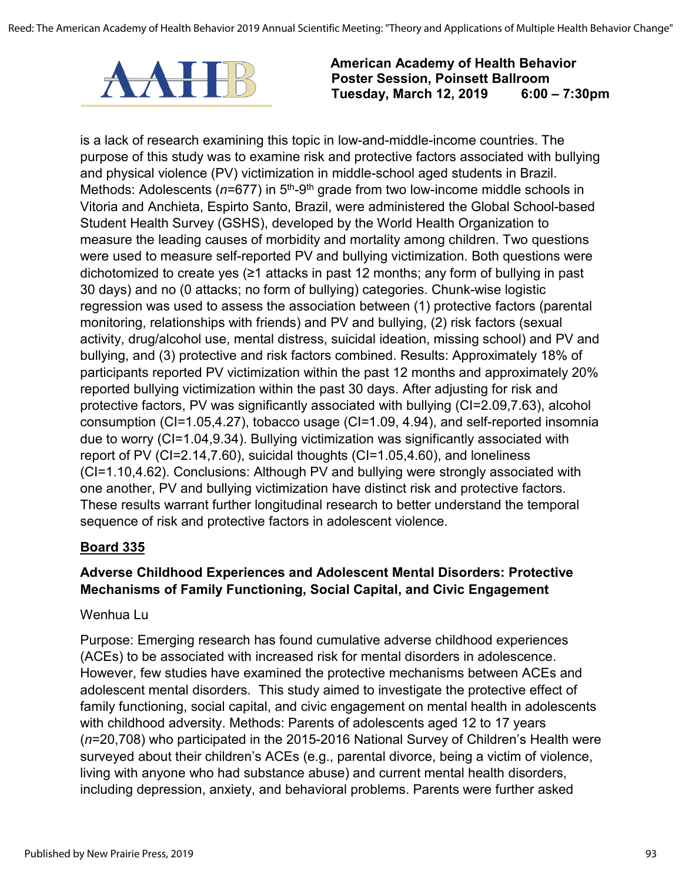is a lack of research examining this topic in low-and-middle-income countries. The purpose of this study was to examine risk and protective factors associated with bullying and physical violence (PV) victimization in middle-school aged students in Brazil. Methods: Adolescents (*n*=677) in 5th-9th grade from two low-income middle schools in Vitoria and Anchieta, Espirto Santo, Brazil, were administered the Global School-based Student Health Survey (GSHS), developed by the World Health Organization to measure the leading causes of morbidity and mortality among children. Two questions were used to measure self-reported PV and bullying victimization. Both questions were dichotomized to create yes (≥1 attacks in past 12 months; any form of bullying in past 30 days) and no (0 attacks; no form of bullying) categories. Chunk-wise logistic regression was used to assess the association between (1) protective factors (parental monitoring, relationships with friends) and PV and bullying, (2) risk factors (sexual activity, drug/alcohol use, mental distress, suicidal ideation, missing school) and PV and bullying, and (3) protective and risk factors combined. Results: Approximately 18% of participants reported PV victimization within the past 12 months and approximately 20% reported bullying victimization within the past 30 days. After adjusting for risk and protective factors, PV was significantly associated with bullying (CI=2.09,7.63), alcohol consumption (CI=1.05,4.27), tobacco usage (CI=1.09, 4.94), and self-reported insomnia due to worry (CI=1.04,9.34). Bullying victimization was significantly associated with report of PV (CI=2.14,7.60), suicidal thoughts (CI=1.05,4.60), and loneliness (CI=1.10,4.62). Conclusions: Although PV and bullying were strongly associated with one another, PV and bullying victimization have distinct risk and protective factors. These results warrant further longitudinal research to better understand the temporal sequence of risk and protective factors in adolescent violence.

**Board 335**

### Adverse Childhood Experiences and Adolescent Mental Disorders: Protective Mechanisms of Family Functioning, Social Capital, and Civic Engagement

Wenhua Lu

Purpose: Emerging research has found cumulative adverse childhood experiences (ACEs) to be associated with increased risk for mental disorders in adolescence. However, few studies have examined the protective mechanisms between ACEs and adolescent mental disorders. This study aimed to investigate the protective effect of family functioning, social capital, and civic engagement on mental health in adolescents with childhood adversity. Methods: Parents of adolescents aged 12 to 17 years (*n*=20,708) who participated in the 2015-2016 National Survey of Children's Health were surveyed about their children's ACEs (e.g., parental divorce, being a victim of violence, living with anyone who had substance abuse) and current mental health disorders, including depression, anxiety, and behavioral problems. Parents were further asked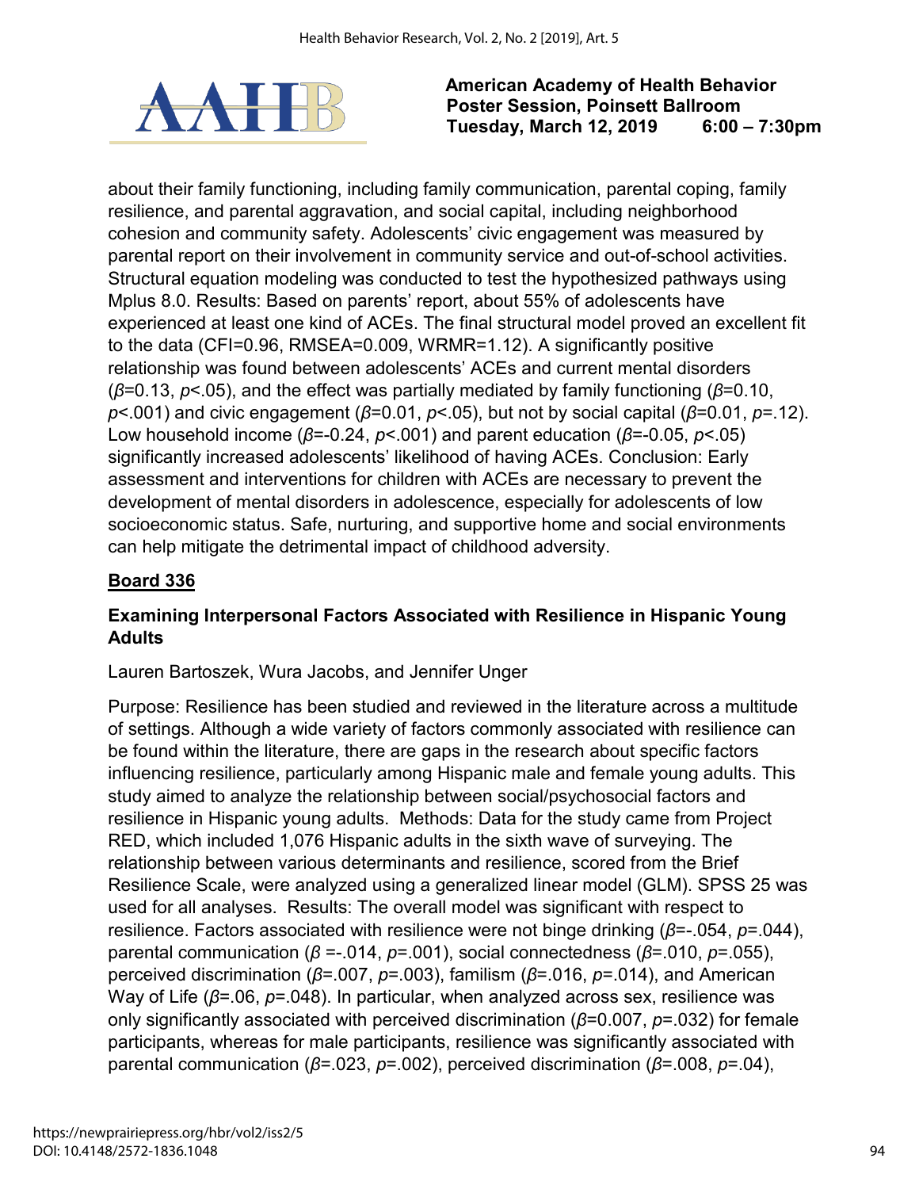about their family functioning, including family communication, parental coping, family resilience, and parental aggravation, and social capital, including neighborhood cohesion and community safety. Adolescents' civic engagement was measured by parental report on their involvement in community service and out-of-school activities. Structural equation modeling was conducted to test the hypothesized pathways using Mplus 8.0. Results: Based on parents' report, about 55% of adolescents have experienced at least one kind of ACEs. The final structural model proved an excellent fit to the data (CFI=0.96, RMSEA=0.009, WRMR=1.12). A significantly positive relationship was found between adolescents' ACEs and current mental disorders ($\beta$=0.13, $p$<.05), and the effect was partially mediated by family functioning ($\beta$=0.10, $p$<.001) and civic engagement ($\beta$=0.01, $p$<.05), but not by social capital ($\beta$=0.01, $p$=.12). Low household income ($\beta$=-0.24, $p$<.001) and parent education ($\beta$=-0.05, $p$<.05) significantly increased adolescents' likelihood of having ACEs. Conclusion: Early assessment and interventions for children with ACEs are necessary to prevent the development of mental disorders in adolescence, especially for adolescents of low socioeconomic status. Safe, nurturing, and supportive home and social environments can help mitigate the detrimental impact of childhood adversity.

## Board 336

### Examining Interpersonal Factors Associated with Resilience in Hispanic Young Adults

Lauren Bartoszek, Wura Jacobs, and Jennifer Unger

Purpose: Resilience has been studied and reviewed in the literature across a multitude of settings. Although a wide variety of factors commonly associated with resilience can be found within the literature, there are gaps in the research about specific factors influencing resilience, particularly among Hispanic male and female young adults. This study aimed to analyze the relationship between social/psychosocial factors and resilience in Hispanic young adults. Methods: Data for the study came from Project RED, which included 1,076 Hispanic adults in the sixth wave of surveying. The relationship between various determinants and resilience, scored from the Brief Resilience Scale, were analyzed using a generalized linear model (GLM). SPSS 25 was used for all analyses. Results: The overall model was significant with respect to resilience. Factors associated with resilience were not binge drinking ($\beta$=-.054, $p$=.044), parental communication ($\beta$ =-.014, $p$=.001), social connectedness ($\beta$=.010, $p$=.055), perceived discrimination ($\beta$=.007, $p$=.003), familism ($\beta$=.016, $p$=.014), and American Way of Life ($\beta$=.06, $p$=.048). In particular, when analyzed across sex, resilience was only significantly associated with perceived discrimination ($\beta$=0.007, $p$=.032) for female participants, whereas for male participants, resilience was significantly associated with parental communication ($\beta$=.023, $p$=.002), perceived discrimination ($\beta$=.008, $p$=.04),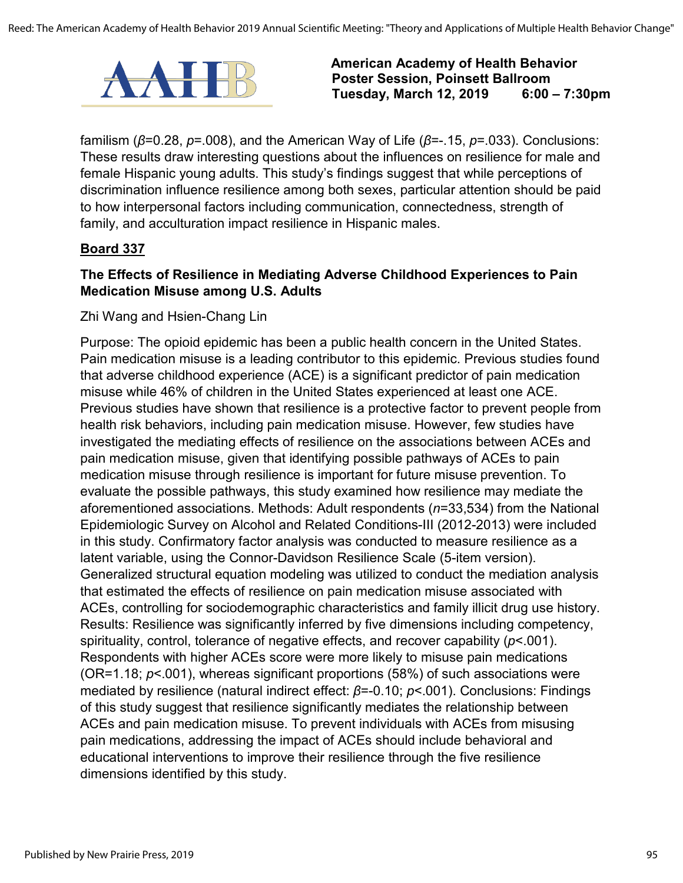familism ($\beta$=0.28, $p$=.008), and the American Way of Life ($\beta$=-.15, $p$=.033). Conclusions: These results draw interesting questions about the influences on resilience for male and female Hispanic young adults. This study's findings suggest that while perceptions of discrimination influence resilience among both sexes, particular attention should be paid to how interpersonal factors including communication, connectedness, strength of family, and acculturation impact resilience in Hispanic males.

**Board 337**

### The Effects of Resilience in Mediating Adverse Childhood Experiences to Pain Medication Misuse among U.S. Adults

Zhi Wang and Hsien-Chang Lin

Purpose: The opioid epidemic has been a public health concern in the United States. Pain medication misuse is a leading contributor to this epidemic. Previous studies found that adverse childhood experience (ACE) is a significant predictor of pain medication misuse while 46% of children in the United States experienced at least one ACE. Previous studies have shown that resilience is a protective factor to prevent people from health risk behaviors, including pain medication misuse. However, few studies have investigated the mediating effects of resilience on the associations between ACEs and pain medication misuse, given that identifying possible pathways of ACEs to pain medication misuse through resilience is important for future misuse prevention. To evaluate the possible pathways, this study examined how resilience may mediate the aforementioned associations. Methods: Adult respondents ($n$=33,534) from the National Epidemiologic Survey on Alcohol and Related Conditions-III (2012-2013) were included in this study. Confirmatory factor analysis was conducted to measure resilience as a latent variable, using the Connor-Davidson Resilience Scale (5-item version). Generalized structural equation modeling was utilized to conduct the mediation analysis that estimated the effects of resilience on pain medication misuse associated with ACEs, controlling for sociodemographic characteristics and family illicit drug use history. Results: Resilience was significantly inferred by five dimensions including competency, spirituality, control, tolerance of negative effects, and recover capability ($p$<.001). Respondents with higher ACEs score were more likely to misuse pain medications (OR=1.18; $p$<.001), whereas significant proportions (58%) of such associations were mediated by resilience (natural indirect effect: $\beta$=-0.10; $p$<.001). Conclusions: Findings of this study suggest that resilience significantly mediates the relationship between ACEs and pain medication misuse. To prevent individuals with ACEs from misusing pain medications, addressing the impact of ACEs should include behavioral and educational interventions to improve their resilience through the five resilience dimensions identified by this study.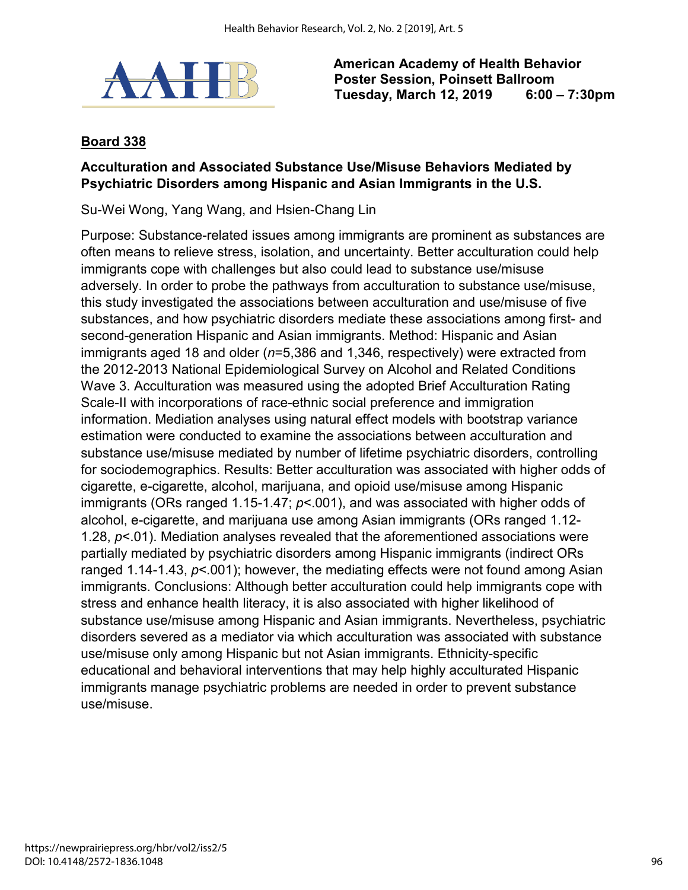**American Academy of Health Behavior**
**Poster Session, Poinsett Ballroom**
**Tuesday, March 12, 2019 6:00 – 7:30pm**

## Board 338

### Acculturation and Associated Substance Use/Misuse Behaviors Mediated by Psychiatric Disorders among Hispanic and Asian Immigrants in the U.S.

Su-Wei Wong, Yang Wang, and Hsien-Chang Lin

Purpose: Substance-related issues among immigrants are prominent as substances are often means to relieve stress, isolation, and uncertainty. Better acculturation could help immigrants cope with challenges but also could lead to substance use/misuse adversely. In order to probe the pathways from acculturation to substance use/misuse, this study investigated the associations between acculturation and use/misuse of five substances, and how psychiatric disorders mediate these associations among first- and second-generation Hispanic and Asian immigrants. Method: Hispanic and Asian immigrants aged 18 and older (*n*=5,386 and 1,346, respectively) were extracted from the 2012-2013 National Epidemiological Survey on Alcohol and Related Conditions Wave 3. Acculturation was measured using the adopted Brief Acculturation Rating Scale-II with incorporations of race-ethnic social preference and immigration information. Mediation analyses using natural effect models with bootstrap variance estimation were conducted to examine the associations between acculturation and substance use/misuse mediated by number of lifetime psychiatric disorders, controlling for sociodemographics. Results: Better acculturation was associated with higher odds of cigarette, e-cigarette, alcohol, marijuana, and opioid use/misuse among Hispanic immigrants (ORs ranged 1.15-1.47; $p<.001$), and was associated with higher odds of alcohol, e-cigarette, and marijuana use among Asian immigrants (ORs ranged 1.12-1.28, $p<.01$). Mediation analyses revealed that the aforementioned associations were partially mediated by psychiatric disorders among Hispanic immigrants (indirect ORs ranged 1.14-1.43, $p<.001$); however, the mediating effects were not found among Asian immigrants. Conclusions: Although better acculturation could help immigrants cope with stress and enhance health literacy, it is also associated with higher likelihood of substance use/misuse among Hispanic and Asian immigrants. Nevertheless, psychiatric disorders severed as a mediator via which acculturation was associated with substance use/misuse only among Hispanic but not Asian immigrants. Ethnicity-specific educational and behavioral interventions that may help highly acculturated Hispanic immigrants manage psychiatric problems are needed in order to prevent substance use/misuse.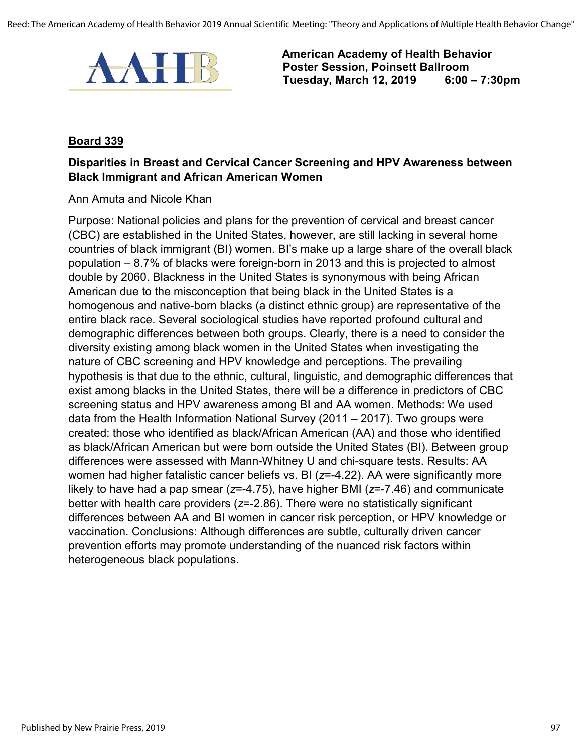**American Academy of Health Behavior**
**Poster Session, Poinsett Ballroom**
**Tuesday, March 12, 2019 6:00 – 7:30pm**

**Board 339**

### Disparities in Breast and Cervical Cancer Screening and HPV Awareness between Black Immigrant and African American Women

Ann Amuta and Nicole Khan

Purpose: National policies and plans for the prevention of cervical and breast cancer (CBC) are established in the United States, however, are still lacking in several home countries of black immigrant (BI) women. BI's make up a large share of the overall black population – 8.7% of blacks were foreign-born in 2013 and this is projected to almost double by 2060. Blackness in the United States is synonymous with being African American due to the misconception that being black in the United States is a homogenous and native-born blacks (a distinct ethnic group) are representative of the entire black race. Several sociological studies have reported profound cultural and demographic differences between both groups. Clearly, there is a need to consider the diversity existing among black women in the United States when investigating the nature of CBC screening and HPV knowledge and perceptions. The prevailing hypothesis is that due to the ethnic, cultural, linguistic, and demographic differences that exist among blacks in the United States, there will be a difference in predictors of CBC screening status and HPV awareness among BI and AA women. Methods: We used data from the Health Information National Survey (2011 – 2017). Two groups were created: those who identified as black/African American (AA) and those who identified as black/African American but were born outside the United States (BI). Between group differences were assessed with Mann-Whitney U and chi-square tests. Results: AA women had higher fatalistic cancer beliefs vs. BI ($z$=-4.22). AA were significantly more likely to have had a pap smear ($z$=-4.75), have higher BMI ($z$=-7.46) and communicate better with health care providers ($z$=-2.86). There were no statistically significant differences between AA and BI women in cancer risk perception, or HPV knowledge or vaccination. Conclusions: Although differences are subtle, culturally driven cancer prevention efforts may promote understanding of the nuanced risk factors within heterogeneous black populations.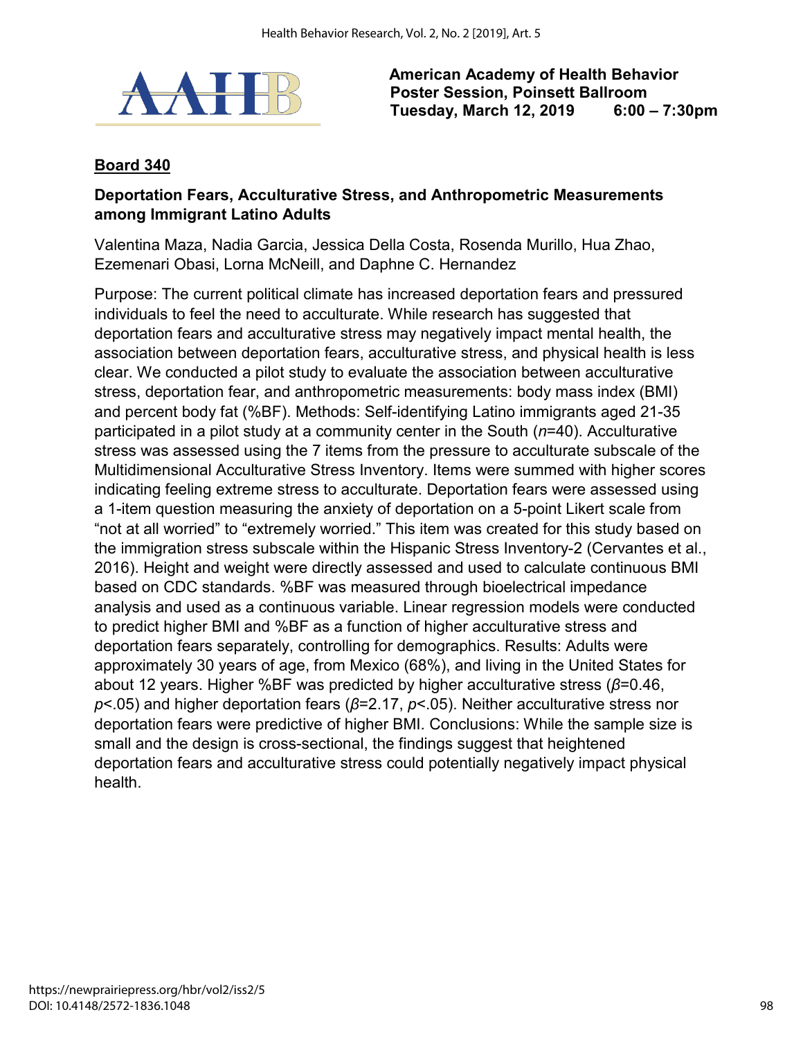American Academy of Health Behavior
Poster Session, Poinsett Ballroom
Tuesday, March 12, 2019 6:00 – 7:30pm

**Board 340**

**Deportation Fears, Acculturative Stress, and Anthropometric Measurements among Immigrant Latino Adults**

Valentina Maza, Nadia Garcia, Jessica Della Costa, Rosenda Murillo, Hua Zhao, Ezemenari Obasi, Lorna McNeill, and Daphne C. Hernandez

Purpose: The current political climate has increased deportation fears and pressured individuals to feel the need to acculturate. While research has suggested that deportation fears and acculturative stress may negatively impact mental health, the association between deportation fears, acculturative stress, and physical health is less clear. We conducted a pilot study to evaluate the association between acculturative stress, deportation fear, and anthropometric measurements: body mass index (BMI) and percent body fat (%BF). Methods: Self-identifying Latino immigrants aged 21-35 participated in a pilot study at a community center in the South ($n$=40). Acculturative stress was assessed using the 7 items from the pressure to acculturate subscale of the Multidimensional Acculturative Stress Inventory. Items were summed with higher scores indicating feeling extreme stress to acculturate. Deportation fears were assessed using a 1-item question measuring the anxiety of deportation on a 5-point Likert scale from "not at all worried" to "extremely worried." This item was created for this study based on the immigration stress subscale within the Hispanic Stress Inventory-2 (Cervantes et al., 2016). Height and weight were directly assessed and used to calculate continuous BMI based on CDC standards. %BF was measured through bioelectrical impedance analysis and used as a continuous variable. Linear regression models were conducted to predict higher BMI and %BF as a function of higher acculturative stress and deportation fears separately, controlling for demographics. Results: Adults were approximately 30 years of age, from Mexico (68%), and living in the United States for about 12 years. Higher %BF was predicted by higher acculturative stress ($\beta$=0.46, $p$<.05) and higher deportation fears ($\beta$=2.17, $p$<.05). Neither acculturative stress nor deportation fears were predictive of higher BMI. Conclusions: While the sample size is small and the design is cross-sectional, the findings suggest that heightened deportation fears and acculturative stress could potentially negatively impact physical health.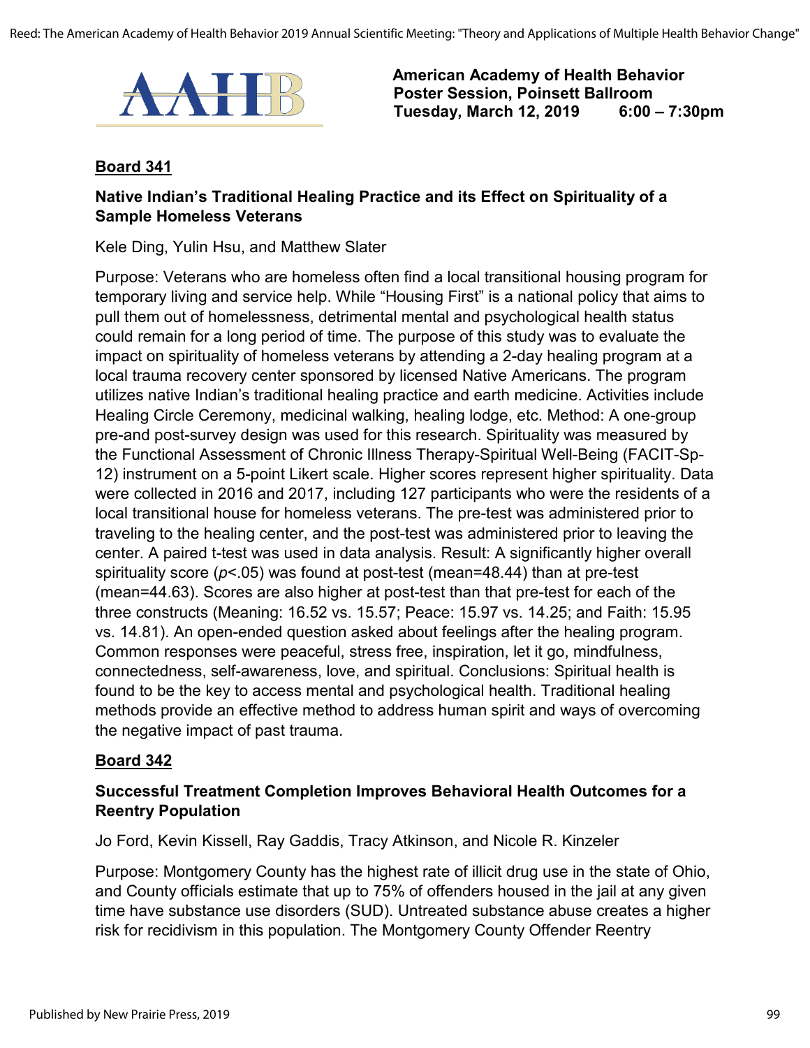**American Academy of Health Behavior**
**Poster Session, Poinsett Ballroom**
**Tuesday, March 12, 2019 6:00 – 7:30pm**

## Board 341

### Native Indian's Traditional Healing Practice and its Effect on Spirituality of a Sample Homeless Veterans

Kele Ding, Yulin Hsu, and Matthew Slater

Purpose: Veterans who are homeless often find a local transitional housing program for temporary living and service help. While "Housing First" is a national policy that aims to pull them out of homelessness, detrimental mental and psychological health status could remain for a long period of time. The purpose of this study was to evaluate the impact on spirituality of homeless veterans by attending a 2-day healing program at a local trauma recovery center sponsored by licensed Native Americans. The program utilizes native Indian's traditional healing practice and earth medicine. Activities include Healing Circle Ceremony, medicinal walking, healing lodge, etc. Method: A one-group pre-and post-survey design was used for this research. Spirituality was measured by the Functional Assessment of Chronic Illness Therapy-Spiritual Well-Being (FACIT-Sp-12) instrument on a 5-point Likert scale. Higher scores represent higher spirituality. Data were collected in 2016 and 2017, including 127 participants who were the residents of a local transitional house for homeless veterans. The pre-test was administered prior to traveling to the healing center, and the post-test was administered prior to leaving the center. A paired t-test was used in data analysis. Result: A significantly higher overall spirituality score ($p<.05$) was found at post-test (mean=48.44) than at pre-test (mean=44.63). Scores are also higher at post-test than that pre-test for each of the three constructs (Meaning: 16.52 vs. 15.57; Peace: 15.97 vs. 14.25; and Faith: 15.95 vs. 14.81). An open-ended question asked about feelings after the healing program. Common responses were peaceful, stress free, inspiration, let it go, mindfulness, connectedness, self-awareness, love, and spiritual. Conclusions: Spiritual health is found to be the key to access mental and psychological health. Traditional healing methods provide an effective method to address human spirit and ways of overcoming the negative impact of past trauma.

## Board 342

### Successful Treatment Completion Improves Behavioral Health Outcomes for a Reentry Population

Jo Ford, Kevin Kissell, Ray Gaddis, Tracy Atkinson, and Nicole R. Kinzeler

Purpose: Montgomery County has the highest rate of illicit drug use in the state of Ohio, and County officials estimate that up to 75% of offenders housed in the jail at any given time have substance use disorders (SUD). Untreated substance abuse creates a higher risk for recidivism in this population. The Montgomery County Offender Reentry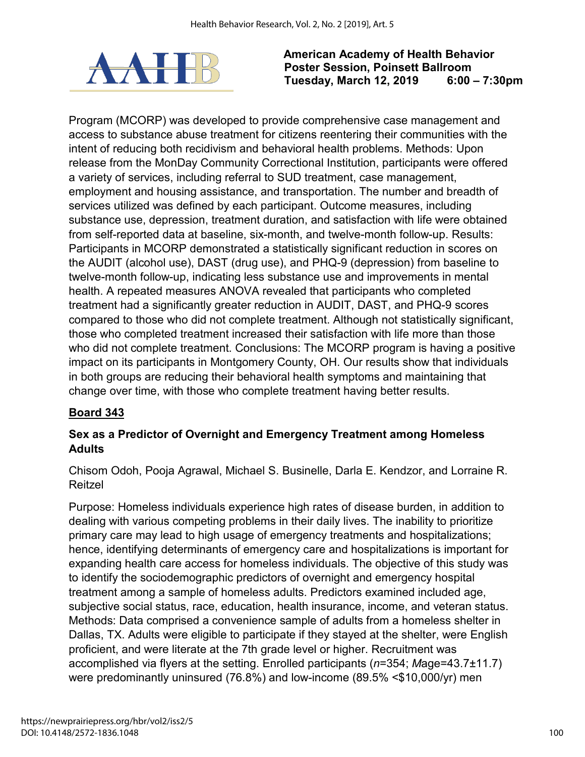Program (MCORP) was developed to provide comprehensive case management and access to substance abuse treatment for citizens reentering their communities with the intent of reducing both recidivism and behavioral health problems. Methods: Upon release from the MonDay Community Correctional Institution, participants were offered a variety of services, including referral to SUD treatment, case management, employment and housing assistance, and transportation. The number and breadth of services utilized was defined by each participant. Outcome measures, including substance use, depression, treatment duration, and satisfaction with life were obtained from self-reported data at baseline, six-month, and twelve-month follow-up. Results: Participants in MCORP demonstrated a statistically significant reduction in scores on the AUDIT (alcohol use), DAST (drug use), and PHQ-9 (depression) from baseline to twelve-month follow-up, indicating less substance use and improvements in mental health. A repeated measures ANOVA revealed that participants who completed treatment had a significantly greater reduction in AUDIT, DAST, and PHQ-9 scores compared to those who did not complete treatment. Although not statistically significant, those who completed treatment increased their satisfaction with life more than those who did not complete treatment. Conclusions: The MCORP program is having a positive impact on its participants in Montgomery County, OH. Our results show that individuals in both groups are reducing their behavioral health symptoms and maintaining that change over time, with those who complete treatment having better results.

**Board 343**

### Sex as a Predictor of Overnight and Emergency Treatment among Homeless Adults

Chisom Odoh, Pooja Agrawal, Michael S. Businelle, Darla E. Kendzor, and Lorraine R. Reitzel

Purpose: Homeless individuals experience high rates of disease burden, in addition to dealing with various competing problems in their daily lives. The inability to prioritize primary care may lead to high usage of emergency treatments and hospitalizations; hence, identifying determinants of emergency care and hospitalizations is important for expanding health care access for homeless individuals. The objective of this study was to identify the sociodemographic predictors of overnight and emergency hospital treatment among a sample of homeless adults. Predictors examined included age, subjective social status, race, education, health insurance, income, and veteran status. Methods: Data comprised a convenience sample of adults from a homeless shelter in Dallas, TX. Adults were eligible to participate if they stayed at the shelter, were English proficient, and were literate at the 7th grade level or higher. Recruitment was accomplished via flyers at the setting. Enrolled participants (*n*=354; *M*age=43.7±11.7) were predominantly uninsured (76.8%) and low-income (89.5% <$10,000/yr) men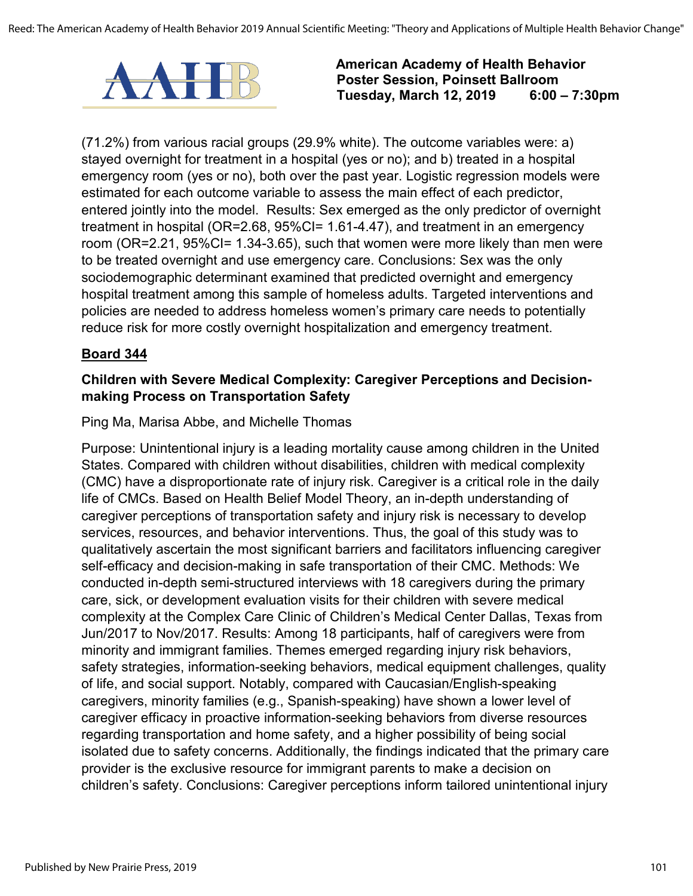(71.2%) from various racial groups (29.9% white). The outcome variables were: a) stayed overnight for treatment in a hospital (yes or no); and b) treated in a hospital emergency room (yes or no), both over the past year. Logistic regression models were estimated for each outcome variable to assess the main effect of each predictor, entered jointly into the model. Results: Sex emerged as the only predictor of overnight treatment in hospital (OR=2.68, 95%CI= 1.61-4.47), and treatment in an emergency room (OR=2.21, 95%CI= 1.34-3.65), such that women were more likely than men were to be treated overnight and use emergency care. Conclusions: Sex was the only sociodemographic determinant examined that predicted overnight and emergency hospital treatment among this sample of homeless adults. Targeted interventions and policies are needed to address homeless women's primary care needs to potentially reduce risk for more costly overnight hospitalization and emergency treatment.

**Board 344**

**Children with Severe Medical Complexity: Caregiver Perceptions and Decision-making Process on Transportation Safety**

Ping Ma, Marisa Abbe, and Michelle Thomas

Purpose: Unintentional injury is a leading mortality cause among children in the United States. Compared with children without disabilities, children with medical complexity (CMC) have a disproportionate rate of injury risk. Caregiver is a critical role in the daily life of CMCs. Based on Health Belief Model Theory, an in-depth understanding of caregiver perceptions of transportation safety and injury risk is necessary to develop services, resources, and behavior interventions. Thus, the goal of this study was to qualitatively ascertain the most significant barriers and facilitators influencing caregiver self-efficacy and decision-making in safe transportation of their CMC. Methods: We conducted in-depth semi-structured interviews with 18 caregivers during the primary care, sick, or development evaluation visits for their children with severe medical complexity at the Complex Care Clinic of Children's Medical Center Dallas, Texas from Jun/2017 to Nov/2017. Results: Among 18 participants, half of caregivers were from minority and immigrant families. Themes emerged regarding injury risk behaviors, safety strategies, information-seeking behaviors, medical equipment challenges, quality of life, and social support. Notably, compared with Caucasian/English-speaking caregivers, minority families (e.g., Spanish-speaking) have shown a lower level of caregiver efficacy in proactive information-seeking behaviors from diverse resources regarding transportation and home safety, and a higher possibility of being social isolated due to safety concerns. Additionally, the findings indicated that the primary care provider is the exclusive resource for immigrant parents to make a decision on children's safety. Conclusions: Caregiver perceptions inform tailored unintentional injury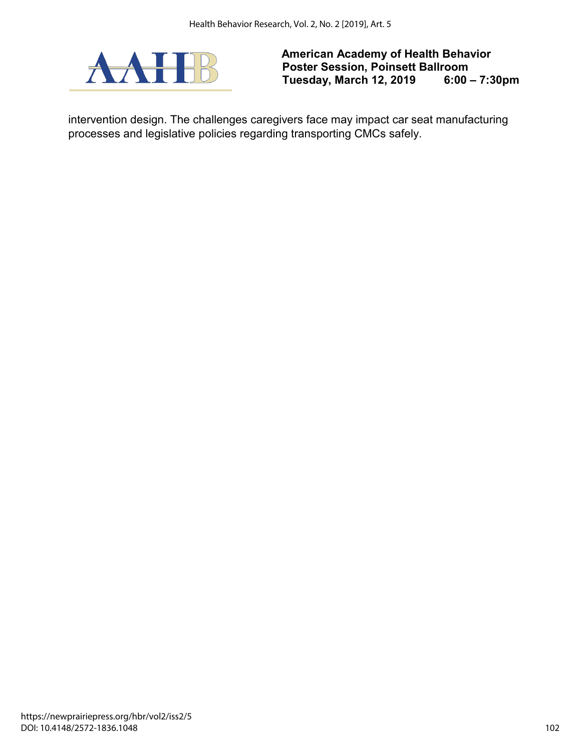intervention design. The challenges caregivers face may impact car seat manufacturing processes and legislative policies regarding transporting CMCs safely.